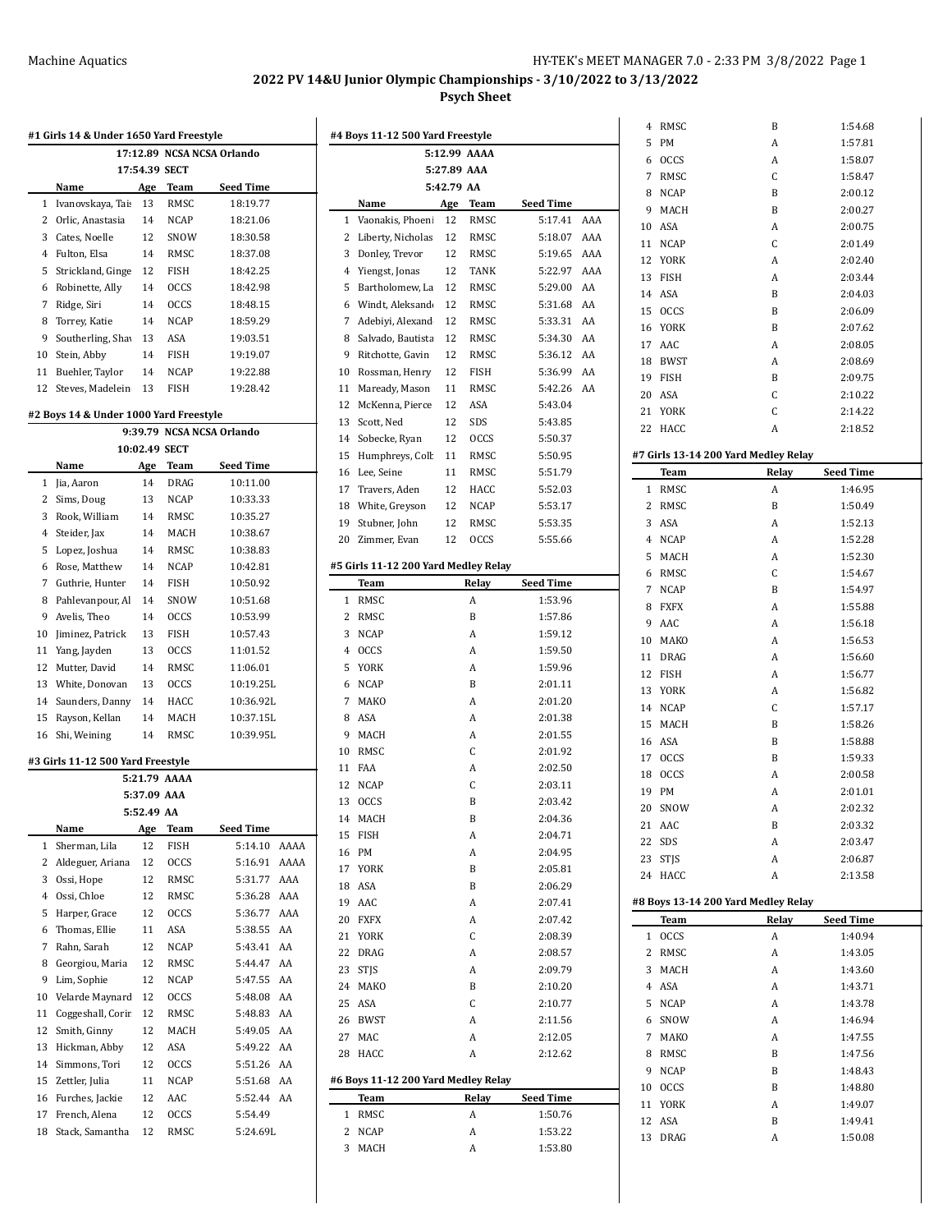## 2022 PV 14&U Junior Olympic Championships - 3/10/2022 to 3/13/2022

### Psych Sheet

#### #1 Girls 14 & Under 1650 Yard Freestyle

17:12.89 NCSA NCSA Orlando
17:54.39 SECT

| | Name | Age | Team | Seed Time |
|---|---|---|---|---|
| 1 | Ivanovskaya, Tais | 13 | RMSC | 18:19.77 |
| 2 | Orlic, Anastasia | 14 | NCAP | 18:21.06 |
| 3 | Cates, Noelle | 12 | SNOW | 18:30.58 |
| 4 | Fulton, Elsa | 14 | RMSC | 18:37.08 |
| 5 | Strickland, Ginge | 12 | FISH | 18:42.25 |
| 6 | Robinette, Ally | 14 | OCCS | 18:42.98 |
| 7 | Ridge, Siri | 14 | OCCS | 18:48.15 |
| 8 | Torrey, Katie | 14 | NCAP | 18:59.29 |
| 9 | Southerling, Shav | 13 | ASA | 19:03.51 |
| 10 | Stein, Abby | 14 | FISH | 19:19.07 |
| 11 | Buehler, Taylor | 14 | NCAP | 19:22.88 |
| 12 | Steves, Madelein | 13 | FISH | 19:28.42 |

#### #2 Boys 14 & Under 1000 Yard Freestyle

9:39.79 NCSA NCSA Orlando
10:02.49 SECT

| | Name | Age | Team | Seed Time |
|---|---|---|---|---|
| 1 | Jia, Aaron | 14 | DRAG | 10:11.00 |
| 2 | Sims, Doug | 13 | NCAP | 10:33.33 |
| 3 | Rook, William | 14 | RMSC | 10:35.27 |
| 4 | Steider, Jax | 14 | MACH | 10:38.67 |
| 5 | Lopez, Joshua | 14 | RMSC | 10:38.83 |
| 6 | Rose, Matthew | 14 | NCAP | 10:42.81 |
| 7 | Guthrie, Hunter | 14 | FISH | 10:50.92 |
| 8 | Pahlevanpour, Al | 14 | SNOW | 10:51.68 |
| 9 | Avelis, Theo | 14 | OCCS | 10:53.99 |
| 10 | Jiminez, Patrick | 13 | FISH | 10:57.43 |
| 11 | Yang, Jayden | 13 | OCCS | 11:01.52 |
| 12 | Mutter, David | 14 | RMSC | 11:06.01 |
| 13 | White, Donovan | 13 | OCCS | 10:19.25L |
| 14 | Saunders, Danny | 14 | HACC | 10:36.92L |
| 15 | Rayson, Kellan | 14 | MACH | 10:37.15L |
| 16 | Shi, Weining | 14 | RMSC | 10:39.95L |

#### #3 Girls 11-12 500 Yard Freestyle

5:21.79 AAAA
5:37.09 AAA
5:52.49 AA

| | Name | Age | Team | Seed Time | |
|---|---|---|---|---|---|
| 1 | Sherman, Lila | 12 | FISH | 5:14.10 | AAAA |
| 2 | Aldeguer, Ariana | 12 | OCCS | 5:16.91 | AAAA |
| 3 | Ossi, Hope | 12 | RMSC | 5:31.77 | AAA |
| 4 | Ossi, Chloe | 12 | RMSC | 5:36.28 | AAA |
| 5 | Harper, Grace | 12 | OCCS | 5:36.77 | AAA |
| 6 | Thomas, Ellie | 11 | ASA | 5:38.55 | AA |
| 7 | Rahn, Sarah | 12 | NCAP | 5:43.41 | AA |
| 8 | Georgiou, Maria | 12 | RMSC | 5:44.47 | AA |
| 9 | Lim, Sophie | 12 | NCAP | 5:47.55 | AA |
| 10 | Velarde Maynard | 12 | OCCS | 5:48.08 | AA |
| 11 | Coggeshall, Corir | 12 | RMSC | 5:48.83 | AA |
| 12 | Smith, Ginny | 12 | MACH | 5:49.05 | AA |
| 13 | Hickman, Abby | 12 | ASA | 5:49.22 | AA |
| 14 | Simmons, Tori | 12 | OCCS | 5:51.26 | AA |
| 15 | Zettler, Julia | 11 | NCAP | 5:51.68 | AA |
| 16 | Furches, Jackie | 12 | AAC | 5:52.44 | AA |
| 17 | French, Alena | 12 | OCCS | 5:54.49 | |
| 18 | Stack, Samantha | 12 | RMSC | 5:24.69L | |

#### #4 Boys 11-12 500 Yard Freestyle

5:12.99 AAAA
5:27.89 AAA
5:42.79 AA

| | Name | Age | Team | Seed Time | |
|---|---|---|---|---|---|
| 1 | Vaonakis, Phoeni | 12 | RMSC | 5:17.41 | AAA |
| 2 | Liberty, Nicholas | 12 | RMSC | 5:18.07 | AAA |
| 3 | Donley, Trevor | 12 | RMSC | 5:19.65 | AAA |
| 4 | Yiengst, Jonas | 12 | TANK | 5:22.97 | AAA |
| 5 | Bartholomew, La | 12 | RMSC | 5:29.00 | AA |
| 6 | Windt, Aleksand | 12 | RMSC | 5:31.68 | AA |
| 7 | Adebiyi, Alexand | 12 | RMSC | 5:33.31 | AA |
| 8 | Salvado, Bautista | 12 | RMSC | 5:34.30 | AA |
| 9 | Ritchotte, Gavin | 12 | RMSC | 5:36.12 | AA |
| 10 | Rossman, Henry | 12 | FISH | 5:36.99 | AA |
| 11 | Maready, Mason | 11 | RMSC | 5:42.26 | AA |
| 12 | McKenna, Pierce | 12 | ASA | 5:43.04 | |
| 13 | Scott, Ned | 12 | SDS | 5:43.85 | |
| 14 | Sobecke, Ryan | 12 | OCCS | 5:50.37 | |
| 15 | Humphreys, Colb | 11 | RMSC | 5:50.95 | |
| 16 | Lee, Seine | 11 | RMSC | 5:51.79 | |
| 17 | Travers, Aden | 12 | HACC | 5:52.03 | |
| 18 | White, Greyson | 12 | NCAP | 5:53.17 | |
| 19 | Stubner, John | 12 | RMSC | 5:53.35 | |
| 20 | Zimmer, Evan | 12 | OCCS | 5:55.66 | |

#### #5 Girls 11-12 200 Yard Medley Relay

| | Team | Relay | Seed Time |
|---|---|---|---|
| 1 | RMSC | A | 1:53.96 |
| 2 | RMSC | B | 1:57.86 |
| 3 | NCAP | A | 1:59.12 |
| 4 | OCCS | A | 1:59.50 |
| 5 | YORK | A | 1:59.96 |
| 6 | NCAP | B | 2:01.11 |
| 7 | MAKO | A | 2:01.20 |
| 8 | ASA | A | 2:01.38 |
| 9 | MACH | A | 2:01.55 |
| 10 | RMSC | C | 2:01.92 |
| 11 | FAA | A | 2:02.50 |
| 12 | NCAP | C | 2:03.11 |
| 13 | OCCS | B | 2:03.42 |
| 14 | MACH | B | 2:04.36 |
| 15 | FISH | A | 2:04.71 |
| 16 | PM | A | 2:04.95 |
| 17 | YORK | B | 2:05.81 |
| 18 | ASA | B | 2:06.29 |
| 19 | AAC | A | 2:07.41 |
| 20 | FXFX | A | 2:07.42 |
| 21 | YORK | C | 2:08.39 |
| 22 | DRAG | A | 2:08.57 |
| 23 | STJS | A | 2:09.79 |
| 24 | MAKO | B | 2:10.20 |
| 25 | ASA | C | 2:10.77 |
| 26 | BWST | A | 2:11.56 |
| 27 | MAC | A | 2:12.05 |
| 28 | HACC | A | 2:12.62 |

#### #6 Boys 11-12 200 Yard Medley Relay

| | Team | Relay | Seed Time |
|---|---|---|---|
| 1 | RMSC | A | 1:50.76 |
| 2 | NCAP | A | 1:53.22 |
| 3 | MACH | A | 1:53.80 |
| 4 | RMSC | B | 1:54.68 |
| 5 | PM | A | 1:57.81 |
| 6 | OCCS | A | 1:58.07 |
| 7 | RMSC | C | 1:58.47 |
| 8 | NCAP | B | 2:00.12 |
| 9 | MACH | B | 2:00.27 |
| 10 | ASA | A | 2:00.75 |
| 11 | NCAP | C | 2:01.49 |
| 12 | YORK | A | 2:02.40 |
| 13 | FISH | A | 2:03.44 |
| 14 | ASA | B | 2:04.03 |
| 15 | OCCS | B | 2:06.09 |
| 16 | YORK | B | 2:07.62 |
| 17 | AAC | A | 2:08.05 |
| 18 | BWST | A | 2:08.69 |
| 19 | FISH | B | 2:09.75 |
| 20 | ASA | C | 2:10.22 |
| 21 | YORK | C | 2:14.22 |
| 22 | HACC | A | 2:18.52 |

#### #7 Girls 13-14 200 Yard Medley Relay

| | Team | Relay | Seed Time |
|---|---|---|---|
| 1 | RMSC | A | 1:46.95 |
| 2 | RMSC | B | 1:50.49 |
| 3 | ASA | A | 1:52.13 |
| 4 | NCAP | A | 1:52.28 |
| 5 | MACH | A | 1:52.30 |
| 6 | RMSC | C | 1:54.67 |
| 7 | NCAP | B | 1:54.97 |
| 8 | FXFX | A | 1:55.88 |
| 9 | AAC | A | 1:56.18 |
| 10 | MAKO | A | 1:56.53 |
| 11 | DRAG | A | 1:56.60 |
| 12 | FISH | A | 1:56.77 |
| 13 | YORK | A | 1:56.82 |
| 14 | NCAP | C | 1:57.17 |
| 15 | MACH | B | 1:58.26 |
| 16 | ASA | B | 1:58.88 |
| 17 | OCCS | B | 1:59.33 |
| 18 | OCCS | A | 2:00.58 |
| 19 | PM | A | 2:01.01 |
| 20 | SNOW | A | 2:02.32 |
| 21 | AAC | B | 2:03.32 |
| 22 | SDS | A | 2:03.47 |
| 23 | STJS | A | 2:06.87 |
| 24 | HACC | A | 2:13.58 |

#### #8 Boys 13-14 200 Yard Medley Relay

| | Team | Relay | Seed Time |
|---|---|---|---|
| 1 | OCCS | A | 1:40.94 |
| 2 | RMSC | A | 1:43.05 |
| 3 | MACH | A | 1:43.60 |
| 4 | ASA | A | 1:43.71 |
| 5 | NCAP | A | 1:43.78 |
| 6 | SNOW | A | 1:46.94 |
| 7 | MAKO | A | 1:47.55 |
| 8 | RMSC | B | 1:47.56 |
| 9 | NCAP | B | 1:48.43 |
| 10 | OCCS | B | 1:48.80 |
| 11 | YORK | A | 1:49.07 |
| 12 | ASA | B | 1:49.41 |
| 13 | DRAG | A | 1:50.08 |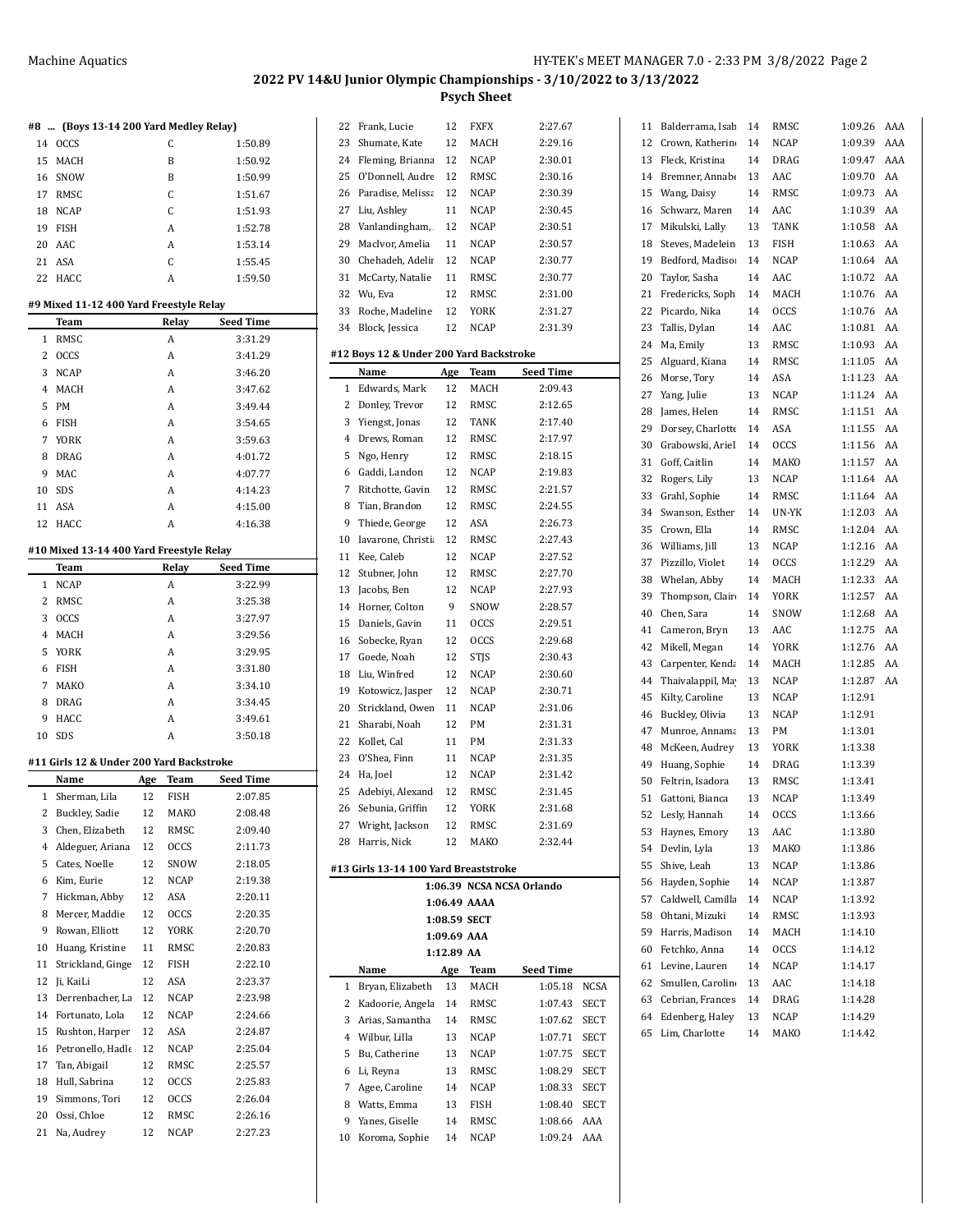## 2022 PV 14&U Junior Olympic Championships - 3/10/2022 to 3/13/2022

**Psych Sheet**

### #8 ... (Boys 13-14 200 Yard Medley Relay)

| | Team | Relay | Seed Time |
|---|---|---|---|
| 14 | OCCS | C | 1:50.89 |
| 15 | MACH | B | 1:50.92 |
| 16 | SNOW | B | 1:50.99 |
| 17 | RMSC | C | 1:51.67 |
| 18 | NCAP | C | 1:51.93 |
| 19 | FISH | A | 1:52.78 |
| 20 | AAC | A | 1:53.14 |
| 21 | ASA | C | 1:55.45 |
| 22 | HACC | A | 1:59.50 |

### #9 Mixed 11-12 400 Yard Freestyle Relay

| | Team | Relay | Seed Time |
|---|---|---|---|
| 1 | RMSC | A | 3:31.29 |
| 2 | OCCS | A | 3:41.29 |
| 3 | NCAP | A | 3:46.20 |
| 4 | MACH | A | 3:47.62 |
| 5 | PM | A | 3:49.44 |
| 6 | FISH | A | 3:54.65 |
| 7 | YORK | A | 3:59.63 |
| 8 | DRAG | A | 4:01.72 |
| 9 | MAC | A | 4:07.77 |
| 10 | SDS | A | 4:14.23 |
| 11 | ASA | A | 4:15.00 |
| 12 | HACC | A | 4:16.38 |

### #10 Mixed 13-14 400 Yard Freestyle Relay

| | Team | Relay | Seed Time |
|---|---|---|---|
| 1 | NCAP | A | 3:22.99 |
| 2 | RMSC | A | 3:25.38 |
| 3 | OCCS | A | 3:27.97 |
| 4 | MACH | A | 3:29.56 |
| 5 | YORK | A | 3:29.95 |
| 6 | FISH | A | 3:31.80 |
| 7 | MAKO | A | 3:34.10 |
| 8 | DRAG | A | 3:34.45 |
| 9 | HACC | A | 3:49.61 |
| 10 | SDS | A | 3:50.18 |

### #11 Girls 12 & Under 200 Yard Backstroke

| | Name | Age | Team | Seed Time |
|---|---|---|---|---|
| 1 | Sherman, Lila | 12 | FISH | 2:07.85 |
| 2 | Buckley, Sadie | 12 | MAKO | 2:08.48 |
| 3 | Chen, Elizabeth | 12 | RMSC | 2:09.40 |
| 4 | Aldeguer, Ariana | 12 | OCCS | 2:11.73 |
| 5 | Cates, Noelle | 12 | SNOW | 2:18.05 |
| 6 | Kim, Eurie | 12 | NCAP | 2:19.38 |
| 7 | Hickman, Abby | 12 | ASA | 2:20.11 |
| 8 | Mercer, Maddie | 12 | OCCS | 2:20.35 |
| 9 | Rowan, Elliott | 12 | YORK | 2:20.70 |
| 10 | Huang, Kristine | 11 | RMSC | 2:20.83 |
| 11 | Strickland, Ginge | 12 | FISH | 2:22.10 |
| 12 | Ji, KaiLi | 12 | ASA | 2:23.37 |
| 13 | Derrenbacher, La | 12 | NCAP | 2:23.98 |
| 14 | Fortunato, Lola | 12 | NCAP | 2:24.66 |
| 15 | Rushton, Harper | 12 | ASA | 2:24.87 |
| 16 | Petronello, Hadle | 12 | NCAP | 2:25.04 |
| 17 | Tan, Abigail | 12 | RMSC | 2:25.57 |
| 18 | Hull, Sabrina | 12 | OCCS | 2:25.83 |
| 19 | Simmons, Tori | 12 | OCCS | 2:26.04 |
| 20 | Ossi, Chloe | 12 | RMSC | 2:26.16 |
| 21 | Na, Audrey | 12 | NCAP | 2:27.23 |
| 22 | Frank, Lucie | 12 | FXFX | 2:27.67 |
| 23 | Shumate, Kate | 12 | MACH | 2:29.16 |
| 24 | Fleming, Brianna | 12 | NCAP | 2:30.01 |
| 25 | O'Donnell, Audre | 12 | RMSC | 2:30.16 |
| 26 | Paradise, Melissa | 12 | NCAP | 2:30.39 |
| 27 | Liu, Ashley | 11 | NCAP | 2:30.45 |
| 28 | Vanlandingham, | 12 | NCAP | 2:30.51 |
| 29 | MacIvor, Amelia | 11 | NCAP | 2:30.57 |
| 30 | Chehadeh, Adelir | 12 | NCAP | 2:30.77 |
| 31 | McCarty, Natalie | 11 | RMSC | 2:30.77 |
| 32 | Wu, Eva | 12 | RMSC | 2:31.00 |
| 33 | Roche, Madeline | 12 | YORK | 2:31.27 |
| 34 | Block, Jessica | 12 | NCAP | 2:31.39 |

### #12 Boys 12 & Under 200 Yard Backstroke

| | Name | Age | Team | Seed Time |
|---|---|---|---|---|
| 1 | Edwards, Mark | 12 | MACH | 2:09.43 |
| 2 | Donley, Trevor | 12 | RMSC | 2:12.65 |
| 3 | Yiengst, Jonas | 12 | TANK | 2:17.40 |
| 4 | Drews, Roman | 12 | RMSC | 2:17.97 |
| 5 | Ngo, Henry | 12 | RMSC | 2:18.15 |
| 6 | Gaddi, Landon | 12 | NCAP | 2:19.83 |
| 7 | Ritchotte, Gavin | 12 | RMSC | 2:21.57 |
| 8 | Tian, Brandon | 12 | RMSC | 2:24.55 |
| 9 | Thiede, George | 12 | ASA | 2:26.73 |
| 10 | Iavarone, Christia | 12 | RMSC | 2:27.43 |
| 11 | Kee, Caleb | 12 | NCAP | 2:27.52 |
| 12 | Stubner, John | 12 | RMSC | 2:27.70 |
| 13 | Jacobs, Ben | 12 | NCAP | 2:27.93 |
| 14 | Horner, Colton | 9 | SNOW | 2:28.57 |
| 15 | Daniels, Gavin | 11 | OCCS | 2:29.51 |
| 16 | Sobecke, Ryan | 12 | OCCS | 2:29.68 |
| 17 | Goede, Noah | 12 | STJS | 2:30.43 |
| 18 | Liu, Winfred | 12 | NCAP | 2:30.60 |
| 19 | Kotowicz, Jasper | 12 | NCAP | 2:30.71 |
| 20 | Strickland, Owen | 11 | NCAP | 2:31.06 |
| 21 | Sharabi, Noah | 12 | PM | 2:31.31 |
| 22 | Kollet, Cal | 11 | PM | 2:31.33 |
| 23 | O'Shea, Finn | 11 | NCAP | 2:31.35 |
| 24 | Ha, Joel | 12 | NCAP | 2:31.42 |
| 25 | Adebiyi, Alexand | 12 | RMSC | 2:31.45 |
| 26 | Sebunia, Griffin | 12 | YORK | 2:31.68 |
| 27 | Wright, Jackson | 12 | RMSC | 2:31.69 |
| 28 | Harris, Nick | 12 | MAKO | 2:32.44 |

### #13 Girls 13-14 100 Yard Breaststroke

1:06.39 NCSA NCSA Orlando
1:06.49 AAAA
1:08.59 SECT
1:09.69 AAA
1:12.89 AA

| | Name | Age | Team | Seed Time | |
|---|---|---|---|---|---|
| 1 | Bryan, Elizabeth | 13 | MACH | 1:05.18 | NCSA |
| 2 | Kadoorie, Angela | 14 | RMSC | 1:07.43 | SECT |
| 3 | Arias, Samantha | 14 | RMSC | 1:07.62 | SECT |
| 4 | Wilbur, Lilla | 13 | NCAP | 1:07.71 | SECT |
| 5 | Bu, Catherine | 13 | NCAP | 1:07.75 | SECT |
| 6 | Li, Reyna | 13 | RMSC | 1:08.29 | SECT |
| 7 | Agee, Caroline | 14 | NCAP | 1:08.33 | SECT |
| 8 | Watts, Emma | 13 | FISH | 1:08.40 | SECT |
| 9 | Yanes, Giselle | 14 | RMSC | 1:08.66 | AAA |
| 10 | Koroma, Sophie | 14 | NCAP | 1:09.24 | AAA |
| 11 | Balderrama, Isab | 14 | RMSC | 1:09.26 | AAA |
| 12 | Crown, Katherin | 14 | NCAP | 1:09.39 | AAA |
| 13 | Fleck, Kristina | 14 | DRAG | 1:09.47 | AAA |
| 14 | Bremner, Annab | 13 | AAC | 1:09.70 | AA |
| 15 | Wang, Daisy | 14 | RMSC | 1:09.73 | AA |
| 16 | Schwarz, Maren | 14 | AAC | 1:10.39 | AA |
| 17 | Mikulski, Lally | 13 | TANK | 1:10.58 | AA |
| 18 | Steves, Madelein | 13 | FISH | 1:10.63 | AA |
| 19 | Bedford, Madiso | 14 | NCAP | 1:10.64 | AA |
| 20 | Taylor, Sasha | 14 | AAC | 1:10.72 | AA |
| 21 | Fredericks, Soph | 14 | MACH | 1:10.76 | AA |
| 22 | Picardo, Nika | 14 | OCCS | 1:10.76 | AA |
| 23 | Tallis, Dylan | 13 | AAC | 1:10.81 | AA |
| 24 | Ma, Emily | 13 | RMSC | 1:10.93 | AA |
| 25 | Alguard, Kiana | 14 | RMSC | 1:11.05 | AA |
| 26 | Morse, Tory | 14 | ASA | 1:11.23 | AA |
| 27 | Yang, Julie | 13 | NCAP | 1:11.24 | AA |
| 28 | James, Helen | 14 | RMSC | 1:11.51 | AA |
| 29 | Dorsey, Charlotte | 14 | ASA | 1:11.55 | AA |
| 30 | Grabowski, Ariel | 14 | OCCS | 1:11.56 | AA |
| 31 | Goff, Caitlin | 14 | MAKO | 1:11.57 | AA |
| 32 | Rogers, Lily | 13 | NCAP | 1:11.64 | AA |
| 33 | Grahl, Sophie | 14 | RMSC | 1:11.64 | AA |
| 34 | Swanson, Esther | 14 | UN-YK | 1:12.03 | AA |
| 35 | Crown, Ella | 14 | RMSC | 1:12.04 | AA |
| 36 | Williams, Jill | 13 | NCAP | 1:12.16 | AA |
| 37 | Pizzillo, Violet | 14 | OCCS | 1:12.29 | AA |
| 38 | Whelan, Abby | 14 | MACH | 1:12.33 | AA |
| 39 | Thompson, Clair | 14 | YORK | 1:12.57 | AA |
| 40 | Chen, Sara | 14 | SNOW | 1:12.68 | AA |
| 41 | Cameron, Bryn | 13 | AAC | 1:12.75 | AA |
| 42 | Mikell, Megan | 14 | YORK | 1:12.76 | AA |
| 43 | Carpenter, Kenda | 14 | MACH | 1:12.85 | AA |
| 44 | Thaivalappil, Ma | 13 | NCAP | 1:12.87 | AA |
| 45 | Kilty, Caroline | 13 | NCAP | 1:12.91 | |
| 46 | Buckley, Olivia | 13 | NCAP | 1:12.91 | |
| 47 | Munroe, Annama | 13 | PM | 1:13.01 | |
| 48 | McKeen, Audrey | 13 | YORK | 1:13.38 | |
| 49 | Huang, Sophie | 14 | DRAG | 1:13.39 | |
| 50 | Feltrin, Isadora | 13 | RMSC | 1:13.41 | |
| 51 | Gattoni, Bianca | 13 | NCAP | 1:13.49 | |
| 52 | Lesly, Hannah | 14 | OCCS | 1:13.66 | |
| 53 | Haynes, Emory | 13 | AAC | 1:13.80 | |
| 54 | Devlin, Lyla | 13 | MAKO | 1:13.86 | |
| 55 | Shive, Leah | 13 | NCAP | 1:13.86 | |
| 56 | Hayden, Sophie | 14 | NCAP | 1:13.87 | |
| 57 | Caldwell, Camilla | 14 | NCAP | 1:13.92 | |
| 58 | Ohtani, Mizuki | 14 | RMSC | 1:13.93 | |
| 59 | Harris, Madison | 14 | MACH | 1:14.10 | |
| 60 | Fetchko, Anna | 14 | OCCS | 1:14.12 | |
| 61 | Levine, Lauren | 14 | NCAP | 1:14.17 | |
| 62 | Smullen, Carolin | 13 | AAC | 1:14.18 | |
| 63 | Cebrian, Frances | 14 | DRAG | 1:14.28 | |
| 64 | Edenberg, Haley | 13 | NCAP | 1:14.29 | |
| 65 | Lim, Charlotte | 14 | MAKO | 1:14.42 | |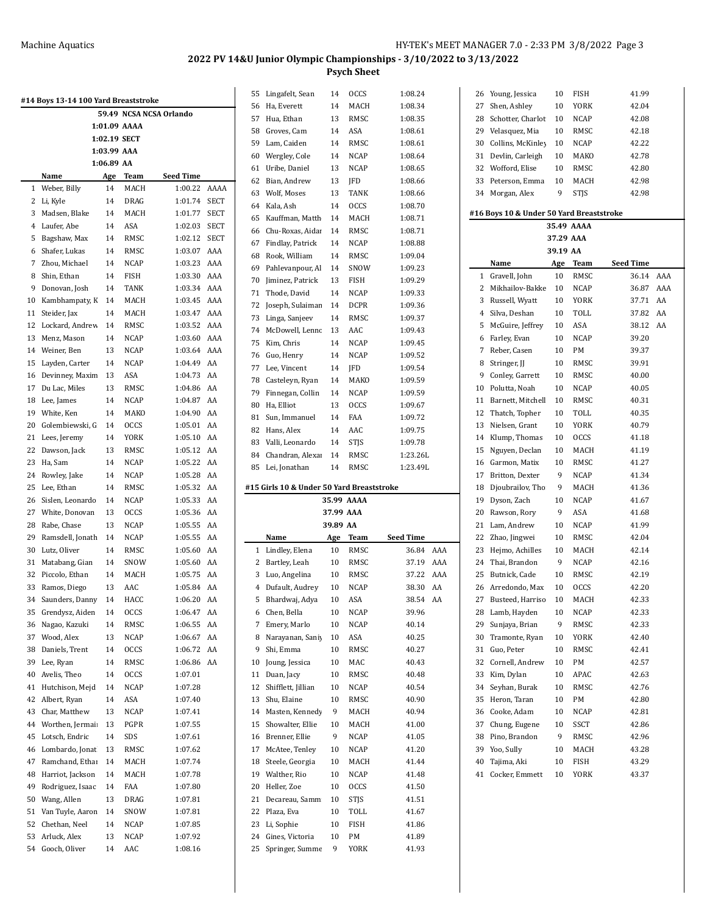## 2022 PV 14&U Junior Olympic Championships - 3/10/2022 to 3/13/2022

### Psych Sheet

#### #14 Boys 13-14 100 Yard Breaststroke

59.49 NCSA NCSA Orlando
1:01.09 AAAA
1:02.19 SECT
1:03.99 AAA
1:06.89 AA

| | Name | Age | Team | Seed Time | |
|---|---|---|---|---|---|
| 1 | Weber, Billy | 14 | MACH | 1:00.22 | AAAA |
| 2 | Li, Kyle | 14 | DRAG | 1:01.74 | SECT |
| 3 | Madsen, Blake | 14 | MACH | 1:01.77 | SECT |
| 4 | Laufer, Abe | 14 | ASA | 1:02.03 | SECT |
| 5 | Bagshaw, Max | 14 | RMSC | 1:02.12 | SECT |
| 6 | Shafer, Lukas | 14 | RMSC | 1:03.07 | AAA |
| 7 | Zhou, Michael | 14 | NCAP | 1:03.23 | AAA |
| 8 | Shin, Ethan | 14 | FISH | 1:03.30 | AAA |
| 9 | Donovan, Josh | 14 | TANK | 1:03.34 | AAA |
| 10 | Kambhampaty, K | 14 | MACH | 1:03.45 | AAA |
| 11 | Steider, Jax | 14 | MACH | 1:03.47 | AAA |
| 12 | Lockard, Andrew | 14 | RMSC | 1:03.52 | AAA |
| 13 | Menz, Mason | 14 | NCAP | 1:03.60 | AAA |
| 14 | Weiner, Ben | 13 | NCAP | 1:03.64 | AAA |
| 15 | Layden, Carter | 14 | NCAP | 1:04.49 | AA |
| 16 | Devinney, Maxim | 13 | ASA | 1:04.73 | AA |
| 17 | Du Lac, Miles | 13 | RMSC | 1:04.86 | AA |
| 18 | Lee, James | 14 | NCAP | 1:04.87 | AA |
| 19 | White, Ken | 14 | MAKO | 1:04.90 | AA |
| 20 | Golembiewski, G | 14 | OCCS | 1:05.01 | AA |
| 21 | Lees, Jeremy | 14 | YORK | 1:05.10 | AA |
| 22 | Dawson, Jack | 13 | RMSC | 1:05.12 | AA |
| 23 | Ha, Sam | 14 | NCAP | 1:05.22 | AA |
| 24 | Rowley, Jake | 14 | NCAP | 1:05.28 | AA |
| 25 | Lee, Ethan | 14 | RMSC | 1:05.32 | AA |
| 26 | Sislen, Leonardo | 14 | NCAP | 1:05.33 | AA |
| 27 | White, Donovan | 13 | OCCS | 1:05.36 | AA |
| 28 | Rabe, Chase | 13 | NCAP | 1:05.55 | AA |
| 29 | Ramsdell, Jonath | 14 | NCAP | 1:05.55 | AA |
| 30 | Lutz, Oliver | 14 | RMSC | 1:05.60 | AA |
| 31 | Matabang, Gian | 14 | SNOW | 1:05.60 | AA |
| 32 | Piccolo, Ethan | 14 | MACH | 1:05.75 | AA |
| 33 | Ramos, Diego | 13 | AAC | 1:05.84 | AA |
| 34 | Saunders, Danny | 14 | HACC | 1:06.20 | AA |
| 35 | Grendysz, Aiden | 14 | OCCS | 1:06.47 | AA |
| 36 | Nagao, Kazuki | 14 | RMSC | 1:06.55 | AA |
| 37 | Wood, Alex | 13 | NCAP | 1:06.67 | AA |
| 38 | Daniels, Trent | 14 | OCCS | 1:06.72 | AA |
| 39 | Lee, Ryan | 14 | RMSC | 1:06.86 | AA |
| 40 | Avelis, Theo | 14 | OCCS | 1:07.01 | |
| 41 | Hutchison, Mejd | 14 | NCAP | 1:07.28 | |
| 42 | Albert, Ryan | 14 | ASA | 1:07.40 | |
| 43 | Char, Matthew | 13 | NCAP | 1:07.41 | |
| 44 | Worthen, Jermair | 13 | PGPR | 1:07.55 | |
| 45 | Lotsch, Endric | 14 | SDS | 1:07.61 | |
| 46 | Lombardo, Jonat | 13 | RMSC | 1:07.62 | |
| 47 | Ramchand, Ethar | 14 | MACH | 1:07.74 | |
| 48 | Harriot, Jackson | 14 | MACH | 1:07.78 | |
| 49 | Rodriguez, Isaac | 14 | FAA | 1:07.80 | |
| 50 | Wang, Allen | 13 | DRAG | 1:07.81 | |
| 51 | Van Tuyle, Aaron | 14 | SNOW | 1:07.81 | |
| 52 | Chethan, Neel | 14 | NCAP | 1:07.85 | |
| 53 | Arluck, Alex | 13 | NCAP | 1:07.92 | |
| 54 | Gooch, Oliver | 14 | AAC | 1:08.16 | |
| 55 | Lingafelt, Sean | 14 | OCCS | 1:08.24 | |
| 56 | Ha, Everett | 14 | MACH | 1:08.34 | |
| 57 | Hua, Ethan | 13 | RMSC | 1:08.35 | |
| 58 | Groves, Cam | 14 | ASA | 1:08.61 | |
| 59 | Lam, Caiden | 14 | RMSC | 1:08.61 | |
| 60 | Wergley, Cole | 14 | NCAP | 1:08.64 | |
| 61 | Uribe, Daniel | 13 | NCAP | 1:08.65 | |
| 62 | Bian, Andrew | 13 | JFD | 1:08.66 | |
| 63 | Wolf, Moses | 13 | TANK | 1:08.66 | |
| 64 | Kala, Ash | 14 | OCCS | 1:08.70 | |
| 65 | Kauffman, Matth | 14 | MACH | 1:08.71 | |
| 66 | Chu-Roxas, Aidar | 14 | RMSC | 1:08.71 | |
| 67 | Findlay, Patrick | 14 | NCAP | 1:08.88 | |
| 68 | Rook, William | 14 | RMSC | 1:09.04 | |
| 69 | Pahlevanpour, Al | 14 | SNOW | 1:09.23 | |
| 70 | Jiminez, Patrick | 13 | FISH | 1:09.29 | |
| 71 | Thode, David | 14 | NCAP | 1:09.33 | |
| 72 | Joseph, Sulaiman | 14 | DCPR | 1:09.36 | |
| 73 | Linga, Sanjeev | 14 | RMSC | 1:09.37 | |
| 74 | McDowell, Lennc | 13 | AAC | 1:09.43 | |
| 75 | Kim, Chris | 14 | NCAP | 1:09.45 | |
| 76 | Guo, Henry | 14 | NCAP | 1:09.52 | |
| 77 | Lee, Vincent | 14 | JFD | 1:09.54 | |
| 78 | Casteleyn, Ryan | 14 | MAKO | 1:09.59 | |
| 79 | Finnegan, Collin | 14 | NCAP | 1:09.59 | |
| 80 | Ha, Elliot | 13 | OCCS | 1:09.67 | |
| 81 | Sun, Immanuel | 14 | FAA | 1:09.72 | |
| 82 | Hans, Alex | 14 | AAC | 1:09.75 | |
| 83 | Valli, Leonardo | 14 | STJS | 1:09.78 | |
| 84 | Chandran, Alexar | 14 | RMSC | 1:23.26L | |
| 85 | Lei, Jonathan | 14 | RMSC | 1:23.49L | |

#### #15 Girls 10 & Under 50 Yard Breaststroke

35.99 AAAA
37.99 AAA
39.89 AA

| | Name | Age | Team | Seed Time | |
|---|---|---|---|---|---|
| 1 | Lindley, Elena | 10 | RMSC | 36.84 | AAA |
| 2 | Bartley, Leah | 10 | RMSC | 37.19 | AAA |
| 3 | Luo, Angelina | 10 | RMSC | 37.22 | AAA |
| 4 | Dufault, Audrey | 10 | NCAP | 38.30 | AA |
| 5 | Bhardwaj, Adya | 10 | ASA | 38.54 | AA |
| 6 | Chen, Bella | 10 | NCAP | 39.96 | |
| 7 | Emery, Marlo | 10 | NCAP | 40.14 | |
| 8 | Narayanan, Saniy | 10 | ASA | 40.25 | |
| 9 | Shi, Emma | 10 | RMSC | 40.27 | |
| 10 | Joung, Jessica | 10 | MAC | 40.43 | |
| 11 | Duan, Jacy | 10 | RMSC | 40.48 | |
| 12 | Shifflett, Jillian | 10 | NCAP | 40.54 | |
| 13 | Shu, Elaine | 10 | RMSC | 40.90 | |
| 14 | Masten, Kennedy | 9 | MACH | 40.94 | |
| 15 | Showalter, Ellie | 10 | MACH | 41.00 | |
| 16 | Brenner, Ellie | 9 | NCAP | 41.05 | |
| 17 | McAtee, Tenley | 10 | NCAP | 41.20 | |
| 18 | Steele, Georgia | 10 | MACH | 41.44 | |
| 19 | Walther, Rio | 10 | NCAP | 41.48 | |
| 20 | Heller, Zoe | 10 | OCCS | 41.50 | |
| 21 | Decareau, Samm | 10 | STJS | 41.51 | |
| 22 | Plaza, Eva | 10 | TOLL | 41.67 | |
| 23 | Li, Sophie | 10 | FISH | 41.86 | |
| 24 | Gines, Victoria | 10 | PM | 41.89 | |
| 25 | Springer, Summe | 9 | YORK | 41.93 | |
| 26 | Young, Jessica | 10 | FISH | 41.99 | |
| 27 | Shen, Ashley | 10 | YORK | 42.04 | |
| 28 | Schotter, Charlot | 10 | NCAP | 42.08 | |
| 29 | Velasquez, Mia | 10 | RMSC | 42.18 | |
| 30 | Collins, McKinley | 10 | NCAP | 42.22 | |
| 31 | Devlin, Carleigh | 10 | MAKO | 42.78 | |
| 32 | Wofford, Elise | 10 | RMSC | 42.80 | |
| 33 | Peterson, Emma | 10 | MACH | 42.98 | |
| 34 | Morgan, Alex | 9 | STJS | 42.98 | |

#### #16 Boys 10 & Under 50 Yard Breaststroke

35.49 AAAA
37.29 AAA
39.19 AA

| | Name | Age | Team | Seed Time | |
|---|---|---|---|---|---|
| 1 | Gravell, John | 10 | RMSC | 36.14 | AAA |
| 2 | Mikhailov-Bakke | 10 | NCAP | 36.87 | AAA |
| 3 | Russell, Wyatt | 10 | YORK | 37.71 | AA |
| 4 | Silva, Deshan | 10 | TOLL | 37.82 | AA |
| 5 | McGuire, Jeffrey | 10 | ASA | 38.12 | AA |
| 6 | Farley, Evan | 10 | NCAP | 39.20 | |
| 7 | Reber, Casen | 10 | PM | 39.37 | |
| 8 | Stringer, JJ | 10 | RMSC | 39.91 | |
| 9 | Conley, Garrett | 10 | RMSC | 40.00 | |
| 10 | Polutta, Noah | 10 | NCAP | 40.05 | |
| 11 | Barnett, Mitchell | 10 | RMSC | 40.31 | |
| 12 | Thatch, Topher | 10 | TOLL | 40.35 | |
| 13 | Nielsen, Grant | 10 | YORK | 40.79 | |
| 14 | Klump, Thomas | 10 | OCCS | 41.18 | |
| 15 | Nguyen, Declan | 10 | MACH | 41.19 | |
| 16 | Garmon, Matix | 10 | RMSC | 41.27 | |
| 17 | Britton, Dexter | 9 | NCAP | 41.34 | |
| 18 | Djoubrailov, Tho | 9 | MACH | 41.36 | |
| 19 | Dyson, Zach | 10 | NCAP | 41.67 | |
| 20 | Rawson, Rory | 9 | ASA | 41.68 | |
| 21 | Lam, Andrew | 10 | NCAP | 41.99 | |
| 22 | Zhao, Jingwei | 10 | RMSC | 42.04 | |
| 23 | Hejmo, Achilles | 10 | MACH | 42.14 | |
| 24 | Thai, Brandon | 9 | NCAP | 42.16 | |
| 25 | Butnick, Cade | 10 | RMSC | 42.19 | |
| 26 | Arredondo, Max | 10 | OCCS | 42.20 | |
| 27 | Busteed, Harriso | 10 | MACH | 42.33 | |
| 28 | Lamb, Hayden | 10 | NCAP | 42.33 | |
| 29 | Sunjaya, Brian | 9 | RMSC | 42.33 | |
| 30 | Tramonte, Ryan | 10 | YORK | 42.40 | |
| 31 | Guo, Peter | 10 | RMSC | 42.41 | |
| 32 | Cornell, Andrew | 10 | PM | 42.57 | |
| 33 | Kim, Dylan | 10 | APAC | 42.63 | |
| 34 | Seyhan, Burak | 10 | RMSC | 42.76 | |
| 35 | Heron, Taran | 10 | PM | 42.80 | |
| 36 | Cooke, Adam | 10 | NCAP | 42.81 | |
| 37 | Chung, Eugene | 10 | SSCT | 42.86 | |
| 38 | Pino, Brandon | 9 | RMSC | 42.96 | |
| 39 | Yoo, Sully | 10 | MACH | 43.28 | |
| 40 | Tajima, Aki | 10 | FISH | 43.29 | |
| 41 | Cocker, Emmett | 10 | YORK | 43.37 | |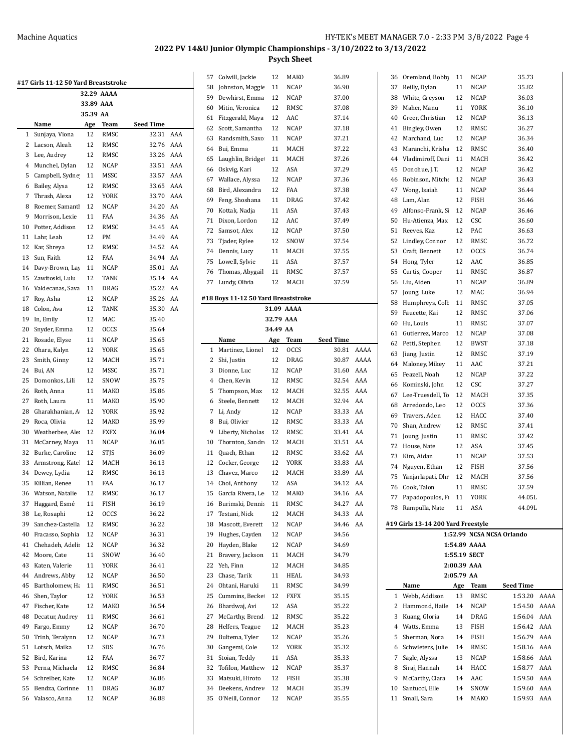## 2022 PV 14&U Junior Olympic Championships - 3/10/2022 to 3/13/2022

### Psych Sheet

#### #17 Girls 11-12 50 Yard Breaststroke

32.29 AAAA
33.89 AAA
35.39 AA

| | Name | Age | Team | Seed Time | |
|---|---|---|---|---|---|
| 1 | Sunjaya, Viona | 12 | RMSC | 32.31 | AAA |
| 2 | Lacson, Aleah | 12 | RMSC | 32.76 | AAA |
| 3 | Lee, Audrey | 12 | RMSC | 33.26 | AAA |
| 4 | Munchel, Dylan | 12 | NCAP | 33.51 | AAA |
| 5 | Campbell, Sydney | 11 | MSSC | 33.57 | AAA |
| 6 | Bailey, Alysa | 12 | RMSC | 33.65 | AAA |
| 7 | Thrash, Alexa | 12 | YORK | 33.70 | AAA |
| 8 | Roemer, Samanth | 12 | NCAP | 34.20 | AA |
| 9 | Morrison, Lexie | 11 | FAA | 34.36 | AA |
| 10 | Potter, Addison | 12 | RMSC | 34.45 | AA |
| 11 | Lahr, Leah | 12 | PM | 34.49 | AA |
| 12 | Kar, Shreya | 12 | RMSC | 34.52 | AA |
| 13 | Sun, Faith | 12 | FAA | 34.94 | AA |
| 14 | Davy-Brown, Lay | 11 | NCAP | 35.01 | AA |
| 15 | Zawitoski, Lulu | 12 | TANK | 35.14 | AA |
| 16 | Valdecanas, Sava | 11 | DRAG | 35.22 | AA |
| 17 | Roy, Asha | 12 | NCAP | 35.26 | AA |
| 18 | Colon, Ava | 12 | TANK | 35.30 | AA |
| 19 | In, Emily | 12 | MAC | 35.40 | |
| 20 | Snyder, Emma | 12 | OCCS | 35.64 | |
| 21 | Rosade, Elyse | 11 | NCAP | 35.65 | |
| 22 | Ohara, Kalyn | 12 | YORK | 35.65 | |
| 23 | Smith, Ginny | 12 | MACH | 35.71 | |
| 24 | Bui, AN | 12 | MSSC | 35.71 | |
| 25 | Domonkos, Lili | 12 | SNOW | 35.75 | |
| 26 | Roth, Anna | 11 | MAKO | 35.86 | |
| 27 | Roth, Laura | 11 | MAKO | 35.90 | |
| 28 | Gharakhanian, A | 12 | YORK | 35.92 | |
| 29 | Roca, Olivia | 12 | MAKO | 35.99 | |
| 30 | Weatherbee, Alex | 12 | FXFX | 36.04 | |
| 31 | McCarney, Maya | 11 | NCAP | 36.05 | |
| 32 | Burke, Caroline | 12 | STJS | 36.09 | |
| 33 | Armstrong, Katel | 12 | MACH | 36.13 | |
| 34 | Dewey, Lydia | 12 | RMSC | 36.13 | |
| 35 | Killian, Renee | 11 | FAA | 36.17 | |
| 36 | Watson, Natalie | 12 | RMSC | 36.17 | |
| 37 | Haggard, Esmé | 11 | FISH | 36.19 | |
| 38 | Le, Rosaphi | 12 | OCCS | 36.22 | |
| 39 | Sanchez-Castella | 12 | RMSC | 36.22 | |
| 40 | Fracasso, Sophia | 12 | NCAP | 36.31 | |
| 41 | Chehadeh, Adelir | 12 | NCAP | 36.32 | |
| 42 | Moore, Cate | 11 | SNOW | 36.40 | |
| 43 | Katen, Valerie | 11 | YORK | 36.41 | |
| 44 | Andrews, Abby | 12 | NCAP | 36.50 | |
| 45 | Bartholomew, Ha | 11 | RMSC | 36.51 | |
| 46 | Shen, Taylor | 12 | YORK | 36.53 | |
| 47 | Fischer, Kate | 12 | MAKO | 36.54 | |
| 48 | Decatur, Audrey | 11 | RMSC | 36.61 | |
| 49 | Fargo, Emmy | 12 | NCAP | 36.70 | |
| 50 | Trinh, Teralynn | 12 | NCAP | 36.73 | |
| 51 | Lotsch, Maika | 12 | SDS | 36.76 | |
| 52 | Bird, Karina | 12 | FAA | 36.77 | |
| 53 | Perna, Michaela | 12 | RMSC | 36.84 | |
| 54 | Schreiber, Kate | 12 | NCAP | 36.86 | |
| 55 | Bendza, Corinne | 11 | DRAG | 36.87 | |
| 56 | Valasco, Anna | 12 | NCAP | 36.88 | |
| 57 | Colwill, Jackie | 12 | MAKO | 36.89 | |
| 58 | Johnston, Maggie | 11 | NCAP | 36.90 | |
| 59 | Dewhirst, Emma | 12 | NCAP | 37.00 | |
| 60 | Mitin, Veronica | 12 | RMSC | 37.08 | |
| 61 | Fitzgerald, Maya | 12 | AAC | 37.14 | |
| 62 | Scott, Samantha | 12 | NCAP | 37.18 | |
| 63 | Randsmith, Saxo | 11 | NCAP | 37.21 | |
| 64 | Bui, Emma | 11 | MACH | 37.22 | |
| 65 | Laughlin, Bridget | 11 | MACH | 37.26 | |
| 66 | Oskvig, Kari | 12 | ASA | 37.29 | |
| 67 | Wallace, Alyssa | 12 | NCAP | 37.36 | |
| 68 | Bird, Alexandra | 12 | FAA | 37.38 | |
| 69 | Feng, Shoshana | 11 | DRAG | 37.42 | |
| 70 | Kottak, Nadja | 11 | ASA | 37.43 | |
| 71 | Dixon, Lordon | 12 | AAC | 37.49 | |
| 72 | Samsot, Alex | 12 | NCAP | 37.50 | |
| 73 | Tjader, Rylee | 12 | SNOW | 37.54 | |
| 74 | Dennis, Lucy | 11 | MACH | 37.55 | |
| 75 | Lowell, Sylvie | 11 | ASA | 37.57 | |
| 76 | Thomas, Abygail | 11 | RMSC | 37.57 | |
| 77 | Lundy, Olivia | 12 | MACH | 37.59 | |

#### #18 Boys 11-12 50 Yard Breaststroke

31.09 AAAA
32.79 AAA
34.49 AA

| | Name | Age | Team | Seed Time | |
|---|---|---|---|---|---|
| 1 | Martinez, Lionel | 12 | OCCS | 30.81 | AAAA |
| 2 | Shi, Justin | 12 | DRAG | 30.87 | AAAA |
| 3 | Dionne, Luc | 12 | NCAP | 31.60 | AAA |
| 4 | Chen, Kevin | 12 | RMSC | 32.54 | AAA |
| 5 | Thompson, Max | 12 | MACH | 32.55 | AAA |
| 6 | Steele, Bennett | 12 | MACH | 32.94 | AA |
| 7 | Li, Andy | 12 | NCAP | 33.33 | AA |
| 8 | Bui, Olivier | 12 | RMSC | 33.33 | AA |
| 9 | Liberty, Nicholas | 12 | RMSC | 33.41 | AA |
| 10 | Thornton, Sandro | 12 | MACH | 33.51 | AA |
| 11 | Quach, Ethan | 12 | RMSC | 33.62 | AA |
| 12 | Cocker, George | 12 | YORK | 33.83 | AA |
| 13 | Chavez, Marco | 12 | MACH | 33.89 | AA |
| 14 | Choi, Anthony | 12 | ASA | 34.12 | AA |
| 15 | Garcia Rivera, Le | 12 | MAKO | 34.16 | AA |
| 16 | Burimski, Dennis | 11 | RMSC | 34.27 | AA |
| 17 | Testani, Nick | 12 | MACH | 34.33 | AA |
| 18 | Mascott, Everett | 12 | NCAP | 34.46 | AA |
| 19 | Hughes, Cayden | 12 | NCAP | 34.56 | |
| 20 | Hayden, Blake | 12 | NCAP | 34.69 | |
| 21 | Bravery, Jackson | 11 | MACH | 34.79 | |
| 22 | Yeh, Finn | 12 | MACH | 34.85 | |
| 23 | Chase, Tarik | 11 | HEAL | 34.93 | |
| 24 | Ohtani, Haruki | 11 | RMSC | 34.99 | |
| 25 | Cummins, Becket | 12 | FXFX | 35.15 | |
| 26 | Bhardwaj, Avi | 12 | ASA | 35.22 | |
| 27 | McCarthy, Brend | 12 | RMSC | 35.22 | |
| 28 | Helfers, Teague | 12 | MACH | 35.23 | |
| 29 | Bultema, Tyler | 12 | NCAP | 35.26 | |
| 30 | Gangemi, Cole | 12 | YORK | 35.32 | |
| 31 | Stoian, Teddy | 11 | ASA | 35.33 | |
| 32 | Tofilon, Matthew | 12 | NCAP | 35.37 | |
| 33 | Matsuki, Hiroto | 12 | FISH | 35.38 | |
| 34 | Deekens, Andrew | 12 | MACH | 35.39 | |
| 35 | O'Neill, Connor | 12 | NCAP | 35.55 | |
| 36 | Oremland, Bobby | 11 | NCAP | 35.73 | |
| 37 | Reilly, Dylan | 11 | NCAP | 35.82 | |
| 38 | White, Greyson | 12 | NCAP | 36.03 | |
| 39 | Maher, Manu | 11 | YORK | 36.10 | |
| 40 | Greer, Christian | 12 | NCAP | 36.13 | |
| 41 | Bingley, Owen | 12 | RMSC | 36.27 | |
| 42 | Marchand, Luc | 12 | NCAP | 36.34 | |
| 43 | Maranchi, Krisha | 12 | RMSC | 36.40 | |
| 44 | Vladimiroff, Dani | 11 | MACH | 36.42 | |
| 45 | Donohue, J.T. | 12 | NCAP | 36.42 | |
| 46 | Robinson, Mitche | 12 | NCAP | 36.43 | |
| 47 | Wong, Isaiah | 11 | NCAP | 36.44 | |
| 48 | Lam, Alan | 12 | FISH | 36.46 | |
| 49 | Alfonso-Frank, Si | 12 | NCAP | 36.46 | |
| 50 | Hu-Atienza, Max | 12 | CSC | 36.60 | |
| 51 | Reeves, Kaz | 12 | PAC | 36.63 | |
| 52 | Lindley, Connor | 12 | RMSC | 36.72 | |
| 53 | Craft, Bennett | 12 | OCCS | 36.74 | |
| 54 | Hong, Tyler | 12 | AAC | 36.85 | |
| 55 | Curtis, Cooper | 11 | RMSC | 36.87 | |
| 56 | Liu, Aiden | 11 | NCAP | 36.89 | |
| 57 | Joung, Luke | 12 | MAC | 36.94 | |
| 58 | Humphreys, Colb | 11 | RMSC | 37.05 | |
| 59 | Faucette, Kai | 12 | RMSC | 37.06 | |
| 60 | Hu, Louis | 11 | RMSC | 37.07 | |
| 61 | Gutierrez, Marco | 12 | NCAP | 37.08 | |
| 62 | Petti, Stephen | 12 | BWST | 37.18 | |
| 63 | Jiang, Justin | 12 | RMSC | 37.19 | |
| 64 | Maloney, Mikey | 11 | AAC | 37.21 | |
| 65 | Feazell, Noah | 12 | NCAP | 37.22 | |
| 66 | Kominski, John | 12 | CSC | 37.27 | |
| 67 | Lee-Truesdell, To | 12 | MACH | 37.35 | |
| 68 | Arredondo, Leo | 12 | OCCS | 37.36 | |
| 69 | Travers, Aden | 12 | HACC | 37.40 | |
| 70 | Shan, Andrew | 12 | RMSC | 37.41 | |
| 71 | Joung, Justin | 11 | RMSC | 37.42 | |
| 72 | House, Nate | 12 | ASA | 37.45 | |
| 73 | Kim, Aidan | 11 | NCAP | 37.53 | |
| 74 | Nguyen, Ethan | 12 | FISH | 37.56 | |
| 75 | Yanjarlapati, Dhr | 12 | MACH | 37.56 | |
| 76 | Cook, Talon | 11 | RMSC | 37.59 | |
| 77 | Papadopoulos, Fi | 11 | YORK | 44.05L | |
| 78 | Rampulla, Nate | 11 | ASA | 44.09L | |

#### #19 Girls 13-14 200 Yard Freestyle

1:52.99 NCSA NCSA Orlando
1:54.89 AAAA
1:55.19 SECT
2:00.39 AAA
2:05.79 AA

| | Name | Age | Team | Seed Time | |
|---|---|---|---|---|---|
| 1 | Webb, Addison | 13 | RMSC | 1:53.20 | AAAA |
| 2 | Hammond, Haile | 14 | NCAP | 1:54.50 | AAAA |
| 3 | Kuang, Gloria | 14 | DRAG | 1:56.04 | AAA |
| 4 | Watts, Emma | 13 | FISH | 1:56.42 | AAA |
| 5 | Sherman, Nora | 14 | FISH | 1:56.79 | AAA |
| 6 | Schwieters, Julie | 14 | RMSC | 1:58.16 | AAA |
| 7 | Sagle, Alyssa | 13 | NCAP | 1:58.66 | AAA |
| 8 | Siraj, Hannah | 14 | HACC | 1:58.77 | AAA |
| 9 | McCarthy, Clara | 14 | AAC | 1:59.50 | AAA |
| 10 | Santucci, Elle | 14 | SNOW | 1:59.60 | AAA |
| 11 | Small, Sara | 14 | MAKO | 1:59.93 | AAA |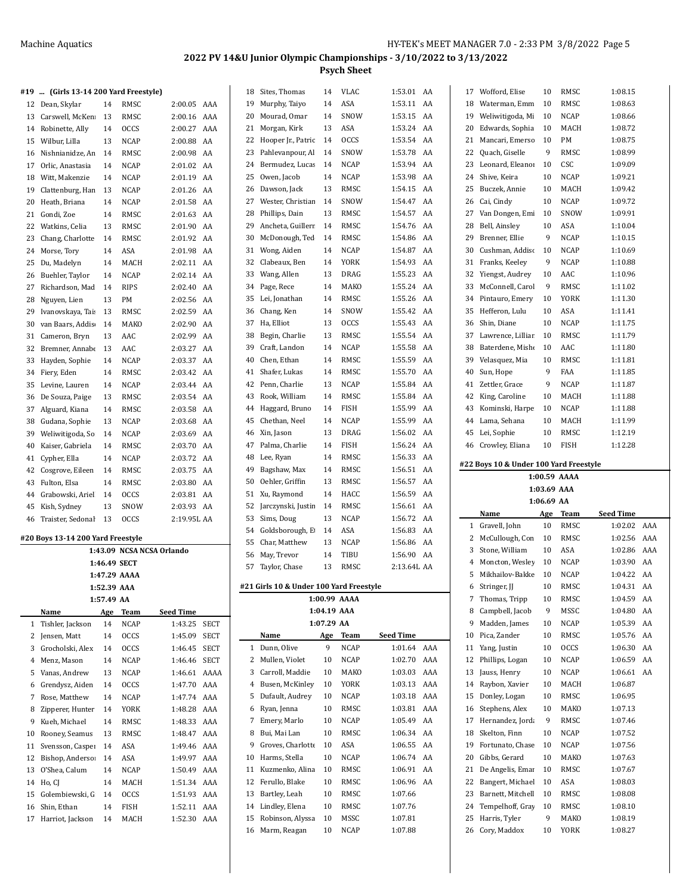# 2022 PV 14&U Junior Olympic Championships - 3/10/2022 to 3/13/2022

## Psych Sheet

### #19 ... (Girls 13-14 200 Yard Freestyle)

| # | Name | Age | Team | Seed Time | |
|---|---|---|---|---|---|
| 12 | Dean, Skylar | 14 | RMSC | 2:00.05 | AAA |
| 13 | Carswell, McKenn | 13 | RMSC | 2:00.16 | AAA |
| 14 | Robinette, Ally | 14 | OCCS | 2:00.27 | AAA |
| 15 | Wilbur, Lilla | 13 | NCAP | 2:00.88 | AA |
| 16 | Nishnianidze, An | 14 | RMSC | 2:00.98 | AA |
| 17 | Orlic, Anastasia | 14 | NCAP | 2:01.02 | AA |
| 18 | Witt, Makenzie | 14 | NCAP | 2:01.19 | AA |
| 19 | Clattenburg, Han | 13 | NCAP | 2:01.26 | AA |
| 20 | Heath, Briana | 14 | NCAP | 2:01.58 | AA |
| 21 | Gondi, Zoe | 14 | RMSC | 2:01.63 | AA |
| 22 | Watkins, Celia | 13 | RMSC | 2:01.90 | AA |
| 23 | Chang, Charlotte | 14 | RMSC | 2:01.92 | AA |
| 24 | Morse, Tory | 14 | ASA | 2:01.98 | AA |
| 25 | Du, Madelyn | 14 | MACH | 2:02.11 | AA |
| 26 | Buehler, Taylor | 14 | NCAP | 2:02.14 | AA |
| 27 | Richardson, Mad | 14 | RIPS | 2:02.40 | AA |
| 28 | Nguyen, Lien | 13 | PM | 2:02.56 | AA |
| 29 | Ivanovskaya, Tais | 13 | RMSC | 2:02.59 | AA |
| 30 | van Baars, Addis | 14 | MAKO | 2:02.90 | AA |
| 31 | Cameron, Bryn | 13 | AAC | 2:02.99 | AA |
| 32 | Bremner, Annabe | 13 | AAC | 2:03.27 | AA |
| 33 | Hayden, Sophie | 14 | NCAP | 2:03.37 | AA |
| 34 | Fiery, Eden | 14 | RMSC | 2:03.42 | AA |
| 35 | Levine, Lauren | 14 | NCAP | 2:03.44 | AA |
| 36 | De Souza, Paige | 13 | RMSC | 2:03.54 | AA |
| 37 | Alguard, Kiana | 14 | RMSC | 2:03.58 | AA |
| 38 | Gudana, Sophie | 13 | NCAP | 2:03.68 | AA |
| 39 | Weliwitigoda, So | 14 | NCAP | 2:03.69 | AA |
| 40 | Kaiser, Gabriela | 14 | RMSC | 2:03.70 | AA |
| 41 | Cypher, Ella | 14 | NCAP | 2:03.72 | AA |
| 42 | Cosgrove, Eileen | 14 | RMSC | 2:03.75 | AA |
| 43 | Fulton, Elsa | 14 | RMSC | 2:03.80 | AA |
| 44 | Grabowski, Ariel | 14 | OCCS | 2:03.81 | AA |
| 45 | Kish, Sydney | 13 | SNOW | 2:03.93 | AA |
| 46 | Traister, Sedonah | 13 | OCCS | 2:19.95L | AA |

### #20 Boys 13-14 200 Yard Freestyle

1:43.09 NCSA NCSA Orlando
1:46.49 SECT
1:47.29 AAAA
1:52.39 AAA
1:57.49 AA

| # | Name | Age | Team | Seed Time | |
|---|---|---|---|---|---|
| 1 | Tishler, Jackson | 14 | NCAP | 1:43.25 | SECT |
| 2 | Jensen, Matt | 14 | OCCS | 1:45.09 | SECT |
| 3 | Grocholski, Alex | 14 | OCCS | 1:46.45 | SECT |
| 4 | Menz, Mason | 14 | NCAP | 1:46.46 | SECT |
| 5 | Vanas, Andrew | 13 | NCAP | 1:46.61 | AAAA |
| 6 | Grendysz, Aiden | 14 | OCCS | 1:47.70 | AAA |
| 7 | Rose, Matthew | 14 | NCAP | 1:47.74 | AAA |
| 8 | Zipperer, Hunter | 14 | YORK | 1:48.28 | AAA |
| 9 | Kueh, Michael | 14 | RMSC | 1:48.33 | AAA |
| 10 | Rooney, Seamus | 13 | RMSC | 1:48.47 | AAA |
| 11 | Svensson, Casper | 14 | ASA | 1:49.46 | AAA |
| 12 | Bishop, Anderson | 14 | ASA | 1:49.97 | AAA |
| 13 | O'Shea, Calum | 14 | NCAP | 1:50.49 | AAA |
| 14 | Ho, CJ | 14 | MACH | 1:51.34 | AAA |
| 15 | Golembiewski, G | 14 | OCCS | 1:51.93 | AAA |
| 16 | Shin, Ethan | 14 | FISH | 1:52.11 | AAA |
| 17 | Harriot, Jackson | 14 | MACH | 1:52.30 | AAA |
| 18 | Sites, Thomas | 14 | VLAC | 1:53.01 | AA |
| 19 | Murphy, Taiyo | 14 | ASA | 1:53.11 | AA |
| 20 | Mourad, Omar | 14 | SNOW | 1:53.15 | AA |
| 21 | Morgan, Kirk | 13 | ASA | 1:53.24 | AA |
| 22 | Hooper Jr., Patric | 14 | OCCS | 1:53.54 | AA |
| 23 | Pahlevanpour, Al | 14 | SNOW | 1:53.78 | AA |
| 24 | Bermudez, Lucas | 14 | NCAP | 1:53.94 | AA |
| 25 | Owen, Jacob | 14 | NCAP | 1:53.98 | AA |
| 26 | Dawson, Jack | 13 | RMSC | 1:54.15 | AA |
| 27 | Wester, Christian | 14 | SNOW | 1:54.47 | AA |
| 28 | Phillips, Dain | 13 | RMSC | 1:54.57 | AA |
| 29 | Ancheta, Guillerm | 14 | RMSC | 1:54.76 | AA |
| 30 | McDonough, Ted | 14 | RMSC | 1:54.86 | AA |
| 31 | Wong, Aiden | 14 | NCAP | 1:54.87 | AA |
| 32 | Clabeaux, Ben | 14 | YORK | 1:54.93 | AA |
| 33 | Wang, Allen | 13 | DRAG | 1:55.23 | AA |
| 34 | Page, Rece | 14 | MAKO | 1:55.24 | AA |
| 35 | Lei, Jonathan | 14 | RMSC | 1:55.26 | AA |
| 36 | Chang, Ken | 14 | SNOW | 1:55.42 | AA |
| 37 | Ha, Elliot | 13 | OCCS | 1:55.43 | AA |
| 38 | Begin, Charlie | 13 | RMSC | 1:55.54 | AA |
| 39 | Craft, Landon | 14 | NCAP | 1:55.58 | AA |
| 40 | Chen, Ethan | 14 | RMSC | 1:55.59 | AA |
| 41 | Shafer, Lukas | 14 | RMSC | 1:55.70 | AA |
| 42 | Penn, Charlie | 13 | NCAP | 1:55.84 | AA |
| 43 | Rook, William | 14 | RMSC | 1:55.84 | AA |
| 44 | Haggard, Bruno | 14 | FISH | 1:55.99 | AA |
| 45 | Chethan, Neel | 14 | NCAP | 1:55.99 | AA |
| 46 | Xin, Jason | 13 | DRAG | 1:56.02 | AA |
| 47 | Palma, Charlie | 14 | FISH | 1:56.24 | AA |
| 48 | Lee, Ryan | 14 | RMSC | 1:56.33 | AA |
| 49 | Bagshaw, Max | 14 | RMSC | 1:56.51 | AA |
| 50 | Oehler, Griffin | 13 | RMSC | 1:56.57 | AA |
| 51 | Xu, Raymond | 14 | HACC | 1:56.59 | AA |
| 52 | Jarczynski, Justin | 14 | RMSC | 1:56.61 | AA |
| 53 | Sims, Doug | 13 | NCAP | 1:56.72 | AA |
| 54 | Goldsborough, E | 14 | ASA | 1:56.83 | AA |
| 55 | Char, Matthew | 13 | NCAP | 1:56.86 | AA |
| 56 | May, Trevor | 14 | TIBU | 1:56.90 | AA |
| 57 | Taylor, Chase | 13 | RMSC | 2:13.64L | AA |

### #21 Girls 10 & Under 100 Yard Freestyle

1:00.99 AAAA
1:04.19 AAA
1:07.29 AA

| # | Name | Age | Team | Seed Time | |
|---|---|---|---|---|---|
| 1 | Dunn, Olive | 9 | NCAP | 1:01.64 | AAA |
| 2 | Mullen, Violet | 10 | NCAP | 1:02.70 | AAA |
| 3 | Carroll, Maddie | 10 | MAKO | 1:03.03 | AAA |
| 4 | Busen, McKinley | 10 | YORK | 1:03.13 | AAA |
| 5 | Dufault, Audrey | 10 | NCAP | 1:03.18 | AAA |
| 6 | Ryan, Jenna | 10 | RMSC | 1:03.81 | AAA |
| 7 | Emery, Marlo | 10 | NCAP | 1:05.49 | AA |
| 8 | Bui, Mai Lan | 10 | RMSC | 1:06.34 | AA |
| 9 | Groves, Charlotte | 10 | ASA | 1:06.55 | AA |
| 10 | Harms, Stella | 10 | NCAP | 1:06.74 | AA |
| 11 | Kuzmenko, Alina | 10 | RMSC | 1:06.91 | AA |
| 12 | Ferullo, Blake | 10 | RMSC | 1:06.96 | AA |
| 13 | Bartley, Leah | 10 | RMSC | 1:07.66 | |
| 14 | Lindley, Elena | 10 | RMSC | 1:07.76 | |
| 15 | Robinson, Alyssa | 10 | MSSC | 1:07.81 | |
| 16 | Marm, Reagan | 10 | NCAP | 1:07.88 | |
| 17 | Wofford, Elise | 10 | RMSC | 1:08.15 | |
| 18 | Waterman, Emm | 10 | RMSC | 1:08.63 | |
| 19 | Weliwitigoda, Mi | 10 | NCAP | 1:08.66 | |
| 20 | Edwards, Sophia | 10 | MACH | 1:08.72 | |
| 21 | Mancari, Emerso | 10 | PM | 1:08.75 | |
| 22 | Quach, Giselle | 9 | RMSC | 1:08.99 | |
| 23 | Leonard, Eleanor | 10 | CSC | 1:09.09 | |
| 24 | Shive, Keira | 10 | NCAP | 1:09.21 | |
| 25 | Buczek, Annie | 10 | MACH | 1:09.42 | |
| 26 | Cai, Cindy | 10 | NCAP | 1:09.72 | |
| 27 | Van Dongen, Emi | 10 | SNOW | 1:09.91 | |
| 28 | Bell, Ainsley | 10 | ASA | 1:10.04 | |
| 29 | Brenner, Ellie | 9 | NCAP | 1:10.15 | |
| 30 | Cushman, Addiso | 10 | NCAP | 1:10.69 | |
| 31 | Franks, Keeley | 9 | NCAP | 1:10.88 | |
| 32 | Yiengst, Audrey | 10 | AAC | 1:10.96 | |
| 33 | McConnell, Carol | 9 | RMSC | 1:11.02 | |
| 34 | Pintauro, Emery | 10 | YORK | 1:11.30 | |
| 35 | Hefferon, Lulu | 10 | ASA | 1:11.41 | |
| 36 | Shin, Diane | 10 | NCAP | 1:11.75 | |
| 37 | Lawrence, Lillian | 10 | RMSC | 1:11.79 | |
| 38 | Baterdene, Mishe | 10 | AAC | 1:11.80 | |
| 39 | Velasquez, Mia | 10 | RMSC | 1:11.81 | |
| 40 | Sun, Hope | 9 | FAA | 1:11.85 | |
| 41 | Zettler, Grace | 9 | NCAP | 1:11.87 | |
| 42 | King, Caroline | 10 | MACH | 1:11.88 | |
| 43 | Kominski, Harpe | 10 | NCAP | 1:11.88 | |
| 44 | Lama, Sehana | 10 | MACH | 1:11.99 | |
| 45 | Lei, Sophie | 10 | RMSC | 1:12.19 | |
| 46 | Crowley, Eliana | 10 | FISH | 1:12.28 | |

### #22 Boys 10 & Under 100 Yard Freestyle

1:00.59 AAAA
1:03.69 AAA
1:06.69 AA

| # | Name | Age | Team | Seed Time | |
|---|---|---|---|---|---|
| 1 | Gravell, John | 10 | RMSC | 1:02.02 | AAA |
| 2 | McCullough, Con | 10 | RMSC | 1:02.56 | AAA |
| 3 | Stone, William | 10 | ASA | 1:02.86 | AAA |
| 4 | Moncton, Wesley | 10 | NCAP | 1:03.90 | AA |
| 5 | Mikhailov-Bakke | 10 | NCAP | 1:04.22 | AA |
| 6 | Stringer, JJ | 10 | RMSC | 1:04.31 | AA |
| 7 | Thomas, Tripp | 10 | RMSC | 1:04.59 | AA |
| 8 | Campbell, Jacob | 9 | MSSC | 1:04.80 | AA |
| 9 | Madden, James | 10 | NCAP | 1:05.39 | AA |
| 10 | Pica, Zander | 10 | RMSC | 1:05.76 | AA |
| 11 | Yang, Justin | 10 | OCCS | 1:06.30 | AA |
| 12 | Phillips, Logan | 10 | NCAP | 1:06.59 | AA |
| 13 | Jauss, Henry | 10 | NCAP | 1:06.61 | AA |
| 14 | Raybon, Xavier | 10 | MACH | 1:06.87 | |
| 15 | Donley, Logan | 10 | RMSC | 1:06.95 | |
| 16 | Stephens, Alex | 10 | MAKO | 1:07.13 | |
| 17 | Hernandez, Jorda | 9 | RMSC | 1:07.46 | |
| 18 | Skelton, Finn | 10 | NCAP | 1:07.52 | |
| 19 | Fortunato, Chase | 10 | NCAP | 1:07.56 | |
| 20 | Gibbs, Gerard | 10 | MAKO | 1:07.63 | |
| 21 | De Angelis, Emar | 10 | RMSC | 1:07.67 | |
| 22 | Bangert, Michael | 10 | ASA | 1:08.03 | |
| 23 | Barnett, Mitchell | 10 | RMSC | 1:08.08 | |
| 24 | Tempelhoff, Gray | 10 | RMSC | 1:08.10 | |
| 25 | Harris, Tyler | 9 | MAKO | 1:08.19 | |
| 26 | Cory, Maddox | 10 | YORK | 1:08.27 | |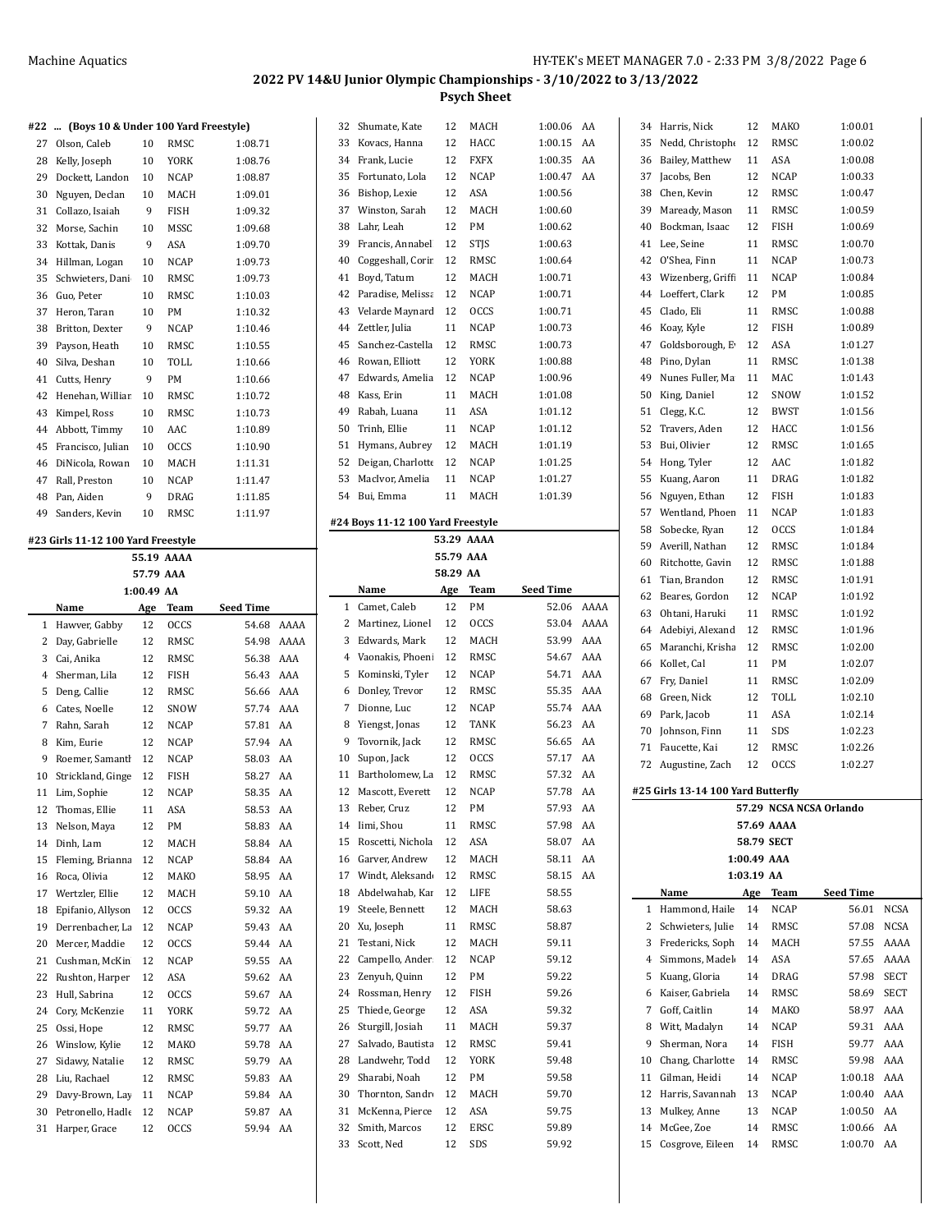## 2022 PV 14&U Junior Olympic Championships - 3/10/2022 to 3/13/2022

### Psych Sheet

#### #22 ... (Boys 10 & Under 100 Yard Freestyle)

| | Name | Age | Team | Seed Time | |
|---|---|---|---|---|---|
| 27 | Olson, Caleb | 10 | RMSC | 1:08.71 | |
| 28 | Kelly, Joseph | 10 | YORK | 1:08.76 | |
| 29 | Dockett, Landon | 10 | NCAP | 1:08.87 | |
| 30 | Nguyen, Declan | 10 | MACH | 1:09.01 | |
| 31 | Collazo, Isaiah | 9 | FISH | 1:09.32 | |
| 32 | Morse, Sachin | 10 | MSSC | 1:09.68 | |
| 33 | Kottak, Danis | 9 | ASA | 1:09.70 | |
| 34 | Hillman, Logan | 10 | NCAP | 1:09.73 | |
| 35 | Schwieters, Dani | 10 | RMSC | 1:09.73 | |
| 36 | Guo, Peter | 10 | RMSC | 1:10.03 | |
| 37 | Heron, Taran | 10 | PM | 1:10.32 | |
| 38 | Britton, Dexter | 9 | NCAP | 1:10.46 | |
| 39 | Payson, Heath | 10 | RMSC | 1:10.55 | |
| 40 | Silva, Deshan | 10 | TOLL | 1:10.66 | |
| 41 | Cutts, Henry | 9 | PM | 1:10.66 | |
| 42 | Henehan, Willian | 10 | RMSC | 1:10.72 | |
| 43 | Kimpel, Ross | 10 | RMSC | 1:10.73 | |
| 44 | Abbott, Timmy | 10 | AAC | 1:10.89 | |
| 45 | Francisco, Julian | 10 | OCCS | 1:10.90 | |
| 46 | DiNicola, Rowan | 10 | MACH | 1:11.31 | |
| 47 | Rall, Preston | 10 | NCAP | 1:11.47 | |
| 48 | Pan, Aiden | 9 | DRAG | 1:11.85 | |
| 49 | Sanders, Kevin | 10 | RMSC | 1:11.97 | |

#### #23 Girls 11-12 100 Yard Freestyle

55.19 AAAA
57.79 AAA
1:00.49 AA

| | Name | Age | Team | Seed Time | |
|---|---|---|---|---|---|
| 1 | Hawver, Gabby | 12 | OCCS | 54.68 | AAAA |
| 2 | Day, Gabrielle | 12 | RMSC | 54.98 | AAAA |
| 3 | Cai, Anika | 12 | RMSC | 56.38 | AAA |
| 4 | Sherman, Lila | 12 | FISH | 56.43 | AAA |
| 5 | Deng, Callie | 12 | RMSC | 56.66 | AAA |
| 6 | Cates, Noelle | 12 | SNOW | 57.74 | AAA |
| 7 | Rahn, Sarah | 12 | NCAP | 57.81 | AA |
| 8 | Kim, Eurie | 12 | NCAP | 57.94 | AA |
| 9 | Roemer, Samanth | 12 | NCAP | 58.03 | AA |
| 10 | Strickland, Ginge | 12 | FISH | 58.27 | AA |
| 11 | Lim, Sophie | 12 | NCAP | 58.35 | AA |
| 12 | Thomas, Ellie | 11 | ASA | 58.53 | AA |
| 13 | Nelson, Maya | 12 | PM | 58.83 | AA |
| 14 | Dinh, Lam | 12 | MACH | 58.84 | AA |
| 15 | Fleming, Brianna | 12 | NCAP | 58.84 | AA |
| 16 | Roca, Olivia | 12 | MAKO | 58.95 | AA |
| 17 | Wertzler, Ellie | 12 | MACH | 59.10 | AA |
| 18 | Epifanio, Allyson | 12 | OCCS | 59.32 | AA |
| 19 | Derrenbacher, La | 12 | NCAP | 59.43 | AA |
| 20 | Mercer, Maddie | 12 | OCCS | 59.44 | AA |
| 21 | Cushman, McKin | 12 | NCAP | 59.55 | AA |
| 22 | Rushton, Harper | 12 | ASA | 59.62 | AA |
| 23 | Hull, Sabrina | 12 | OCCS | 59.67 | AA |
| 24 | Cory, McKenzie | 11 | YORK | 59.72 | AA |
| 25 | Ossi, Hope | 12 | RMSC | 59.77 | AA |
| 26 | Winslow, Kylie | 12 | MAKO | 59.78 | AA |
| 27 | Sidawy, Natalie | 12 | RMSC | 59.79 | AA |
| 28 | Liu, Rachael | 12 | RMSC | 59.83 | AA |
| 29 | Davy-Brown, Lay | 11 | NCAP | 59.84 | AA |
| 30 | Petronello, Hadle | 12 | NCAP | 59.87 | AA |
| 31 | Harper, Grace | 12 | OCCS | 59.94 | AA |
| 32 | Shumate, Kate | 12 | MACH | 1:00.06 | AA |
| 33 | Kovacs, Hanna | 12 | HACC | 1:00.15 | AA |
| 34 | Frank, Lucie | 12 | FXFX | 1:00.35 | AA |
| 35 | Fortunato, Lola | 12 | NCAP | 1:00.47 | AA |
| 36 | Bishop, Lexie | 12 | ASA | 1:00.56 | |
| 37 | Winston, Sarah | 12 | MACH | 1:00.60 | |
| 38 | Lahr, Leah | 12 | PM | 1:00.62 | |
| 39 | Francis, Annabel | 12 | STJS | 1:00.63 | |
| 40 | Coggeshall, Corir | 12 | RMSC | 1:00.64 | |
| 41 | Boyd, Tatum | 12 | MACH | 1:00.71 | |
| 42 | Paradise, Melissa | 12 | NCAP | 1:00.71 | |
| 43 | Velarde Maynard | 12 | OCCS | 1:00.71 | |
| 44 | Zettler, Julia | 11 | NCAP | 1:00.73 | |
| 45 | Sanchez-Castella | 12 | RMSC | 1:00.73 | |
| 46 | Rowan, Elliott | 12 | YORK | 1:00.88 | |
| 47 | Edwards, Amelia | 12 | NCAP | 1:00.96 | |
| 48 | Kass, Erin | 11 | MACH | 1:01.08 | |
| 49 | Rabah, Luana | 11 | ASA | 1:01.12 | |
| 50 | Trinh, Ellie | 11 | NCAP | 1:01.12 | |
| 51 | Hymans, Aubrey | 12 | MACH | 1:01.19 | |
| 52 | Deigan, Charlotte | 12 | NCAP | 1:01.25 | |
| 53 | MacIvor, Amelia | 11 | NCAP | 1:01.27 | |
| 54 | Bui, Emma | 11 | MACH | 1:01.39 | |

#### #24 Boys 11-12 100 Yard Freestyle

53.29 AAAA
55.79 AAA
58.29 AA

| | Name | Age | Team | Seed Time | |
|---|---|---|---|---|---|
| 1 | Camet, Caleb | 12 | PM | 52.06 | AAAA |
| 2 | Martinez, Lionel | 12 | OCCS | 53.04 | AAAA |
| 3 | Edwards, Mark | 12 | MACH | 53.99 | AAA |
| 4 | Vaonakis, Phoeni | 12 | RMSC | 54.67 | AAA |
| 5 | Kominski, Tyler | 12 | NCAP | 54.71 | AAA |
| 6 | Donley, Trevor | 12 | RMSC | 55.35 | AAA |
| 7 | Dionne, Luc | 12 | NCAP | 55.74 | AAA |
| 8 | Yiengst, Jonas | 12 | TANK | 56.23 | AA |
| 9 | Tovornik, Jack | 12 | RMSC | 56.65 | AA |
| 10 | Supon, Jack | 12 | OCCS | 57.17 | AA |
| 11 | Bartholomew, La | 12 | RMSC | 57.32 | AA |
| 12 | Mascott, Everett | 12 | NCAP | 57.78 | AA |
| 13 | Reber, Cruz | 12 | PM | 57.93 | AA |
| 14 | Iimi, Shou | 11 | RMSC | 57.98 | AA |
| 15 | Roscetti, Nichola | 12 | ASA | 58.07 | AA |
| 16 | Garver, Andrew | 12 | MACH | 58.11 | AA |
| 17 | Windt, Aleksand | 12 | RMSC | 58.15 | AA |
| 18 | Abdelwahab, Kar | 12 | LIFE | 58.55 | |
| 19 | Steele, Bennett | 12 | MACH | 58.63 | |
| 20 | Xu, Joseph | 11 | RMSC | 58.87 | |
| 21 | Testani, Nick | 12 | MACH | 59.11 | |
| 22 | Campello, Ander | 12 | NCAP | 59.12 | |
| 23 | Zenyuh, Quinn | 12 | PM | 59.22 | |
| 24 | Rossman, Henry | 12 | FISH | 59.26 | |
| 25 | Thiede, George | 12 | ASA | 59.32 | |
| 26 | Sturgill, Josiah | 11 | MACH | 59.37 | |
| 27 | Salvado, Bautista | 12 | RMSC | 59.41 | |
| 28 | Landwehr, Todd | 12 | YORK | 59.48 | |
| 29 | Sharabi, Noah | 12 | PM | 59.58 | |
| 30 | Thornton, Sandro | 12 | MACH | 59.70 | |
| 31 | McKenna, Pierce | 12 | ASA | 59.75 | |
| 32 | Smith, Marcos | 12 | ERSC | 59.89 | |
| 33 | Scott, Ned | 12 | SDS | 59.92 | |
| 34 | Harris, Nick | 12 | MAKO | 1:00.01 | |
| 35 | Nedd, Christophe | 12 | RMSC | 1:00.02 | |
| 36 | Bailey, Matthew | 11 | ASA | 1:00.08 | |
| 37 | Jacobs, Ben | 12 | NCAP | 1:00.33 | |
| 38 | Chen, Kevin | 12 | RMSC | 1:00.47 | |
| 39 | Maready, Mason | 11 | RMSC | 1:00.59 | |
| 40 | Bockman, Isaac | 12 | FISH | 1:00.69 | |
| 41 | Lee, Seine | 11 | RMSC | 1:00.70 | |
| 42 | O'Shea, Finn | 11 | NCAP | 1:00.73 | |
| 43 | Wizenberg, Griffi | 11 | NCAP | 1:00.84 | |
| 44 | Loeffert, Clark | 12 | PM | 1:00.85 | |
| 45 | Clado, Eli | 11 | RMSC | 1:00.88 | |
| 46 | Koay, Kyle | 12 | FISH | 1:00.89 | |
| 47 | Goldsborough, E | 12 | ASA | 1:01.27 | |
| 48 | Pino, Dylan | 11 | RMSC | 1:01.38 | |
| 49 | Nunes Fuller, Ma | 11 | MAC | 1:01.43 | |
| 50 | King, Daniel | 12 | SNOW | 1:01.52 | |
| 51 | Clegg, K.C. | 12 | BWST | 1:01.56 | |
| 52 | Travers, Aden | 12 | HACC | 1:01.56 | |
| 53 | Bui, Olivier | 12 | RMSC | 1:01.65 | |
| 54 | Hong, Tyler | 12 | AAC | 1:01.82 | |
| 55 | Kuang, Aaron | 11 | DRAG | 1:01.82 | |
| 56 | Nguyen, Ethan | 12 | FISH | 1:01.83 | |
| 57 | Wentland, Phoen | 11 | NCAP | 1:01.83 | |
| 58 | Sobecke, Ryan | 12 | OCCS | 1:01.84 | |
| 59 | Averill, Nathan | 12 | RMSC | 1:01.84 | |
| 60 | Ritchotte, Gavin | 12 | RMSC | 1:01.88 | |
| 61 | Tian, Brandon | 12 | RMSC | 1:01.91 | |
| 62 | Beares, Gordon | 12 | NCAP | 1:01.92 | |
| 63 | Ohtani, Haruki | 11 | RMSC | 1:01.92 | |
| 64 | Adebiyi, Alexand | 12 | RMSC | 1:01.96 | |
| 65 | Maranchi, Krisha | 12 | RMSC | 1:02.00 | |
| 66 | Kollet, Cal | 11 | PM | 1:02.07 | |
| 67 | Fry, Daniel | 11 | RMSC | 1:02.09 | |
| 68 | Green, Nick | 12 | TOLL | 1:02.10 | |
| 69 | Park, Jacob | 11 | ASA | 1:02.14 | |
| 70 | Johnson, Finn | 11 | SDS | 1:02.23 | |
| 71 | Faucette, Kai | 12 | RMSC | 1:02.26 | |
| 72 | Augustine, Zach | 12 | OCCS | 1:02.27 | |

#### #25 Girls 13-14 100 Yard Butterfly

57.29 NCSA NCSA Orlando
57.69 AAAA
58.79 SECT
1:00.49 AAA
1:03.19 AA

| | Name | Age | Team | Seed Time | |
|---|---|---|---|---|---|
| 1 | Hammond, Haile | 14 | NCAP | 56.01 | NCSA |
| 2 | Schwieters, Julie | 14 | RMSC | 57.08 | NCSA |
| 3 | Fredericks, Soph | 14 | MACH | 57.55 | AAAA |
| 4 | Simmons, Madel | 14 | ASA | 57.65 | AAAA |
| 5 | Kuang, Gloria | 14 | DRAG | 57.98 | SECT |
| 6 | Kaiser, Gabriela | 14 | RMSC | 58.69 | SECT |
| 7 | Goff, Caitlin | 14 | MAKO | 58.97 | AAA |
| 8 | Witt, Madalyn | 14 | NCAP | 59.31 | AAA |
| 9 | Sherman, Nora | 14 | FISH | 59.77 | AAA |
| 10 | Chang, Charlotte | 14 | RMSC | 59.98 | AAA |
| 11 | Gilman, Heidi | 14 | NCAP | 1:00.18 | AAA |
| 12 | Harris, Savannah | 13 | NCAP | 1:00.40 | AAA |
| 13 | Mulkey, Anne | 13 | NCAP | 1:00.50 | AA |
| 14 | McGee, Zoe | 14 | RMSC | 1:00.66 | AA |
| 15 | Cosgrove, Eileen | 14 | RMSC | 1:00.70 | AA |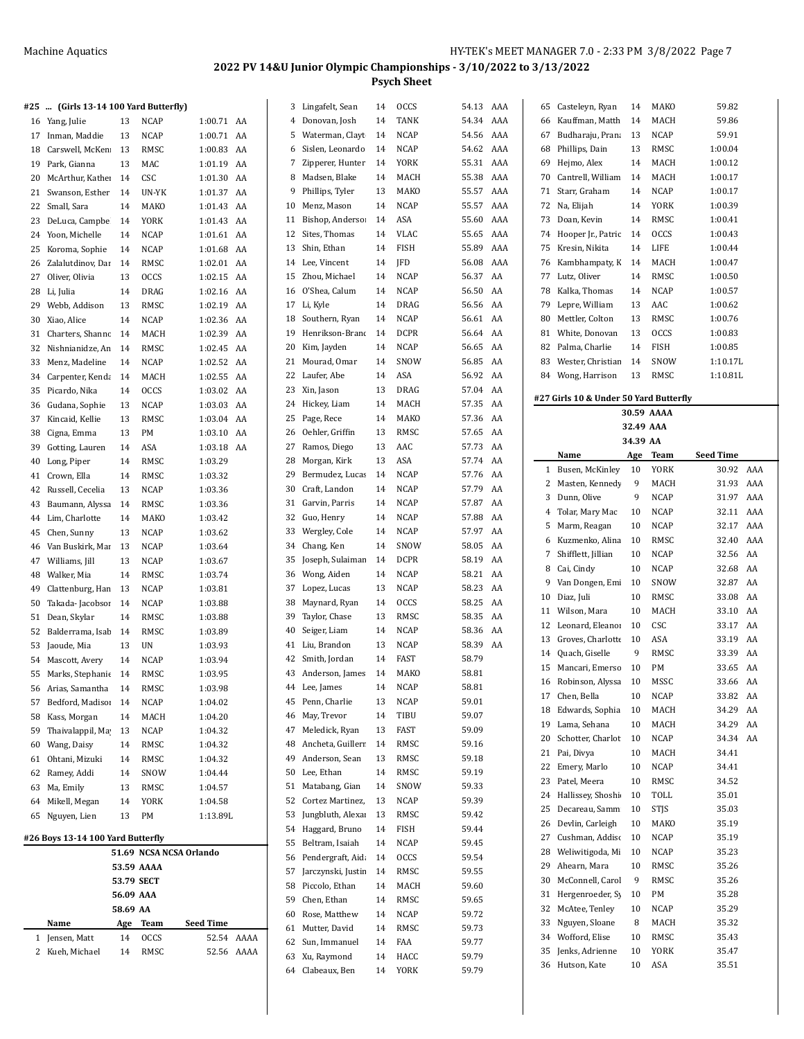2022 PV 14&U Junior Olympic Championships - 3/10/2022 to 3/13/2022

Psych Sheet

#25 ... (Girls 13-14 100 Yard Butterfly)

| | Name | Age | Team | Seed Time | |
|---|---|---|---|---|---|
| 16 | Yang, Julie | 13 | NCAP | 1:00.71 | AA |
| 17 | Inman, Maddie | 13 | NCAP | 1:00.71 | AA |
| 18 | Carswell, McKen | 13 | RMSC | 1:00.83 | AA |
| 19 | Park, Gianna | 13 | MAC | 1:01.19 | AA |
| 20 | McArthur, Kather | 14 | CSC | 1:01.30 | AA |
| 21 | Swanson, Esther | 14 | UN-YK | 1:01.37 | AA |
| 22 | Small, Sara | 14 | MAKO | 1:01.43 | AA |
| 23 | DeLuca, Campbe | 14 | YORK | 1:01.43 | AA |
| 24 | Yoon, Michelle | 14 | NCAP | 1:01.61 | AA |
| 25 | Koroma, Sophie | 14 | NCAP | 1:01.68 | AA |
| 26 | Zalalutdinov, Dar | 14 | RMSC | 1:02.01 | AA |
| 27 | Oliver, Olivia | 13 | OCCS | 1:02.15 | AA |
| 28 | Li, Julia | 14 | DRAG | 1:02.16 | AA |
| 29 | Webb, Addison | 13 | RMSC | 1:02.19 | AA |
| 30 | Xiao, Alice | 14 | NCAP | 1:02.36 | AA |
| 31 | Charters, Shanno | 14 | MACH | 1:02.39 | AA |
| 32 | Nishnianidze, An | 14 | RMSC | 1:02.45 | AA |
| 33 | Menz, Madeline | 14 | NCAP | 1:02.52 | AA |
| 34 | Carpenter, Kenda | 14 | MACH | 1:02.55 | AA |
| 35 | Picardo, Nika | 14 | OCCS | 1:03.02 | AA |
| 36 | Gudana, Sophie | 13 | NCAP | 1:03.03 | AA |
| 37 | Kincaid, Kellie | 13 | RMSC | 1:03.04 | AA |
| 38 | Cigna, Emma | 13 | PM | 1:03.10 | AA |
| 39 | Gotting, Lauren | 14 | ASA | 1:03.18 | AA |
| 40 | Long, Piper | 14 | RMSC | 1:03.29 | |
| 41 | Crown, Ella | 14 | RMSC | 1:03.32 | |
| 42 | Russell, Cecelia | 13 | NCAP | 1:03.36 | |
| 43 | Baumann, Alyssa | 14 | RMSC | 1:03.36 | |
| 44 | Lim, Charlotte | 14 | MAKO | 1:03.42 | |
| 45 | Chen, Sunny | 13 | NCAP | 1:03.62 | |
| 46 | Van Buskirk, Mar | 13 | NCAP | 1:03.64 | |
| 47 | Williams, Jill | 13 | NCAP | 1:03.67 | |
| 48 | Walker, Mia | 14 | RMSC | 1:03.74 | |
| 49 | Clattenburg, Han | 13 | NCAP | 1:03.81 | |
| 50 | Takada- Jacobsor | 14 | NCAP | 1:03.88 | |
| 51 | Dean, Skylar | 14 | RMSC | 1:03.88 | |
| 52 | Balderrama, Isab | 14 | RMSC | 1:03.89 | |
| 53 | Jaoude, Mia | 13 | UN | 1:03.93 | |
| 54 | Mascott, Avery | 14 | NCAP | 1:03.94 | |
| 55 | Marks, Stephanie | 14 | RMSC | 1:03.95 | |
| 56 | Arias, Samantha | 14 | RMSC | 1:03.98 | |
| 57 | Bedford, Madisor | 14 | NCAP | 1:04.02 | |
| 58 | Kass, Morgan | 14 | MACH | 1:04.20 | |
| 59 | Thaivalappil, May | 13 | NCAP | 1:04.32 | |
| 60 | Wang, Daisy | 14 | RMSC | 1:04.32 | |
| 61 | Ohtani, Mizuki | 14 | RMSC | 1:04.32 | |
| 62 | Ramey, Addi | 14 | SNOW | 1:04.44 | |
| 63 | Ma, Emily | 13 | RMSC | 1:04.57 | |
| 64 | Mikell, Megan | 14 | YORK | 1:04.58 | |
| 65 | Nguyen, Lien | 13 | PM | 1:13.89L | |

#26 Boys 13-14 100 Yard Butterfly

51.69 NCSA NCSA Orlando
53.59 AAAA
53.79 SECT
56.09 AAA
58.69 AA

| | Name | Age | Team | Seed Time | |
|---|---|---|---|---|---|
| 1 | Jensen, Matt | 14 | OCCS | 52.54 | AAAA |
| 2 | Kueh, Michael | 14 | RMSC | 52.56 | AAAA |
| 3 | Lingafelt, Sean | 14 | OCCS | 54.13 | AAA |
| 4 | Donovan, Josh | 14 | TANK | 54.34 | AAA |
| 5 | Waterman, Clayt | 14 | NCAP | 54.56 | AAA |
| 6 | Sislen, Leonardo | 14 | NCAP | 54.62 | AAA |
| 7 | Zipperer, Hunter | 14 | YORK | 55.31 | AAA |
| 8 | Madsen, Blake | 14 | MACH | 55.38 | AAA |
| 9 | Phillips, Tyler | 13 | MAKO | 55.57 | AAA |
| 10 | Menz, Mason | 14 | NCAP | 55.57 | AAA |
| 11 | Bishop, Andersor | 14 | ASA | 55.60 | AAA |
| 12 | Sites, Thomas | 14 | VLAC | 55.65 | AAA |
| 13 | Shin, Ethan | 14 | FISH | 55.89 | AAA |
| 14 | Lee, Vincent | 14 | JFD | 56.08 | AAA |
| 15 | Zhou, Michael | 14 | NCAP | 56.37 | AA |
| 16 | O'Shea, Calum | 14 | NCAP | 56.50 | AA |
| 17 | Li, Kyle | 14 | DRAG | 56.56 | AA |
| 18 | Southern, Ryan | 14 | NCAP | 56.61 | AA |
| 19 | Henrikson-Branc | 14 | DCPR | 56.64 | AA |
| 20 | Kim, Jayden | 14 | NCAP | 56.65 | AA |
| 21 | Mourad, Omar | 14 | SNOW | 56.85 | AA |
| 22 | Laufer, Abe | 14 | ASA | 56.92 | AA |
| 23 | Xin, Jason | 13 | DRAG | 57.04 | AA |
| 24 | Hickey, Liam | 14 | MACH | 57.35 | AA |
| 25 | Page, Rece | 14 | MAKO | 57.36 | AA |
| 26 | Oehler, Griffin | 13 | RMSC | 57.65 | AA |
| 27 | Ramos, Diego | 13 | AAC | 57.73 | AA |
| 28 | Morgan, Kirk | 13 | ASA | 57.74 | AA |
| 29 | Bermudez, Lucas | 14 | NCAP | 57.76 | AA |
| 30 | Craft, Landon | 14 | NCAP | 57.79 | AA |
| 31 | Garvin, Parris | 14 | NCAP | 57.87 | AA |
| 32 | Guo, Henry | 14 | NCAP | 57.88 | AA |
| 33 | Wergley, Cole | 14 | NCAP | 57.97 | AA |
| 34 | Chang, Ken | 14 | SNOW | 58.05 | AA |
| 35 | Joseph, Sulaiman | 14 | DCPR | 58.19 | AA |
| 36 | Wong, Aiden | 14 | NCAP | 58.21 | AA |
| 37 | Lopez, Lucas | 13 | NCAP | 58.23 | AA |
| 38 | Maynard, Ryan | 14 | OCCS | 58.25 | AA |
| 39 | Taylor, Chase | 13 | RMSC | 58.35 | AA |
| 40 | Seiger, Liam | 14 | NCAP | 58.36 | AA |
| 41 | Liu, Brandon | 13 | NCAP | 58.39 | AA |
| 42 | Smith, Jordan | 14 | FAST | 58.79 | |
| 43 | Anderson, James | 14 | MAKO | 58.81 | |
| 44 | Lee, James | 14 | NCAP | 58.81 | |
| 45 | Penn, Charlie | 13 | NCAP | 59.01 | |
| 46 | May, Trevor | 14 | TIBU | 59.07 | |
| 47 | Meledick, Ryan | 13 | FAST | 59.09 | |
| 48 | Ancheta, Guillerr | 14 | RMSC | 59.16 | |
| 49 | Anderson, Sean | 13 | RMSC | 59.18 | |
| 50 | Lee, Ethan | 14 | RMSC | 59.19 | |
| 51 | Matabang, Gian | 14 | SNOW | 59.33 | |
| 52 | Cortez Martinez, | 13 | NCAP | 59.39 | |
| 53 | Jungbluth, Alexar | 13 | RMSC | 59.42 | |
| 54 | Haggard, Bruno | 14 | FISH | 59.44 | |
| 55 | Beltram, Isaiah | 14 | NCAP | 59.45 | |
| 56 | Pendergraft, Aid | 14 | OCCS | 59.54 | |
| 57 | Jarczynski, Justin | 14 | RMSC | 59.55 | |
| 58 | Piccolo, Ethan | 14 | MACH | 59.60 | |
| 59 | Chen, Ethan | 14 | RMSC | 59.65 | |
| 60 | Rose, Matthew | 14 | NCAP | 59.72 | |
| 61 | Mutter, David | 14 | RMSC | 59.73 | |
| 62 | Sun, Immanuel | 14 | FAA | 59.77 | |
| 63 | Xu, Raymond | 14 | HACC | 59.79 | |
| 64 | Clabeaux, Ben | 14 | YORK | 59.79 | |
| 65 | Casteleyn, Ryan | 14 | MAKO | 59.82 | |
| 66 | Kauffman, Matth | 14 | MACH | 59.86 | |
| 67 | Budharaju, Prana | 13 | NCAP | 59.91 | |
| 68 | Phillips, Dain | 13 | RMSC | 1:00.04 | |
| 69 | Hejmo, Alex | 14 | MACH | 1:00.12 | |
| 70 | Cantrell, William | 14 | MACH | 1:00.17 | |
| 71 | Starr, Graham | 14 | NCAP | 1:00.17 | |
| 72 | Na, Elijah | 14 | YORK | 1:00.39 | |
| 73 | Doan, Kevin | 14 | RMSC | 1:00.41 | |
| 74 | Hooper Jr., Patric | 14 | OCCS | 1:00.43 | |
| 75 | Kresin, Nikita | 14 | LIFE | 1:00.44 | |
| 76 | Kambhampaty, K | 14 | MACH | 1:00.47 | |
| 77 | Lutz, Oliver | 14 | RMSC | 1:00.50 | |
| 78 | Kalka, Thomas | 14 | NCAP | 1:00.57 | |
| 79 | Lepre, William | 13 | AAC | 1:00.62 | |
| 80 | Mettler, Colton | 13 | RMSC | 1:00.76 | |
| 81 | White, Donovan | 13 | OCCS | 1:00.83 | |
| 82 | Palma, Charlie | 14 | FISH | 1:00.85 | |
| 83 | Wester, Christian | 14 | SNOW | 1:10.17L | |
| 84 | Wong, Harrison | 13 | RMSC | 1:10.81L | |

#27 Girls 10 & Under 50 Yard Butterfly

30.59 AAAA
32.49 AAA
34.39 AA

| | Name | Age | Team | Seed Time | |
|---|---|---|---|---|---|
| 1 | Busen, McKinley | 10 | YORK | 30.92 | AAA |
| 2 | Masten, Kennedy | 9 | MACH | 31.93 | AAA |
| 3 | Dunn, Olive | 9 | NCAP | 31.97 | AAA |
| 4 | Tolar, Mary Mac | 10 | NCAP | 32.11 | AAA |
| 5 | Marm, Reagan | 10 | NCAP | 32.17 | AAA |
| 6 | Kuzmenko, Alina | 10 | RMSC | 32.40 | AAA |
| 7 | Shifflett, Jillian | 10 | NCAP | 32.56 | AA |
| 8 | Cai, Cindy | 10 | NCAP | 32.68 | AA |
| 9 | Van Dongen, Emi | 10 | SNOW | 32.87 | AA |
| 10 | Diaz, Juli | 10 | RMSC | 33.08 | AA |
| 11 | Wilson, Mara | 10 | MACH | 33.10 | AA |
| 12 | Leonard, Eleanor | 10 | CSC | 33.17 | AA |
| 13 | Groves, Charlotte | 10 | ASA | 33.19 | AA |
| 14 | Quach, Giselle | 9 | RMSC | 33.39 | AA |
| 15 | Mancari, Emerso | 10 | PM | 33.65 | AA |
| 16 | Robinson, Alyssa | 10 | MSSC | 33.66 | AA |
| 17 | Chen, Bella | 10 | NCAP | 33.82 | AA |
| 18 | Edwards, Sophia | 10 | MACH | 34.29 | AA |
| 19 | Lama, Sehana | 10 | MACH | 34.29 | AA |
| 20 | Schotter, Charlot | 10 | NCAP | 34.34 | AA |
| 21 | Pai, Divya | 10 | MACH | 34.41 | |
| 22 | Emery, Marlo | 10 | NCAP | 34.41 | |
| 23 | Patel, Meera | 10 | RMSC | 34.52 | |
| 24 | Hallissey, Shoshi | 10 | TOLL | 35.01 | |
| 25 | Decareau, Samm | 10 | STJS | 35.03 | |
| 26 | Devlin, Carleigh | 10 | MAKO | 35.19 | |
| 27 | Cushman, Addisc | 10 | NCAP | 35.19 | |
| 28 | Weliwitigoda, Mi | 10 | NCAP | 35.23 | |
| 29 | Ahearn, Mara | 10 | RMSC | 35.26 | |
| 30 | McConnell, Carol | 9 | RMSC | 35.26 | |
| 31 | Hergenroeder, Sy | 10 | PM | 35.28 | |
| 32 | McAtee, Tenley | 10 | NCAP | 35.29 | |
| 33 | Nguyen, Sloane | 8 | MACH | 35.32 | |
| 34 | Wofford, Elise | 10 | RMSC | 35.43 | |
| 35 | Jenks, Adrienne | 10 | YORK | 35.47 | |
| 36 | Hutson, Kate | 10 | ASA | 35.51 | |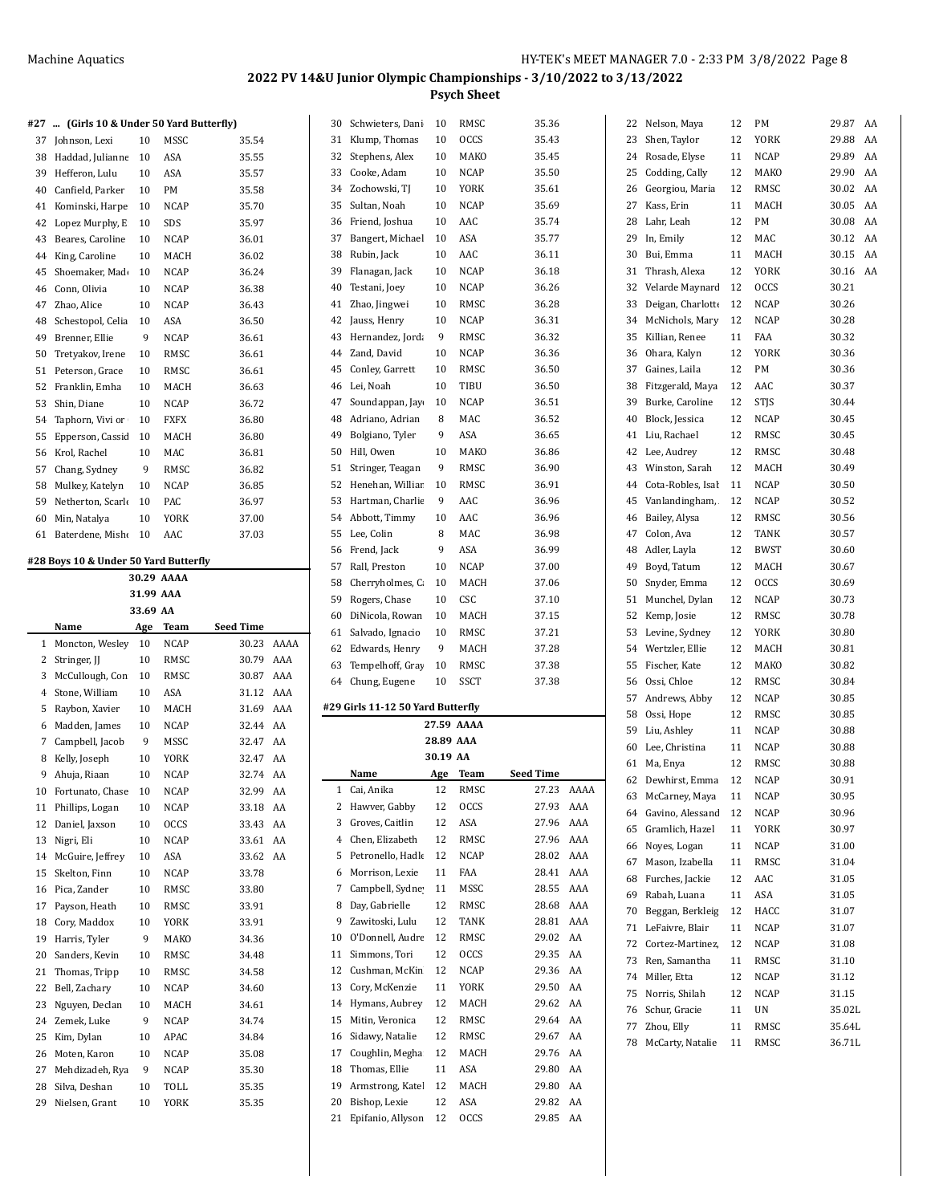## 2022 PV 14&U Junior Olympic Championships - 3/10/2022 to 3/13/2022

### Psych Sheet

#### #27 ... (Girls 10 & Under 50 Yard Butterfly)

| | Name | Age | Team | Seed Time | |
|---|---|---|---|---|---|
| 37 | Johnson, Lexi | 10 | MSSC | 35.54 | |
| 38 | Haddad, Julianne | 10 | ASA | 35.55 | |
| 39 | Hefferon, Lulu | 10 | ASA | 35.57 | |
| 40 | Canfield, Parker | 10 | PM | 35.58 | |
| 41 | Kominski, Harpe | 10 | NCAP | 35.70 | |
| 42 | Lopez Murphy, E | 10 | SDS | 35.97 | |
| 43 | Beares, Caroline | 10 | NCAP | 36.01 | |
| 44 | King, Caroline | 10 | MACH | 36.02 | |
| 45 | Shoemaker, Mad | 10 | NCAP | 36.24 | |
| 46 | Conn, Olivia | 10 | NCAP | 36.38 | |
| 47 | Zhao, Alice | 10 | NCAP | 36.43 | |
| 48 | Schestopol, Celia | 10 | ASA | 36.50 | |
| 49 | Brenner, Ellie | 9 | NCAP | 36.61 | |
| 50 | Tretyakov, Irene | 10 | RMSC | 36.61 | |
| 51 | Peterson, Grace | 10 | RMSC | 36.61 | |
| 52 | Franklin, Emha | 10 | MACH | 36.63 | |
| 53 | Shin, Diane | 10 | NCAP | 36.72 | |
| 54 | Taphorn, Vivi or | 10 | FXFX | 36.80 | |
| 55 | Epperson, Cassid | 10 | MACH | 36.80 | |
| 56 | Krol, Rachel | 10 | MAC | 36.81 | |
| 57 | Chang, Sydney | 9 | RMSC | 36.82 | |
| 58 | Mulkey, Katelyn | 10 | NCAP | 36.85 | |
| 59 | Netherton, Scarle | 10 | PAC | 36.97 | |
| 60 | Min, Natalya | 10 | YORK | 37.00 | |
| 61 | Baterdene, Mish | 10 | AAC | 37.03 | |

#### #28 Boys 10 & Under 50 Yard Butterfly

30.29 AAAA
31.99 AAA
33.69 AA

| | Name | Age | Team | Seed Time | |
|---|---|---|---|---|---|
| 1 | Moncton, Wesley | 10 | NCAP | 30.23 | AAAA |
| 2 | Stringer, JJ | 10 | RMSC | 30.79 | AAA |
| 3 | McCullough, Con | 10 | RMSC | 30.87 | AAA |
| 4 | Stone, William | 10 | ASA | 31.12 | AAA |
| 5 | Raybon, Xavier | 10 | MACH | 31.69 | AAA |
| 6 | Madden, James | 10 | NCAP | 32.44 | AA |
| 7 | Campbell, Jacob | 9 | MSSC | 32.47 | AA |
| 8 | Kelly, Joseph | 10 | YORK | 32.47 | AA |
| 9 | Ahuja, Riaan | 10 | NCAP | 32.74 | AA |
| 10 | Fortunato, Chase | 10 | NCAP | 32.99 | AA |
| 11 | Phillips, Logan | 10 | NCAP | 33.18 | AA |
| 12 | Daniel, Jaxson | 10 | OCCS | 33.43 | AA |
| 13 | Nigri, Eli | 10 | NCAP | 33.61 | AA |
| 14 | McGuire, Jeffrey | 10 | ASA | 33.62 | AA |
| 15 | Skelton, Finn | 10 | NCAP | 33.78 | |
| 16 | Pica, Zander | 10 | RMSC | 33.80 | |
| 17 | Payson, Heath | 10 | RMSC | 33.91 | |
| 18 | Cory, Maddox | 10 | YORK | 33.91 | |
| 19 | Harris, Tyler | 9 | MAKO | 34.36 | |
| 20 | Sanders, Kevin | 10 | RMSC | 34.48 | |
| 21 | Thomas, Tripp | 10 | RMSC | 34.58 | |
| 22 | Bell, Zachary | 10 | NCAP | 34.60 | |
| 23 | Nguyen, Declan | 10 | MACH | 34.61 | |
| 24 | Zemek, Luke | 9 | NCAP | 34.74 | |
| 25 | Kim, Dylan | 10 | APAC | 34.84 | |
| 26 | Moten, Karon | 10 | NCAP | 35.08 | |
| 27 | Mehdizadeh, Rya | 9 | NCAP | 35.30 | |
| 28 | Silva, Deshan | 10 | TOLL | 35.35 | |
| 29 | Nielsen, Grant | 10 | YORK | 35.35 | |
| 30 | Schwieters, Dani | 10 | RMSC | 35.36 | |
| 31 | Klump, Thomas | 10 | OCCS | 35.43 | |
| 32 | Stephens, Alex | 10 | MAKO | 35.45 | |
| 33 | Cooke, Adam | 10 | NCAP | 35.50 | |
| 34 | Zochowski, TJ | 10 | YORK | 35.61 | |
| 35 | Sultan, Noah | 10 | NCAP | 35.69 | |
| 36 | Friend, Joshua | 10 | AAC | 35.74 | |
| 37 | Bangert, Michael | 10 | ASA | 35.77 | |
| 38 | Rubin, Jack | 10 | AAC | 36.11 | |
| 39 | Flanagan, Jack | 10 | NCAP | 36.18 | |
| 40 | Testani, Joey | 10 | NCAP | 36.26 | |
| 41 | Zhao, Jingwei | 10 | RMSC | 36.28 | |
| 42 | Jauss, Henry | 10 | NCAP | 36.31 | |
| 43 | Hernandez, Jorda | 9 | RMSC | 36.32 | |
| 44 | Zand, David | 10 | NCAP | 36.36 | |
| 45 | Conley, Garrett | 10 | RMSC | 36.50 | |
| 46 | Lei, Noah | 10 | TIBU | 36.50 | |
| 47 | Soundappan, Jay | 10 | NCAP | 36.51 | |
| 48 | Adriano, Adrian | 8 | MAC | 36.52 | |
| 49 | Bolgiano, Tyler | 9 | ASA | 36.65 | |
| 50 | Hill, Owen | 10 | MAKO | 36.86 | |
| 51 | Stringer, Teagan | 9 | RMSC | 36.90 | |
| 52 | Henehan, Willian | 10 | RMSC | 36.91 | |
| 53 | Hartman, Charlie | 9 | AAC | 36.96 | |
| 54 | Abbott, Timmy | 10 | AAC | 36.96 | |
| 55 | Lee, Colin | 8 | MAC | 36.98 | |
| 56 | Frend, Jack | 9 | ASA | 36.99 | |
| 57 | Rall, Preston | 10 | NCAP | 37.00 | |
| 58 | Cherryholmes, C | 10 | MACH | 37.06 | |
| 59 | Rogers, Chase | 10 | CSC | 37.10 | |
| 60 | DiNicola, Rowan | 10 | MACH | 37.15 | |
| 61 | Salvado, Ignacio | 10 | RMSC | 37.21 | |
| 62 | Edwards, Henry | 9 | MACH | 37.28 | |
| 63 | Tempelhoff, Gray | 10 | RMSC | 37.38 | |
| 64 | Chung, Eugene | 10 | SSCT | 37.38 | |

#### #29 Girls 11-12 50 Yard Butterfly

27.59 AAAA
28.89 AAA
30.19 AA

| | Name | Age | Team | Seed Time | |
|---|---|---|---|---|---|
| 1 | Cai, Anika | 12 | RMSC | 27.23 | AAAA |
| 2 | Hawver, Gabby | 12 | OCCS | 27.93 | AAA |
| 3 | Groves, Caitlin | 12 | ASA | 27.96 | AAA |
| 4 | Chen, Elizabeth | 12 | RMSC | 27.96 | AAA |
| 5 | Petronello, Hadle | 12 | NCAP | 28.02 | AAA |
| 6 | Morrison, Lexie | 11 | FAA | 28.41 | AAA |
| 7 | Campbell, Sydney | 11 | MSSC | 28.55 | AAA |
| 8 | Day, Gabrielle | 12 | RMSC | 28.68 | AAA |
| 9 | Zawitoski, Lulu | 12 | TANK | 28.81 | AAA |
| 10 | O'Donnell, Audre | 12 | RMSC | 29.02 | AA |
| 11 | Simmons, Tori | 12 | OCCS | 29.35 | AA |
| 12 | Cushman, McKin | 12 | NCAP | 29.36 | AA |
| 13 | Cory, McKenzie | 11 | YORK | 29.50 | AA |
| 14 | Hymans, Aubrey | 12 | MACH | 29.62 | AA |
| 15 | Mitin, Veronica | 12 | RMSC | 29.64 | AA |
| 16 | Sidawy, Natalie | 12 | RMSC | 29.67 | AA |
| 17 | Coughlin, Megha | 12 | MACH | 29.76 | AA |
| 18 | Thomas, Ellie | 11 | ASA | 29.80 | AA |
| 19 | Armstrong, Katel | 12 | MACH | 29.80 | AA |
| 20 | Bishop, Lexie | 12 | ASA | 29.82 | AA |
| 21 | Epifanio, Allyson | 12 | OCCS | 29.85 | AA |
| 22 | Nelson, Maya | 12 | PM | 29.87 | AA |
| 23 | Shen, Taylor | 12 | YORK | 29.88 | AA |
| 24 | Rosade, Elyse | 11 | NCAP | 29.89 | AA |
| 25 | Codding, Cally | 12 | MAKO | 29.90 | AA |
| 26 | Georgiou, Maria | 12 | RMSC | 30.02 | AA |
| 27 | Kass, Erin | 11 | MACH | 30.05 | AA |
| 28 | Lahr, Leah | 12 | PM | 30.08 | AA |
| 29 | In, Emily | 12 | MAC | 30.12 | AA |
| 30 | Bui, Emma | 11 | MACH | 30.15 | AA |
| 31 | Thrash, Alexa | 12 | YORK | 30.16 | AA |
| 32 | Velarde Maynard | 12 | OCCS | 30.21 | |
| 33 | Deigan, Charlotte | 12 | NCAP | 30.26 | |
| 34 | McNichols, Mary | 12 | NCAP | 30.28 | |
| 35 | Killian, Renee | 11 | FAA | 30.32 | |
| 36 | Ohara, Kalyn | 12 | YORK | 30.36 | |
| 37 | Gaines, Laila | 12 | PM | 30.36 | |
| 38 | Fitzgerald, Maya | 12 | AAC | 30.37 | |
| 39 | Burke, Caroline | 12 | STJS | 30.44 | |
| 40 | Block, Jessica | 12 | NCAP | 30.45 | |
| 41 | Liu, Rachael | 12 | RMSC | 30.45 | |
| 42 | Lee, Audrey | 12 | RMSC | 30.48 | |
| 43 | Winston, Sarah | 12 | MACH | 30.49 | |
| 44 | Cota-Robles, Isal | 11 | NCAP | 30.50 | |
| 45 | Vanlandingham, | 12 | NCAP | 30.52 | |
| 46 | Bailey, Alysa | 12 | RMSC | 30.56 | |
| 47 | Colon, Ava | 12 | TANK | 30.57 | |
| 48 | Adler, Layla | 12 | BWST | 30.60 | |
| 49 | Boyd, Tatum | 12 | MACH | 30.67 | |
| 50 | Snyder, Emma | 12 | OCCS | 30.69 | |
| 51 | Munchel, Dylan | 12 | NCAP | 30.73 | |
| 52 | Kemp, Josie | 12 | RMSC | 30.78 | |
| 53 | Levine, Sydney | 12 | YORK | 30.80 | |
| 54 | Wertzler, Ellie | 12 | MACH | 30.81 | |
| 55 | Fischer, Kate | 12 | MAKO | 30.82 | |
| 56 | Ossi, Chloe | 12 | RMSC | 30.84 | |
| 57 | Andrews, Abby | 12 | NCAP | 30.85 | |
| 58 | Ossi, Hope | 12 | RMSC | 30.85 | |
| 59 | Liu, Ashley | 11 | NCAP | 30.88 | |
| 60 | Lee, Christina | 11 | NCAP | 30.88 | |
| 61 | Ma, Enya | 12 | RMSC | 30.88 | |
| 62 | Dewhirst, Emma | 12 | NCAP | 30.91 | |
| 63 | McCarney, Maya | 11 | NCAP | 30.95 | |
| 64 | Gavino, Alessand | 12 | NCAP | 30.96 | |
| 65 | Gramlich, Hazel | 11 | YORK | 30.97 | |
| 66 | Noyes, Logan | 11 | NCAP | 31.00 | |
| 67 | Mason, Izabella | 11 | RMSC | 31.04 | |
| 68 | Furches, Jackie | 12 | AAC | 31.05 | |
| 69 | Rabah, Luana | 11 | ASA | 31.05 | |
| 70 | Beggan, Berkleig | 12 | HACC | 31.07 | |
| 71 | LeFaivre, Blair | 11 | NCAP | 31.07 | |
| 72 | Cortez-Martinez, | 12 | NCAP | 31.08 | |
| 73 | Ren, Samantha | 11 | RMSC | 31.10 | |
| 74 | Miller, Etta | 12 | NCAP | 31.12 | |
| 75 | Norris, Shilah | 12 | NCAP | 31.15 | |
| 76 | Schur, Gracie | 11 | UN | 35.02L | |
| 77 | Zhou, Elly | 11 | RMSC | 35.64L | |
| 78 | McCarty, Natalie | 11 | RMSC | 36.71L | |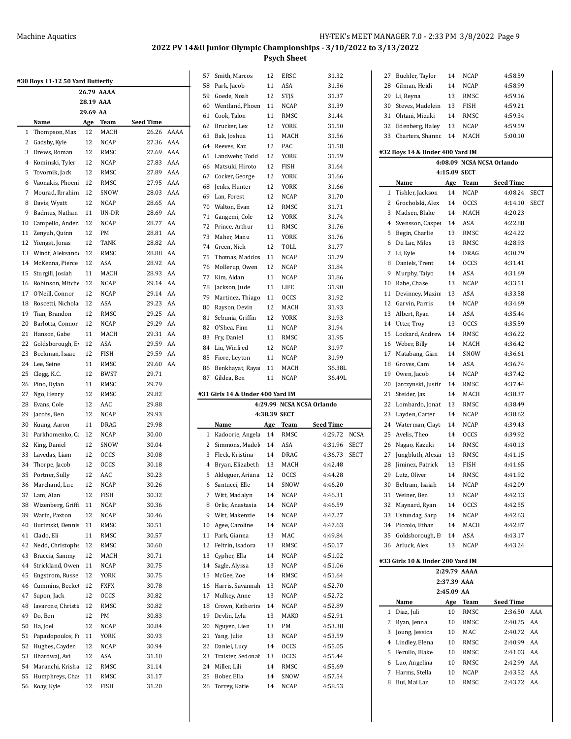Machine Aquatics — HY-TEK's MEET MANAGER 7.0 - 2:33 PM 3/8/2022

**2022 PV 14&U Junior Olympic Championships - 3/10/2022 to 3/13/2022**

**Psych Sheet**

### #30 Boys 11-12 50 Yard Butterfly

| | | | |
|---|---|---|---|
| 26.79 | AAAA | | |
| 28.19 | AAA | | |
| 29.69 | AA | | |

| | Name | Age | Team | Seed Time | |
|---|---|---|---|---|---|
| 1 | Thompson, Max | 12 | MACH | 26.26 | AAAA |
| 2 | Gadsby, Kyle | 12 | NCAP | 27.36 | AAA |
| 3 | Drews, Roman | 12 | RMSC | 27.69 | AAA |
| 4 | Kominski, Tyler | 12 | NCAP | 27.83 | AAA |
| 5 | Tovornik, Jack | 12 | RMSC | 27.89 | AAA |
| 6 | Vaonakis, Phoeni | 12 | RMSC | 27.95 | AAA |
| 7 | Mourad, Ibrahim | 12 | SNOW | 28.03 | AAA |
| 8 | Davis, Wyatt | 12 | NCAP | 28.65 | AA |
| 9 | Badmus, Nathan | 11 | UN-DR | 28.69 | AA |
| 10 | Campello, Ander | 12 | NCAP | 28.77 | AA |
| 11 | Zenyuh, Quinn | 12 | PM | 28.81 | AA |
| 12 | Yiengst, Jonas | 12 | TANK | 28.82 | AA |
| 13 | Windt, Aleksand | 12 | RMSC | 28.88 | AA |
| 14 | McKenna, Pierce | 12 | ASA | 28.92 | AA |
| 15 | Sturgill, Josiah | 11 | MACH | 28.93 | AA |
| 16 | Robinson, Mitche | 12 | NCAP | 29.14 | AA |
| 17 | O'Neill, Connor | 12 | NCAP | 29.14 | AA |
| 18 | Roscetti, Nichola | 12 | ASA | 29.23 | AA |
| 19 | Tian, Brandon | 12 | RMSC | 29.25 | AA |
| 20 | Barlotta, Connor | 12 | NCAP | 29.29 | AA |
| 21 | Hanson, Gabe | 11 | MACH | 29.31 | AA |
| 22 | Goldsborough, E | 12 | ASA | 29.59 | AA |
| 23 | Bockman, Isaac | 12 | FISH | 29.59 | AA |
| 24 | Lee, Seine | 11 | RMSC | 29.60 | AA |
| 25 | Clegg, K.C. | 12 | BWST | 29.71 | |
| 26 | Pino, Dylan | 11 | RMSC | 29.79 | |
| 27 | Ngo, Henry | 12 | RMSC | 29.82 | |
| 28 | Evans, Cole | 12 | AAC | 29.88 | |
| 29 | Jacobs, Ben | 12 | NCAP | 29.93 | |
| 30 | Kuang, Aaron | 11 | DRAG | 29.98 | |
| 31 | Parkhomenko, C | 12 | NCAP | 30.00 | |
| 32 | King, Daniel | 12 | SNOW | 30.04 | |
| 33 | Lavedas, Liam | 12 | OCCS | 30.08 | |
| 34 | Thorpe, Jacob | 12 | OCCS | 30.18 | |
| 35 | Portner, Sully | 12 | AAC | 30.23 | |
| 36 | Marchand, Luc | 12 | NCAP | 30.26 | |
| 37 | Lam, Alan | 12 | FISH | 30.32 | |
| 38 | Wizenberg, Griffi | 11 | NCAP | 30.36 | |
| 39 | Warin, Paxton | 12 | NCAP | 30.46 | |
| 40 | Burimski, Dennis | 11 | RMSC | 30.51 | |
| 41 | Clado, Eli | 11 | RMSC | 30.57 | |
| 42 | Nedd, Christophe | 12 | RMSC | 30.60 | |
| 43 | Braccia, Sammy | 12 | MACH | 30.71 | |
| 44 | Strickland, Owen | 11 | NCAP | 30.75 | |
| 45 | Engstrom, Russe | 12 | YORK | 30.75 | |
| 46 | Cummins, Becke | 12 | FXFX | 30.78 | |
| 47 | Supon, Jack | 12 | OCCS | 30.82 | |
| 48 | Iavarone, Christi | 12 | RMSC | 30.82 | |
| 49 | Do, Ben | 12 | PM | 30.83 | |
| 50 | Ha, Joel | 12 | NCAP | 30.84 | |
| 51 | Papadopoulos, F | 11 | YORK | 30.93 | |
| 52 | Hughes, Cayden | 12 | NCAP | 30.94 | |
| 53 | Bhardwaj, Avi | 12 | ASA | 31.10 | |
| 54 | Maranchi, Krisha | 12 | RMSC | 31.14 | |
| 55 | Humphreys, Cha | 11 | RMSC | 31.17 | |
| 56 | Koay, Kyle | 12 | FISH | 31.20 | |
| 57 | Smith, Marcos | 12 | ERSC | 31.32 | |
| 58 | Park, Jacob | 11 | ASA | 31.36 | |
| 59 | Goede, Noah | 12 | STJS | 31.37 | |
| 60 | Wentland, Phoen | 11 | NCAP | 31.39 | |
| 61 | Cook, Talon | 11 | RMSC | 31.44 | |
| 62 | Brucker, Lex | 12 | YORK | 31.50 | |
| 63 | Bak, Joshua | 11 | MACH | 31.56 | |
| 64 | Reeves, Kaz | 12 | PAC | 31.58 | |
| 65 | Landwehr, Todd | 12 | YORK | 31.59 | |
| 66 | Matsuki, Hiroto | 12 | FISH | 31.64 | |
| 67 | Cocker, George | 12 | YORK | 31.66 | |
| 68 | Jenks, Hunter | 12 | YORK | 31.66 | |
| 69 | Lan, Forest | 12 | NCAP | 31.70 | |
| 70 | Walton, Evan | 12 | RMSC | 31.71 | |
| 71 | Gangemi, Cole | 12 | YORK | 31.74 | |
| 72 | Prince, Arthur | 11 | RMSC | 31.76 | |
| 73 | Maher, Manu | 11 | YORK | 31.76 | |
| 74 | Green, Nick | 12 | TOLL | 31.77 | |
| 75 | Thomas, Maddox | 11 | NCAP | 31.79 | |
| 76 | Mollerup, Owen | 12 | NCAP | 31.84 | |
| 77 | Kim, Aidan | 11 | NCAP | 31.86 | |
| 78 | Jackson, Jude | 11 | LIFE | 31.90 | |
| 79 | Martinez, Thiago | 11 | OCCS | 31.92 | |
| 80 | Rayson, Devin | 12 | MACH | 31.93 | |
| 81 | Sebunia, Griffin | 12 | YORK | 31.93 | |
| 82 | O'Shea, Finn | 11 | NCAP | 31.94 | |
| 83 | Fry, Daniel | 11 | RMSC | 31.95 | |
| 84 | Liu, Winfred | 12 | NCAP | 31.97 | |
| 85 | Fiore, Leyton | 11 | NCAP | 31.99 | |
| 86 | Benkhayat, Raya | 11 | MACH | 36.38L | |
| 87 | Gildea, Ben | 11 | NCAP | 36.49L | |

### #31 Girls 14 & Under 400 Yard IM

| | | |
|---|---|---|
| 4:29.99 | NCSA | NCSA Orlando |
| 4:38.39 | SECT | |

| | Name | Age | Team | Seed Time | |
|---|---|---|---|---|---|
| 1 | Kadoorie, Angela | 14 | RMSC | 4:29.72 | NCSA |
| 2 | Simmons, Madel | 14 | ASA | 4:31.96 | SECT |
| 3 | Fleck, Kristina | 14 | DRAG | 4:36.73 | SECT |
| 4 | Bryan, Elizabeth | 13 | MACH | 4:42.48 | |
| 5 | Aldeguer, Ariana | 12 | OCCS | 4:44.28 | |
| 6 | Santucci, Elle | 14 | SNOW | 4:46.20 | |
| 7 | Witt, Madalyn | 14 | NCAP | 4:46.31 | |
| 8 | Orlic, Anastasia | 14 | NCAP | 4:46.59 | |
| 9 | Witt, Makenzie | 14 | NCAP | 4:47.27 | |
| 10 | Agee, Caroline | 14 | NCAP | 4:47.63 | |
| 11 | Park, Gianna | 13 | MAC | 4:49.84 | |
| 12 | Feltrin, Isadora | 13 | RMSC | 4:50.17 | |
| 13 | Cypher, Ella | 14 | NCAP | 4:51.02 | |
| 14 | Sagle, Alyssa | 13 | NCAP | 4:51.06 | |
| 15 | McGee, Zoe | 14 | RMSC | 4:51.64 | |
| 16 | Harris, Savannah | 13 | NCAP | 4:52.70 | |
| 17 | Mulkey, Anne | 13 | NCAP | 4:52.72 | |
| 18 | Crown, Katherin | 14 | NCAP | 4:52.89 | |
| 19 | Devlin, Lyla | 13 | MAKO | 4:52.91 | |
| 20 | Nguyen, Lien | 13 | PM | 4:53.38 | |
| 21 | Yang, Julie | 13 | NCAP | 4:53.59 | |
| 22 | Daniel, Lucy | 14 | OCCS | 4:55.05 | |
| 23 | Traister, Sedona | 13 | OCCS | 4:55.44 | |
| 24 | Miller, Lili | 14 | RMSC | 4:55.69 | |
| 25 | Bober, Ella | 14 | SNOW | 4:57.54 | |
| 26 | Torrey, Katie | 14 | NCAP | 4:58.53 | |
| 27 | Buehler, Taylor | 14 | NCAP | 4:58.59 | |
| 28 | Gilman, Heidi | 14 | NCAP | 4:58.99 | |
| 29 | Li, Reyna | 13 | RMSC | 4:59.16 | |
| 30 | Steves, Madelein | 13 | FISH | 4:59.21 | |
| 31 | Ohtani, Mizuki | 14 | RMSC | 4:59.34 | |
| 32 | Edenberg, Haley | 13 | NCAP | 4:59.59 | |
| 33 | Charters, Shann | 14 | MACH | 5:00.10 | |

### #32 Boys 14 & Under 400 Yard IM

| | | |
|---|---|---|
| 4:08.09 | NCSA | NCSA Orlando |
| 4:15.09 | SECT | |

| | Name | Age | Team | Seed Time | |
|---|---|---|---|---|---|
| 1 | Tishler, Jackson | 14 | NCAP | 4:08.24 | SECT |
| 2 | Grocholski, Alex | 14 | OCCS | 4:14.10 | SECT |
| 3 | Madsen, Blake | 14 | MACH | 4:20.23 | |
| 4 | Svensson, Caspe | 14 | ASA | 4:22.88 | |
| 5 | Begin, Charlie | 13 | RMSC | 4:24.22 | |
| 6 | Du Lac, Miles | 13 | RMSC | 4:28.93 | |
| 7 | Li, Kyle | 14 | DRAG | 4:30.79 | |
| 8 | Daniels, Trent | 14 | OCCS | 4:31.41 | |
| 9 | Murphy, Taiyo | 14 | ASA | 4:31.69 | |
| 10 | Rabe, Chase | 13 | NCAP | 4:33.51 | |
| 11 | Devinney, Maxim | 13 | ASA | 4:33.58 | |
| 12 | Garvin, Parris | 14 | NCAP | 4:34.69 | |
| 13 | Albert, Ryan | 14 | ASA | 4:35.44 | |
| 14 | Utter, Troy | 13 | OCCS | 4:35.59 | |
| 15 | Lockard, Andrew | 14 | RMSC | 4:36.22 | |
| 16 | Weber, Billy | 14 | MACH | 4:36.42 | |
| 17 | Matabang, Gian | 14 | SNOW | 4:36.61 | |
| 18 | Groves, Cam | 14 | ASA | 4:36.74 | |
| 19 | Owen, Jacob | 14 | NCAP | 4:37.42 | |
| 20 | Jarczynski, Justi | 14 | RMSC | 4:37.44 | |
| 21 | Steider, Jax | 14 | MACH | 4:38.37 | |
| 22 | Lombardo, Jonat | 13 | RMSC | 4:38.49 | |
| 23 | Layden, Carter | 14 | NCAP | 4:38.62 | |
| 24 | Waterman, Clayt | 14 | NCAP | 4:39.43 | |
| 25 | Avelis, Theo | 14 | OCCS | 4:39.92 | |
| 26 | Nagao, Kazuki | 14 | RMSC | 4:40.13 | |
| 27 | Jungbluth, Alexa | 13 | RMSC | 4:41.15 | |
| 28 | Jiminez, Patrick | 13 | FISH | 4:41.65 | |
| 29 | Lutz, Oliver | 14 | RMSC | 4:41.92 | |
| 30 | Beltram, Isaiah | 14 | NCAP | 4:42.09 | |
| 31 | Weiner, Ben | 13 | NCAP | 4:42.13 | |
| 32 | Maynard, Ryan | 14 | OCCS | 4:42.55 | |
| 33 | Ustundag, Sarp | 14 | NCAP | 4:42.63 | |
| 34 | Piccolo, Ethan | 14 | MACH | 4:42.87 | |
| 35 | Goldsborough, E | 14 | ASA | 4:43.17 | |
| 36 | Arluck, Alex | 13 | NCAP | 4:43.24 | |

### #33 Girls 10 & Under 200 Yard IM

| | |
|---|---|
| 2:29.79 | AAAA |
| 2:37.39 | AAA |
| 2:45.09 | AA |

| | Name | Age | Team | Seed Time | |
|---|---|---|---|---|---|
| 1 | Diaz, Juli | 10 | RMSC | 2:36.50 | AAA |
| 2 | Ryan, Jenna | 10 | RMSC | 2:40.25 | AA |
| 3 | Joung, Jessica | 10 | MAC | 2:40.72 | AA |
| 4 | Lindley, Elena | 10 | RMSC | 2:40.99 | AA |
| 5 | Ferullo, Blake | 10 | RMSC | 2:41.03 | AA |
| 6 | Luo, Angelina | 10 | RMSC | 2:42.99 | AA |
| 7 | Harms, Stella | 10 | NCAP | 2:43.52 | AA |
| 8 | Bui, Mai Lan | 10 | RMSC | 2:43.72 | AA |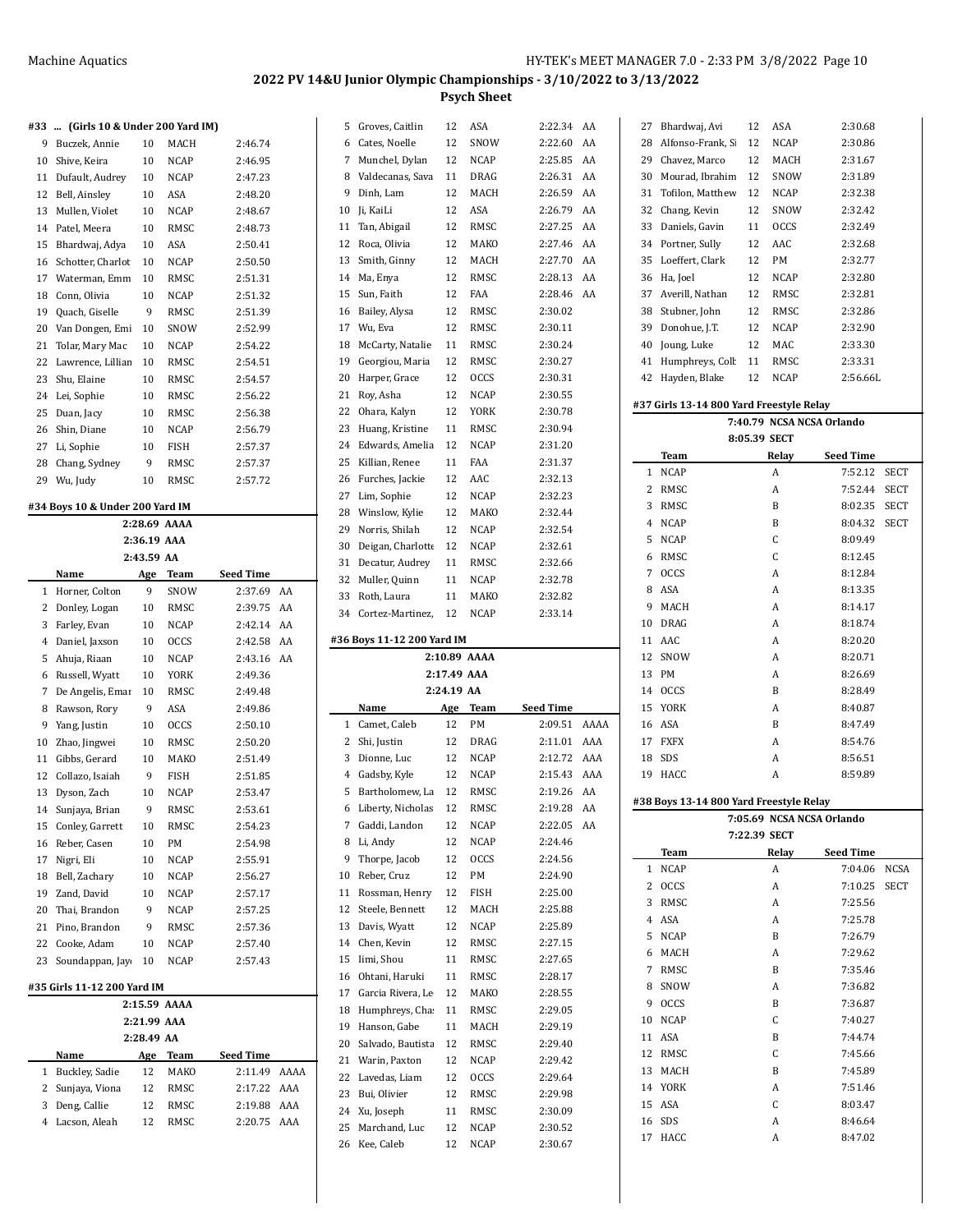## 2022 PV 14&U Junior Olympic Championships - 3/10/2022 to 3/13/2022

### Psych Sheet

#### #33 ... (Girls 10 & Under 200 Yard IM)

| | Name | Age | Team | Seed Time | |
|---|---|---|---|---|---|
| 9 | Buczek, Annie | 10 | MACH | 2:46.74 | |
| 10 | Shive, Keira | 10 | NCAP | 2:46.95 | |
| 11 | Dufault, Audrey | 10 | NCAP | 2:47.23 | |
| 12 | Bell, Ainsley | 10 | ASA | 2:48.20 | |
| 13 | Mullen, Violet | 10 | NCAP | 2:48.67 | |
| 14 | Patel, Meera | 10 | RMSC | 2:48.73 | |
| 15 | Bhardwaj, Adya | 10 | ASA | 2:50.41 | |
| 16 | Schotter, Charlot | 10 | NCAP | 2:50.50 | |
| 17 | Waterman, Emm | 10 | RMSC | 2:51.31 | |
| 18 | Conn, Olivia | 10 | NCAP | 2:51.32 | |
| 19 | Quach, Giselle | 9 | RMSC | 2:51.39 | |
| 20 | Van Dongen, Emi | 10 | SNOW | 2:52.99 | |
| 21 | Tolar, Mary Mac | 10 | NCAP | 2:54.22 | |
| 22 | Lawrence, Lillian | 10 | RMSC | 2:54.51 | |
| 23 | Shu, Elaine | 10 | RMSC | 2:54.57 | |
| 24 | Lei, Sophie | 10 | RMSC | 2:56.22 | |
| 25 | Duan, Jacy | 10 | RMSC | 2:56.38 | |
| 26 | Shin, Diane | 10 | NCAP | 2:56.79 | |
| 27 | Li, Sophie | 10 | FISH | 2:57.37 | |
| 28 | Chang, Sydney | 9 | RMSC | 2:57.37 | |
| 29 | Wu, Judy | 10 | RMSC | 2:57.72 | |

#### #34 Boys 10 & Under 200 Yard IM

2:28.69 AAAA
2:36.19 AAA
2:43.59 AA

| | Name | Age | Team | Seed Time | |
|---|---|---|---|---|---|
| 1 | Horner, Colton | 9 | SNOW | 2:37.69 | AA |
| 2 | Donley, Logan | 10 | RMSC | 2:39.75 | AA |
| 3 | Farley, Evan | 10 | NCAP | 2:42.14 | AA |
| 4 | Daniel, Jaxson | 10 | OCCS | 2:42.58 | AA |
| 5 | Ahuja, Riaan | 10 | NCAP | 2:43.16 | AA |
| 6 | Russell, Wyatt | 10 | YORK | 2:49.36 | |
| 7 | De Angelis, Emar | 10 | RMSC | 2:49.48 | |
| 8 | Rawson, Rory | 9 | ASA | 2:49.86 | |
| 9 | Yang, Justin | 10 | OCCS | 2:50.10 | |
| 10 | Zhao, Jingwei | 10 | RMSC | 2:50.20 | |
| 11 | Gibbs, Gerard | 10 | MAKO | 2:51.49 | |
| 12 | Collazo, Isaiah | 9 | FISH | 2:51.85 | |
| 13 | Dyson, Zach | 10 | NCAP | 2:53.47 | |
| 14 | Sunjaya, Brian | 9 | RMSC | 2:53.61 | |
| 15 | Conley, Garrett | 10 | RMSC | 2:54.23 | |
| 16 | Reber, Casen | 10 | PM | 2:54.98 | |
| 17 | Nigri, Eli | 10 | NCAP | 2:55.91 | |
| 18 | Bell, Zachary | 10 | NCAP | 2:56.27 | |
| 19 | Zand, David | 10 | NCAP | 2:57.17 | |
| 20 | Thai, Brandon | 9 | NCAP | 2:57.25 | |
| 21 | Pino, Brandon | 9 | RMSC | 2:57.36 | |
| 22 | Cooke, Adam | 10 | NCAP | 2:57.40 | |
| 23 | Soundappan, Jay | 10 | NCAP | 2:57.43 | |

#### #35 Girls 11-12 200 Yard IM

2:15.59 AAAA
2:21.99 AAA
2:28.49 AA

| | Name | Age | Team | Seed Time | |
|---|---|---|---|---|---|
| 1 | Buckley, Sadie | 12 | MAKO | 2:11.49 | AAAA |
| 2 | Sunjaya, Viona | 12 | RMSC | 2:17.22 | AAA |
| 3 | Deng, Callie | 12 | RMSC | 2:19.88 | AAA |
| 4 | Lacson, Aleah | 12 | RMSC | 2:20.75 | AAA |
| 5 | Groves, Caitlin | 12 | ASA | 2:22.34 | AA |
| 6 | Cates, Noelle | 12 | SNOW | 2:22.60 | AA |
| 7 | Munchel, Dylan | 12 | NCAP | 2:25.85 | AA |
| 8 | Valdecanas, Sava | 11 | DRAG | 2:26.31 | AA |
| 9 | Dinh, Lam | 12 | MACH | 2:26.59 | AA |
| 10 | Ji, KaiLi | 12 | ASA | 2:26.79 | AA |
| 11 | Tan, Abigail | 12 | RMSC | 2:27.25 | AA |
| 12 | Roca, Olivia | 12 | MAKO | 2:27.46 | AA |
| 13 | Smith, Ginny | 12 | MACH | 2:27.70 | AA |
| 14 | Ma, Enya | 12 | RMSC | 2:28.13 | AA |
| 15 | Sun, Faith | 12 | FAA | 2:28.46 | AA |
| 16 | Bailey, Alysa | 12 | RMSC | 2:30.02 | |
| 17 | Wu, Eva | 12 | RMSC | 2:30.11 | |
| 18 | McCarty, Natalie | 11 | RMSC | 2:30.24 | |
| 19 | Georgiou, Maria | 12 | RMSC | 2:30.27 | |
| 20 | Harper, Grace | 12 | OCCS | 2:30.31 | |
| 21 | Roy, Asha | 12 | NCAP | 2:30.55 | |
| 22 | Ohara, Kalyn | 12 | YORK | 2:30.78 | |
| 23 | Huang, Kristine | 11 | RMSC | 2:30.94 | |
| 24 | Edwards, Amelia | 12 | NCAP | 2:31.20 | |
| 25 | Killian, Renee | 11 | FAA | 2:31.37 | |
| 26 | Furches, Jackie | 12 | AAC | 2:32.13 | |
| 27 | Lim, Sophie | 12 | NCAP | 2:32.23 | |
| 28 | Winslow, Kylie | 12 | MAKO | 2:32.44 | |
| 29 | Norris, Shilah | 12 | NCAP | 2:32.54 | |
| 30 | Deigan, Charlotte | 12 | NCAP | 2:32.61 | |
| 31 | Decatur, Audrey | 11 | RMSC | 2:32.66 | |
| 32 | Muller, Quinn | 11 | NCAP | 2:32.78 | |
| 33 | Roth, Laura | 11 | MAKO | 2:32.82 | |
| 34 | Cortez-Martinez, | 12 | NCAP | 2:33.14 | |

#### #36 Boys 11-12 200 Yard IM

2:10.89 AAAA
2:17.49 AAA
2:24.19 AA

| | Name | Age | Team | Seed Time | |
|---|---|---|---|---|---|
| 1 | Camet, Caleb | 12 | PM | 2:09.51 | AAAA |
| 2 | Shi, Justin | 12 | DRAG | 2:11.01 | AAA |
| 3 | Dionne, Luc | 12 | NCAP | 2:12.72 | AAA |
| 4 | Gadsby, Kyle | 12 | NCAP | 2:15.43 | AAA |
| 5 | Bartholomew, La | 12 | RMSC | 2:19.26 | AA |
| 6 | Liberty, Nicholas | 12 | RMSC | 2:19.28 | AA |
| 7 | Gaddi, Landon | 12 | NCAP | 2:22.05 | AA |
| 8 | Li, Andy | 12 | NCAP | 2:24.46 | |
| 9 | Thorpe, Jacob | 12 | OCCS | 2:24.56 | |
| 10 | Reber, Cruz | 12 | PM | 2:24.90 | |
| 11 | Rossman, Henry | 12 | FISH | 2:25.00 | |
| 12 | Steele, Bennett | 12 | MACH | 2:25.88 | |
| 13 | Davis, Wyatt | 12 | NCAP | 2:25.89 | |
| 14 | Chen, Kevin | 12 | RMSC | 2:27.15 | |
| 15 | Iimi, Shou | 11 | RMSC | 2:27.65 | |
| 16 | Ohtani, Haruki | 11 | RMSC | 2:28.17 | |
| 17 | Garcia Rivera, Le | 12 | MAKO | 2:28.55 | |
| 18 | Humphreys, Chas | 11 | RMSC | 2:29.05 | |
| 19 | Hanson, Gabe | 11 | MACH | 2:29.19 | |
| 20 | Salvado, Bautista | 12 | RMSC | 2:29.40 | |
| 21 | Warin, Paxton | 12 | NCAP | 2:29.42 | |
| 22 | Lavedas, Liam | 12 | OCCS | 2:29.64 | |
| 23 | Bui, Olivier | 12 | RMSC | 2:29.98 | |
| 24 | Xu, Joseph | 11 | RMSC | 2:30.09 | |
| 25 | Marchand, Luc | 12 | NCAP | 2:30.52 | |
| 26 | Kee, Caleb | 12 | NCAP | 2:30.67 | |
| 27 | Bhardwaj, Avi | 12 | ASA | 2:30.68 | |
| 28 | Alfonso-Frank, Si | 12 | NCAP | 2:30.86 | |
| 29 | Chavez, Marco | 12 | MACH | 2:31.67 | |
| 30 | Mourad, Ibrahim | 12 | SNOW | 2:31.89 | |
| 31 | Tofilon, Matthew | 12 | NCAP | 2:32.38 | |
| 32 | Chang, Kevin | 12 | SNOW | 2:32.42 | |
| 33 | Daniels, Gavin | 11 | OCCS | 2:32.49 | |
| 34 | Portner, Sully | 12 | AAC | 2:32.68 | |
| 35 | Loeffert, Clark | 12 | PM | 2:32.77 | |
| 36 | Ha, Joel | 12 | NCAP | 2:32.80 | |
| 37 | Averill, Nathan | 12 | RMSC | 2:32.81 | |
| 38 | Stubner, John | 12 | RMSC | 2:32.86 | |
| 39 | Donohue, J.T. | 12 | NCAP | 2:32.90 | |
| 40 | Joung, Luke | 12 | MAC | 2:33.30 | |
| 41 | Humphreys, Colb | 11 | RMSC | 2:33.31 | |
| 42 | Hayden, Blake | 12 | NCAP | 2:56.66L | |

#### #37 Girls 13-14 800 Yard Freestyle Relay

7:40.79 NCSA NCSA Orlando
8:05.39 SECT

| | Team | Relay | Seed Time | |
|---|---|---|---|---|
| 1 | NCAP | A | 7:52.12 | SECT |
| 2 | RMSC | A | 7:52.44 | SECT |
| 3 | RMSC | B | 8:02.35 | SECT |
| 4 | NCAP | B | 8:04.32 | SECT |
| 5 | NCAP | C | 8:09.49 | |
| 6 | RMSC | C | 8:12.45 | |
| 7 | OCCS | A | 8:12.84 | |
| 8 | ASA | A | 8:13.35 | |
| 9 | MACH | A | 8:14.17 | |
| 10 | DRAG | A | 8:18.74 | |
| 11 | AAC | A | 8:20.20 | |
| 12 | SNOW | A | 8:20.71 | |
| 13 | PM | A | 8:26.69 | |
| 14 | OCCS | B | 8:28.49 | |
| 15 | YORK | A | 8:40.87 | |
| 16 | ASA | B | 8:47.49 | |
| 17 | FXFX | A | 8:54.76 | |
| 18 | SDS | A | 8:56.51 | |
| 19 | HACC | A | 8:59.89 | |

#### #38 Boys 13-14 800 Yard Freestyle Relay

7:05.69 NCSA NCSA Orlando
7:22.39 SECT

| | Team | Relay | Seed Time | |
|---|---|---|---|---|
| 1 | NCAP | A | 7:04.06 | NCSA |
| 2 | OCCS | A | 7:10.25 | SECT |
| 3 | RMSC | A | 7:25.56 | |
| 4 | ASA | A | 7:25.78 | |
| 5 | NCAP | B | 7:26.79 | |
| 6 | MACH | A | 7:29.62 | |
| 7 | RMSC | B | 7:35.46 | |
| 8 | SNOW | A | 7:36.82 | |
| 9 | OCCS | B | 7:36.87 | |
| 10 | NCAP | C | 7:40.27 | |
| 11 | ASA | B | 7:44.74 | |
| 12 | RMSC | C | 7:45.66 | |
| 13 | MACH | B | 7:45.89 | |
| 14 | YORK | A | 7:51.46 | |
| 15 | ASA | C | 8:03.47 | |
| 16 | SDS | A | 8:46.64 | |
| 17 | HACC | A | 8:47.02 | |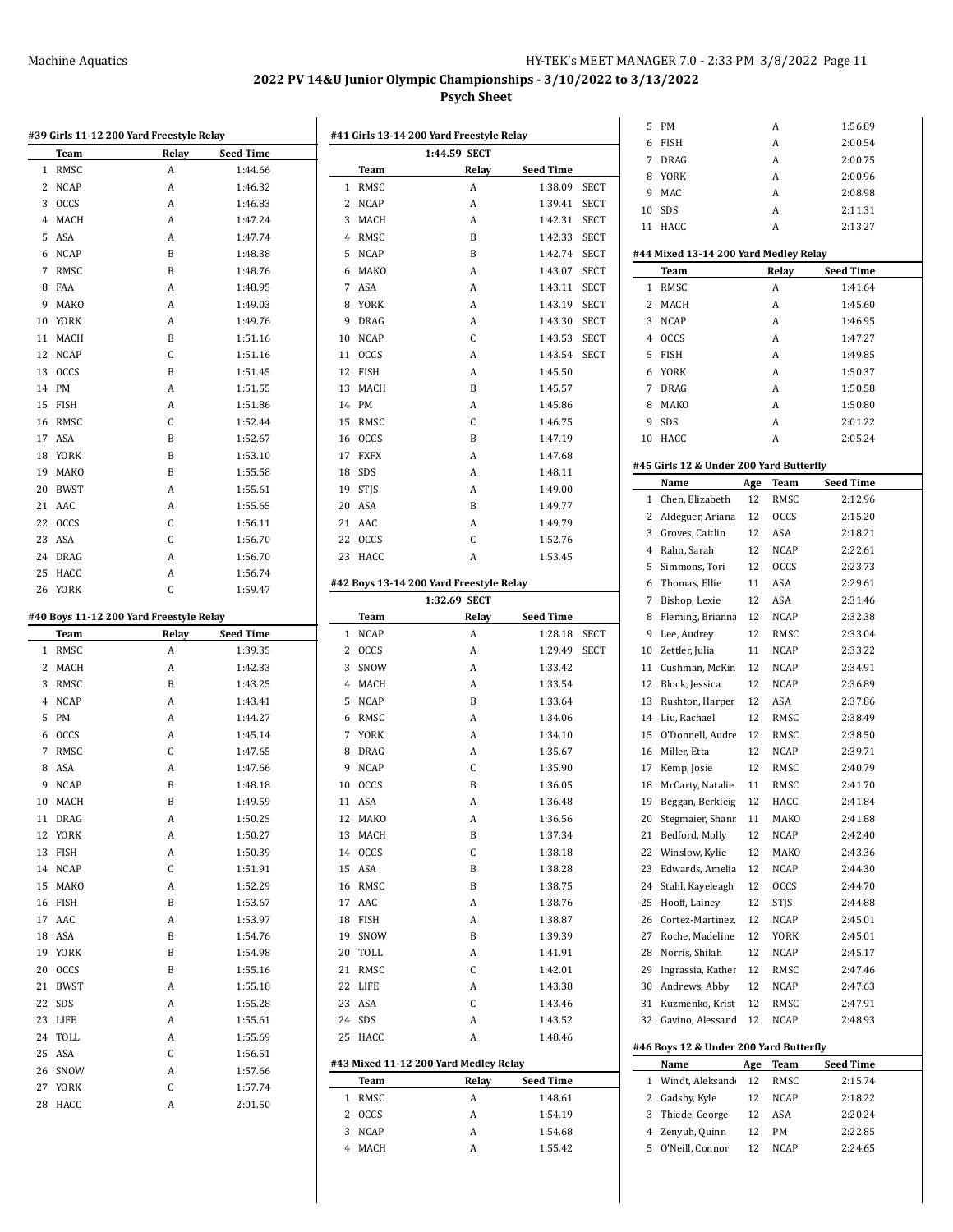# 2022 PV 14&U Junior Olympic Championships - 3/10/2022 to 3/13/2022

## Psych Sheet

### #39 Girls 11-12 200 Yard Freestyle Relay

| | Team | Relay | Seed Time |
|---|---|---|---|
| 1 | RMSC | A | 1:44.66 |
| 2 | NCAP | A | 1:46.32 |
| 3 | OCCS | A | 1:46.83 |
| 4 | MACH | A | 1:47.24 |
| 5 | ASA | A | 1:47.74 |
| 6 | NCAP | B | 1:48.38 |
| 7 | RMSC | B | 1:48.76 |
| 8 | FAA | A | 1:48.95 |
| 9 | MAKO | A | 1:49.03 |
| 10 | YORK | A | 1:49.76 |
| 11 | MACH | B | 1:51.16 |
| 12 | NCAP | C | 1:51.16 |
| 13 | OCCS | B | 1:51.45 |
| 14 | PM | A | 1:51.55 |
| 15 | FISH | A | 1:51.86 |
| 16 | RMSC | C | 1:52.44 |
| 17 | ASA | B | 1:52.67 |
| 18 | YORK | B | 1:53.10 |
| 19 | MAKO | B | 1:55.58 |
| 20 | BWST | A | 1:55.61 |
| 21 | AAC | A | 1:55.65 |
| 22 | OCCS | C | 1:56.11 |
| 23 | ASA | C | 1:56.70 |
| 24 | DRAG | A | 1:56.70 |
| 25 | HACC | A | 1:56.74 |
| 26 | YORK | C | 1:59.47 |

### #40 Boys 11-12 200 Yard Freestyle Relay

| | Team | Relay | Seed Time |
|---|---|---|---|
| 1 | RMSC | A | 1:39.35 |
| 2 | MACH | A | 1:42.33 |
| 3 | RMSC | B | 1:43.25 |
| 4 | NCAP | A | 1:43.41 |
| 5 | PM | A | 1:44.27 |
| 6 | OCCS | A | 1:45.14 |
| 7 | RMSC | C | 1:47.65 |
| 8 | ASA | A | 1:47.66 |
| 9 | NCAP | B | 1:48.18 |
| 10 | MACH | B | 1:49.59 |
| 11 | DRAG | A | 1:50.25 |
| 12 | YORK | A | 1:50.27 |
| 13 | FISH | A | 1:50.39 |
| 14 | NCAP | C | 1:51.91 |
| 15 | MAKO | A | 1:52.29 |
| 16 | FISH | B | 1:53.67 |
| 17 | AAC | A | 1:53.97 |
| 18 | ASA | B | 1:54.76 |
| 19 | YORK | B | 1:54.98 |
| 20 | OCCS | B | 1:55.16 |
| 21 | BWST | A | 1:55.18 |
| 22 | SDS | A | 1:55.28 |
| 23 | LIFE | A | 1:55.61 |
| 24 | TOLL | A | 1:55.69 |
| 25 | ASA | C | 1:56.51 |
| 26 | SNOW | A | 1:57.66 |
| 27 | YORK | C | 1:57.74 |
| 28 | HACC | A | 2:01.50 |

### #41 Girls 13-14 200 Yard Freestyle Relay

1:44.59 SECT

| | Team | Relay | Seed Time | |
|---|---|---|---|---|
| 1 | RMSC | A | 1:38.09 | SECT |
| 2 | NCAP | A | 1:39.41 | SECT |
| 3 | MACH | A | 1:42.31 | SECT |
| 4 | RMSC | B | 1:42.33 | SECT |
| 5 | NCAP | B | 1:42.74 | SECT |
| 6 | MAKO | A | 1:43.07 | SECT |
| 7 | ASA | A | 1:43.11 | SECT |
| 8 | YORK | A | 1:43.19 | SECT |
| 9 | DRAG | A | 1:43.30 | SECT |
| 10 | NCAP | C | 1:43.53 | SECT |
| 11 | OCCS | A | 1:43.54 | SECT |
| 12 | FISH | A | 1:45.50 | |
| 13 | MACH | B | 1:45.57 | |
| 14 | PM | A | 1:45.86 | |
| 15 | RMSC | C | 1:46.75 | |
| 16 | OCCS | B | 1:47.19 | |
| 17 | FXFX | A | 1:47.68 | |
| 18 | SDS | A | 1:48.11 | |
| 19 | STJS | A | 1:49.00 | |
| 20 | ASA | B | 1:49.77 | |
| 21 | AAC | A | 1:49.79 | |
| 22 | OCCS | C | 1:52.76 | |
| 23 | HACC | A | 1:53.45 | |

### #42 Boys 13-14 200 Yard Freestyle Relay

1:32.69 SECT

| | Team | Relay | Seed Time | |
|---|---|---|---|---|
| 1 | NCAP | A | 1:28.18 | SECT |
| 2 | OCCS | A | 1:29.49 | SECT |
| 3 | SNOW | A | 1:33.42 | |
| 4 | MACH | A | 1:33.54 | |
| 5 | NCAP | B | 1:33.64 | |
| 6 | RMSC | A | 1:34.06 | |
| 7 | YORK | A | 1:34.10 | |
| 8 | DRAG | A | 1:35.67 | |
| 9 | NCAP | C | 1:35.90 | |
| 10 | OCCS | B | 1:36.05 | |
| 11 | ASA | A | 1:36.48 | |
| 12 | MAKO | A | 1:36.56 | |
| 13 | MACH | B | 1:37.34 | |
| 14 | OCCS | C | 1:38.18 | |
| 15 | ASA | B | 1:38.28 | |
| 16 | RMSC | B | 1:38.75 | |
| 17 | AAC | A | 1:38.76 | |
| 18 | FISH | A | 1:38.87 | |
| 19 | SNOW | B | 1:39.39 | |
| 20 | TOLL | A | 1:41.91 | |
| 21 | RMSC | C | 1:42.01 | |
| 22 | LIFE | A | 1:43.38 | |
| 23 | ASA | C | 1:43.46 | |
| 24 | SDS | A | 1:43.52 | |
| 25 | HACC | A | 1:48.46 | |

### #43 Mixed 11-12 200 Yard Medley Relay

| | Team | Relay | Seed Time |
|---|---|---|---|
| 1 | RMSC | A | 1:48.61 |
| 2 | OCCS | A | 1:54.19 |
| 3 | NCAP | A | 1:54.68 |
| 4 | MACH | A | 1:55.42 |
| 5 | PM | A | 1:56.89 |
| 6 | FISH | A | 2:00.54 |
| 7 | DRAG | A | 2:00.75 |
| 8 | YORK | A | 2:00.96 |
| 9 | MAC | A | 2:08.98 |
| 10 | SDS | A | 2:11.31 |
| 11 | HACC | A | 2:13.27 |

### #44 Mixed 13-14 200 Yard Medley Relay

| | Team | Relay | Seed Time |
|---|---|---|---|
| 1 | RMSC | A | 1:41.64 |
| 2 | MACH | A | 1:45.60 |
| 3 | NCAP | A | 1:46.95 |
| 4 | OCCS | A | 1:47.27 |
| 5 | FISH | A | 1:49.85 |
| 6 | YORK | A | 1:50.37 |
| 7 | DRAG | A | 1:50.58 |
| 8 | MAKO | A | 1:50.80 |
| 9 | SDS | A | 2:01.22 |
| 10 | HACC | A | 2:05.24 |

### #45 Girls 12 & Under 200 Yard Butterfly

| | Name | Age | Team | Seed Time |
|---|---|---|---|---|
| 1 | Chen, Elizabeth | 12 | RMSC | 2:12.96 |
| 2 | Aldeguer, Ariana | 12 | OCCS | 2:15.20 |
| 3 | Groves, Caitlin | 12 | ASA | 2:18.21 |
| 4 | Rahn, Sarah | 12 | NCAP | 2:22.61 |
| 5 | Simmons, Tori | 12 | OCCS | 2:23.73 |
| 6 | Thomas, Ellie | 11 | ASA | 2:29.61 |
| 7 | Bishop, Lexie | 12 | ASA | 2:31.46 |
| 8 | Fleming, Brianna | 12 | NCAP | 2:32.38 |
| 9 | Lee, Audrey | 12 | RMSC | 2:33.04 |
| 10 | Zettler, Julia | 11 | NCAP | 2:33.22 |
| 11 | Cushman, McKin | 12 | NCAP | 2:34.91 |
| 12 | Block, Jessica | 12 | NCAP | 2:36.89 |
| 13 | Rushton, Harper | 12 | ASA | 2:37.86 |
| 14 | Liu, Rachael | 12 | RMSC | 2:38.49 |
| 15 | O'Donnell, Audre | 12 | RMSC | 2:38.50 |
| 16 | Miller, Etta | 12 | NCAP | 2:39.71 |
| 17 | Kemp, Josie | 12 | RMSC | 2:40.79 |
| 18 | McCarty, Natalie | 11 | RMSC | 2:41.70 |
| 19 | Beggan, Berkleig | 12 | HACC | 2:41.84 |
| 20 | Stegmaier, Shanr | 11 | MAKO | 2:41.88 |
| 21 | Bedford, Molly | 12 | NCAP | 2:42.40 |
| 22 | Winslow, Kylie | 12 | MAKO | 2:43.36 |
| 23 | Edwards, Amelia | 12 | NCAP | 2:44.30 |
| 24 | Stahl, Kayeleagh | 12 | OCCS | 2:44.70 |
| 25 | Hooff, Lainey | 12 | STJS | 2:44.88 |
| 26 | Cortez-Martinez, | 12 | NCAP | 2:45.01 |
| 27 | Roche, Madeline | 12 | YORK | 2:45.01 |
| 28 | Norris, Shilah | 12 | NCAP | 2:45.17 |
| 29 | Ingrassia, Kather | 12 | RMSC | 2:47.46 |
| 30 | Andrews, Abby | 12 | NCAP | 2:47.63 |
| 31 | Kuzmenko, Krist | 12 | RMSC | 2:47.91 |
| 32 | Gavino, Alessand | 12 | NCAP | 2:48.93 |

### #46 Boys 12 & Under 200 Yard Butterfly

| | Name | Age | Team | Seed Time |
|---|---|---|---|---|
| 1 | Windt, Aleksand | 12 | RMSC | 2:15.74 |
| 2 | Gadsby, Kyle | 12 | NCAP | 2:18.22 |
| 3 | Thiede, George | 12 | ASA | 2:20.24 |
| 4 | Zenyuh, Quinn | 12 | PM | 2:22.85 |
| 5 | O'Neill, Connor | 12 | NCAP | 2:24.65 |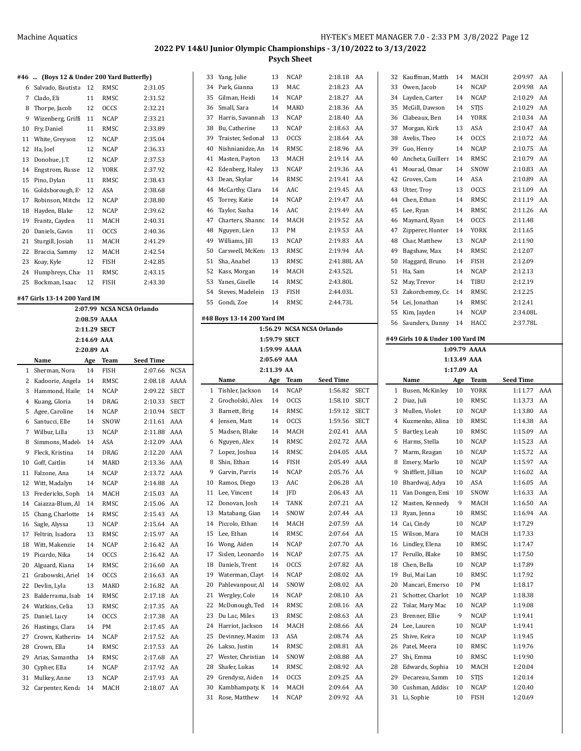# 2022 PV 14&U Junior Olympic Championships - 3/10/2022 to 3/13/2022

## Psych Sheet

### #46 ... (Boys 12 & Under 200 Yard Butterfly)

| | Name | Age | Team | Seed Time | |
|---|---|---|---|---|---|
| 6 | Salvado, Bautista | 12 | RMSC | 2:31.05 | |
| 7 | Clado, Eli | 11 | RMSC | 2:31.52 | |
| 8 | Thorpe, Jacob | 12 | OCCS | 2:32.21 | |
| 9 | Wizenberg, Griffi | 11 | NCAP | 2:33.21 | |
| 10 | Fry, Daniel | 11 | RMSC | 2:33.89 | |
| 11 | White, Greyson | 12 | NCAP | 2:35.04 | |
| 12 | Ha, Joel | 12 | NCAP | 2:36.33 | |
| 13 | Donohue, J.T. | 12 | NCAP | 2:37.53 | |
| 14 | Engstrom, Russe | 12 | YORK | 2:37.92 | |
| 15 | Pino, Dylan | 11 | RMSC | 2:38.43 | |
| 16 | Goldsborough, E | 12 | ASA | 2:38.68 | |
| 17 | Robinson, Mitche | 12 | NCAP | 2:38.80 | |
| 18 | Hayden, Blake | 12 | NCAP | 2:39.62 | |
| 19 | Frantz, Cayden | 11 | MACH | 2:40.31 | |
| 20 | Daniels, Gavin | 11 | OCCS | 2:40.36 | |
| 21 | Sturgill, Josiah | 11 | MACH | 2:41.29 | |
| 22 | Braccia, Sammy | 12 | MACH | 2:42.54 | |
| 23 | Koay, Kyle | 12 | FISH | 2:42.85 | |
| 24 | Humphreys, Cha | 11 | RMSC | 2:43.15 | |
| 25 | Bockman, Isaac | 12 | FISH | 2:43.30 | |

### #47 Girls 13-14 200 Yard IM

2:07.99 NCSA NCSA Orlando
2:08.59 AAAA
2:11.29 SECT
2:14.69 AAA
2:20.89 AA

| | Name | Age | Team | Seed Time | |
|---|---|---|---|---|---|
| 1 | Sherman, Nora | 14 | FISH | 2:07.66 | NCSA |
| 2 | Kadoorie, Angela | 14 | RMSC | 2:08.18 | AAAA |
| 3 | Hammond, Haile | 14 | NCAP | 2:09.22 | SECT |
| 4 | Kuang, Gloria | 14 | DRAG | 2:10.33 | SECT |
| 5 | Agee, Caroline | 14 | NCAP | 2:10.94 | SECT |
| 6 | Santucci, Elle | 14 | SNOW | 2:11.61 | AAA |
| 7 | Wilbur, Lilla | 13 | NCAP | 2:11.88 | AAA |
| 8 | Simmons, Madel | 14 | ASA | 2:12.09 | AAA |
| 9 | Fleck, Kristina | 14 | DRAG | 2:12.20 | AAA |
| 10 | Goff, Caitlin | 14 | MAKO | 2:13.36 | AAA |
| 11 | Falzone, Ana | 14 | NCAP | 2:13.72 | AAA |
| 12 | Witt, Madalyn | 14 | NCAP | 2:14.88 | AA |
| 13 | Fredericks, Soph | 14 | MACH | 2:15.03 | AA |
| 14 | Caiazza-Blum, Al | 14 | RMSC | 2:15.06 | AA |
| 15 | Chang, Charlotte | 14 | RMSC | 2:15.43 | AA |
| 16 | Sagle, Alyssa | 13 | NCAP | 2:15.64 | AA |
| 17 | Feltrin, Isadora | 13 | RMSC | 2:15.97 | AA |
| 18 | Witt, Makenzie | 14 | NCAP | 2:16.42 | AA |
| 19 | Picardo, Nika | 14 | OCCS | 2:16.42 | AA |
| 20 | Alguard, Kiana | 14 | RMSC | 2:16.60 | AA |
| 21 | Grabowski, Ariel | 14 | OCCS | 2:16.63 | AA |
| 22 | Devlin, Lyla | 13 | MAKO | 2:16.82 | AA |
| 23 | Balderrama, Isab | 14 | RMSC | 2:17.18 | AA |
| 24 | Watkins, Celia | 13 | RMSC | 2:17.35 | AA |
| 25 | Daniel, Lucy | 14 | OCCS | 2:17.38 | AA |
| 26 | Hastings, Clara | 14 | PM | 2:17.45 | AA |
| 27 | Crown, Katherin | 14 | NCAP | 2:17.52 | AA |
| 28 | Crown, Ella | 14 | RMSC | 2:17.53 | AA |
| 29 | Arias, Samantha | 14 | RMSC | 2:17.68 | AA |
| 30 | Cypher, Ella | 14 | NCAP | 2:17.92 | AA |
| 31 | Mulkey, Anne | 13 | NCAP | 2:17.93 | AA |
| 32 | Carpenter, Kenda | 14 | MACH | 2:18.07 | AA |
| 33 | Yang, Julie | 13 | NCAP | 2:18.18 | AA |
| 34 | Park, Gianna | 13 | MAC | 2:18.23 | AA |
| 35 | Gilman, Heidi | 14 | NCAP | 2:18.27 | AA |
| 36 | Small, Sara | 14 | MAKO | 2:18.36 | AA |
| 37 | Harris, Savannah | 13 | NCAP | 2:18.40 | AA |
| 38 | Bu, Catherine | 13 | NCAP | 2:18.63 | AA |
| 39 | Traister, Sedonal | 13 | OCCS | 2:18.64 | AA |
| 40 | Nishnianidze, An | 14 | RMSC | 2:18.96 | AA |
| 41 | Masten, Payton | 13 | MACH | 2:19.14 | AA |
| 42 | Edenberg, Haley | 13 | NCAP | 2:19.36 | AA |
| 43 | Dean, Skylar | 14 | RMSC | 2:19.41 | AA |
| 44 | McCarthy, Clara | 14 | AAC | 2:19.45 | AA |
| 45 | Torrey, Katie | 14 | NCAP | 2:19.47 | AA |
| 46 | Taylor, Sasha | 14 | AAC | 2:19.49 | AA |
| 47 | Charters, Shanno | 14 | MACH | 2:19.52 | AA |
| 48 | Nguyen, Lien | 13 | PM | 2:19.53 | AA |
| 49 | Williams, Jill | 13 | NCAP | 2:19.83 | AA |
| 50 | Carswell, McKen | 13 | RMSC | 2:19.94 | AA |
| 51 | Sha, Anabel | 13 | RMSC | 2:41.88L | AA |
| 52 | Kass, Morgan | 14 | MACH | 2:43.52L | |
| 53 | Yanes, Giselle | 14 | RMSC | 2:43.80L | |
| 54 | Steves, Madelein | 13 | FISH | 2:44.03L | |
| 55 | Gondi, Zoe | 14 | RMSC | 2:44.73L | |

### #48 Boys 13-14 200 Yard IM

1:56.29 NCSA NCSA Orlando
1:59.79 SECT
1:59.99 AAAA
2:05.69 AAA
2:11.39 AA

| | Name | Age | Team | Seed Time | |
|---|---|---|---|---|---|
| 1 | Tishler, Jackson | 14 | NCAP | 1:56.82 | SECT |
| 2 | Grocholski, Alex | 14 | OCCS | 1:58.10 | SECT |
| 3 | Barnett, Brig | 14 | RMSC | 1:59.12 | SECT |
| 4 | Jensen, Matt | 14 | OCCS | 1:59.56 | SECT |
| 5 | Madsen, Blake | 14 | MACH | 2:02.41 | AAA |
| 6 | Nguyen, Alex | 14 | RMSC | 2:02.72 | AAA |
| 7 | Lopez, Joshua | 14 | RMSC | 2:04.05 | AAA |
| 8 | Shin, Ethan | 14 | FISH | 2:05.49 | AAA |
| 9 | Garvin, Parris | 14 | NCAP | 2:05.76 | AA |
| 10 | Ramos, Diego | 13 | AAC | 2:06.28 | AA |
| 11 | Lee, Vincent | 14 | JFD | 2:06.43 | AA |
| 12 | Donovan, Josh | 14 | TANK | 2:07.21 | AA |
| 13 | Matabang, Gian | 14 | SNOW | 2:07.44 | AA |
| 14 | Piccolo, Ethan | 14 | MACH | 2:07.59 | AA |
| 15 | Lee, Ethan | 14 | RMSC | 2:07.64 | AA |
| 16 | Wong, Aiden | 14 | NCAP | 2:07.70 | AA |
| 17 | Sislen, Leonardo | 14 | NCAP | 2:07.75 | AA |
| 18 | Daniels, Trent | 14 | OCCS | 2:07.82 | AA |
| 19 | Waterman, Clayt | 14 | NCAP | 2:08.02 | AA |
| 20 | Pahlevanpour, Al | 14 | SNOW | 2:08.02 | AA |
| 21 | Wergley, Cole | 14 | NCAP | 2:08.10 | AA |
| 22 | McDonough, Ted | 14 | RMSC | 2:08.16 | AA |
| 23 | Du Lac, Miles | 13 | RMSC | 2:08.63 | AA |
| 24 | Harriot, Jackson | 14 | MACH | 2:08.66 | AA |
| 25 | Devinney, Maxim | 13 | ASA | 2:08.74 | AA |
| 26 | Lakso, Justin | 14 | RMSC | 2:08.81 | AA |
| 27 | Wester, Christian | 14 | SNOW | 2:08.88 | AA |
| 28 | Shafer, Lukas | 14 | RMSC | 2:08.92 | AA |
| 29 | Grendysz, Aiden | 14 | OCCS | 2:09.25 | AA |
| 30 | Kambhampaty, K | 14 | MACH | 2:09.64 | AA |
| 31 | Rose, Matthew | 14 | NCAP | 2:09.92 | AA |
| 32 | Kauffman, Matth | 14 | MACH | 2:09.97 | AA |
| 33 | Owen, Jacob | 14 | NCAP | 2:09.98 | AA |
| 34 | Layden, Carter | 14 | NCAP | 2:10.29 | AA |
| 35 | McGill, Dawson | 14 | STJS | 2:10.29 | AA |
| 36 | Clabeaux, Ben | 14 | YORK | 2:10.34 | AA |
| 37 | Morgan, Kirk | 13 | ASA | 2:10.47 | AA |
| 38 | Avelis, Theo | 14 | OCCS | 2:10.72 | AA |
| 39 | Guo, Henry | 14 | NCAP | 2:10.75 | AA |
| 40 | Ancheta, Guillerr | 14 | RMSC | 2:10.79 | AA |
| 41 | Mourad, Omar | 14 | SNOW | 2:10.83 | AA |
| 42 | Groves, Cam | 14 | ASA | 2:10.89 | AA |
| 43 | Utter, Troy | 13 | OCCS | 2:11.09 | AA |
| 44 | Chen, Ethan | 14 | RMSC | 2:11.19 | AA |
| 45 | Lee, Ryan | 14 | RMSC | 2:11.26 | AA |
| 46 | Maynard, Ryan | 14 | OCCS | 2:11.48 | |
| 47 | Zipperer, Hunter | 14 | YORK | 2:11.65 | |
| 48 | Char, Matthew | 13 | NCAP | 2:11.90 | |
| 49 | Bagshaw, Max | 14 | RMSC | 2:12.07 | |
| 50 | Haggard, Bruno | 14 | FISH | 2:12.09 | |
| 51 | Ha, Sam | 14 | NCAP | 2:12.13 | |
| 52 | May, Trevor | 14 | TIBU | 2:12.19 | |
| 53 | Zakorchemny, Cc | 14 | RMSC | 2:12.25 | |
| 54 | Lei, Jonathan | 14 | RMSC | 2:12.41 | |
| 55 | Kim, Jayden | 14 | NCAP | 2:34.08L | |
| 56 | Saunders, Danny | 14 | HACC | 2:37.78L | |

### #49 Girls 10 & Under 100 Yard IM

1:09.79 AAAA
1:13.49 AAA
1:17.09 AA

| | Name | Age | Team | Seed Time | |
|---|---|---|---|---|---|
| 1 | Busen, McKinley | 10 | YORK | 1:11.77 | AAA |
| 2 | Diaz, Juli | 10 | RMSC | 1:13.73 | AA |
| 3 | Mullen, Violet | 10 | NCAP | 1:13.80 | AA |
| 4 | Kuzmenko, Alina | 10 | RMSC | 1:14.38 | AA |
| 5 | Bartley, Leah | 10 | RMSC | 1:15.09 | AA |
| 6 | Harms, Stella | 10 | NCAP | 1:15.23 | AA |
| 7 | Marm, Reagan | 10 | NCAP | 1:15.72 | AA |
| 8 | Emery, Marlo | 10 | NCAP | 1:15.97 | AA |
| 9 | Shifflett, Jillian | 10 | NCAP | 1:16.02 | AA |
| 10 | Bhardwaj, Adya | 10 | ASA | 1:16.05 | AA |
| 11 | Van Dongen, Emi | 10 | SNOW | 1:16.33 | AA |
| 12 | Masten, Kennedy | 9 | MACH | 1:16.50 | AA |
| 13 | Ryan, Jenna | 10 | RMSC | 1:16.94 | AA |
| 14 | Cai, Cindy | 10 | NCAP | 1:17.29 | |
| 15 | Wilson, Mara | 10 | MACH | 1:17.33 | |
| 16 | Lindley, Elena | 10 | RMSC | 1:17.47 | |
| 17 | Ferullo, Blake | 10 | RMSC | 1:17.50 | |
| 18 | Chen, Bella | 10 | NCAP | 1:17.89 | |
| 19 | Bui, Mai Lan | 10 | RMSC | 1:17.92 | |
| 20 | Mancari, Emerso | 10 | PM | 1:18.17 | |
| 21 | Schotter, Charlot | 10 | NCAP | 1:18.38 | |
| 22 | Tolar, Mary Mac | 10 | NCAP | 1:19.08 | |
| 23 | Brenner, Ellie | 9 | NCAP | 1:19.41 | |
| 24 | Lee, Lauren | 10 | NCAP | 1:19.41 | |
| 25 | Shive, Keira | 10 | NCAP | 1:19.45 | |
| 26 | Patel, Meera | 10 | RMSC | 1:19.76 | |
| 27 | Shi, Emma | 10 | RMSC | 1:19.90 | |
| 28 | Edwards, Sophia | 10 | MACH | 1:20.04 | |
| 29 | Decareau, Samm | 10 | STJS | 1:20.14 | |
| 30 | Cushman, Addisc | 10 | NCAP | 1:20.40 | |
| 31 | Li, Sophie | 10 | FISH | 1:20.69 | |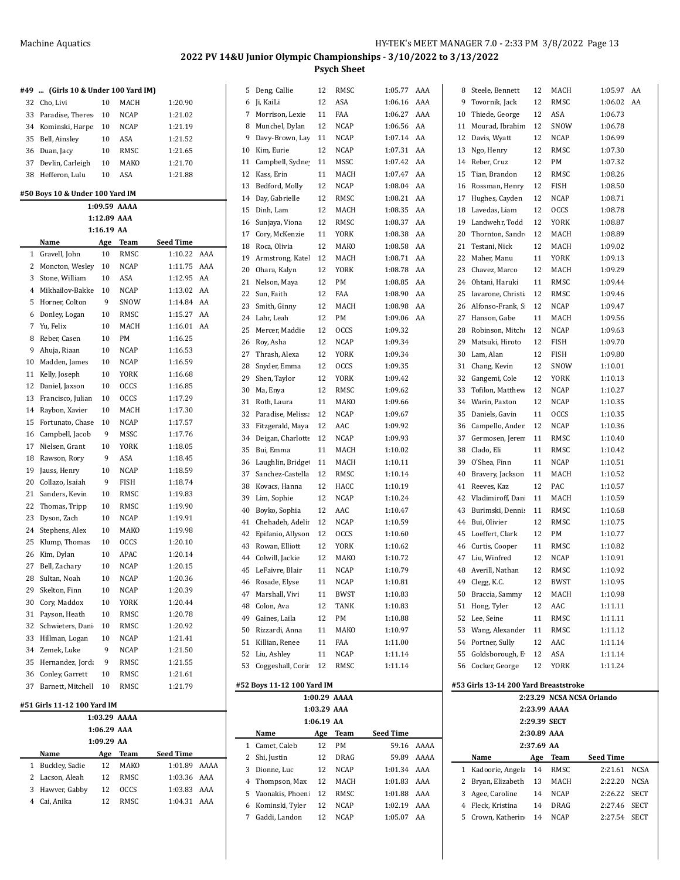## #49 ... (Girls 10 & Under 100 Yard IM)

| | Name | Age | Team | Seed Time | |
|---|---|---|---|---|---|
| 32 | Cho, Livi | 10 | MACH | 1:20.90 | |
| 33 | Paradise, Theres | 10 | NCAP | 1:21.02 | |
| 34 | Kominski, Harpe | 10 | NCAP | 1:21.19 | |
| 35 | Bell, Ainsley | 10 | ASA | 1:21.52 | |
| 36 | Duan, Jacy | 10 | RMSC | 1:21.65 | |
| 37 | Devlin, Carleigh | 10 | MAKO | 1:21.70 | |
| 38 | Hefferon, Lulu | 10 | ASA | 1:21.88 | |

## #50 Boys 10 & Under 100 Yard IM

1:09.59 AAAA
1:12.89 AAA
1:16.19 AA

| | Name | Age | Team | Seed Time | |
|---|---|---|---|---|---|
| 1 | Gravell, John | 10 | RMSC | 1:10.22 | AAA |
| 2 | Moncton, Wesley | 10 | NCAP | 1:11.75 | AAA |
| 3 | Stone, William | 10 | ASA | 1:12.95 | AA |
| 4 | Mikhailov-Bakke | 10 | NCAP | 1:13.02 | AA |
| 5 | Horner, Colton | 9 | SNOW | 1:14.84 | AA |
| 6 | Donley, Logan | 10 | RMSC | 1:15.27 | AA |
| 7 | Yu, Felix | 10 | MACH | 1:16.01 | AA |
| 8 | Reber, Casen | 10 | PM | 1:16.25 | |
| 9 | Ahuja, Riaan | 10 | NCAP | 1:16.53 | |
| 10 | Madden, James | 10 | NCAP | 1:16.59 | |
| 11 | Kelly, Joseph | 10 | YORK | 1:16.68 | |
| 12 | Daniel, Jaxson | 10 | OCCS | 1:16.85 | |
| 13 | Francisco, Julian | 10 | OCCS | 1:17.29 | |
| 14 | Raybon, Xavier | 10 | MACH | 1:17.30 | |
| 15 | Fortunato, Chase | 10 | NCAP | 1:17.57 | |
| 16 | Campbell, Jacob | 9 | MSSC | 1:17.76 | |
| 17 | Nielsen, Grant | 10 | YORK | 1:18.05 | |
| 18 | Rawson, Rory | 9 | ASA | 1:18.45 | |
| 19 | Jauss, Henry | 10 | NCAP | 1:18.59 | |
| 20 | Collazo, Isaiah | 9 | FISH | 1:18.74 | |
| 21 | Sanders, Kevin | 10 | RMSC | 1:19.83 | |
| 22 | Thomas, Tripp | 10 | RMSC | 1:19.90 | |
| 23 | Dyson, Zach | 10 | NCAP | 1:19.91 | |
| 24 | Stephens, Alex | 10 | MAKO | 1:19.98 | |
| 25 | Klump, Thomas | 10 | OCCS | 1:20.10 | |
| 26 | Kim, Dylan | 10 | APAC | 1:20.14 | |
| 27 | Bell, Zachary | 10 | NCAP | 1:20.15 | |
| 28 | Sultan, Noah | 10 | NCAP | 1:20.36 | |
| 29 | Skelton, Finn | 10 | NCAP | 1:20.39 | |
| 30 | Cory, Maddox | 10 | YORK | 1:20.44 | |
| 31 | Payson, Heath | 10 | RMSC | 1:20.78 | |
| 32 | Schwieters, Dani | 10 | RMSC | 1:20.92 | |
| 33 | Hillman, Logan | 10 | NCAP | 1:21.41 | |
| 34 | Zemek, Luke | 9 | NCAP | 1:21.50 | |
| 35 | Hernandez, Jorda | 9 | RMSC | 1:21.55 | |
| 36 | Conley, Garrett | 10 | RMSC | 1:21.61 | |
| 37 | Barnett, Mitchell | 10 | RMSC | 1:21.79 | |

## #51 Girls 11-12 100 Yard IM

1:03.29 AAAA
1:06.29 AAA
1:09.29 AA

| | Name | Age | Team | Seed Time | |
|---|---|---|---|---|---|
| 1 | Buckley, Sadie | 12 | MAKO | 1:01.89 | AAAA |
| 2 | Lacson, Aleah | 12 | RMSC | 1:03.36 | AAA |
| 3 | Hawver, Gabby | 12 | OCCS | 1:03.83 | AAA |
| 4 | Cai, Anika | 12 | RMSC | 1:04.31 | AAA |
| 5 | Deng, Callie | 12 | RMSC | 1:05.77 | AAA |
| 6 | Ji, KaiLi | 12 | ASA | 1:06.16 | AAA |
| 7 | Morrison, Lexie | 11 | FAA | 1:06.27 | AAA |
| 8 | Munchel, Dylan | 12 | NCAP | 1:06.56 | AA |
| 9 | Davy-Brown, Lay | 11 | NCAP | 1:07.14 | AA |
| 10 | Kim, Eurie | 12 | NCAP | 1:07.31 | AA |
| 11 | Campbell, Sydney | 11 | MSSC | 1:07.42 | AA |
| 12 | Kass, Erin | 11 | MACH | 1:07.47 | AA |
| 13 | Bedford, Molly | 12 | NCAP | 1:08.04 | AA |
| 14 | Day, Gabrielle | 12 | RMSC | 1:08.21 | AA |
| 15 | Dinh, Lam | 12 | MACH | 1:08.35 | AA |
| 16 | Sunjaya, Viona | 12 | RMSC | 1:08.37 | AA |
| 17 | Cory, McKenzie | 11 | YORK | 1:08.38 | AA |
| 18 | Roca, Olivia | 12 | MAKO | 1:08.58 | AA |
| 19 | Armstrong, Katel | 12 | MACH | 1:08.71 | AA |
| 20 | Ohara, Kalyn | 12 | YORK | 1:08.78 | AA |
| 21 | Nelson, Maya | 12 | PM | 1:08.85 | AA |
| 22 | Sun, Faith | 12 | FAA | 1:08.90 | AA |
| 23 | Smith, Ginny | 12 | MACH | 1:08.98 | AA |
| 24 | Lahr, Leah | 12 | PM | 1:09.06 | AA |
| 25 | Mercer, Maddie | 12 | OCCS | 1:09.32 | |
| 26 | Roy, Asha | 12 | NCAP | 1:09.34 | |
| 27 | Thrash, Alexa | 12 | YORK | 1:09.34 | |
| 28 | Snyder, Emma | 12 | OCCS | 1:09.35 | |
| 29 | Shen, Taylor | 12 | YORK | 1:09.42 | |
| 30 | Ma, Enya | 12 | RMSC | 1:09.62 | |
| 31 | Roth, Laura | 11 | MAKO | 1:09.66 | |
| 32 | Paradise, Melissa | 12 | NCAP | 1:09.67 | |
| 33 | Fitzgerald, Maya | 12 | AAC | 1:09.92 | |
| 34 | Deigan, Charlotte | 12 | NCAP | 1:09.93 | |
| 35 | Bui, Emma | 11 | MACH | 1:10.02 | |
| 36 | Laughlin, Bridget | 11 | MACH | 1:10.11 | |
| 37 | Sanchez-Castella | 12 | RMSC | 1:10.14 | |
| 38 | Kovacs, Hanna | 12 | HACC | 1:10.19 | |
| 39 | Lim, Sophie | 12 | NCAP | 1:10.24 | |
| 40 | Boyko, Sophia | 12 | AAC | 1:10.47 | |
| 41 | Chehadeh, Adelir | 12 | NCAP | 1:10.59 | |
| 42 | Epifanio, Allyson | 12 | OCCS | 1:10.60 | |
| 43 | Rowan, Elliott | 12 | YORK | 1:10.62 | |
| 44 | Colwill, Jackie | 12 | MAKO | 1:10.72 | |
| 45 | LeFaivre, Blair | 11 | NCAP | 1:10.79 | |
| 46 | Rosade, Elyse | 11 | NCAP | 1:10.81 | |
| 47 | Marshall, Vivi | 11 | BWST | 1:10.83 | |
| 48 | Colon, Ava | 12 | TANK | 1:10.83 | |
| 49 | Gaines, Laila | 12 | PM | 1:10.88 | |
| 50 | Rizzardi, Anna | 11 | MAKO | 1:10.97 | |
| 51 | Killian, Renee | 11 | FAA | 1:11.00 | |
| 52 | Liu, Ashley | 11 | NCAP | 1:11.14 | |
| 53 | Coggeshall, Corir | 12 | RMSC | 1:11.14 | |

## #52 Boys 11-12 100 Yard IM

1:00.29 AAAA
1:03.29 AAA
1:06.19 AA

| | Name | Age | Team | Seed Time | |
|---|---|---|---|---|---|
| 1 | Camet, Caleb | 12 | PM | 59.16 | AAAA |
| 2 | Shi, Justin | 12 | DRAG | 59.89 | AAAA |
| 3 | Dionne, Luc | 12 | NCAP | 1:01.34 | AAA |
| 4 | Thompson, Max | 12 | MACH | 1:01.83 | AAA |
| 5 | Vaonakis, Phoeni | 12 | RMSC | 1:01.88 | AAA |
| 6 | Kominski, Tyler | 12 | NCAP | 1:02.19 | AAA |
| 7 | Gaddi, Landon | 12 | NCAP | 1:05.07 | AA |
| 8 | Steele, Bennett | 12 | MACH | 1:05.97 | AA |
| 9 | Tovornik, Jack | 12 | RMSC | 1:06.02 | AA |
| 10 | Thiede, George | 12 | ASA | 1:06.73 | |
| 11 | Mourad, Ibrahim | 12 | SNOW | 1:06.78 | |
| 12 | Davis, Wyatt | 12 | NCAP | 1:06.99 | |
| 13 | Ngo, Henry | 12 | RMSC | 1:07.30 | |
| 14 | Reber, Cruz | 12 | PM | 1:07.32 | |
| 15 | Tian, Brandon | 12 | RMSC | 1:08.26 | |
| 16 | Rossman, Henry | 12 | FISH | 1:08.50 | |
| 17 | Hughes, Cayden | 12 | NCAP | 1:08.71 | |
| 18 | Lavedas, Liam | 12 | OCCS | 1:08.78 | |
| 19 | Landwehr, Todd | 12 | YORK | 1:08.87 | |
| 20 | Thornton, Sandro | 12 | MACH | 1:08.89 | |
| 21 | Testani, Nick | 12 | MACH | 1:09.02 | |
| 22 | Maher, Manu | 11 | YORK | 1:09.13 | |
| 23 | Chavez, Marco | 12 | MACH | 1:09.29 | |
| 24 | Ohtani, Haruki | 11 | RMSC | 1:09.44 | |
| 25 | Iavarone, Christia | 12 | RMSC | 1:09.46 | |
| 26 | Alfonso-Frank, Si | 12 | NCAP | 1:09.47 | |
| 27 | Hanson, Gabe | 11 | MACH | 1:09.56 | |
| 28 | Robinson, Mitche | 12 | NCAP | 1:09.63 | |
| 29 | Matsuki, Hiroto | 12 | FISH | 1:09.70 | |
| 30 | Lam, Alan | 12 | FISH | 1:09.80 | |
| 31 | Chang, Kevin | 12 | SNOW | 1:10.01 | |
| 32 | Gangemi, Cole | 12 | YORK | 1:10.13 | |
| 33 | Tofilon, Matthew | 12 | NCAP | 1:10.27 | |
| 34 | Warin, Paxton | 12 | NCAP | 1:10.35 | |
| 35 | Daniels, Gavin | 11 | OCCS | 1:10.35 | |
| 36 | Campello, Ander | 12 | NCAP | 1:10.36 | |
| 37 | Germosen, Jerem | 11 | RMSC | 1:10.40 | |
| 38 | Clado, Eli | 11 | RMSC | 1:10.42 | |
| 39 | O'Shea, Finn | 11 | NCAP | 1:10.51 | |
| 40 | Bravery, Jackson | 11 | MACH | 1:10.52 | |
| 41 | Reeves, Kaz | 12 | PAC | 1:10.57 | |
| 42 | Vladimiroff, Dani | 11 | MACH | 1:10.59 | |
| 43 | Burimski, Dennis | 11 | RMSC | 1:10.68 | |
| 44 | Bui, Olivier | 12 | RMSC | 1:10.75 | |
| 45 | Loeffert, Clark | 12 | PM | 1:10.77 | |
| 46 | Curtis, Cooper | 11 | RMSC | 1:10.82 | |
| 47 | Liu, Winfred | 12 | NCAP | 1:10.91 | |
| 48 | Averill, Nathan | 12 | RMSC | 1:10.92 | |
| 49 | Clegg, K.C. | 12 | BWST | 1:10.95 | |
| 50 | Braccia, Sammy | 12 | MACH | 1:10.98 | |
| 51 | Hong, Tyler | 12 | AAC | 1:11.11 | |
| 52 | Lee, Seine | 11 | RMSC | 1:11.11 | |
| 53 | Wang, Alexander | 11 | RMSC | 1:11.12 | |
| 54 | Portner, Sully | 12 | AAC | 1:11.14 | |
| 55 | Goldsborough, E | 12 | ASA | 1:11.14 | |
| 56 | Cocker, George | 12 | YORK | 1:11.24 | |

## #53 Girls 13-14 200 Yard Breaststroke

2:23.29 NCSA NCSA Orlando
2:23.99 AAAA
2:29.39 SECT
2:30.89 AAA
2:37.69 AA

| | Name | Age | Team | Seed Time | |
|---|---|---|---|---|---|
| 1 | Kadoorie, Angela | 14 | RMSC | 2:21.61 | NCSA |
| 2 | Bryan, Elizabeth | 13 | MACH | 2:22.20 | NCSA |
| 3 | Agee, Caroline | 14 | NCAP | 2:26.22 | SECT |
| 4 | Fleck, Kristina | 14 | DRAG | 2:27.46 | SECT |
| 5 | Crown, Katherine | 14 | NCAP | 2:27.54 | SECT |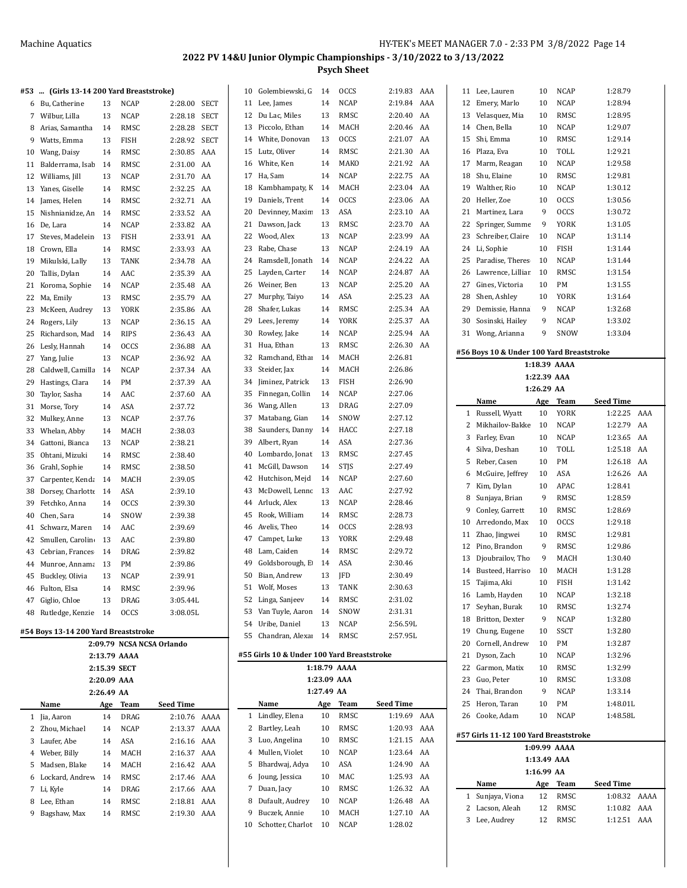## 2022 PV 14&U Junior Olympic Championships - 3/10/2022 to 3/13/2022

### Psych Sheet

#### #53 ... (Girls 13-14 200 Yard Breaststroke)

| | Name | Age | Team | Seed Time | |
|---|---|---|---|---|---|
| 6 | Bu, Catherine | 13 | NCAP | 2:28.00 | SECT |
| 7 | Wilbur, Lilla | 13 | NCAP | 2:28.18 | SECT |
| 8 | Arias, Samantha | 14 | RMSC | 2:28.28 | SECT |
| 9 | Watts, Emma | 13 | FISH | 2:28.92 | SECT |
| 10 | Wang, Daisy | 14 | RMSC | 2:30.85 | AAA |
| 11 | Balderrama, Isab | 14 | RMSC | 2:31.00 | AA |
| 12 | Williams, Jill | 13 | NCAP | 2:31.70 | AA |
| 13 | Yanes, Giselle | 14 | RMSC | 2:32.25 | AA |
| 14 | James, Helen | 14 | RMSC | 2:32.71 | AA |
| 15 | Nishnianidze, An | 14 | RMSC | 2:33.52 | AA |
| 16 | De, Lara | 14 | NCAP | 2:33.82 | AA |
| 17 | Steves, Madelein | 13 | FISH | 2:33.91 | AA |
| 18 | Crown, Ella | 14 | RMSC | 2:33.93 | AA |
| 19 | Mikulski, Lally | 13 | TANK | 2:34.78 | AA |
| 20 | Tallis, Dylan | 14 | AAC | 2:35.39 | AA |
| 21 | Koroma, Sophie | 14 | NCAP | 2:35.48 | AA |
| 22 | Ma, Emily | 13 | RMSC | 2:35.79 | AA |
| 23 | McKeen, Audrey | 13 | YORK | 2:35.86 | AA |
| 24 | Rogers, Lily | 13 | NCAP | 2:36.15 | AA |
| 25 | Richardson, Mad | 14 | RIPS | 2:36.43 | AA |
| 26 | Lesly, Hannah | 14 | OCCS | 2:36.88 | AA |
| 27 | Yang, Julie | 13 | NCAP | 2:36.92 | AA |
| 28 | Caldwell, Camilla | 14 | NCAP | 2:37.34 | AA |
| 29 | Hastings, Clara | 14 | PM | 2:37.39 | AA |
| 30 | Taylor, Sasha | 14 | AAC | 2:37.60 | AA |
| 31 | Morse, Tory | 14 | ASA | 2:37.72 | |
| 32 | Mulkey, Anne | 13 | NCAP | 2:37.76 | |
| 33 | Whelan, Abby | 14 | MACH | 2:38.03 | |
| 34 | Gattoni, Bianca | 13 | NCAP | 2:38.21 | |
| 35 | Ohtani, Mizuki | 14 | RMSC | 2:38.40 | |
| 36 | Grahl, Sophie | 14 | RMSC | 2:38.50 | |
| 37 | Carpenter, Kenda | 14 | MACH | 2:39.05 | |
| 38 | Dorsey, Charlotte | 14 | ASA | 2:39.10 | |
| 39 | Fetchko, Anna | 14 | OCCS | 2:39.30 | |
| 40 | Chen, Sara | 14 | SNOW | 2:39.38 | |
| 41 | Schwarz, Maren | 14 | AAC | 2:39.69 | |
| 42 | Smullen, Carolin | 13 | AAC | 2:39.80 | |
| 43 | Cebrian, Frances | 14 | DRAG | 2:39.82 | |
| 44 | Munroe, Annama | 13 | PM | 2:39.86 | |
| 45 | Buckley, Olivia | 13 | NCAP | 2:39.91 | |
| 46 | Fulton, Elsa | 14 | RMSC | 2:39.96 | |
| 47 | Giglio, Chloe | 13 | DRAG | 3:05.44L | |
| 48 | Rutledge, Kenzie | 14 | OCCS | 3:08.05L | |

#### #54 Boys 13-14 200 Yard Breaststroke

2:09.79 NCSA NCSA Orlando
2:13.79 AAAA
2:15.39 SECT
2:20.09 AAA
2:26.49 AA

| | Name | Age | Team | Seed Time | |
|---|---|---|---|---|---|
| 1 | Jia, Aaron | 14 | DRAG | 2:10.76 | AAAA |
| 2 | Zhou, Michael | 14 | NCAP | 2:13.37 | AAAA |
| 3 | Laufer, Abe | 14 | ASA | 2:16.16 | AAA |
| 4 | Weber, Billy | 14 | MACH | 2:16.37 | AAA |
| 5 | Madsen, Blake | 14 | MACH | 2:16.42 | AAA |
| 6 | Lockard, Andrew | 14 | RMSC | 2:17.46 | AAA |
| 7 | Li, Kyle | 14 | DRAG | 2:17.66 | AAA |
| 8 | Lee, Ethan | 14 | RMSC | 2:18.81 | AAA |
| 9 | Bagshaw, Max | 14 | RMSC | 2:19.30 | AAA |
| 10 | Golembiewski, G | 14 | OCCS | 2:19.83 | AAA |
| 11 | Lee, James | 14 | NCAP | 2:19.84 | AAA |
| 12 | Du Lac, Miles | 13 | RMSC | 2:20.40 | AA |
| 13 | Piccolo, Ethan | 14 | MACH | 2:20.46 | AA |
| 14 | White, Donovan | 13 | OCCS | 2:21.07 | AA |
| 15 | Lutz, Oliver | 14 | RMSC | 2:21.30 | AA |
| 16 | White, Ken | 14 | MAKO | 2:21.92 | AA |
| 17 | Ha, Sam | 14 | NCAP | 2:22.75 | AA |
| 18 | Kambhampaty, K | 14 | MACH | 2:23.04 | AA |
| 19 | Daniels, Trent | 14 | OCCS | 2:23.06 | AA |
| 20 | Devinney, Maxim | 13 | ASA | 2:23.10 | AA |
| 21 | Dawson, Jack | 13 | RMSC | 2:23.70 | AA |
| 22 | Wood, Alex | 13 | NCAP | 2:23.99 | AA |
| 23 | Rabe, Chase | 13 | NCAP | 2:24.19 | AA |
| 24 | Ramsdell, Jonath | 14 | NCAP | 2:24.22 | AA |
| 25 | Layden, Carter | 14 | NCAP | 2:24.87 | AA |
| 26 | Weiner, Ben | 13 | NCAP | 2:25.20 | AA |
| 27 | Murphy, Taiyo | 14 | ASA | 2:25.23 | AA |
| 28 | Shafer, Lukas | 14 | RMSC | 2:25.34 | AA |
| 29 | Lees, Jeremy | 14 | YORK | 2:25.37 | AA |
| 30 | Rowley, Jake | 14 | NCAP | 2:25.94 | AA |
| 31 | Hua, Ethan | 13 | RMSC | 2:26.30 | AA |
| 32 | Ramchand, Ethan | 14 | MACH | 2:26.81 | |
| 33 | Steider, Jax | 14 | MACH | 2:26.86 | |
| 34 | Jiminez, Patrick | 13 | FISH | 2:26.90 | |
| 35 | Finnegan, Collin | 14 | NCAP | 2:27.06 | |
| 36 | Wang, Allen | 13 | DRAG | 2:27.09 | |
| 37 | Matabang, Gian | 14 | SNOW | 2:27.12 | |
| 38 | Saunders, Danny | 14 | HACC | 2:27.18 | |
| 39 | Albert, Ryan | 14 | ASA | 2:27.36 | |
| 40 | Lombardo, Jonat | 13 | RMSC | 2:27.45 | |
| 41 | McGill, Dawson | 14 | STJS | 2:27.49 | |
| 42 | Hutchison, Mejd | 14 | NCAP | 2:27.60 | |
| 43 | McDowell, Lenno | 13 | AAC | 2:27.92 | |
| 44 | Arluck, Alex | 13 | NCAP | 2:28.46 | |
| 45 | Rook, William | 14 | RMSC | 2:28.73 | |
| 46 | Avelis, Theo | 14 | OCCS | 2:28.93 | |
| 47 | Campet, Luke | 13 | YORK | 2:29.48 | |
| 48 | Lam, Caiden | 14 | RMSC | 2:29.72 | |
| 49 | Goldsborough, E | 14 | ASA | 2:30.46 | |
| 50 | Bian, Andrew | 13 | JFD | 2:30.49 | |
| 51 | Wolf, Moses | 13 | TANK | 2:30.63 | |
| 52 | Linga, Sanjeev | 14 | RMSC | 2:31.02 | |
| 53 | Van Tuyle, Aaron | 14 | SNOW | 2:31.31 | |
| 54 | Uribe, Daniel | 13 | NCAP | 2:56.59L | |
| 55 | Chandran, Alexa | 14 | RMSC | 2:57.95L | |

#### #55 Girls 10 & Under 100 Yard Breaststroke

1:18.79 AAAA
1:23.09 AAA
1:27.49 AA

| | Name | Age | Team | Seed Time | |
|---|---|---|---|---|---|
| 1 | Lindley, Elena | 10 | RMSC | 1:19.69 | AAA |
| 2 | Bartley, Leah | 10 | RMSC | 1:20.93 | AAA |
| 3 | Luo, Angelina | 10 | RMSC | 1:21.15 | AAA |
| 4 | Mullen, Violet | 10 | NCAP | 1:23.64 | AA |
| 5 | Bhardwaj, Adya | 10 | ASA | 1:24.90 | AA |
| 6 | Joung, Jessica | 10 | MAC | 1:25.93 | AA |
| 7 | Duan, Jacy | 10 | RMSC | 1:26.32 | AA |
| 8 | Dufault, Audrey | 10 | NCAP | 1:26.48 | AA |
| 9 | Buczek, Annie | 10 | MACH | 1:27.10 | AA |
| 10 | Schotter, Charlot | 10 | NCAP | 1:28.02 | |
| 11 | Lee, Lauren | 10 | NCAP | 1:28.79 | |
| 12 | Emery, Marlo | 10 | NCAP | 1:28.94 | |
| 13 | Velasquez, Mia | 10 | RMSC | 1:28.95 | |
| 14 | Chen, Bella | 10 | NCAP | 1:29.07 | |
| 15 | Shi, Emma | 10 | RMSC | 1:29.14 | |
| 16 | Plaza, Eva | 10 | TOLL | 1:29.21 | |
| 17 | Marm, Reagan | 10 | NCAP | 1:29.58 | |
| 18 | Shu, Elaine | 10 | RMSC | 1:29.81 | |
| 19 | Walther, Rio | 10 | NCAP | 1:30.12 | |
| 20 | Heller, Zoe | 10 | OCCS | 1:30.56 | |
| 21 | Martinez, Lara | 9 | OCCS | 1:30.72 | |
| 22 | Springer, Summe | 9 | YORK | 1:31.05 | |
| 23 | Schreiber, Claire | 10 | NCAP | 1:31.14 | |
| 24 | Li, Sophie | 10 | FISH | 1:31.44 | |
| 25 | Paradise, Theres | 10 | NCAP | 1:31.44 | |
| 26 | Lawrence, Lillian | 10 | RMSC | 1:31.54 | |
| 27 | Gines, Victoria | 10 | PM | 1:31.55 | |
| 28 | Shen, Ashley | 10 | YORK | 1:31.64 | |
| 29 | Demissie, Hanna | 9 | NCAP | 1:32.68 | |
| 30 | Sosinski, Hailey | 9 | NCAP | 1:33.02 | |
| 31 | Wong, Arianna | 9 | SNOW | 1:33.04 | |

#### #56 Boys 10 & Under 100 Yard Breaststroke

1:18.39 AAAA
1:22.39 AAA
1:26.29 AA

| | Name | Age | Team | Seed Time | |
|---|---|---|---|---|---|
| 1 | Russell, Wyatt | 10 | YORK | 1:22.25 | AAA |
| 2 | Mikhailov-Bakke | 10 | NCAP | 1:22.79 | AA |
| 3 | Farley, Evan | 10 | NCAP | 1:23.65 | AA |
| 4 | Silva, Deshan | 10 | TOLL | 1:25.18 | AA |
| 5 | Reber, Casen | 10 | PM | 1:26.18 | AA |
| 6 | McGuire, Jeffrey | 10 | ASA | 1:26.26 | AA |
| 7 | Kim, Dylan | 10 | APAC | 1:28.41 | |
| 8 | Sunjaya, Brian | 9 | RMSC | 1:28.59 | |
| 9 | Conley, Garrett | 10 | RMSC | 1:28.69 | |
| 10 | Arredondo, Max | 10 | OCCS | 1:29.18 | |
| 11 | Zhao, Jingwei | 10 | RMSC | 1:29.81 | |
| 12 | Pino, Brandon | 9 | RMSC | 1:29.86 | |
| 13 | Djoubrailov, Tho | 9 | MACH | 1:30.40 | |
| 14 | Busteed, Harriso | 10 | MACH | 1:31.28 | |
| 15 | Tajima, Aki | 10 | FISH | 1:31.42 | |
| 16 | Lamb, Hayden | 10 | NCAP | 1:32.18 | |
| 17 | Seyhan, Burak | 10 | RMSC | 1:32.74 | |
| 18 | Britton, Dexter | 9 | NCAP | 1:32.80 | |
| 19 | Chung, Eugene | 10 | SSCT | 1:32.80 | |
| 20 | Cornell, Andrew | 10 | PM | 1:32.87 | |
| 21 | Dyson, Zach | 10 | NCAP | 1:32.96 | |
| 22 | Garmon, Matix | 10 | RMSC | 1:32.99 | |
| 23 | Guo, Peter | 10 | RMSC | 1:33.08 | |
| 24 | Thai, Brandon | 9 | NCAP | 1:33.14 | |
| 25 | Heron, Taran | 10 | PM | 1:48.01L | |
| 26 | Cooke, Adam | 10 | NCAP | 1:48.58L | |

#### #57 Girls 11-12 100 Yard Breaststroke

1:09.99 AAAA
1:13.49 AAA
1:16.99 AA

| | Name | Age | Team | Seed Time | |
|---|---|---|---|---|---|
| 1 | Sunjaya, Viona | 12 | RMSC | 1:08.32 | AAAA |
| 2 | Lacson, Aleah | 12 | RMSC | 1:10.82 | AAA |
| 3 | Lee, Audrey | 12 | RMSC | 1:12.51 | AAA |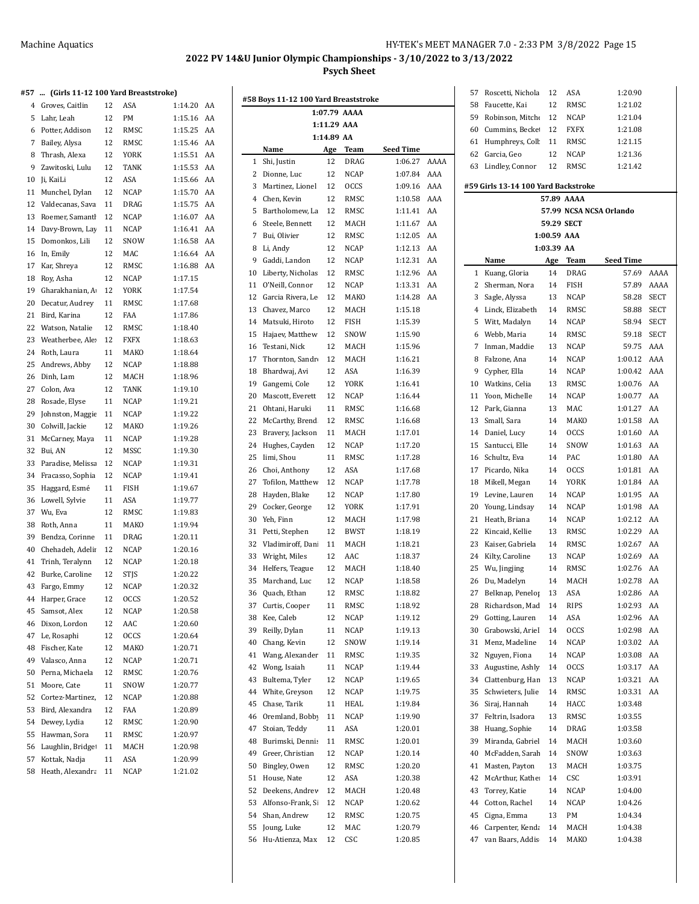## 2022 PV 14&U Junior Olympic Championships - 3/10/2022 to 3/13/2022

### Psych Sheet

#### #57 ... (Girls 11-12 100 Yard Breaststroke)

| | Name | Age | Team | Seed Time | |
|---|---|---|---|---|---|
| 4 | Groves, Caitlin | 12 | ASA | 1:14.20 | AA |
| 5 | Lahr, Leah | 12 | PM | 1:15.16 | AA |
| 6 | Potter, Addison | 12 | RMSC | 1:15.25 | AA |
| 7 | Bailey, Alysa | 12 | RMSC | 1:15.46 | AA |
| 8 | Thrash, Alexa | 12 | YORK | 1:15.51 | AA |
| 9 | Zawitoski, Lulu | 12 | TANK | 1:15.53 | AA |
| 10 | Ji, KaiLi | 12 | ASA | 1:15.66 | AA |
| 11 | Munchel, Dylan | 12 | NCAP | 1:15.70 | AA |
| 12 | Valdecanas, Sava | 11 | DRAG | 1:15.75 | AA |
| 13 | Roemer, Samantl | 12 | NCAP | 1:16.07 | AA |
| 14 | Davy-Brown, Lay | 11 | NCAP | 1:16.41 | AA |
| 15 | Domonkos, Lili | 12 | SNOW | 1:16.58 | AA |
| 16 | In, Emily | 12 | MAC | 1:16.64 | AA |
| 17 | Kar, Shreya | 12 | RMSC | 1:16.88 | AA |
| 18 | Roy, Asha | 12 | NCAP | 1:17.15 | |
| 19 | Gharakhanian, A | 12 | YORK | 1:17.54 | |
| 20 | Decatur, Audrey | 11 | RMSC | 1:17.68 | |
| 21 | Bird, Karina | 12 | FAA | 1:17.86 | |
| 22 | Watson, Natalie | 12 | RMSC | 1:18.40 | |
| 23 | Weatherbee, Ale | 12 | FXFX | 1:18.63 | |
| 24 | Roth, Laura | 11 | MAKO | 1:18.64 | |
| 25 | Andrews, Abby | 12 | NCAP | 1:18.88 | |
| 26 | Dinh, Lam | 12 | MACH | 1:18.96 | |
| 27 | Colon, Ava | 12 | TANK | 1:19.10 | |
| 28 | Rosade, Elyse | 11 | NCAP | 1:19.21 | |
| 29 | Johnston, Maggie | 11 | NCAP | 1:19.22 | |
| 30 | Colwill, Jackie | 12 | MAKO | 1:19.26 | |
| 31 | McCarney, Maya | 11 | NCAP | 1:19.28 | |
| 32 | Bui, AN | 12 | MSSC | 1:19.30 | |
| 33 | Paradise, Melissa | 12 | NCAP | 1:19.31 | |
| 34 | Fracasso, Sophia | 12 | NCAP | 1:19.41 | |
| 35 | Haggard, Esmé | 11 | FISH | 1:19.67 | |
| 36 | Lowell, Sylvie | 11 | ASA | 1:19.77 | |
| 37 | Wu, Eva | 12 | RMSC | 1:19.83 | |
| 38 | Roth, Anna | 11 | MAKO | 1:19.94 | |
| 39 | Bendza, Corinne | 11 | DRAG | 1:20.11 | |
| 40 | Chehadeh, Adelir | 12 | NCAP | 1:20.16 | |
| 41 | Trinh, Teralynn | 12 | NCAP | 1:20.18 | |
| 42 | Burke, Caroline | 12 | STJS | 1:20.22 | |
| 43 | Fargo, Emmy | 12 | NCAP | 1:20.32 | |
| 44 | Harper, Grace | 12 | OCCS | 1:20.52 | |
| 45 | Samsot, Alex | 12 | NCAP | 1:20.58 | |
| 46 | Dixon, Lordon | 12 | AAC | 1:20.60 | |
| 47 | Le, Rosaphi | 12 | OCCS | 1:20.64 | |
| 48 | Fischer, Kate | 12 | MAKO | 1:20.71 | |
| 49 | Valasco, Anna | 12 | NCAP | 1:20.71 | |
| 50 | Perna, Michaela | 12 | RMSC | 1:20.76 | |
| 51 | Moore, Cate | 11 | SNOW | 1:20.77 | |
| 52 | Cortez-Martinez, | 12 | NCAP | 1:20.88 | |
| 53 | Bird, Alexandra | 12 | FAA | 1:20.89 | |
| 54 | Dewey, Lydia | 12 | RMSC | 1:20.90 | |
| 55 | Hawman, Sora | 11 | RMSC | 1:20.97 | |
| 56 | Laughlin, Bridget | 11 | MACH | 1:20.98 | |
| 57 | Kottak, Nadja | 11 | ASA | 1:20.99 | |
| 58 | Heath, Alexandra | 11 | NCAP | 1:21.02 | |

#### #58 Boys 11-12 100 Yard Breaststroke

1:07.79 AAAA
1:11.29 AAA
1:14.89 AA

| | Name | Age | Team | Seed Time | |
|---|---|---|---|---|---|
| 1 | Shi, Justin | 12 | DRAG | 1:06.27 | AAAA |
| 2 | Dionne, Luc | 12 | NCAP | 1:07.84 | AAA |
| 3 | Martinez, Lionel | 12 | OCCS | 1:09.16 | AAA |
| 4 | Chen, Kevin | 12 | RMSC | 1:10.58 | AAA |
| 5 | Bartholomew, La | 12 | RMSC | 1:11.41 | AA |
| 6 | Steele, Bennett | 12 | MACH | 1:11.67 | AA |
| 7 | Bui, Olivier | 12 | RMSC | 1:12.05 | AA |
| 8 | Li, Andy | 12 | NCAP | 1:12.13 | AA |
| 9 | Gaddi, Landon | 12 | NCAP | 1:12.31 | AA |
| 10 | Liberty, Nicholas | 12 | RMSC | 1:12.96 | AA |
| 11 | O'Neill, Connor | 12 | NCAP | 1:13.31 | AA |
| 12 | Garcia Rivera, Le | 12 | MAKO | 1:14.28 | AA |
| 13 | Chavez, Marco | 12 | MACH | 1:15.18 | |
| 14 | Matsuki, Hiroto | 12 | FISH | 1:15.39 | |
| 15 | Hajaev, Matthew | 12 | SNOW | 1:15.90 | |
| 16 | Testani, Nick | 12 | MACH | 1:15.96 | |
| 17 | Thornton, Sandro | 12 | MACH | 1:16.21 | |
| 18 | Bhardwaj, Avi | 12 | ASA | 1:16.39 | |
| 19 | Gangemi, Cole | 12 | YORK | 1:16.41 | |
| 20 | Mascott, Everett | 12 | NCAP | 1:16.44 | |
| 21 | Ohtani, Haruki | 11 | RMSC | 1:16.68 | |
| 22 | McCarthy, Brend | 12 | RMSC | 1:16.68 | |
| 23 | Bravery, Jackson | 11 | MACH | 1:17.01 | |
| 24 | Hughes, Cayden | 12 | NCAP | 1:17.20 | |
| 25 | Iimi, Shou | 11 | RMSC | 1:17.28 | |
| 26 | Choi, Anthony | 12 | ASA | 1:17.68 | |
| 27 | Tofilon, Matthew | 12 | NCAP | 1:17.78 | |
| 28 | Hayden, Blake | 12 | NCAP | 1:17.80 | |
| 29 | Cocker, George | 12 | YORK | 1:17.91 | |
| 30 | Yeh, Finn | 12 | MACH | 1:17.98 | |
| 31 | Petti, Stephen | 12 | BWST | 1:18.19 | |
| 32 | Vladimiroff, Dani | 11 | MACH | 1:18.21 | |
| 33 | Wright, Miles | 12 | AAC | 1:18.37 | |
| 34 | Helfers, Teague | 12 | MACH | 1:18.40 | |
| 35 | Marchand, Luc | 12 | NCAP | 1:18.58 | |
| 36 | Quach, Ethan | 12 | RMSC | 1:18.82 | |
| 37 | Curtis, Cooper | 11 | RMSC | 1:18.92 | |
| 38 | Kee, Caleb | 12 | NCAP | 1:19.12 | |
| 39 | Reilly, Dylan | 11 | NCAP | 1:19.13 | |
| 40 | Chang, Kevin | 12 | SNOW | 1:19.14 | |
| 41 | Wang, Alexander | 11 | RMSC | 1:19.35 | |
| 42 | Wong, Isaiah | 11 | NCAP | 1:19.44 | |
| 43 | Bultema, Tyler | 12 | NCAP | 1:19.65 | |
| 44 | White, Greyson | 12 | NCAP | 1:19.75 | |
| 45 | Chase, Tarik | 11 | HEAL | 1:19.84 | |
| 46 | Oremland, Bobby | 11 | NCAP | 1:19.90 | |
| 47 | Stoian, Teddy | 11 | ASA | 1:20.01 | |
| 48 | Burimski, Dennis | 11 | RMSC | 1:20.01 | |
| 49 | Greer, Christian | 12 | NCAP | 1:20.14 | |
| 50 | Bingley, Owen | 12 | RMSC | 1:20.20 | |
| 51 | House, Nate | 12 | ASA | 1:20.38 | |
| 52 | Deekens, Andrew | 12 | MACH | 1:20.48 | |
| 53 | Alfonso-Frank, Si | 12 | NCAP | 1:20.62 | |
| 54 | Shan, Andrew | 12 | RMSC | 1:20.75 | |
| 55 | Joung, Luke | 12 | MAC | 1:20.79 | |
| 56 | Hu-Atienza, Max | 12 | CSC | 1:20.85 | |
| 57 | Roscetti, Nichola | 12 | ASA | 1:20.90 | |
| 58 | Faucette, Kai | 12 | RMSC | 1:21.02 | |
| 59 | Robinson, Mitche | 12 | NCAP | 1:21.04 | |
| 60 | Cummins, Becket | 12 | FXFX | 1:21.08 | |
| 61 | Humphreys, Colb | 11 | RMSC | 1:21.15 | |
| 62 | Garcia, Geo | 12 | NCAP | 1:21.36 | |
| 63 | Lindley, Connor | 12 | RMSC | 1:21.42 | |

#### #59 Girls 13-14 100 Yard Backstroke

57.89 AAAA
57.99 NCSA NCSA Orlando
59.29 SECT
1:00.59 AAA
1:03.39 AA

| | Name | Age | Team | Seed Time | |
|---|---|---|---|---|---|
| 1 | Kuang, Gloria | 14 | DRAG | 57.69 | AAAA |
| 2 | Sherman, Nora | 14 | FISH | 57.89 | AAAA |
| 3 | Sagle, Alyssa | 13 | NCAP | 58.28 | SECT |
| 4 | Linck, Elizabeth | 14 | RMSC | 58.88 | SECT |
| 5 | Witt, Madalyn | 14 | NCAP | 58.94 | SECT |
| 6 | Webb, Maria | 14 | RMSC | 59.18 | SECT |
| 7 | Inman, Maddie | 13 | NCAP | 59.75 | AAA |
| 8 | Falzone, Ana | 14 | NCAP | 1:00.12 | AAA |
| 9 | Cypher, Ella | 14 | NCAP | 1:00.42 | AAA |
| 10 | Watkins, Celia | 13 | RMSC | 1:00.76 | AA |
| 11 | Yoon, Michelle | 14 | NCAP | 1:00.77 | AA |
| 12 | Park, Gianna | 13 | MAC | 1:01.27 | AA |
| 13 | Small, Sara | 14 | MAKO | 1:01.58 | AA |
| 14 | Daniel, Lucy | 14 | OCCS | 1:01.60 | AA |
| 15 | Santucci, Elle | 14 | SNOW | 1:01.63 | AA |
| 16 | Schultz, Eva | 14 | PAC | 1:01.80 | AA |
| 17 | Picardo, Nika | 14 | OCCS | 1:01.81 | AA |
| 18 | Mikell, Megan | 14 | YORK | 1:01.84 | AA |
| 19 | Levine, Lauren | 14 | NCAP | 1:01.95 | AA |
| 20 | Young, Lindsay | 14 | NCAP | 1:01.98 | AA |
| 21 | Heath, Briana | 14 | NCAP | 1:02.12 | AA |
| 22 | Kincaid, Kellie | 13 | RMSC | 1:02.29 | AA |
| 23 | Kaiser, Gabriela | 14 | RMSC | 1:02.67 | AA |
| 24 | Kilty, Caroline | 13 | NCAP | 1:02.69 | AA |
| 25 | Wu, Jingjing | 14 | RMSC | 1:02.76 | AA |
| 26 | Du, Madelyn | 14 | MACH | 1:02.78 | AA |
| 27 | Belknap, Penelop | 13 | ASA | 1:02.86 | AA |
| 28 | Richardson, Mad | 14 | RIPS | 1:02.93 | AA |
| 29 | Gotting, Lauren | 14 | ASA | 1:02.96 | AA |
| 30 | Grabowski, Ariel | 14 | OCCS | 1:02.98 | AA |
| 31 | Menz, Madeline | 14 | NCAP | 1:03.02 | AA |
| 32 | Nguyen, Fiona | 14 | NCAP | 1:03.08 | AA |
| 33 | Augustine, Ashly | 14 | OCCS | 1:03.17 | AA |
| 34 | Clattenburg, Han | 13 | NCAP | 1:03.21 | AA |
| 35 | Schwieters, Julie | 14 | RMSC | 1:03.31 | AA |
| 36 | Siraj, Hannah | 14 | HACC | 1:03.48 | |
| 37 | Feltrin, Isadora | 13 | RMSC | 1:03.55 | |
| 38 | Huang, Sophie | 14 | DRAG | 1:03.58 | |
| 39 | Miranda, Gabriel | 14 | MACH | 1:03.60 | |
| 40 | McFadden, Sarah | 14 | SNOW | 1:03.63 | |
| 41 | Masten, Payton | 13 | MACH | 1:03.75 | |
| 42 | McArthur, Kather | 14 | CSC | 1:03.91 | |
| 43 | Torrey, Katie | 14 | NCAP | 1:04.00 | |
| 44 | Cotton, Rachel | 14 | NCAP | 1:04.26 | |
| 45 | Cigna, Emma | 13 | PM | 1:04.34 | |
| 46 | Carpenter, Kenda | 14 | MACH | 1:04.38 | |
| 47 | van Baars, Addis | 14 | MAKO | 1:04.38 | |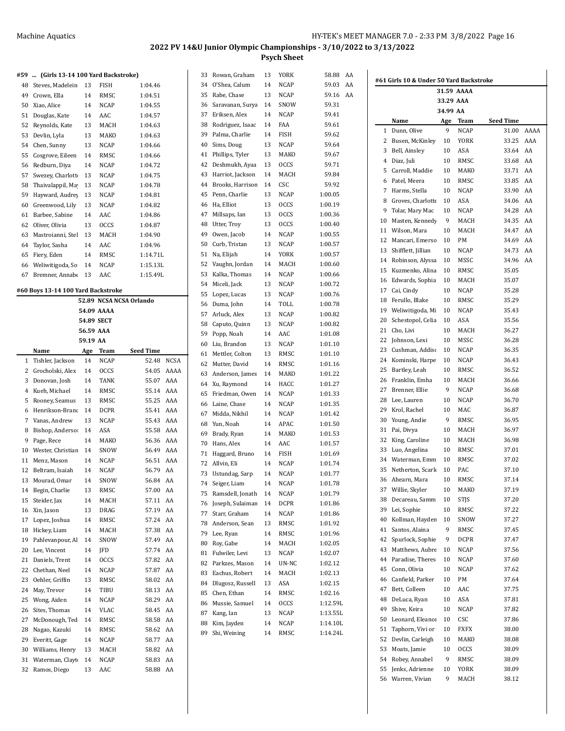## 2022 PV 14&U Junior Olympic Championships - 3/10/2022 to 3/13/2022

**Psych Sheet**

### #59 ... (Girls 13-14 100 Yard Backstroke)

| | Name | Age | Team | Seed Time | |
|---|---|---|---|---|---|
| 48 | Steves, Madelein | 13 | FISH | 1:04.46 | |
| 49 | Crown, Ella | 14 | RMSC | 1:04.51 | |
| 50 | Xiao, Alice | 14 | NCAP | 1:04.55 | |
| 51 | Douglas, Kate | 14 | AAC | 1:04.57 | |
| 52 | Reynolds, Kate | 13 | MACH | 1:04.63 | |
| 53 | Devlin, Lyla | 13 | MAKO | 1:04.63 | |
| 54 | Chen, Sunny | 13 | NCAP | 1:04.66 | |
| 55 | Cosgrove, Eileen | 14 | RMSC | 1:04.66 | |
| 56 | Redburn, Diya | 14 | NCAP | 1:04.72 | |
| 57 | Swezey, Charlotte | 13 | NCAP | 1:04.75 | |
| 58 | Thaivalappil, May | 13 | NCAP | 1:04.78 | |
| 59 | Hayward, Audrey | 13 | NCAP | 1:04.81 | |
| 60 | Greenwood, Lily | 13 | NCAP | 1:04.82 | |
| 61 | Barbee, Sabine | 14 | AAC | 1:04.86 | |
| 62 | Oliver, Olivia | 13 | OCCS | 1:04.87 | |
| 63 | Mastroianni, Stel | 13 | MACH | 1:04.90 | |
| 64 | Taylor, Sasha | 14 | AAC | 1:04.96 | |
| 65 | Fiery, Eden | 14 | RMSC | 1:14.71L | |
| 66 | Weliwitigoda, So | 14 | NCAP | 1:15.13L | |
| 67 | Bremner, Annabe | 13 | AAC | 1:15.49L | |

### #60 Boys 13-14 100 Yard Backstroke

52.89 NCSA NCSA Orlando
54.09 AAAA
54.89 SECT
56.59 AAA
59.19 AA

| | Name | Age | Team | Seed Time | |
|---|---|---|---|---|---|
| 1 | Tishler, Jackson | 14 | NCAP | 52.48 | NCSA |
| 2 | Grocholski, Alex | 14 | OCCS | 54.05 | AAAA |
| 3 | Donovan, Josh | 14 | TANK | 55.07 | AAA |
| 4 | Kueh, Michael | 14 | RMSC | 55.14 | AAA |
| 5 | Rooney, Seamus | 13 | RMSC | 55.25 | AAA |
| 6 | Henrikson-Branc | 14 | DCPR | 55.41 | AAA |
| 7 | Vanas, Andrew | 13 | NCAP | 55.43 | AAA |
| 8 | Bishop, Anderson | 14 | ASA | 55.58 | AAA |
| 9 | Page, Rece | 14 | MAKO | 56.36 | AAA |
| 10 | Wester, Christian | 14 | SNOW | 56.49 | AAA |
| 11 | Menz, Mason | 14 | NCAP | 56.51 | AAA |
| 12 | Beltram, Isaiah | 14 | NCAP | 56.79 | AA |
| 13 | Mourad, Omar | 14 | SNOW | 56.84 | AA |
| 14 | Begin, Charlie | 13 | RMSC | 57.00 | AA |
| 15 | Steider, Jax | 14 | MACH | 57.11 | AA |
| 16 | Xin, Jason | 13 | DRAG | 57.19 | AA |
| 17 | Lopez, Joshua | 14 | RMSC | 57.24 | AA |
| 18 | Hickey, Liam | 14 | MACH | 57.38 | AA |
| 19 | Pahlevanpour, Al | 14 | SNOW | 57.49 | AA |
| 20 | Lee, Vincent | 14 | JFD | 57.74 | AA |
| 21 | Daniels, Trent | 14 | OCCS | 57.82 | AA |
| 22 | Chethan, Neel | 14 | NCAP | 57.87 | AA |
| 23 | Oehler, Griffin | 13 | RMSC | 58.02 | AA |
| 24 | May, Trevor | 14 | TIBU | 58.13 | AA |
| 25 | Wong, Aiden | 14 | NCAP | 58.29 | AA |
| 26 | Sites, Thomas | 14 | VLAC | 58.45 | AA |
| 27 | McDonough, Ted | 14 | RMSC | 58.58 | AA |
| 28 | Nagao, Kazuki | 14 | RMSC | 58.62 | AA |
| 29 | Everitt, Gage | 14 | NCAP | 58.77 | AA |
| 30 | Williams, Henry | 13 | MACH | 58.82 | AA |
| 31 | Waterman, Clayto | 14 | NCAP | 58.83 | AA |
| 32 | Ramos, Diego | 13 | AAC | 58.88 | AA |
| 33 | Rowan, Graham | 13 | YORK | 58.88 | AA |
| 34 | O'Shea, Calum | 14 | NCAP | 59.03 | AA |
| 35 | Rabe, Chase | 13 | NCAP | 59.16 | AA |
| 36 | Saravanan, Surya | 14 | SNOW | 59.31 | |
| 37 | Eriksen, Alex | 14 | NCAP | 59.41 | |
| 38 | Rodriguez, Isaac | 14 | FAA | 59.61 | |
| 39 | Palma, Charlie | 14 | FISH | 59.62 | |
| 40 | Sims, Doug | 13 | NCAP | 59.64 | |
| 41 | Phillips, Tyler | 13 | MAKO | 59.67 | |
| 42 | Deshmukh, Ayaa | 13 | OCCS | 59.71 | |
| 43 | Harriot, Jackson | 14 | MACH | 59.84 | |
| 44 | Brooks, Harrison | 14 | CSC | 59.92 | |
| 45 | Penn, Charlie | 13 | NCAP | 1:00.05 | |
| 46 | Ha, Elliot | 13 | OCCS | 1:00.19 | |
| 47 | Millsaps, Ian | 13 | OCCS | 1:00.36 | |
| 48 | Utter, Troy | 13 | OCCS | 1:00.40 | |
| 49 | Owen, Jacob | 14 | NCAP | 1:00.55 | |
| 50 | Curb, Tristan | 13 | NCAP | 1:00.57 | |
| 51 | Na, Elijah | 14 | YORK | 1:00.57 | |
| 52 | Vaughn, Jordan | 14 | MACH | 1:00.60 | |
| 53 | Kalka, Thomas | 14 | NCAP | 1:00.66 | |
| 54 | Miceli, Jack | 13 | NCAP | 1:00.72 | |
| 55 | Lopez, Lucas | 13 | NCAP | 1:00.76 | |
| 56 | Duma, John | 14 | TOLL | 1:00.78 | |
| 57 | Arluck, Alex | 13 | NCAP | 1:00.82 | |
| 58 | Caputo, Quinn | 13 | NCAP | 1:00.82 | |
| 59 | Popp, Noah | 14 | AAC | 1:01.08 | |
| 60 | Liu, Brandon | 13 | NCAP | 1:01.10 | |
| 61 | Mettler, Colton | 13 | RMSC | 1:01.10 | |
| 62 | Mutter, David | 14 | RMSC | 1:01.16 | |
| 63 | Anderson, James | 14 | MAKO | 1:01.22 | |
| 64 | Xu, Raymond | 14 | HACC | 1:01.27 | |
| 65 | Friedman, Owen | 14 | NCAP | 1:01.33 | |
| 66 | Laine, Chase | 14 | NCAP | 1:01.35 | |
| 67 | Midda, Nikhil | 14 | NCAP | 1:01.42 | |
| 68 | Yun, Noah | 14 | APAC | 1:01.50 | |
| 69 | Brady, Ryan | 14 | MAKO | 1:01.53 | |
| 70 | Hans, Alex | 14 | AAC | 1:01.57 | |
| 71 | Haggard, Bruno | 14 | FISH | 1:01.69 | |
| 72 | Allvin, Eli | 14 | NCAP | 1:01.74 | |
| 73 | Ustundag, Sarp | 14 | NCAP | 1:01.77 | |
| 74 | Seiger, Liam | 14 | NCAP | 1:01.78 | |
| 75 | Ramsdell, Jonath | 14 | NCAP | 1:01.79 | |
| 76 | Joseph, Sulaiman | 14 | DCPR | 1:01.86 | |
| 77 | Starr, Graham | 14 | NCAP | 1:01.86 | |
| 78 | Anderson, Sean | 13 | RMSC | 1:01.92 | |
| 79 | Lee, Ryan | 14 | RMSC | 1:01.96 | |
| 80 | Roy, Gabe | 14 | MACH | 1:02.05 | |
| 81 | Fulwiler, Levi | 13 | NCAP | 1:02.07 | |
| 82 | Parkzes, Mason | 14 | UN-NC | 1:02.12 | |
| 83 | Eachus, Robert | 14 | MACH | 1:02.13 | |
| 84 | Dlugosz, Russell | 13 | ASA | 1:02.15 | |
| 85 | Chen, Ethan | 14 | RMSC | 1:02.16 | |
| 86 | Mussie, Samuel | 14 | OCCS | 1:12.59L | |
| 87 | Kang, Ian | 13 | NCAP | 1:13.55L | |
| 88 | Kim, Jayden | 14 | NCAP | 1:14.10L | |
| 89 | Shi, Weining | 14 | RMSC | 1:14.24L | |

### #61 Girls 10 & Under 50 Yard Backstroke

31.59 AAAA
33.29 AAA
34.99 AA

| | Name | Age | Team | Seed Time | |
|---|---|---|---|---|---|
| 1 | Dunn, Olive | 9 | NCAP | 31.00 | AAAA |
| 2 | Busen, McKinley | 10 | YORK | 33.25 | AAA |
| 3 | Bell, Ainsley | 10 | ASA | 33.64 | AA |
| 4 | Diaz, Juli | 10 | RMSC | 33.68 | AA |
| 5 | Carroll, Maddie | 10 | MAKO | 33.71 | AA |
| 6 | Patel, Meera | 10 | RMSC | 33.85 | AA |
| 7 | Harms, Stella | 10 | NCAP | 33.90 | AA |
| 8 | Groves, Charlotte | 10 | ASA | 34.06 | AA |
| 9 | Tolar, Mary Mac | 10 | NCAP | 34.28 | AA |
| 10 | Masten, Kennedy | 9 | MACH | 34.35 | AA |
| 11 | Wilson, Mara | 10 | MACH | 34.47 | AA |
| 12 | Mancari, Emerso | 10 | PM | 34.69 | AA |
| 13 | Shifflett, Jillian | 10 | NCAP | 34.73 | AA |
| 14 | Robinson, Alyssa | 10 | MSSC | 34.96 | AA |
| 15 | Kuzmenko, Alina | 10 | RMSC | 35.05 | |
| 16 | Edwards, Sophia | 10 | MACH | 35.07 | |
| 17 | Cai, Cindy | 10 | NCAP | 35.28 | |
| 18 | Ferullo, Blake | 10 | RMSC | 35.29 | |
| 19 | Weliwitigoda, Mi | 10 | NCAP | 35.43 | |
| 20 | Schestopol, Celia | 10 | ASA | 35.56 | |
| 21 | Cho, Livi | 10 | MACH | 36.27 | |
| 22 | Johnson, Lexi | 10 | MSSC | 36.28 | |
| 23 | Cushman, Addisc | 10 | NCAP | 36.35 | |
| 24 | Kominski, Harpe | 10 | NCAP | 36.43 | |
| 25 | Bartley, Leah | 10 | RMSC | 36.52 | |
| 26 | Franklin, Emha | 10 | MACH | 36.66 | |
| 27 | Brenner, Ellie | 9 | NCAP | 36.68 | |
| 28 | Lee, Lauren | 10 | NCAP | 36.70 | |
| 29 | Krol, Rachel | 10 | MAC | 36.87 | |
| 30 | Young, Andie | 9 | RMSC | 36.95 | |
| 31 | Pai, Divya | 10 | MACH | 36.97 | |
| 32 | King, Caroline | 10 | MACH | 36.98 | |
| 33 | Luo, Angelina | 10 | RMSC | 37.01 | |
| 34 | Waterman, Emm | 10 | RMSC | 37.02 | |
| 35 | Netherton, Scarl | 10 | PAC | 37.10 | |
| 36 | Ahearn, Mara | 10 | RMSC | 37.14 | |
| 37 | Willie, Skyler | 10 | MAKO | 37.19 | |
| 38 | Decareau, Samm | 10 | STJS | 37.20 | |
| 39 | Lei, Sophie | 10 | RMSC | 37.22 | |
| 40 | Kollman, Hayden | 10 | SNOW | 37.27 | |
| 41 | Santos, Alaina | 9 | RMSC | 37.45 | |
| 42 | Spurlock, Sophie | 9 | DCPR | 37.47 | |
| 43 | Matthews, Aubre | 10 | NCAP | 37.56 | |
| 44 | Paradise, Theres | 10 | NCAP | 37.60 | |
| 45 | Conn, Olivia | 10 | NCAP | 37.62 | |
| 46 | Canfield, Parker | 10 | PM | 37.64 | |
| 47 | Bett, Colleen | 10 | AAC | 37.75 | |
| 48 | DeLuca, Ryan | 10 | ASA | 37.81 | |
| 49 | Shive, Keira | 10 | NCAP | 37.82 | |
| 50 | Leonard, Eleanor | 10 | CSC | 37.86 | |
| 51 | Taphorn, Vivi or | 10 | FXFX | 38.00 | |
| 52 | Devlin, Carleigh | 10 | MAKO | 38.08 | |
| 53 | Moats, Jamie | 10 | OCCS | 38.09 | |
| 54 | Robey, Annabel | 9 | RMSC | 38.09 | |
| 55 | Jenks, Adrienne | 10 | YORK | 38.09 | |
| 56 | Warren, Vivian | 9 | MACH | 38.12 | |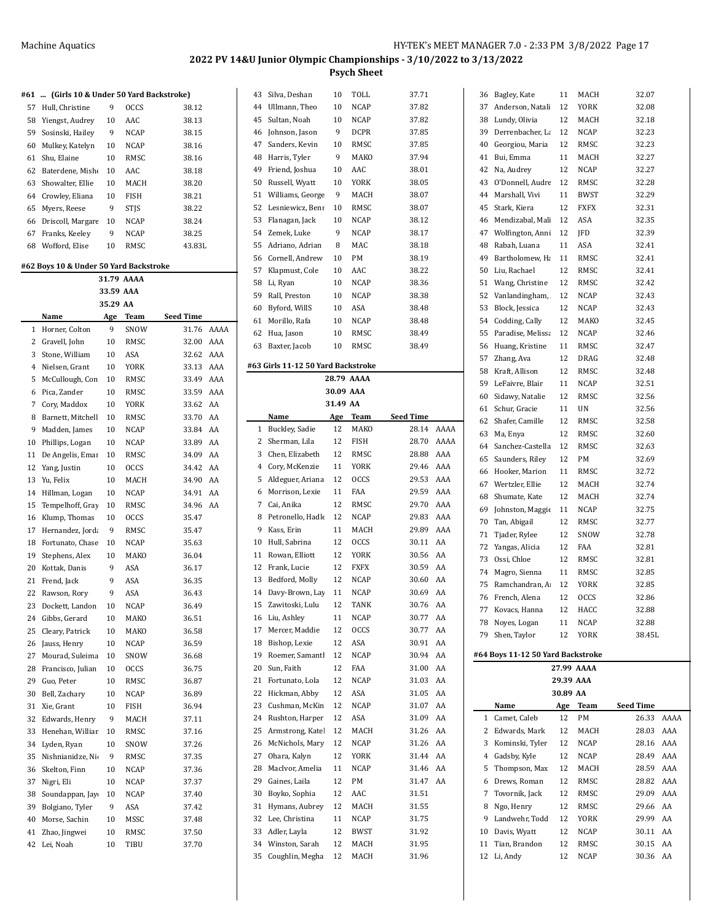## 2022 PV 14&U Junior Olympic Championships - 3/10/2022 to 3/13/2022

### Psych Sheet

#### #61 ... (Girls 10 & Under 50 Yard Backstroke)

| | Name | Age | Team | Seed Time | |
|---|---|---|---|---|---|
| 57 | Hull, Christine | 9 | OCCS | 38.12 | |
| 58 | Yiengst, Audrey | 10 | AAC | 38.13 | |
| 59 | Sosinski, Hailey | 9 | NCAP | 38.15 | |
| 60 | Mulkey, Katelyn | 10 | NCAP | 38.16 | |
| 61 | Shu, Elaine | 10 | RMSC | 38.16 | |
| 62 | Baterdene, Mishe | 10 | AAC | 38.18 | |
| 63 | Showalter, Ellie | 10 | MACH | 38.20 | |
| 64 | Crowley, Eliana | 10 | FISH | 38.21 | |
| 65 | Myers, Reese | 9 | STJS | 38.22 | |
| 66 | Driscoll, Margare | 10 | NCAP | 38.24 | |
| 67 | Franks, Keeley | 9 | NCAP | 38.25 | |
| 68 | Wofford, Elise | 10 | RMSC | 43.83L | |

#### #62 Boys 10 & Under 50 Yard Backstroke

31.79 AAAA
33.59 AAA
35.29 AA

| | Name | Age | Team | Seed Time | |
|---|---|---|---|---|---|
| 1 | Horner, Colton | 9 | SNOW | 31.76 | AAAA |
| 2 | Gravell, John | 10 | RMSC | 32.00 | AAA |
| 3 | Stone, William | 10 | ASA | 32.62 | AAA |
| 4 | Nielsen, Grant | 10 | YORK | 33.13 | AAA |
| 5 | McCullough, Con | 10 | RMSC | 33.49 | AAA |
| 6 | Pica, Zander | 10 | RMSC | 33.59 | AAA |
| 7 | Cory, Maddox | 10 | YORK | 33.62 | AA |
| 8 | Barnett, Mitchell | 10 | RMSC | 33.70 | AA |
| 9 | Madden, James | 10 | NCAP | 33.84 | AA |
| 10 | Phillips, Logan | 10 | NCAP | 33.89 | AA |
| 11 | De Angelis, Emar | 10 | RMSC | 34.09 | AA |
| 12 | Yang, Justin | 10 | OCCS | 34.42 | AA |
| 13 | Yu, Felix | 10 | MACH | 34.90 | AA |
| 14 | Hillman, Logan | 10 | NCAP | 34.91 | AA |
| 15 | Tempelhoff, Gray | 10 | RMSC | 34.96 | AA |
| 16 | Klump, Thomas | 10 | OCCS | 35.47 | |
| 17 | Hernandez, Jorda | 9 | RMSC | 35.47 | |
| 18 | Fortunato, Chase | 10 | NCAP | 35.63 | |
| 19 | Stephens, Alex | 10 | MAKO | 36.04 | |
| 20 | Kottak, Danis | 9 | ASA | 36.17 | |
| 21 | Frend, Jack | 9 | ASA | 36.35 | |
| 22 | Rawson, Rory | 9 | ASA | 36.43 | |
| 23 | Dockett, Landon | 10 | NCAP | 36.49 | |
| 24 | Gibbs, Gerard | 10 | MAKO | 36.51 | |
| 25 | Cleary, Patrick | 10 | MAKO | 36.58 | |
| 26 | Jauss, Henry | 10 | NCAP | 36.59 | |
| 27 | Mourad, Suleima | 10 | SNOW | 36.68 | |
| 28 | Francisco, Julian | 10 | OCCS | 36.75 | |
| 29 | Guo, Peter | 10 | RMSC | 36.87 | |
| 30 | Bell, Zachary | 10 | NCAP | 36.89 | |
| 31 | Xie, Grant | 10 | FISH | 36.94 | |
| 32 | Edwards, Henry | 9 | MACH | 37.11 | |
| 33 | Henehan, Willian | 10 | RMSC | 37.16 | |
| 34 | Lyden, Ryan | 10 | SNOW | 37.26 | |
| 35 | Nishnianidze, Ni | 9 | RMSC | 37.35 | |
| 36 | Skelton, Finn | 10 | NCAP | 37.36 | |
| 37 | Nigri, Eli | 10 | NCAP | 37.37 | |
| 38 | Soundappan, Jay | 10 | NCAP | 37.40 | |
| 39 | Bolgiano, Tyler | 9 | ASA | 37.42 | |
| 40 | Morse, Sachin | 10 | MSSC | 37.48 | |
| 41 | Zhao, Jingwei | 10 | RMSC | 37.50 | |
| 42 | Lei, Noah | 10 | TIBU | 37.70 | |
| 43 | Silva, Deshan | 10 | TOLL | 37.71 | |
| 44 | Ullmann, Theo | 10 | NCAP | 37.82 | |
| 45 | Sultan, Noah | 10 | NCAP | 37.82 | |
| 46 | Johnson, Jason | 9 | DCPR | 37.85 | |
| 47 | Sanders, Kevin | 10 | RMSC | 37.85 | |
| 48 | Harris, Tyler | 9 | MAKO | 37.94 | |
| 49 | Friend, Joshua | 10 | AAC | 38.01 | |
| 50 | Russell, Wyatt | 10 | YORK | 38.05 | |
| 51 | Williams, George | 9 | MACH | 38.07 | |
| 52 | Lesniewicz, Benr | 10 | RMSC | 38.07 | |
| 53 | Flanagan, Jack | 10 | NCAP | 38.12 | |
| 54 | Zemek, Luke | 9 | NCAP | 38.17 | |
| 55 | Adriano, Adrian | 8 | MAC | 38.18 | |
| 56 | Cornell, Andrew | 10 | PM | 38.19 | |
| 57 | Klapmust, Cole | 10 | AAC | 38.22 | |
| 58 | Li, Ryan | 10 | NCAP | 38.36 | |
| 59 | Rall, Preston | 10 | NCAP | 38.38 | |
| 60 | Byford, WillS | 10 | ASA | 38.48 | |
| 61 | Morillo, Rafa | 10 | NCAP | 38.48 | |
| 62 | Hua, Jason | 10 | RMSC | 38.49 | |
| 63 | Baxter, Jacob | 10 | RMSC | 38.49 | |

#### #63 Girls 11-12 50 Yard Backstroke

28.79 AAAA
30.09 AAA
31.49 AA

| | Name | Age | Team | Seed Time | |
|---|---|---|---|---|---|
| 1 | Buckley, Sadie | 12 | MAKO | 28.14 | AAAA |
| 2 | Sherman, Lila | 12 | FISH | 28.70 | AAAA |
| 3 | Chen, Elizabeth | 12 | RMSC | 28.88 | AAA |
| 4 | Cory, McKenzie | 11 | YORK | 29.46 | AAA |
| 5 | Aldeguer, Ariana | 12 | OCCS | 29.53 | AAA |
| 6 | Morrison, Lexie | 11 | FAA | 29.59 | AAA |
| 7 | Cai, Anika | 12 | RMSC | 29.70 | AAA |
| 8 | Petronello, Hadle | 12 | NCAP | 29.83 | AAA |
| 9 | Kass, Erin | 11 | MACH | 29.89 | AAA |
| 10 | Hull, Sabrina | 12 | OCCS | 30.11 | AA |
| 11 | Rowan, Elliott | 12 | YORK | 30.56 | AA |
| 12 | Frank, Lucie | 12 | FXFX | 30.59 | AA |
| 13 | Bedford, Molly | 12 | NCAP | 30.60 | AA |
| 14 | Davy-Brown, Lay | 11 | NCAP | 30.69 | AA |
| 15 | Zawitoski, Lulu | 12 | TANK | 30.76 | AA |
| 16 | Liu, Ashley | 11 | NCAP | 30.77 | AA |
| 17 | Mercer, Maddie | 12 | OCCS | 30.77 | AA |
| 18 | Bishop, Lexie | 12 | ASA | 30.91 | AA |
| 19 | Roemer, Samantl | 12 | NCAP | 30.94 | AA |
| 20 | Sun, Faith | 12 | FAA | 31.00 | AA |
| 21 | Fortunato, Lola | 12 | NCAP | 31.03 | AA |
| 22 | Hickman, Abby | 12 | ASA | 31.05 | AA |
| 23 | Cushman, McKin | 12 | NCAP | 31.07 | AA |
| 24 | Rushton, Harper | 12 | ASA | 31.09 | AA |
| 25 | Armstrong, Katel | 12 | MACH | 31.26 | AA |
| 26 | McNichols, Mary | 12 | NCAP | 31.26 | AA |
| 27 | Ohara, Kalyn | 12 | YORK | 31.44 | AA |
| 28 | MacIvor, Amelia | 11 | NCAP | 31.46 | AA |
| 29 | Gaines, Laila | 12 | PM | 31.47 | AA |
| 30 | Boyko, Sophia | 12 | AAC | 31.51 | |
| 31 | Hymans, Aubrey | 12 | MACH | 31.55 | |
| 32 | Lee, Christina | 11 | NCAP | 31.75 | |
| 33 | Adler, Layla | 12 | BWST | 31.92 | |
| 34 | Winston, Sarah | 12 | MACH | 31.95 | |
| 35 | Coughlin, Megha | 12 | MACH | 31.96 | |
| 36 | Bagley, Kate | 11 | MACH | 32.07 | |
| 37 | Anderson, Natali | 12 | YORK | 32.08 | |
| 38 | Lundy, Olivia | 12 | MACH | 32.18 | |
| 39 | Derrenbacher, La | 12 | NCAP | 32.23 | |
| 40 | Georgiou, Maria | 12 | RMSC | 32.23 | |
| 41 | Bui, Emma | 11 | MACH | 32.27 | |
| 42 | Na, Audrey | 12 | NCAP | 32.27 | |
| 43 | O'Donnell, Audre | 12 | RMSC | 32.28 | |
| 44 | Marshall, Vivi | 11 | BWST | 32.29 | |
| 45 | Stark, Kiera | 12 | FXFX | 32.31 | |
| 46 | Mendizabal, Mali | 12 | ASA | 32.35 | |
| 47 | Wolfington, Anni | 12 | JFD | 32.39 | |
| 48 | Rabah, Luana | 11 | ASA | 32.41 | |
| 49 | Bartholomew, Ha | 11 | RMSC | 32.41 | |
| 50 | Liu, Rachael | 12 | RMSC | 32.41 | |
| 51 | Wang, Christine | 12 | RMSC | 32.42 | |
| 52 | Vanlandingham, | 12 | NCAP | 32.43 | |
| 53 | Block, Jessica | 12 | NCAP | 32.43 | |
| 54 | Codding, Cally | 12 | MAKO | 32.45 | |
| 55 | Paradise, Melissa | 12 | NCAP | 32.46 | |
| 56 | Huang, Kristine | 11 | RMSC | 32.47 | |
| 57 | Zhang, Ava | 12 | DRAG | 32.48 | |
| 58 | Kraft, Allison | 12 | RMSC | 32.48 | |
| 59 | LeFaivre, Blair | 11 | NCAP | 32.51 | |
| 60 | Sidawy, Natalie | 12 | RMSC | 32.56 | |
| 61 | Schur, Gracie | 11 | UN | 32.56 | |
| 62 | Shafer, Camille | 12 | RMSC | 32.58 | |
| 63 | Ma, Enya | 12 | RMSC | 32.60 | |
| 64 | Sanchez-Castella | 12 | RMSC | 32.63 | |
| 65 | Saunders, Riley | 12 | PM | 32.69 | |
| 66 | Hooker, Marion | 11 | RMSC | 32.72 | |
| 67 | Wertzler, Ellie | 12 | MACH | 32.74 | |
| 68 | Shumate, Kate | 12 | MACH | 32.74 | |
| 69 | Johnston, Maggie | 11 | NCAP | 32.75 | |
| 70 | Tan, Abigail | 12 | RMSC | 32.77 | |
| 71 | Tjader, Rylee | 12 | SNOW | 32.78 | |
| 72 | Yangas, Alicia | 12 | FAA | 32.81 | |
| 73 | Ossi, Chloe | 12 | RMSC | 32.81 | |
| 74 | Magro, Sienna | 11 | RMSC | 32.85 | |
| 75 | Ramchandran, Ai | 12 | YORK | 32.85 | |
| 76 | French, Alena | 12 | OCCS | 32.86 | |
| 77 | Kovacs, Hanna | 12 | HACC | 32.88 | |
| 78 | Noyes, Logan | 11 | NCAP | 32.88 | |
| 79 | Shen, Taylor | 12 | YORK | 38.45L | |

#### #64 Boys 11-12 50 Yard Backstroke

27.99 AAAA
29.39 AAA
30.89 AA

| | Name | Age | Team | Seed Time | |
|---|---|---|---|---|---|
| 1 | Camet, Caleb | 12 | PM | 26.33 | AAAA |
| 2 | Edwards, Mark | 12 | MACH | 28.03 | AAA |
| 3 | Kominski, Tyler | 12 | NCAP | 28.16 | AAA |
| 4 | Gadsby, Kyle | 12 | NCAP | 28.49 | AAA |
| 5 | Thompson, Max | 12 | MACH | 28.59 | AAA |
| 6 | Drews, Roman | 12 | RMSC | 28.82 | AAA |
| 7 | Tovornik, Jack | 12 | RMSC | 29.09 | AAA |
| 8 | Ngo, Henry | 12 | RMSC | 29.66 | AA |
| 9 | Landwehr, Todd | 12 | YORK | 29.99 | AA |
| 10 | Davis, Wyatt | 12 | NCAP | 30.11 | AA |
| 11 | Tian, Brandon | 12 | RMSC | 30.15 | AA |
| 12 | Li, Andy | 12 | NCAP | 30.36 | AA |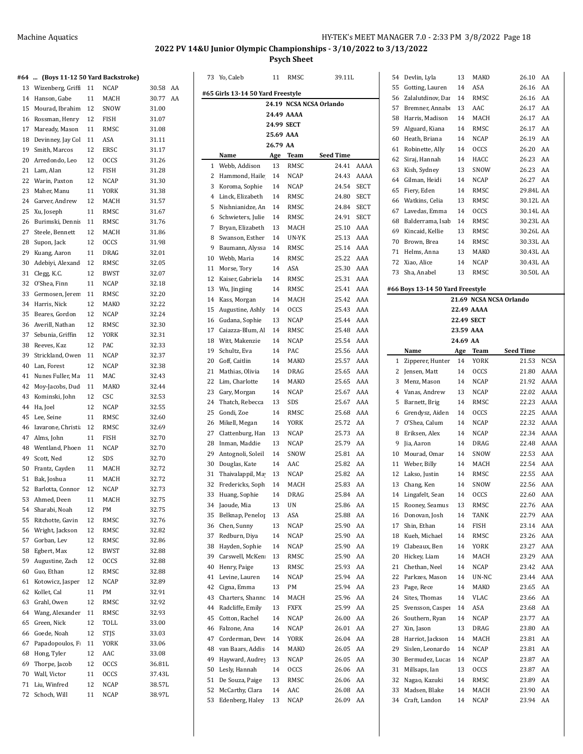## 2022 PV 14&U Junior Olympic Championships - 3/10/2022 to 3/13/2022

### Psych Sheet

#### #64 ... (Boys 11-12 50 Yard Backstroke)

| | Name | Age | Team | Seed Time | |
|---|---|---|---|---|---|
| 13 | Wizenberg, Griffi | 11 | NCAP | 30.58 | AA |
| 14 | Hanson, Gabe | 11 | MACH | 30.77 | AA |
| 15 | Mourad, Ibrahim | 12 | SNOW | 31.00 | |
| 16 | Rossman, Henry | 12 | FISH | 31.07 | |
| 17 | Maready, Mason | 11 | RMSC | 31.08 | |
| 18 | Devinney, Jay Col | 11 | ASA | 31.11 | |
| 19 | Smith, Marcos | 12 | ERSC | 31.17 | |
| 20 | Arredondo, Leo | 12 | OCCS | 31.26 | |
| 21 | Lam, Alan | 12 | FISH | 31.28 | |
| 22 | Warin, Paxton | 12 | NCAP | 31.30 | |
| 23 | Maher, Manu | 11 | YORK | 31.38 | |
| 24 | Garver, Andrew | 12 | MACH | 31.57 | |
| 25 | Xu, Joseph | 11 | RMSC | 31.67 | |
| 26 | Burimski, Dennis | 11 | RMSC | 31.76 | |
| 27 | Steele, Bennett | 12 | MACH | 31.86 | |
| 28 | Supon, Jack | 12 | OCCS | 31.98 | |
| 29 | Kuang, Aaron | 11 | DRAG | 32.01 | |
| 30 | Adebiyi, Alexand | 12 | RMSC | 32.05 | |
| 31 | Clegg, K.C. | 12 | BWST | 32.07 | |
| 32 | O'Shea, Finn | 11 | NCAP | 32.18 | |
| 33 | Germosen, Jerem | 11 | RMSC | 32.20 | |
| 34 | Harris, Nick | 12 | MAKO | 32.22 | |
| 35 | Beares, Gordon | 12 | NCAP | 32.24 | |
| 36 | Averill, Nathan | 12 | RMSC | 32.30 | |
| 37 | Sebunia, Griffin | 12 | YORK | 32.31 | |
| 38 | Reeves, Kaz | 12 | PAC | 32.33 | |
| 39 | Strickland, Owen | 11 | NCAP | 32.37 | |
| 40 | Lan, Forest | 12 | NCAP | 32.38 | |
| 41 | Nunes Fuller, Ma | 11 | MAC | 32.43 | |
| 42 | Moy-Jacobs, Dud | 11 | MAKO | 32.44 | |
| 43 | Kominski, John | 12 | CSC | 32.53 | |
| 44 | Ha, Joel | 12 | NCAP | 32.55 | |
| 45 | Lee, Seine | 11 | RMSC | 32.60 | |
| 46 | Iavarone, Christia | 12 | RMSC | 32.69 | |
| 47 | Alms, John | 11 | FISH | 32.70 | |
| 48 | Wentland, Phoen | 11 | NCAP | 32.70 | |
| 49 | Scott, Ned | 12 | SDS | 32.70 | |
| 50 | Frantz, Cayden | 11 | MACH | 32.72 | |
| 51 | Bak, Joshua | 11 | MACH | 32.72 | |
| 52 | Barlotta, Connor | 12 | NCAP | 32.73 | |
| 53 | Ahmed, Deen | 11 | MACH | 32.75 | |
| 54 | Sharabi, Noah | 12 | PM | 32.75 | |
| 55 | Ritchotte, Gavin | 12 | RMSC | 32.76 | |
| 56 | Wright, Jackson | 12 | RMSC | 32.82 | |
| 57 | Gorban, Lev | 12 | RMSC | 32.86 | |
| 58 | Egbert, Max | 12 | BWST | 32.88 | |
| 59 | Augustine, Zach | 12 | OCCS | 32.88 | |
| 60 | Guo, Ethan | 12 | RMSC | 32.88 | |
| 61 | Kotowicz, Jasper | 12 | NCAP | 32.89 | |
| 62 | Kollet, Cal | 11 | PM | 32.91 | |
| 63 | Grahl, Owen | 12 | RMSC | 32.92 | |
| 64 | Wang, Alexander | 11 | RMSC | 32.93 | |
| 65 | Green, Nick | 12 | TOLL | 33.00 | |
| 66 | Goede, Noah | 12 | STJS | 33.03 | |
| 67 | Papadopoulos, F | 11 | YORK | 33.06 | |
| 68 | Hong, Tyler | 12 | AAC | 33.08 | |
| 69 | Thorpe, Jacob | 12 | OCCS | 36.81L | |
| 70 | Wall, Victor | 11 | OCCS | 37.43L | |
| 71 | Liu, Winfred | 12 | NCAP | 38.57L | |
| 72 | Schoch, Will | 11 | NCAP | 38.97L | |
| 73 | Yo, Caleb | 11 | RMSC | 39.11L | |

#### #65 Girls 13-14 50 Yard Freestyle

24.19 NCSA NCSA Orlando
24.49 AAAA
24.99 SECT
25.69 AAA
26.79 AA

| | Name | Age | Team | Seed Time | |
|---|---|---|---|---|---|
| 1 | Webb, Addison | 13 | RMSC | 24.41 | AAAA |
| 2 | Hammond, Haile | 14 | NCAP | 24.43 | AAAA |
| 3 | Koroma, Sophie | 14 | NCAP | 24.54 | SECT |
| 4 | Linck, Elizabeth | 14 | RMSC | 24.80 | SECT |
| 5 | Nishnianidze, An | 14 | RMSC | 24.84 | SECT |
| 6 | Schwieters, Julie | 14 | RMSC | 24.91 | SECT |
| 7 | Bryan, Elizabeth | 13 | MACH | 25.10 | AAA |
| 8 | Swanson, Esther | 14 | UN-YK | 25.13 | AAA |
| 9 | Baumann, Alyssa | 14 | RMSC | 25.14 | AAA |
| 10 | Webb, Maria | 14 | RMSC | 25.22 | AAA |
| 11 | Morse, Tory | 14 | ASA | 25.30 | AAA |
| 12 | Kaiser, Gabriela | 14 | RMSC | 25.31 | AAA |
| 13 | Wu, Jingjing | 14 | RMSC | 25.41 | AAA |
| 14 | Kass, Morgan | 14 | MACH | 25.42 | AAA |
| 15 | Augustine, Ashly | 14 | OCCS | 25.43 | AAA |
| 16 | Gudana, Sophie | 13 | NCAP | 25.44 | AAA |
| 17 | Caiazza-Blum, Al | 14 | RMSC | 25.48 | AAA |
| 18 | Witt, Makenzie | 14 | NCAP | 25.54 | AAA |
| 19 | Schultz, Eva | 14 | PAC | 25.56 | AAA |
| 20 | Goff, Caitlin | 14 | MAKO | 25.57 | AAA |
| 21 | Mathias, Olivia | 14 | DRAG | 25.65 | AAA |
| 22 | Lim, Charlotte | 14 | MAKO | 25.65 | AAA |
| 23 | Gary, Morgan | 14 | NCAP | 25.67 | AAA |
| 24 | Thatch, Rebecca | 13 | SDS | 25.67 | AAA |
| 25 | Gondi, Zoe | 14 | RMSC | 25.68 | AAA |
| 26 | Mikell, Megan | 14 | YORK | 25.72 | AA |
| 27 | Clattenburg, Han | 13 | NCAP | 25.73 | AA |
| 28 | Inman, Maddie | 13 | NCAP | 25.79 | AA |
| 29 | Antognoli, Soleil | 14 | SNOW | 25.81 | AA |
| 30 | Douglas, Kate | 14 | AAC | 25.82 | AA |
| 31 | Thaivalappil, Ma | 13 | NCAP | 25.82 | AA |
| 32 | Fredericks, Soph | 14 | MACH | 25.83 | AA |
| 33 | Huang, Sophie | 14 | DRAG | 25.84 | AA |
| 34 | Jaoude, Mia | 13 | UN | 25.86 | AA |
| 35 | Belknap, Penelop | 13 | ASA | 25.88 | AA |
| 36 | Chen, Sunny | 13 | NCAP | 25.90 | AA |
| 37 | Redburn, Diya | 14 | NCAP | 25.90 | AA |
| 38 | Hayden, Sophie | 14 | NCAP | 25.90 | AA |
| 39 | Carswell, McKen | 13 | RMSC | 25.90 | AA |
| 40 | Henry, Paige | 13 | RMSC | 25.93 | AA |
| 41 | Levine, Lauren | 14 | NCAP | 25.94 | AA |
| 42 | Cigna, Emma | 13 | PM | 25.94 | AA |
| 43 | Charters, Shanno | 14 | MACH | 25.96 | AA |
| 44 | Radcliffe, Emily | 13 | FXFX | 25.99 | AA |
| 45 | Cotton, Rachel | 14 | NCAP | 26.00 | AA |
| 46 | Falzone, Ana | 14 | NCAP | 26.01 | AA |
| 47 | Corderman, Devo | 14 | YORK | 26.04 | AA |
| 48 | van Baars, Addis | 14 | MAKO | 26.05 | AA |
| 49 | Hayward, Audrey | 13 | NCAP | 26.05 | AA |
| 50 | Lesly, Hannah | 14 | OCCS | 26.06 | AA |
| 51 | De Souza, Paige | 13 | RMSC | 26.06 | AA |
| 52 | McCarthy, Clara | 14 | AAC | 26.08 | AA |
| 53 | Edenberg, Haley | 13 | NCAP | 26.09 | AA |
| 54 | Devlin, Lyla | 13 | MAKO | 26.10 | AA |
| 55 | Gotting, Lauren | 14 | ASA | 26.16 | AA |
| 56 | Zalalutdinov, Dar | 14 | RMSC | 26.16 | AA |
| 57 | Bremner, Annabe | 13 | AAC | 26.17 | AA |
| 58 | Harris, Madison | 14 | MACH | 26.17 | AA |
| 59 | Alguard, Kiana | 14 | RMSC | 26.17 | AA |
| 60 | Heath, Briana | 14 | NCAP | 26.19 | AA |
| 61 | Robinette, Ally | 14 | OCCS | 26.20 | AA |
| 62 | Siraj, Hannah | 14 | HACC | 26.23 | AA |
| 63 | Kish, Sydney | 13 | SNOW | 26.23 | AA |
| 64 | Gilman, Heidi | 14 | NCAP | 26.27 | AA |
| 65 | Fiery, Eden | 14 | RMSC | 29.84L | AA |
| 66 | Watkins, Celia | 13 | RMSC | 30.12L | AA |
| 67 | Lavedas, Emma | 14 | OCCS | 30.14L | AA |
| 68 | Balderrama, Isab | 14 | RMSC | 30.23L | AA |
| 69 | Kincaid, Kellie | 13 | RMSC | 30.26L | AA |
| 70 | Brown, Brea | 14 | RMSC | 30.33L | AA |
| 71 | Helms, Anna | 13 | MAKO | 30.43L | AA |
| 72 | Xiao, Alice | 14 | NCAP | 30.43L | AA |
| 73 | Sha, Anabel | 13 | RMSC | 30.50L | AA |

#### #66 Boys 13-14 50 Yard Freestyle

21.69 NCSA NCSA Orlando
22.49 AAAA
22.49 SECT
23.59 AAA
24.69 AA

| | Name | Age | Team | Seed Time | |
|---|---|---|---|---|---|
| 1 | Zipperer, Hunter | 14 | YORK | 21.53 | NCSA |
| 2 | Jensen, Matt | 14 | OCCS | 21.80 | AAAA |
| 3 | Menz, Mason | 14 | NCAP | 21.92 | AAAA |
| 4 | Vanas, Andrew | 13 | NCAP | 22.02 | AAAA |
| 5 | Barnett, Brig | 14 | RMSC | 22.23 | AAAA |
| 6 | Grendysz, Aiden | 14 | OCCS | 22.25 | AAAA |
| 7 | O'Shea, Calum | 14 | NCAP | 22.32 | AAAA |
| 8 | Eriksen, Alex | 14 | NCAP | 22.34 | AAAA |
| 9 | Jia, Aaron | 14 | DRAG | 22.48 | AAAA |
| 10 | Mourad, Omar | 14 | SNOW | 22.53 | AAA |
| 11 | Weber, Billy | 14 | MACH | 22.54 | AAA |
| 12 | Lakso, Justin | 14 | RMSC | 22.55 | AAA |
| 13 | Chang, Ken | 14 | SNOW | 22.56 | AAA |
| 14 | Lingafelt, Sean | 14 | OCCS | 22.60 | AAA |
| 15 | Rooney, Seamus | 13 | RMSC | 22.76 | AAA |
| 16 | Donovan, Josh | 14 | TANK | 22.79 | AAA |
| 17 | Shin, Ethan | 14 | FISH | 23.14 | AAA |
| 18 | Kueh, Michael | 14 | RMSC | 23.26 | AAA |
| 19 | Clabeaux, Ben | 14 | YORK | 23.27 | AAA |
| 20 | Hickey, Liam | 14 | MACH | 23.29 | AAA |
| 21 | Chethan, Neel | 14 | NCAP | 23.42 | AAA |
| 22 | Parkzes, Mason | 14 | UN-NC | 23.44 | AAA |
| 23 | Page, Rece | 14 | MAKO | 23.65 | AA |
| 24 | Sites, Thomas | 14 | VLAC | 23.66 | AA |
| 25 | Svensson, Caspe | 14 | ASA | 23.68 | AA |
| 26 | Southern, Ryan | 14 | NCAP | 23.77 | AA |
| 27 | Xin, Jason | 13 | DRAG | 23.80 | AA |
| 28 | Harriot, Jackson | 14 | MACH | 23.81 | AA |
| 29 | Sislen, Leonardo | 14 | NCAP | 23.81 | AA |
| 30 | Bermudez, Lucas | 14 | NCAP | 23.87 | AA |
| 31 | Millsaps, Ian | 13 | OCCS | 23.87 | AA |
| 32 | Nagao, Kazuki | 14 | RMSC | 23.89 | AA |
| 33 | Madsen, Blake | 14 | MACH | 23.90 | AA |
| 34 | Craft, Landon | 14 | NCAP | 23.94 | AA |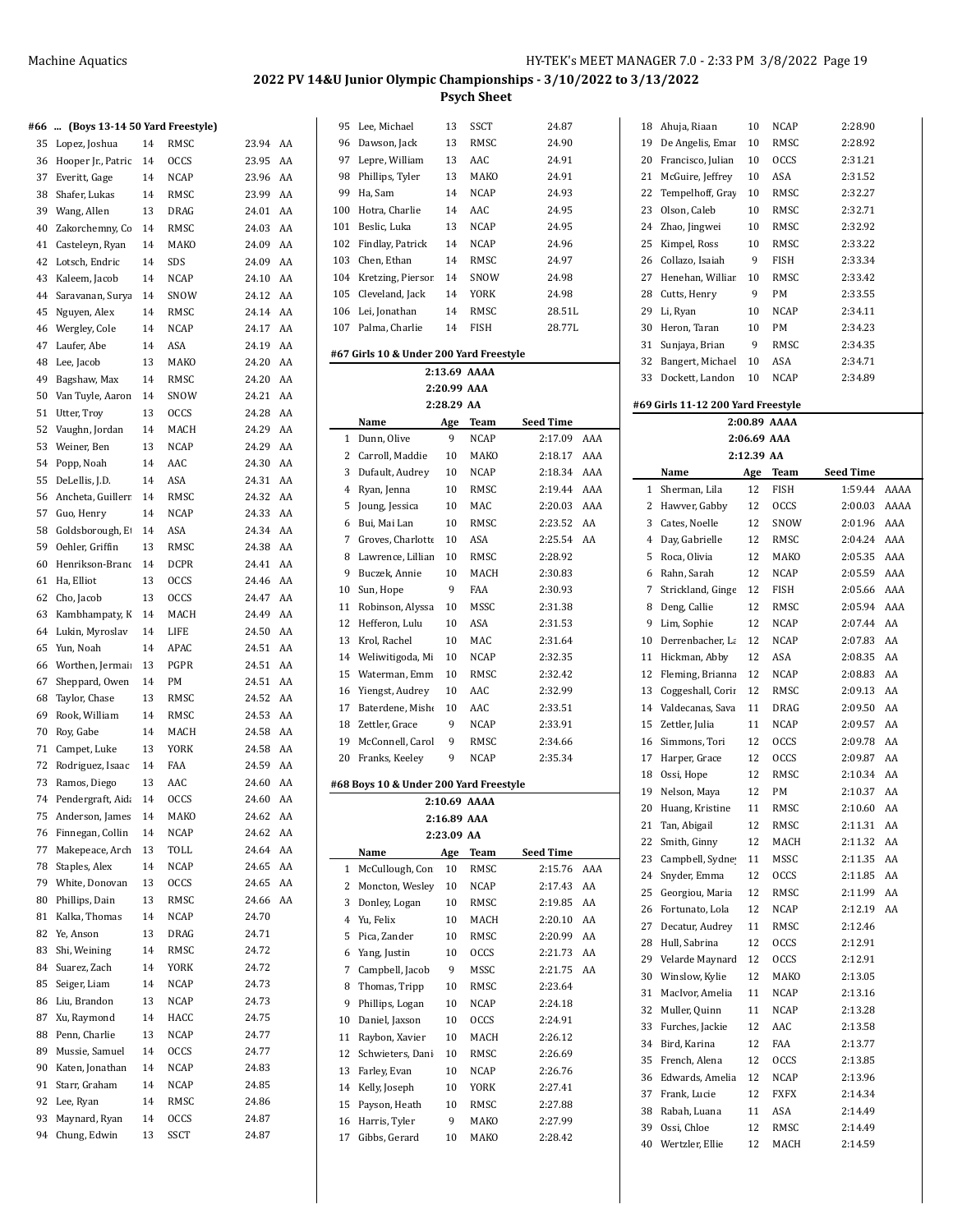# 2022 PV 14&U Junior Olympic Championships - 3/10/2022 to 3/13/2022

## Psych Sheet

### #66 ... (Boys 13-14 50 Yard Freestyle)

| | Name | Age | Team | Seed Time | |
|---|---|---|---|---|---|
| 35 | Lopez, Joshua | 14 | RMSC | 23.94 | AA |
| 36 | Hooper Jr., Patric | 14 | OCCS | 23.95 | AA |
| 37 | Everitt, Gage | 14 | NCAP | 23.96 | AA |
| 38 | Shafer, Lukas | 14 | RMSC | 23.99 | AA |
| 39 | Wang, Allen | 13 | DRAG | 24.01 | AA |
| 40 | Zakorchemny, Co | 14 | RMSC | 24.03 | AA |
| 41 | Casteleyn, Ryan | 14 | MAKO | 24.09 | AA |
| 42 | Lotsch, Endric | 14 | SDS | 24.09 | AA |
| 43 | Kaleem, Jacob | 14 | NCAP | 24.10 | AA |
| 44 | Saravanan, Surya | 14 | SNOW | 24.12 | AA |
| 45 | Nguyen, Alex | 14 | RMSC | 24.14 | AA |
| 46 | Wergley, Cole | 14 | NCAP | 24.17 | AA |
| 47 | Laufer, Abe | 14 | ASA | 24.19 | AA |
| 48 | Lee, Jacob | 13 | MAKO | 24.20 | AA |
| 49 | Bagshaw, Max | 14 | RMSC | 24.20 | AA |
| 50 | Van Tuyle, Aaron | 14 | SNOW | 24.21 | AA |
| 51 | Utter, Troy | 13 | OCCS | 24.28 | AA |
| 52 | Vaughn, Jordan | 14 | MACH | 24.29 | AA |
| 53 | Weiner, Ben | 13 | NCAP | 24.29 | AA |
| 54 | Popp, Noah | 14 | AAC | 24.30 | AA |
| 55 | DeLellis, J.D. | 14 | ASA | 24.31 | AA |
| 56 | Ancheta, Guillern | 14 | RMSC | 24.32 | AA |
| 57 | Guo, Henry | 14 | NCAP | 24.33 | AA |
| 58 | Goldsborough, Et | 14 | ASA | 24.34 | AA |
| 59 | Oehler, Griffin | 13 | RMSC | 24.38 | AA |
| 60 | Henrikson-Branc | 14 | DCPR | 24.41 | AA |
| 61 | Ha, Elliot | 13 | OCCS | 24.46 | AA |
| 62 | Cho, Jacob | 13 | OCCS | 24.47 | AA |
| 63 | Kambhampaty, K | 14 | MACH | 24.49 | AA |
| 64 | Lukin, Myroslav | 14 | LIFE | 24.50 | AA |
| 65 | Yun, Noah | 14 | APAC | 24.51 | AA |
| 66 | Worthen, Jermair | 13 | PGPR | 24.51 | AA |
| 67 | Sheppard, Owen | 14 | PM | 24.51 | AA |
| 68 | Taylor, Chase | 13 | RMSC | 24.52 | AA |
| 69 | Rook, William | 14 | RMSC | 24.53 | AA |
| 70 | Roy, Gabe | 14 | MACH | 24.58 | AA |
| 71 | Campet, Luke | 13 | YORK | 24.58 | AA |
| 72 | Rodriguez, Isaac | 14 | FAA | 24.59 | AA |
| 73 | Ramos, Diego | 13 | AAC | 24.60 | AA |
| 74 | Pendergraft, Aida | 14 | OCCS | 24.60 | AA |
| 75 | Anderson, James | 14 | MAKO | 24.62 | AA |
| 76 | Finnegan, Collin | 14 | NCAP | 24.62 | AA |
| 77 | Makepeace, Arch | 13 | TOLL | 24.64 | AA |
| 78 | Staples, Alex | 14 | NCAP | 24.65 | AA |
| 79 | White, Donovan | 13 | OCCS | 24.65 | AA |
| 80 | Phillips, Dain | 13 | RMSC | 24.66 | AA |
| 81 | Kalka, Thomas | 14 | NCAP | 24.70 | |
| 82 | Ye, Anson | 13 | DRAG | 24.71 | |
| 83 | Shi, Weining | 14 | RMSC | 24.72 | |
| 84 | Suarez, Zach | 14 | YORK | 24.72 | |
| 85 | Seiger, Liam | 14 | NCAP | 24.73 | |
| 86 | Liu, Brandon | 13 | NCAP | 24.73 | |
| 87 | Xu, Raymond | 14 | HACC | 24.75 | |
| 88 | Penn, Charlie | 13 | NCAP | 24.77 | |
| 89 | Mussie, Samuel | 14 | OCCS | 24.77 | |
| 90 | Katen, Jonathan | 14 | NCAP | 24.83 | |
| 91 | Starr, Graham | 14 | NCAP | 24.85 | |
| 92 | Lee, Ryan | 14 | RMSC | 24.86 | |
| 93 | Maynard, Ryan | 14 | OCCS | 24.87 | |
| 94 | Chung, Edwin | 13 | SSCT | 24.87 | |
| 95 | Lee, Michael | 13 | SSCT | 24.87 | |
| 96 | Dawson, Jack | 13 | RMSC | 24.90 | |
| 97 | Lepre, William | 13 | AAC | 24.91 | |
| 98 | Phillips, Tyler | 13 | MAKO | 24.91 | |
| 99 | Ha, Sam | 14 | NCAP | 24.93 | |
| 100 | Hotra, Charlie | 14 | AAC | 24.95 | |
| 101 | Beslic, Luka | 13 | NCAP | 24.95 | |
| 102 | Findlay, Patrick | 14 | NCAP | 24.96 | |
| 103 | Chen, Ethan | 14 | RMSC | 24.97 | |
| 104 | Kretzing, Pierson | 14 | SNOW | 24.98 | |
| 105 | Cleveland, Jack | 14 | YORK | 24.98 | |
| 106 | Lei, Jonathan | 14 | RMSC | 28.51L | |
| 107 | Palma, Charlie | 14 | FISH | 28.77L | |

### #67 Girls 10 & Under 200 Yard Freestyle

2:13.69 AAAA
2:20.99 AAA
2:28.29 AA

| | Name | Age | Team | Seed Time | |
|---|---|---|---|---|---|
| 1 | Dunn, Olive | 9 | NCAP | 2:17.09 | AAA |
| 2 | Carroll, Maddie | 10 | MAKO | 2:18.17 | AAA |
| 3 | Dufault, Audrey | 10 | NCAP | 2:18.34 | AAA |
| 4 | Ryan, Jenna | 10 | RMSC | 2:19.44 | AAA |
| 5 | Joung, Jessica | 10 | MAC | 2:20.03 | AAA |
| 6 | Bui, Mai Lan | 10 | RMSC | 2:23.52 | AA |
| 7 | Groves, Charlotte | 10 | ASA | 2:25.54 | AA |
| 8 | Lawrence, Lillian | 10 | RMSC | 2:28.92 | |
| 9 | Buczek, Annie | 10 | MACH | 2:30.83 | |
| 10 | Sun, Hope | 9 | FAA | 2:30.93 | |
| 11 | Robinson, Alyssa | 10 | MSSC | 2:31.38 | |
| 12 | Hefferon, Lulu | 10 | ASA | 2:31.53 | |
| 13 | Krol, Rachel | 10 | MAC | 2:31.64 | |
| 14 | Weliwitigoda, Mi | 10 | NCAP | 2:32.35 | |
| 15 | Waterman, Emm | 10 | RMSC | 2:32.42 | |
| 16 | Yiengst, Audrey | 10 | AAC | 2:32.99 | |
| 17 | Baterdene, Mishe | 10 | AAC | 2:33.51 | |
| 18 | Zettler, Grace | 9 | NCAP | 2:33.91 | |
| 19 | McConnell, Carol | 9 | RMSC | 2:34.66 | |
| 20 | Franks, Keeley | 9 | NCAP | 2:35.34 | |

### #68 Boys 10 & Under 200 Yard Freestyle

2:10.69 AAAA
2:16.89 AAA
2:23.09 AA

| | Name | Age | Team | Seed Time | |
|---|---|---|---|---|---|
| 1 | McCullough, Con | 10 | RMSC | 2:15.76 | AAA |
| 2 | Moncton, Wesley | 10 | NCAP | 2:17.43 | AA |
| 3 | Donley, Logan | 10 | RMSC | 2:19.85 | AA |
| 4 | Yu, Felix | 10 | MACH | 2:20.10 | AA |
| 5 | Pica, Zander | 10 | RMSC | 2:20.99 | AA |
| 6 | Yang, Justin | 10 | OCCS | 2:21.73 | AA |
| 7 | Campbell, Jacob | 9 | MSSC | 2:21.75 | AA |
| 8 | Thomas, Tripp | 10 | RMSC | 2:23.64 | |
| 9 | Phillips, Logan | 10 | NCAP | 2:24.18 | |
| 10 | Daniel, Jaxson | 10 | OCCS | 2:24.91 | |
| 11 | Raybon, Xavier | 10 | MACH | 2:26.12 | |
| 12 | Schwieters, Dani | 10 | RMSC | 2:26.69 | |
| 13 | Farley, Evan | 10 | NCAP | 2:26.76 | |
| 14 | Kelly, Joseph | 10 | YORK | 2:27.41 | |
| 15 | Payson, Heath | 10 | RMSC | 2:27.88 | |
| 16 | Harris, Tyler | 9 | MAKO | 2:27.99 | |
| 17 | Gibbs, Gerard | 10 | MAKO | 2:28.42 | |
| 18 | Ahuja, Riaan | 10 | NCAP | 2:28.90 | |
| 19 | De Angelis, Emar | 10 | RMSC | 2:28.92 | |
| 20 | Francisco, Julian | 10 | OCCS | 2:31.21 | |
| 21 | McGuire, Jeffrey | 10 | ASA | 2:31.52 | |
| 22 | Tempelhoff, Gray | 10 | RMSC | 2:32.27 | |
| 23 | Olson, Caleb | 10 | RMSC | 2:32.71 | |
| 24 | Zhao, Jingwei | 10 | RMSC | 2:32.92 | |
| 25 | Kimpel, Ross | 10 | RMSC | 2:33.22 | |
| 26 | Collazo, Isaiah | 9 | FISH | 2:33.34 | |
| 27 | Henehan, Willian | 10 | RMSC | 2:33.42 | |
| 28 | Cutts, Henry | 9 | PM | 2:33.55 | |
| 29 | Li, Ryan | 10 | NCAP | 2:34.11 | |
| 30 | Heron, Taran | 10 | PM | 2:34.23 | |
| 31 | Sunjaya, Brian | 9 | RMSC | 2:34.35 | |
| 32 | Bangert, Michael | 10 | ASA | 2:34.71 | |
| 33 | Dockett, Landon | 10 | NCAP | 2:34.89 | |

### #69 Girls 11-12 200 Yard Freestyle

2:00.89 AAAA
2:06.69 AAA
2:12.39 AA

| | Name | Age | Team | Seed Time | |
|---|---|---|---|---|---|
| 1 | Sherman, Lila | 12 | FISH | 1:59.44 | AAAA |
| 2 | Hawver, Gabby | 12 | OCCS | 2:00.03 | AAAA |
| 3 | Cates, Noelle | 12 | SNOW | 2:01.96 | AAA |
| 4 | Day, Gabrielle | 12 | RMSC | 2:04.24 | AAA |
| 5 | Roca, Olivia | 12 | MAKO | 2:05.35 | AAA |
| 6 | Rahn, Sarah | 12 | NCAP | 2:05.59 | AAA |
| 7 | Strickland, Ginge | 12 | FISH | 2:05.66 | AAA |
| 8 | Deng, Callie | 12 | RMSC | 2:05.94 | AAA |
| 9 | Lim, Sophie | 12 | NCAP | 2:07.44 | AA |
| 10 | Derrenbacher, La | 12 | NCAP | 2:07.83 | AA |
| 11 | Hickman, Abby | 12 | ASA | 2:08.35 | AA |
| 12 | Fleming, Brianna | 12 | NCAP | 2:08.83 | AA |
| 13 | Coggeshall, Corir | 12 | RMSC | 2:09.13 | AA |
| 14 | Valdecanas, Sava | 11 | DRAG | 2:09.50 | AA |
| 15 | Zettler, Julia | 11 | NCAP | 2:09.57 | AA |
| 16 | Simmons, Tori | 12 | OCCS | 2:09.78 | AA |
| 17 | Harper, Grace | 12 | OCCS | 2:09.87 | AA |
| 18 | Ossi, Hope | 12 | RMSC | 2:10.34 | AA |
| 19 | Nelson, Maya | 12 | PM | 2:10.37 | AA |
| 20 | Huang, Kristine | 11 | RMSC | 2:10.60 | AA |
| 21 | Tan, Abigail | 12 | RMSC | 2:11.31 | AA |
| 22 | Smith, Ginny | 12 | MACH | 2:11.32 | AA |
| 23 | Campbell, Sydney | 11 | MSSC | 2:11.35 | AA |
| 24 | Snyder, Emma | 12 | OCCS | 2:11.85 | AA |
| 25 | Georgiou, Maria | 12 | RMSC | 2:11.99 | AA |
| 26 | Fortunato, Lola | 12 | NCAP | 2:12.19 | AA |
| 27 | Decatur, Audrey | 11 | RMSC | 2:12.46 | |
| 28 | Hull, Sabrina | 12 | OCCS | 2:12.91 | |
| 29 | Velarde Maynard | 12 | OCCS | 2:12.91 | |
| 30 | Winslow, Kylie | 12 | MAKO | 2:13.05 | |
| 31 | MacIvor, Amelia | 11 | NCAP | 2:13.16 | |
| 32 | Muller, Quinn | 11 | NCAP | 2:13.28 | |
| 33 | Furches, Jackie | 12 | AAC | 2:13.58 | |
| 34 | Bird, Karina | 12 | FAA | 2:13.77 | |
| 35 | French, Alena | 12 | OCCS | 2:13.85 | |
| 36 | Edwards, Amelia | 12 | NCAP | 2:13.96 | |
| 37 | Frank, Lucie | 12 | FXFX | 2:14.34 | |
| 38 | Rabah, Luana | 11 | ASA | 2:14.49 | |
| 39 | Ossi, Chloe | 12 | RMSC | 2:14.49 | |
| 40 | Wertzler, Ellie | 12 | MACH | 2:14.59 | |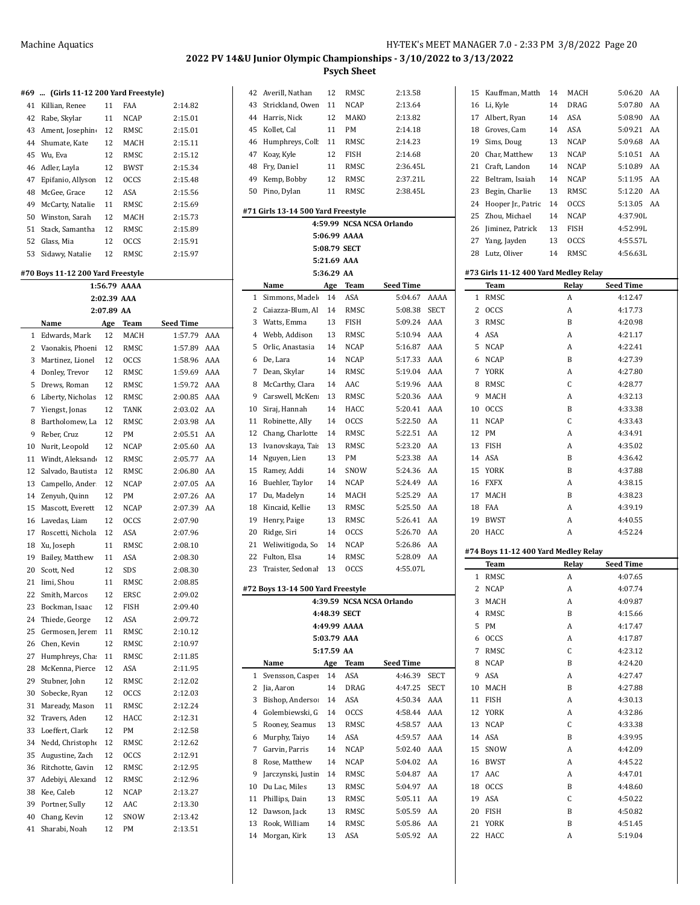**2022 PV 14&U Junior Olympic Championships - 3/10/2022 to 3/13/2022**

**Psych Sheet**

### #69 ... (Girls 11-12 200 Yard Freestyle)

| | Name | Age | Team | Seed Time | |
|---|---|---|---|---|---|
| 41 | Killian, Renee | 11 | FAA | 2:14.82 | |
| 42 | Rabe, Skylar | 11 | NCAP | 2:15.01 | |
| 43 | Ament, Josephin | 12 | RMSC | 2:15.01 | |
| 44 | Shumate, Kate | 12 | MACH | 2:15.11 | |
| 45 | Wu, Eva | 12 | RMSC | 2:15.12 | |
| 46 | Adler, Layla | 12 | BWST | 2:15.34 | |
| 47 | Epifanio, Allyson | 12 | OCCS | 2:15.48 | |
| 48 | McGee, Grace | 12 | ASA | 2:15.56 | |
| 49 | McCarty, Natalie | 11 | RMSC | 2:15.69 | |
| 50 | Winston, Sarah | 12 | MACH | 2:15.73 | |
| 51 | Stack, Samantha | 12 | RMSC | 2:15.89 | |
| 52 | Glass, Mia | 12 | OCCS | 2:15.91 | |
| 53 | Sidawy, Natalie | 12 | RMSC | 2:15.97 | |

### #70 Boys 11-12 200 Yard Freestyle

1:56.79 AAAA
2:02.39 AAA
2:07.89 AA

| | Name | Age | Team | Seed Time | |
|---|---|---|---|---|---|
| 1 | Edwards, Mark | 12 | MACH | 1:57.79 | AAA |
| 2 | Vaonakis, Phoeni | 12 | RMSC | 1:57.89 | AAA |
| 3 | Martinez, Lionel | 12 | OCCS | 1:58.96 | AAA |
| 4 | Donley, Trevor | 12 | RMSC | 1:59.69 | AAA |
| 5 | Drews, Roman | 12 | RMSC | 1:59.72 | AAA |
| 6 | Liberty, Nicholas | 12 | RMSC | 2:00.85 | AAA |
| 7 | Yiengst, Jonas | 12 | TANK | 2:03.02 | AA |
| 8 | Bartholomew, La | 12 | RMSC | 2:03.98 | AA |
| 9 | Reber, Cruz | 12 | PM | 2:05.51 | AA |
| 10 | Nurit, Leopold | 12 | NCAP | 2:05.60 | AA |
| 11 | Windt, Aleksand | 12 | RMSC | 2:05.77 | AA |
| 12 | Salvado, Bautista | 12 | RMSC | 2:06.80 | AA |
| 13 | Campello, Ander | 12 | NCAP | 2:07.05 | AA |
| 14 | Zenyuh, Quinn | 12 | PM | 2:07.26 | AA |
| 15 | Mascott, Everett | 12 | NCAP | 2:07.39 | AA |
| 16 | Lavedas, Liam | 12 | OCCS | 2:07.90 | |
| 17 | Roscetti, Nichola | 12 | ASA | 2:07.96 | |
| 18 | Xu, Joseph | 11 | RMSC | 2:08.10 | |
| 19 | Bailey, Matthew | 11 | ASA | 2:08.30 | |
| 20 | Scott, Ned | 12 | SDS | 2:08.30 | |
| 21 | Iimi, Shou | 11 | RMSC | 2:08.85 | |
| 22 | Smith, Marcos | 12 | ERSC | 2:09.02 | |
| 23 | Bockman, Isaac | 12 | FISH | 2:09.40 | |
| 24 | Thiede, George | 12 | ASA | 2:09.72 | |
| 25 | Germosen, Jerem | 11 | RMSC | 2:10.12 | |
| 26 | Chen, Kevin | 12 | RMSC | 2:10.97 | |
| 27 | Humphreys, Cha | 11 | RMSC | 2:11.85 | |
| 28 | McKenna, Pierce | 12 | ASA | 2:11.95 | |
| 29 | Stubner, John | 12 | RMSC | 2:12.02 | |
| 30 | Sobecke, Ryan | 12 | OCCS | 2:12.03 | |
| 31 | Maready, Mason | 11 | RMSC | 2:12.24 | |
| 32 | Travers, Aden | 12 | HACC | 2:12.31 | |
| 33 | Loeffert, Clark | 12 | PM | 2:12.58 | |
| 34 | Nedd, Christophe | 12 | RMSC | 2:12.62 | |
| 35 | Augustine, Zach | 12 | OCCS | 2:12.91 | |
| 36 | Ritchotte, Gavin | 12 | RMSC | 2:12.95 | |
| 37 | Adebiyi, Alexand | 12 | RMSC | 2:12.96 | |
| 38 | Kee, Caleb | 12 | NCAP | 2:13.27 | |
| 39 | Portner, Sully | 12 | AAC | 2:13.30 | |
| 40 | Chang, Kevin | 12 | SNOW | 2:13.42 | |
| 41 | Sharabi, Noah | 12 | PM | 2:13.51 | |
| 42 | Averill, Nathan | 12 | RMSC | 2:13.58 | |
| 43 | Strickland, Owen | 11 | NCAP | 2:13.64 | |
| 44 | Harris, Nick | 12 | MAKO | 2:13.82 | |
| 45 | Kollet, Cal | 11 | PM | 2:14.18 | |
| 46 | Humphreys, Colb | 11 | RMSC | 2:14.23 | |
| 47 | Koay, Kyle | 12 | FISH | 2:14.68 | |
| 48 | Fry, Daniel | 11 | RMSC | 2:36.45L | |
| 49 | Kemp, Bobby | 12 | RMSC | 2:37.21L | |
| 50 | Pino, Dylan | 11 | RMSC | 2:38.45L | |

### #71 Girls 13-14 500 Yard Freestyle

4:59.99 NCSA NCSA Orlando
5:06.99 AAAA
5:08.79 SECT
5:21.69 AAA
5:36.29 AA

| | Name | Age | Team | Seed Time | |
|---|---|---|---|---|---|
| 1 | Simmons, Madel | 14 | ASA | 5:04.67 | AAAA |
| 2 | Caiazza-Blum, Al | 14 | RMSC | 5:08.38 | SECT |
| 3 | Watts, Emma | 13 | FISH | 5:09.24 | AAA |
| 4 | Webb, Addison | 13 | RMSC | 5:10.94 | AAA |
| 5 | Orlic, Anastasia | 14 | NCAP | 5:16.87 | AAA |
| 6 | De, Lara | 14 | NCAP | 5:17.33 | AAA |
| 7 | Dean, Skylar | 14 | RMSC | 5:19.04 | AAA |
| 8 | McCarthy, Clara | 14 | AAC | 5:19.96 | AAA |
| 9 | Carswell, McKen | 13 | RMSC | 5:20.36 | AAA |
| 10 | Siraj, Hannah | 14 | HACC | 5:20.41 | AAA |
| 11 | Robinette, Ally | 14 | OCCS | 5:22.50 | AA |
| 12 | Chang, Charlotte | 14 | RMSC | 5:22.51 | AA |
| 13 | Ivanovskaya, Tai | 13 | RMSC | 5:23.20 | AA |
| 14 | Nguyen, Lien | 13 | PM | 5:23.38 | AA |
| 15 | Ramey, Addi | 14 | SNOW | 5:24.36 | AA |
| 16 | Buehler, Taylor | 14 | NCAP | 5:24.49 | AA |
| 17 | Du, Madelyn | 14 | MACH | 5:25.29 | AA |
| 18 | Kincaid, Kellie | 13 | RMSC | 5:25.50 | AA |
| 19 | Henry, Paige | 13 | RMSC | 5:26.41 | AA |
| 20 | Ridge, Siri | 14 | OCCS | 5:26.70 | AA |
| 21 | Weliwitigoda, So | 14 | NCAP | 5:26.86 | AA |
| 22 | Fulton, Elsa | 14 | RMSC | 5:28.09 | AA |
| 23 | Traister, Sedonal | 13 | OCCS | 4:55.07L | |

### #72 Boys 13-14 500 Yard Freestyle

4:39.59 NCSA NCSA Orlando
4:48.39 SECT
4:49.99 AAAA
5:03.79 AAA
5:17.59 AA

| | Name | Age | Team | Seed Time | |
|---|---|---|---|---|---|
| 1 | Svensson, Casper | 14 | ASA | 4:46.39 | SECT |
| 2 | Jia, Aaron | 14 | DRAG | 4:47.25 | SECT |
| 3 | Bishop, Anderso | 14 | ASA | 4:50.34 | AAA |
| 4 | Golembiewski, G | 14 | OCCS | 4:58.44 | AAA |
| 5 | Rooney, Seamus | 13 | RMSC | 4:58.57 | AAA |
| 6 | Murphy, Taiyo | 14 | ASA | 4:59.57 | AAA |
| 7 | Garvin, Parris | 14 | NCAP | 5:02.40 | AAA |
| 8 | Rose, Matthew | 14 | NCAP | 5:04.02 | AA |
| 9 | Jarczynski, Justin | 14 | RMSC | 5:04.87 | AA |
| 10 | Du Lac, Miles | 13 | RMSC | 5:04.97 | AA |
| 11 | Phillips, Dain | 13 | RMSC | 5:05.11 | AA |
| 12 | Dawson, Jack | 13 | RMSC | 5:05.59 | AA |
| 13 | Rook, William | 14 | RMSC | 5:05.86 | AA |
| 14 | Morgan, Kirk | 13 | ASA | 5:05.92 | AA |
| 15 | Kauffman, Matth | 14 | MACH | 5:06.20 | AA |
| 16 | Li, Kyle | 14 | DRAG | 5:07.80 | AA |
| 17 | Albert, Ryan | 14 | ASA | 5:08.90 | AA |
| 18 | Groves, Cam | 14 | ASA | 5:09.21 | AA |
| 19 | Sims, Doug | 13 | NCAP | 5:09.68 | AA |
| 20 | Char, Matthew | 13 | NCAP | 5:10.51 | AA |
| 21 | Craft, Landon | 14 | NCAP | 5:10.89 | AA |
| 22 | Beltram, Isaiah | 14 | NCAP | 5:11.95 | AA |
| 23 | Begin, Charlie | 13 | RMSC | 5:12.20 | AA |
| 24 | Hooper Jr., Patric | 14 | OCCS | 5:13.05 | AA |
| 25 | Zhou, Michael | 14 | NCAP | 4:37.90L | |
| 26 | Jiminez, Patrick | 13 | FISH | 4:52.99L | |
| 27 | Yang, Jayden | 13 | OCCS | 4:55.57L | |
| 28 | Lutz, Oliver | 14 | RMSC | 4:56.63L | |

### #73 Girls 11-12 400 Yard Medley Relay

| | Team | Relay | Seed Time |
|---|---|---|---|
| 1 | RMSC | A | 4:12.47 |
| 2 | OCCS | A | 4:17.73 |
| 3 | RMSC | B | 4:20.98 |
| 4 | ASA | A | 4:21.17 |
| 5 | NCAP | A | 4:22.41 |
| 6 | NCAP | B | 4:27.39 |
| 7 | YORK | A | 4:27.80 |
| 8 | RMSC | C | 4:28.77 |
| 9 | MACH | A | 4:32.13 |
| 10 | OCCS | B | 4:33.38 |
| 11 | NCAP | C | 4:33.43 |
| 12 | PM | A | 4:34.91 |
| 13 | FISH | A | 4:35.02 |
| 14 | ASA | B | 4:36.42 |
| 15 | YORK | B | 4:37.88 |
| 16 | FXFX | A | 4:38.15 |
| 17 | MACH | B | 4:38.23 |
| 18 | FAA | A | 4:39.19 |
| 19 | BWST | A | 4:40.55 |
| 20 | HACC | A | 4:52.24 |

### #74 Boys 11-12 400 Yard Medley Relay

| | Team | Relay | Seed Time |
|---|---|---|---|
| 1 | RMSC | A | 4:07.65 |
| 2 | NCAP | A | 4:07.74 |
| 3 | MACH | A | 4:09.87 |
| 4 | RMSC | B | 4:15.66 |
| 5 | PM | A | 4:17.47 |
| 6 | OCCS | A | 4:17.87 |
| 7 | RMSC | C | 4:23.12 |
| 8 | NCAP | B | 4:24.20 |
| 9 | ASA | A | 4:27.47 |
| 10 | MACH | B | 4:27.88 |
| 11 | FISH | A | 4:30.13 |
| 12 | YORK | A | 4:32.86 |
| 13 | NCAP | C | 4:33.38 |
| 14 | ASA | B | 4:39.95 |
| 15 | SNOW | A | 4:42.09 |
| 16 | BWST | A | 4:45.22 |
| 17 | AAC | A | 4:47.01 |
| 18 | OCCS | B | 4:48.60 |
| 19 | ASA | C | 4:50.22 |
| 20 | FISH | B | 4:50.82 |
| 21 | YORK | B | 4:51.45 |
| 22 | HACC | A | 5:19.04 |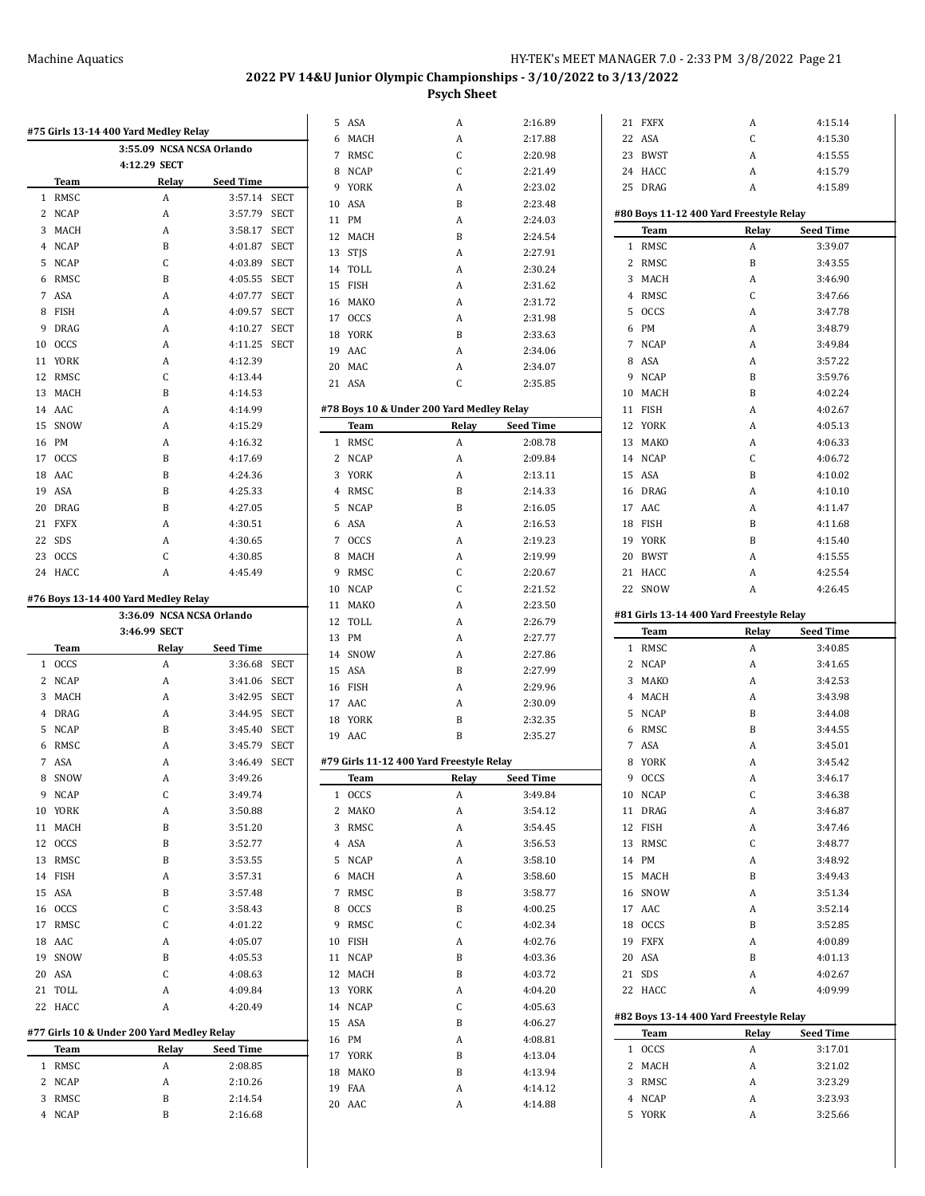## 2022 PV 14&U Junior Olympic Championships - 3/10/2022 to 3/13/2022

### Psych Sheet

#### #75 Girls 13-14 400 Yard Medley Relay

3:55.09 NCSA NCSA Orlando

4:12.29 SECT

| | Team | Relay | Seed Time | |
|---|---|---|---|---|
| 1 | RMSC | A | 3:57.14 | SECT |
| 2 | NCAP | A | 3:57.79 | SECT |
| 3 | MACH | A | 3:58.17 | SECT |
| 4 | NCAP | B | 4:01.87 | SECT |
| 5 | NCAP | C | 4:03.89 | SECT |
| 6 | RMSC | B | 4:05.55 | SECT |
| 7 | ASA | A | 4:07.77 | SECT |
| 8 | FISH | A | 4:09.57 | SECT |
| 9 | DRAG | A | 4:10.27 | SECT |
| 10 | OCCS | A | 4:11.25 | SECT |
| 11 | YORK | A | 4:12.39 | |
| 12 | RMSC | C | 4:13.44 | |
| 13 | MACH | B | 4:14.53 | |
| 14 | AAC | A | 4:14.99 | |
| 15 | SNOW | A | 4:15.29 | |
| 16 | PM | A | 4:16.32 | |
| 17 | OCCS | B | 4:17.69 | |
| 18 | AAC | B | 4:24.36 | |
| 19 | ASA | B | 4:25.33 | |
| 20 | DRAG | B | 4:27.05 | |
| 21 | FXFX | A | 4:30.51 | |
| 22 | SDS | A | 4:30.65 | |
| 23 | OCCS | C | 4:30.85 | |
| 24 | HACC | A | 4:45.49 | |

#### #76 Boys 13-14 400 Yard Medley Relay

3:36.09 NCSA NCSA Orlando

3:46.99 SECT

| | Team | Relay | Seed Time | |
|---|---|---|---|---|
| 1 | OCCS | A | 3:36.68 | SECT |
| 2 | NCAP | A | 3:41.06 | SECT |
| 3 | MACH | A | 3:42.95 | SECT |
| 4 | DRAG | A | 3:44.95 | SECT |
| 5 | NCAP | B | 3:45.40 | SECT |
| 6 | RMSC | A | 3:45.79 | SECT |
| 7 | ASA | A | 3:46.49 | SECT |
| 8 | SNOW | A | 3:49.26 | |
| 9 | NCAP | C | 3:49.74 | |
| 10 | YORK | A | 3:50.88 | |
| 11 | MACH | B | 3:51.20 | |
| 12 | OCCS | B | 3:52.77 | |
| 13 | RMSC | B | 3:53.55 | |
| 14 | FISH | A | 3:57.31 | |
| 15 | ASA | B | 3:57.48 | |
| 16 | OCCS | C | 3:58.43 | |
| 17 | RMSC | C | 4:01.22 | |
| 18 | AAC | A | 4:05.07 | |
| 19 | SNOW | B | 4:05.53 | |
| 20 | ASA | C | 4:08.63 | |
| 21 | TOLL | A | 4:09.84 | |
| 22 | HACC | A | 4:20.49 | |

#### #77 Girls 10 & Under 200 Yard Medley Relay

| | Team | Relay | Seed Time |
|---|---|---|---|
| 1 | RMSC | A | 2:08.85 |
| 2 | NCAP | A | 2:10.26 |
| 3 | RMSC | B | 2:14.54 |
| 4 | NCAP | B | 2:16.68 |
| 5 | ASA | A | 2:16.89 |
| 6 | MACH | A | 2:17.88 |
| 7 | RMSC | C | 2:20.98 |
| 8 | NCAP | C | 2:21.49 |
| 9 | YORK | A | 2:23.02 |
| 10 | ASA | B | 2:23.48 |
| 11 | PM | A | 2:24.03 |
| 12 | MACH | B | 2:24.54 |
| 13 | STJS | A | 2:27.91 |
| 14 | TOLL | A | 2:30.24 |
| 15 | FISH | A | 2:31.62 |
| 16 | MAKO | A | 2:31.72 |
| 17 | OCCS | A | 2:31.98 |
| 18 | YORK | B | 2:33.63 |
| 19 | AAC | A | 2:34.06 |
| 20 | MAC | A | 2:34.07 |
| 21 | ASA | C | 2:35.85 |

#### #78 Boys 10 & Under 200 Yard Medley Relay

| | Team | Relay | Seed Time |
|---|---|---|---|
| 1 | RMSC | A | 2:08.78 |
| 2 | NCAP | A | 2:09.84 |
| 3 | YORK | A | 2:13.11 |
| 4 | RMSC | B | 2:14.33 |
| 5 | NCAP | B | 2:16.05 |
| 6 | ASA | A | 2:16.53 |
| 7 | OCCS | A | 2:19.23 |
| 8 | MACH | A | 2:19.99 |
| 9 | RMSC | C | 2:20.67 |
| 10 | NCAP | C | 2:21.52 |
| 11 | MAKO | A | 2:23.50 |
| 12 | TOLL | A | 2:26.79 |
| 13 | PM | A | 2:27.77 |
| 14 | SNOW | A | 2:27.86 |
| 15 | ASA | B | 2:27.99 |
| 16 | FISH | A | 2:29.96 |
| 17 | AAC | A | 2:30.09 |
| 18 | YORK | B | 2:32.35 |
| 19 | AAC | B | 2:35.27 |

#### #79 Girls 11-12 400 Yard Freestyle Relay

| | Team | Relay | Seed Time |
|---|---|---|---|
| 1 | OCCS | A | 3:49.84 |
| 2 | MAKO | A | 3:54.12 |
| 3 | RMSC | A | 3:54.45 |
| 4 | ASA | A | 3:56.53 |
| 5 | NCAP | A | 3:58.10 |
| 6 | MACH | A | 3:58.60 |
| 7 | RMSC | B | 3:58.77 |
| 8 | OCCS | B | 4:00.25 |
| 9 | RMSC | C | 4:02.34 |
| 10 | FISH | A | 4:02.76 |
| 11 | NCAP | B | 4:03.36 |
| 12 | MACH | B | 4:03.72 |
| 13 | YORK | A | 4:04.20 |
| 14 | NCAP | C | 4:05.63 |
| 15 | ASA | B | 4:06.27 |
| 16 | PM | A | 4:08.81 |
| 17 | YORK | B | 4:13.04 |
| 18 | MAKO | B | 4:13.94 |
| 19 | FAA | A | 4:14.12 |
| 20 | AAC | A | 4:14.88 |
| 21 | FXFX | A | 4:15.14 |
| 22 | ASA | C | 4:15.30 |
| 23 | BWST | A | 4:15.55 |
| 24 | HACC | A | 4:15.79 |
| 25 | DRAG | A | 4:15.89 |

#### #80 Boys 11-12 400 Yard Freestyle Relay

| | Team | Relay | Seed Time |
|---|---|---|---|
| 1 | RMSC | A | 3:39.07 |
| 2 | RMSC | B | 3:43.55 |
| 3 | MACH | A | 3:46.90 |
| 4 | RMSC | C | 3:47.66 |
| 5 | OCCS | A | 3:47.78 |
| 6 | PM | A | 3:48.79 |
| 7 | NCAP | A | 3:49.84 |
| 8 | ASA | A | 3:57.22 |
| 9 | NCAP | B | 3:59.76 |
| 10 | MACH | B | 4:02.24 |
| 11 | FISH | A | 4:02.67 |
| 12 | YORK | A | 4:05.13 |
| 13 | MAKO | A | 4:06.33 |
| 14 | NCAP | C | 4:06.72 |
| 15 | ASA | B | 4:10.02 |
| 16 | DRAG | A | 4:10.10 |
| 17 | AAC | A | 4:11.47 |
| 18 | FISH | B | 4:11.68 |
| 19 | YORK | B | 4:15.40 |
| 20 | BWST | A | 4:15.55 |
| 21 | HACC | A | 4:25.54 |
| 22 | SNOW | A | 4:26.45 |

#### #81 Girls 13-14 400 Yard Freestyle Relay

| | Team | Relay | Seed Time |
|---|---|---|---|
| 1 | RMSC | A | 3:40.85 |
| 2 | NCAP | A | 3:41.65 |
| 3 | MAKO | A | 3:42.53 |
| 4 | MACH | A | 3:43.98 |
| 5 | NCAP | B | 3:44.08 |
| 6 | RMSC | B | 3:44.55 |
| 7 | ASA | A | 3:45.01 |
| 8 | YORK | A | 3:45.42 |
| 9 | OCCS | A | 3:46.17 |
| 10 | NCAP | C | 3:46.38 |
| 11 | DRAG | A | 3:46.87 |
| 12 | FISH | A | 3:47.46 |
| 13 | RMSC | C | 3:48.77 |
| 14 | PM | A | 3:48.92 |
| 15 | MACH | B | 3:49.43 |
| 16 | SNOW | A | 3:51.34 |
| 17 | AAC | A | 3:52.14 |
| 18 | OCCS | B | 3:52.85 |
| 19 | FXFX | A | 4:00.89 |
| 20 | ASA | B | 4:01.13 |
| 21 | SDS | A | 4:02.67 |
| 22 | HACC | A | 4:09.99 |

#### #82 Boys 13-14 400 Yard Freestyle Relay

| | Team | Relay | Seed Time |
|---|---|---|---|
| 1 | OCCS | A | 3:17.01 |
| 2 | MACH | A | 3:21.02 |
| 3 | RMSC | A | 3:23.29 |
| 4 | NCAP | A | 3:23.93 |
| 5 | YORK | A | 3:25.66 |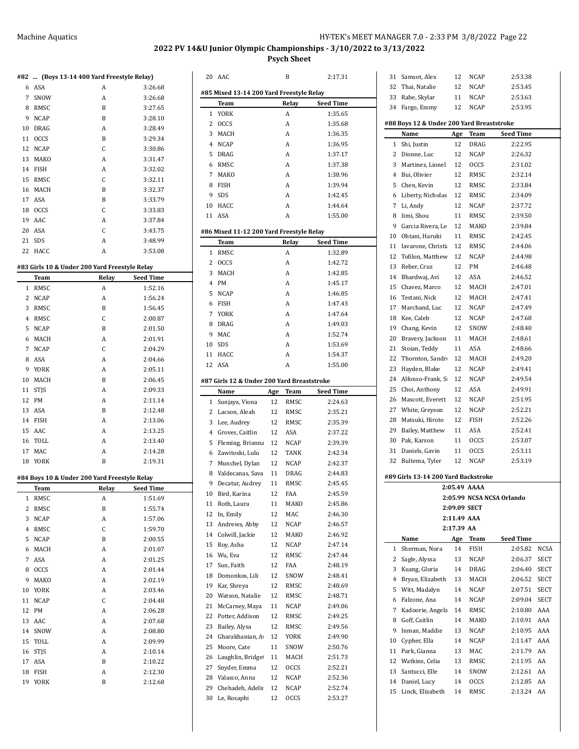# 2022 PV 14&U Junior Olympic Championships - 3/10/2022 to 3/13/2022

## Psych Sheet

### #82 ... (Boys 13-14 400 Yard Freestyle Relay)

| | Team | Relay | Seed Time |
|---|---|---|---|
| 6 | ASA | A | 3:26.68 |
| 7 | SNOW | A | 3:26.68 |
| 8 | RMSC | B | 3:27.65 |
| 9 | NCAP | B | 3:28.10 |
| 10 | DRAG | A | 3:28.49 |
| 11 | OCCS | B | 3:29.34 |
| 12 | NCAP | C | 3:30.86 |
| 13 | MAKO | A | 3:31.47 |
| 14 | FISH | A | 3:32.02 |
| 15 | RMSC | C | 3:32.11 |
| 16 | MACH | B | 3:32.37 |
| 17 | ASA | B | 3:33.79 |
| 18 | OCCS | C | 3:33.83 |
| 19 | AAC | A | 3:37.84 |
| 20 | ASA | C | 3:43.75 |
| 21 | SDS | A | 3:48.99 |
| 22 | HACC | A | 3:53.08 |

### #83 Girls 10 & Under 200 Yard Freestyle Relay

| | Team | Relay | Seed Time |
|---|---|---|---|
| 1 | RMSC | A | 1:52.16 |
| 2 | NCAP | A | 1:56.24 |
| 3 | RMSC | B | 1:56.45 |
| 4 | RMSC | C | 2:00.87 |
| 5 | NCAP | B | 2:01.50 |
| 6 | MACH | A | 2:01.91 |
| 7 | NCAP | C | 2:04.29 |
| 8 | ASA | A | 2:04.66 |
| 9 | YORK | A | 2:05.11 |
| 10 | MACH | B | 2:06.45 |
| 11 | STJS | A | 2:09.33 |
| 12 | PM | A | 2:11.14 |
| 13 | ASA | B | 2:12.48 |
| 14 | FISH | A | 2:13.06 |
| 15 | AAC | A | 2:13.25 |
| 16 | TOLL | A | 2:13.40 |
| 17 | MAC | A | 2:14.28 |
| 18 | YORK | B | 2:19.31 |

### #84 Boys 10 & Under 200 Yard Freestyle Relay

| | Team | Relay | Seed Time |
|---|---|---|---|
| 1 | RMSC | A | 1:51.69 |
| 2 | RMSC | B | 1:55.74 |
| 3 | NCAP | A | 1:57.06 |
| 4 | RMSC | C | 1:59.70 |
| 5 | NCAP | B | 2:00.55 |
| 6 | MACH | A | 2:01.07 |
| 7 | ASA | A | 2:01.25 |
| 8 | OCCS | A | 2:01.44 |
| 9 | MAKO | A | 2:02.19 |
| 10 | YORK | A | 2:03.46 |
| 11 | NCAP | C | 2:04.48 |
| 12 | PM | A | 2:06.28 |
| 13 | AAC | A | 2:07.68 |
| 14 | SNOW | A | 2:08.80 |
| 15 | TOLL | A | 2:09.99 |
| 16 | STJS | A | 2:10.14 |
| 17 | ASA | B | 2:10.22 |
| 18 | FISH | A | 2:12.30 |
| 19 | YORK | B | 2:12.68 |
| 20 | AAC | B | 2:17.31 |

### #85 Mixed 13-14 200 Yard Freestyle Relay

| | Team | Relay | Seed Time |
|---|---|---|---|
| 1 | YORK | A | 1:35.65 |
| 2 | OCCS | A | 1:35.68 |
| 3 | MACH | A | 1:36.35 |
| 4 | NCAP | A | 1:36.95 |
| 5 | DRAG | A | 1:37.17 |
| 6 | RMSC | A | 1:37.38 |
| 7 | MAKO | A | 1:38.96 |
| 8 | FISH | A | 1:39.94 |
| 9 | SDS | A | 1:42.45 |
| 10 | HACC | A | 1:44.64 |
| 11 | ASA | A | 1:55.00 |

### #86 Mixed 11-12 200 Yard Freestyle Relay

| | Team | Relay | Seed Time |
|---|---|---|---|
| 1 | RMSC | A | 1:32.89 |
| 2 | OCCS | A | 1:42.72 |
| 3 | MACH | A | 1:42.85 |
| 4 | PM | A | 1:45.17 |
| 5 | NCAP | A | 1:46.85 |
| 6 | FISH | A | 1:47.43 |
| 7 | YORK | A | 1:47.64 |
| 8 | DRAG | A | 1:49.03 |
| 9 | MAC | A | 1:52.74 |
| 10 | SDS | A | 1:53.69 |
| 11 | HACC | A | 1:54.37 |
| 12 | ASA | A | 1:55.00 |

### #87 Girls 12 & Under 200 Yard Breaststroke

| | Name | Age | Team | Seed Time |
|---|---|---|---|---|
| 1 | Sunjaya, Viona | 12 | RMSC | 2:24.63 |
| 2 | Lacson, Aleah | 12 | RMSC | 2:35.21 |
| 3 | Lee, Audrey | 12 | RMSC | 2:35.39 |
| 4 | Groves, Caitlin | 12 | ASA | 2:37.22 |
| 5 | Fleming, Brianna | 12 | NCAP | 2:39.39 |
| 6 | Zawitoski, Lulu | 12 | TANK | 2:42.34 |
| 7 | Munchel, Dylan | 12 | NCAP | 2:42.37 |
| 8 | Valdecanas, Sava | 11 | DRAG | 2:44.83 |
| 9 | Decatur, Audrey | 11 | RMSC | 2:45.45 |
| 10 | Bird, Karina | 12 | FAA | 2:45.59 |
| 11 | Roth, Laura | 11 | MAKO | 2:45.86 |
| 12 | In, Emily | 12 | MAC | 2:46.30 |
| 13 | Andrews, Abby | 12 | NCAP | 2:46.57 |
| 14 | Colwill, Jackie | 12 | MAKO | 2:46.92 |
| 15 | Roy, Asha | 12 | NCAP | 2:47.14 |
| 16 | Wu, Eva | 12 | RMSC | 2:47.44 |
| 17 | Sun, Faith | 12 | FAA | 2:48.19 |
| 18 | Domonkos, Lili | 12 | SNOW | 2:48.41 |
| 19 | Kar, Shreya | 12 | RMSC | 2:48.69 |
| 20 | Watson, Natalie | 12 | RMSC | 2:48.71 |
| 21 | McCarney, Maya | 11 | NCAP | 2:49.06 |
| 22 | Potter, Addison | 12 | RMSC | 2:49.25 |
| 23 | Bailey, Alysa | 12 | RMSC | 2:49.56 |
| 24 | Gharakhanian, Ai | 12 | YORK | 2:49.90 |
| 25 | Moore, Cate | 11 | SNOW | 2:50.76 |
| 26 | Laughlin, Bridget | 11 | MACH | 2:51.73 |
| 27 | Snyder, Emma | 12 | OCCS | 2:52.21 |
| 28 | Valasco, Anna | 12 | NCAP | 2:52.36 |
| 29 | Chehadeh, Adelin | 12 | NCAP | 2:52.74 |
| 30 | Le, Rosaphi | 12 | OCCS | 2:53.27 |
| 31 | Samsot, Alex | 12 | NCAP | 2:53.38 |
| 32 | Thai, Natalie | 12 | NCAP | 2:53.45 |
| 33 | Rabe, Skylar | 11 | NCAP | 2:53.63 |
| 34 | Fargo, Emmy | 12 | NCAP | 2:53.95 |

### #88 Boys 12 & Under 200 Yard Breaststroke

| | Name | Age | Team | Seed Time |
|---|---|---|---|---|
| 1 | Shi, Justin | 12 | DRAG | 2:22.95 |
| 2 | Dionne, Luc | 12 | NCAP | 2:26.32 |
| 3 | Martinez, Lionel | 12 | OCCS | 2:31.02 |
| 4 | Bui, Olivier | 12 | RMSC | 2:32.14 |
| 5 | Chen, Kevin | 12 | RMSC | 2:33.84 |
| 6 | Liberty, Nicholas | 12 | RMSC | 2:34.09 |
| 7 | Li, Andy | 12 | NCAP | 2:37.72 |
| 8 | Iimi, Shou | 11 | RMSC | 2:39.50 |
| 9 | Garcia Rivera, Le | 12 | MAKO | 2:39.84 |
| 10 | Ohtani, Haruki | 11 | RMSC | 2:42.45 |
| 11 | Iavarone, Christi | 12 | RMSC | 2:44.06 |
| 12 | Tofilon, Matthew | 12 | NCAP | 2:44.98 |
| 13 | Reber, Cruz | 12 | PM | 2:46.48 |
| 14 | Bhardwaj, Avi | 12 | ASA | 2:46.52 |
| 15 | Chavez, Marco | 12 | MACH | 2:47.01 |
| 16 | Testani, Nick | 12 | MACH | 2:47.41 |
| 17 | Marchand, Luc | 12 | NCAP | 2:47.49 |
| 18 | Kee, Caleb | 12 | NCAP | 2:47.68 |
| 19 | Chang, Kevin | 12 | SNOW | 2:48.40 |
| 20 | Bravery, Jackson | 11 | MACH | 2:48.61 |
| 21 | Stoian, Teddy | 11 | ASA | 2:48.66 |
| 22 | Thornton, Sandro | 12 | MACH | 2:49.20 |
| 23 | Hayden, Blake | 12 | NCAP | 2:49.41 |
| 24 | Alfonso-Frank, Si | 12 | NCAP | 2:49.54 |
| 25 | Choi, Anthony | 12 | ASA | 2:49.91 |
| 26 | Mascott, Everett | 12 | NCAP | 2:51.95 |
| 27 | White, Greyson | 12 | NCAP | 2:52.21 |
| 28 | Matsuki, Hiroto | 12 | FISH | 2:52.26 |
| 29 | Bailey, Matthew | 11 | ASA | 2:52.41 |
| 30 | Pak, Karson | 11 | OCCS | 2:53.07 |
| 31 | Daniels, Gavin | 11 | OCCS | 2:53.11 |
| 32 | Bultema, Tyler | 12 | NCAP | 2:53.19 |

### #89 Girls 13-14 200 Yard Backstroke

2:05.49 AAAA
2:05.99 NCSA NCSA Orlando
2:09.09 SECT
2:11.49 AAA
2:17.39 AA

| | Name | Age | Team | Seed Time | |
|---|---|---|---|---|---|
| 1 | Sherman, Nora | 14 | FISH | 2:05.82 | NCSA |
| 2 | Sagle, Alyssa | 13 | NCAP | 2:06.37 | SECT |
| 3 | Kuang, Gloria | 14 | DRAG | 2:06.40 | SECT |
| 4 | Bryan, Elizabeth | 13 | MACH | 2:06.52 | SECT |
| 5 | Witt, Madalyn | 14 | NCAP | 2:07.51 | SECT |
| 6 | Falzone, Ana | 14 | NCAP | 2:09.04 | SECT |
| 7 | Kadoorie, Angela | 14 | RMSC | 2:10.80 | AAA |
| 8 | Goff, Caitlin | 14 | MAKO | 2:10.91 | AAA |
| 9 | Inman, Maddie | 13 | NCAP | 2:10.95 | AAA |
| 10 | Cypher, Ella | 14 | NCAP | 2:11.47 | AAA |
| 11 | Park, Gianna | 13 | MAC | 2:11.79 | AA |
| 12 | Watkins, Celia | 13 | RMSC | 2:11.95 | AA |
| 13 | Santucci, Elle | 14 | SNOW | 2:12.61 | AA |
| 14 | Daniel, Lucy | 14 | OCCS | 2:12.85 | AA |
| 15 | Linck, Elizabeth | 14 | RMSC | 2:13.24 | AA |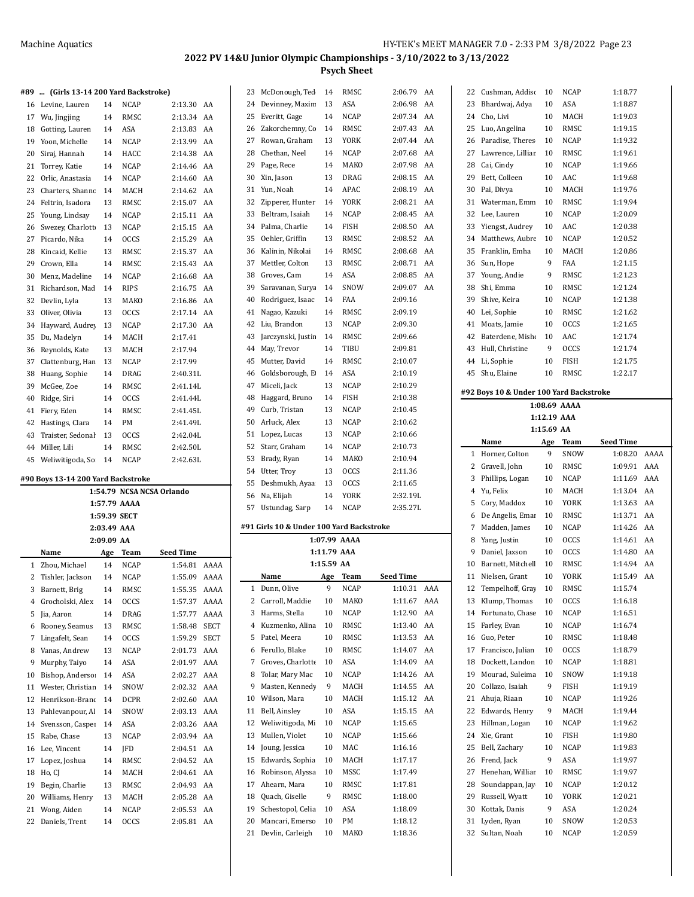**2022 PV 14&U Junior Olympic Championships - 3/10/2022 to 3/13/2022**

**Psych Sheet**

#### #89 ... (Girls 13-14 200 Yard Backstroke)

| | Name | Age | Team | Seed Time | |
|---|---|---|---|---|---|
| 16 | Levine, Lauren | 14 | NCAP | 2:13.30 | AA |
| 17 | Wu, Jingjing | 14 | RMSC | 2:13.34 | AA |
| 18 | Gotting, Lauren | 14 | ASA | 2:13.83 | AA |
| 19 | Yoon, Michelle | 14 | NCAP | 2:13.99 | AA |
| 20 | Siraj, Hannah | 14 | HACC | 2:14.38 | AA |
| 21 | Torrey, Katie | 14 | NCAP | 2:14.46 | AA |
| 22 | Orlic, Anastasia | 14 | NCAP | 2:14.60 | AA |
| 23 | Charters, Shanno | 14 | MACH | 2:14.62 | AA |
| 24 | Feltrin, Isadora | 13 | RMSC | 2:15.07 | AA |
| 25 | Young, Lindsay | 14 | NCAP | 2:15.11 | AA |
| 26 | Swezey, Charlotte | 13 | NCAP | 2:15.15 | AA |
| 27 | Picardo, Nika | 14 | OCCS | 2:15.29 | AA |
| 28 | Kincaid, Kellie | 13 | RMSC | 2:15.37 | AA |
| 29 | Crown, Ella | 14 | RMSC | 2:15.43 | AA |
| 30 | Menz, Madeline | 14 | NCAP | 2:16.68 | AA |
| 31 | Richardson, Mad | 14 | RIPS | 2:16.75 | AA |
| 32 | Devlin, Lyla | 13 | MAKO | 2:16.86 | AA |
| 33 | Oliver, Olivia | 13 | OCCS | 2:17.14 | AA |
| 34 | Hayward, Audrey | 13 | NCAP | 2:17.30 | AA |
| 35 | Du, Madelyn | 14 | MACH | 2:17.41 | |
| 36 | Reynolds, Kate | 13 | MACH | 2:17.94 | |
| 37 | Clattenburg, Han | 13 | NCAP | 2:17.99 | |
| 38 | Huang, Sophie | 14 | DRAG | 2:40.31L | |
| 39 | McGee, Zoe | 14 | RMSC | 2:41.14L | |
| 40 | Ridge, Siri | 14 | OCCS | 2:41.44L | |
| 41 | Fiery, Eden | 14 | RMSC | 2:41.45L | |
| 42 | Hastings, Clara | 14 | PM | 2:41.49L | |
| 43 | Traister, Sedonah | 13 | OCCS | 2:42.04L | |
| 44 | Miller, Lili | 14 | RMSC | 2:42.50L | |
| 45 | Weliwitigoda, So | 14 | NCAP | 2:42.63L | |

#### #90 Boys 13-14 200 Yard Backstroke

1:54.79 NCSA NCSA Orlando
1:57.79 AAAA
1:59.39 SECT
2:03.49 AAA
2:09.09 AA

| | Name | Age | Team | Seed Time | |
|---|---|---|---|---|---|
| 1 | Zhou, Michael | 14 | NCAP | 1:54.81 | AAAA |
| 2 | Tishler, Jackson | 14 | NCAP | 1:55.09 | AAAA |
| 3 | Barnett, Brig | 14 | RMSC | 1:55.35 | AAAA |
| 4 | Grocholski, Alex | 14 | OCCS | 1:57.37 | AAAA |
| 5 | Jia, Aaron | 14 | DRAG | 1:57.77 | AAAA |
| 6 | Rooney, Seamus | 13 | RMSC | 1:58.48 | SECT |
| 7 | Lingafelt, Sean | 14 | OCCS | 1:59.29 | SECT |
| 8 | Vanas, Andrew | 13 | NCAP | 2:01.73 | AAA |
| 9 | Murphy, Taiyo | 14 | ASA | 2:01.97 | AAA |
| 10 | Bishop, Andersor | 14 | ASA | 2:02.27 | AAA |
| 11 | Wester, Christian | 14 | SNOW | 2:02.32 | AAA |
| 12 | Henrikson-Branc | 14 | DCPR | 2:02.60 | AAA |
| 13 | Pahlevanpour, Al | 14 | SNOW | 2:03.13 | AAA |
| 14 | Svensson, Casper | 14 | ASA | 2:03.26 | AAA |
| 15 | Rabe, Chase | 13 | NCAP | 2:03.94 | AA |
| 16 | Lee, Vincent | 14 | JFD | 2:04.51 | AA |
| 17 | Lopez, Joshua | 14 | RMSC | 2:04.52 | AA |
| 18 | Ho, CJ | 14 | MACH | 2:04.61 | AA |
| 19 | Begin, Charlie | 13 | RMSC | 2:04.93 | AA |
| 20 | Williams, Henry | 13 | MACH | 2:05.28 | AA |
| 21 | Wong, Aiden | 14 | NCAP | 2:05.53 | AA |
| 22 | Daniels, Trent | 14 | OCCS | 2:05.81 | AA |
| 23 | McDonough, Ted | 14 | RMSC | 2:06.79 | AA |
| 24 | Devinney, Maxim | 13 | ASA | 2:06.98 | AA |
| 25 | Everitt, Gage | 14 | NCAP | 2:07.34 | AA |
| 26 | Zakorchemny, Co | 14 | RMSC | 2:07.43 | AA |
| 27 | Rowan, Graham | 13 | YORK | 2:07.44 | AA |
| 28 | Chethan, Neel | 14 | NCAP | 2:07.68 | AA |
| 29 | Page, Rece | 14 | MAKO | 2:07.98 | AA |
| 30 | Xin, Jason | 13 | DRAG | 2:08.15 | AA |
| 31 | Yun, Noah | 14 | APAC | 2:08.19 | AA |
| 32 | Zipperer, Hunter | 14 | YORK | 2:08.21 | AA |
| 33 | Beltram, Isaiah | 14 | NCAP | 2:08.45 | AA |
| 34 | Palma, Charlie | 14 | FISH | 2:08.50 | AA |
| 35 | Oehler, Griffin | 13 | RMSC | 2:08.52 | AA |
| 36 | Kalinin, Nikolai | 14 | RMSC | 2:08.68 | AA |
| 37 | Mettler, Colton | 13 | RMSC | 2:08.71 | AA |
| 38 | Groves, Cam | 14 | ASA | 2:08.85 | AA |
| 39 | Saravanan, Surya | 14 | SNOW | 2:09.07 | AA |
| 40 | Rodriguez, Isaac | 14 | FAA | 2:09.16 | |
| 41 | Nagao, Kazuki | 14 | RMSC | 2:09.19 | |
| 42 | Liu, Brandon | 13 | NCAP | 2:09.30 | |
| 43 | Jarczynski, Justin | 14 | RMSC | 2:09.66 | |
| 44 | May, Trevor | 14 | TIBU | 2:09.81 | |
| 45 | Mutter, David | 14 | RMSC | 2:10.07 | |
| 46 | Goldsborough, E | 14 | ASA | 2:10.19 | |
| 47 | Miceli, Jack | 13 | NCAP | 2:10.29 | |
| 48 | Haggard, Bruno | 14 | FISH | 2:10.38 | |
| 49 | Curb, Tristan | 13 | NCAP | 2:10.45 | |
| 50 | Arluck, Alex | 13 | NCAP | 2:10.62 | |
| 51 | Lopez, Lucas | 13 | NCAP | 2:10.66 | |
| 52 | Starr, Graham | 14 | NCAP | 2:10.73 | |
| 53 | Brady, Ryan | 14 | MAKO | 2:10.94 | |
| 54 | Utter, Troy | 13 | OCCS | 2:11.36 | |
| 55 | Deshmukh, Ayaa | 13 | OCCS | 2:11.65 | |
| 56 | Na, Elijah | 14 | YORK | 2:32.19L | |
| 57 | Ustundag, Sarp | 14 | NCAP | 2:35.27L | |

#### #91 Girls 10 & Under 100 Yard Backstroke

1:07.99 AAAA
1:11.79 AAA
1:15.59 AA

| | Name | Age | Team | Seed Time | |
|---|---|---|---|---|---|
| 1 | Dunn, Olive | 9 | NCAP | 1:10.31 | AAA |
| 2 | Carroll, Maddie | 10 | MAKO | 1:11.67 | AAA |
| 3 | Harms, Stella | 10 | NCAP | 1:12.90 | AA |
| 4 | Kuzmenko, Alina | 10 | RMSC | 1:13.40 | AA |
| 5 | Patel, Meera | 10 | RMSC | 1:13.53 | AA |
| 6 | Ferullo, Blake | 10 | RMSC | 1:14.07 | AA |
| 7 | Groves, Charlotte | 10 | ASA | 1:14.09 | AA |
| 8 | Tolar, Mary Mac | 10 | NCAP | 1:14.26 | AA |
| 9 | Masten, Kennedy | 9 | MACH | 1:14.55 | AA |
| 10 | Wilson, Mara | 10 | MACH | 1:15.12 | AA |
| 11 | Bell, Ainsley | 10 | ASA | 1:15.15 | AA |
| 12 | Weliwitigoda, Mi | 10 | NCAP | 1:15.65 | |
| 13 | Mullen, Violet | 10 | NCAP | 1:15.66 | |
| 14 | Joung, Jessica | 10 | MAC | 1:16.16 | |
| 15 | Edwards, Sophia | 10 | MACH | 1:17.17 | |
| 16 | Robinson, Alyssa | 10 | MSSC | 1:17.49 | |
| 17 | Ahearn, Mara | 10 | RMSC | 1:17.81 | |
| 18 | Quach, Giselle | 9 | RMSC | 1:18.00 | |
| 19 | Schestopol, Celia | 10 | ASA | 1:18.09 | |
| 20 | Mancari, Emerso | 10 | PM | 1:18.12 | |
| 21 | Devlin, Carleigh | 10 | MAKO | 1:18.36 | |
| 22 | Cushman, Addiso | 10 | NCAP | 1:18.77 | |
| 23 | Bhardwaj, Adya | 10 | ASA | 1:18.87 | |
| 24 | Cho, Livi | 10 | MACH | 1:19.03 | |
| 25 | Luo, Angelina | 10 | RMSC | 1:19.15 | |
| 26 | Paradise, Theres | 10 | NCAP | 1:19.32 | |
| 27 | Lawrence, Lilliar | 10 | RMSC | 1:19.61 | |
| 28 | Cai, Cindy | 10 | NCAP | 1:19.66 | |
| 29 | Bett, Colleen | 10 | AAC | 1:19.68 | |
| 30 | Pai, Divya | 10 | MACH | 1:19.76 | |
| 31 | Waterman, Emm | 10 | RMSC | 1:19.94 | |
| 32 | Lee, Lauren | 10 | NCAP | 1:20.09 | |
| 33 | Yiengst, Audrey | 10 | AAC | 1:20.38 | |
| 34 | Matthews, Aubre | 10 | NCAP | 1:20.52 | |
| 35 | Franklin, Emha | 10 | MACH | 1:20.86 | |
| 36 | Sun, Hope | 9 | FAA | 1:21.15 | |
| 37 | Young, Andie | 9 | RMSC | 1:21.23 | |
| 38 | Shi, Emma | 10 | RMSC | 1:21.24 | |
| 39 | Shive, Keira | 10 | NCAP | 1:21.38 | |
| 40 | Lei, Sophie | 10 | RMSC | 1:21.62 | |
| 41 | Moats, Jamie | 10 | OCCS | 1:21.65 | |
| 42 | Baterdene, Mishe | 10 | AAC | 1:21.74 | |
| 43 | Hull, Christine | 9 | OCCS | 1:21.74 | |
| 44 | Li, Sophie | 10 | FISH | 1:21.75 | |
| 45 | Shu, Elaine | 10 | RMSC | 1:22.17 | |

#### #92 Boys 10 & Under 100 Yard Backstroke

1:08.69 AAAA
1:12.19 AAA
1:15.69 AA

| | Name | Age | Team | Seed Time | |
|---|---|---|---|---|---|
| 1 | Horner, Colton | 9 | SNOW | 1:08.20 | AAAA |
| 2 | Gravell, John | 10 | RMSC | 1:09.91 | AAA |
| 3 | Phillips, Logan | 10 | NCAP | 1:11.69 | AAA |
| 4 | Yu, Felix | 10 | MACH | 1:13.04 | AA |
| 5 | Cory, Maddox | 10 | YORK | 1:13.63 | AA |
| 6 | De Angelis, Emar | 10 | RMSC | 1:13.71 | AA |
| 7 | Madden, James | 10 | NCAP | 1:14.26 | AA |
| 8 | Yang, Justin | 10 | OCCS | 1:14.61 | AA |
| 9 | Daniel, Jaxson | 10 | OCCS | 1:14.80 | AA |
| 10 | Barnett, Mitchell | 10 | RMSC | 1:14.94 | AA |
| 11 | Nielsen, Grant | 10 | YORK | 1:15.49 | AA |
| 12 | Tempelhoff, Gray | 10 | RMSC | 1:15.74 | |
| 13 | Klump, Thomas | 10 | OCCS | 1:16.18 | |
| 14 | Fortunato, Chase | 10 | NCAP | 1:16.51 | |
| 15 | Farley, Evan | 10 | NCAP | 1:16.74 | |
| 16 | Guo, Peter | 10 | RMSC | 1:18.48 | |
| 17 | Francisco, Julian | 10 | OCCS | 1:18.79 | |
| 18 | Dockett, Landon | 10 | NCAP | 1:18.81 | |
| 19 | Mourad, Suleima | 10 | SNOW | 1:19.18 | |
| 20 | Collazo, Isaiah | 9 | FISH | 1:19.19 | |
| 21 | Ahuja, Riaan | 10 | NCAP | 1:19.26 | |
| 22 | Edwards, Henry | 9 | MACH | 1:19.44 | |
| 23 | Hillman, Logan | 10 | NCAP | 1:19.62 | |
| 24 | Xie, Grant | 10 | FISH | 1:19.80 | |
| 25 | Bell, Zachary | 10 | NCAP | 1:19.83 | |
| 26 | Frend, Jack | 9 | ASA | 1:19.97 | |
| 27 | Henehan, Williar | 10 | RMSC | 1:19.97 | |
| 28 | Soundappan, Jay | 10 | NCAP | 1:20.12 | |
| 29 | Russell, Wyatt | 10 | YORK | 1:20.21 | |
| 30 | Kottak, Danis | 9 | ASA | 1:20.24 | |
| 31 | Lyden, Ryan | 10 | SNOW | 1:20.53 | |
| 32 | Sultan, Noah | 10 | NCAP | 1:20.59 | |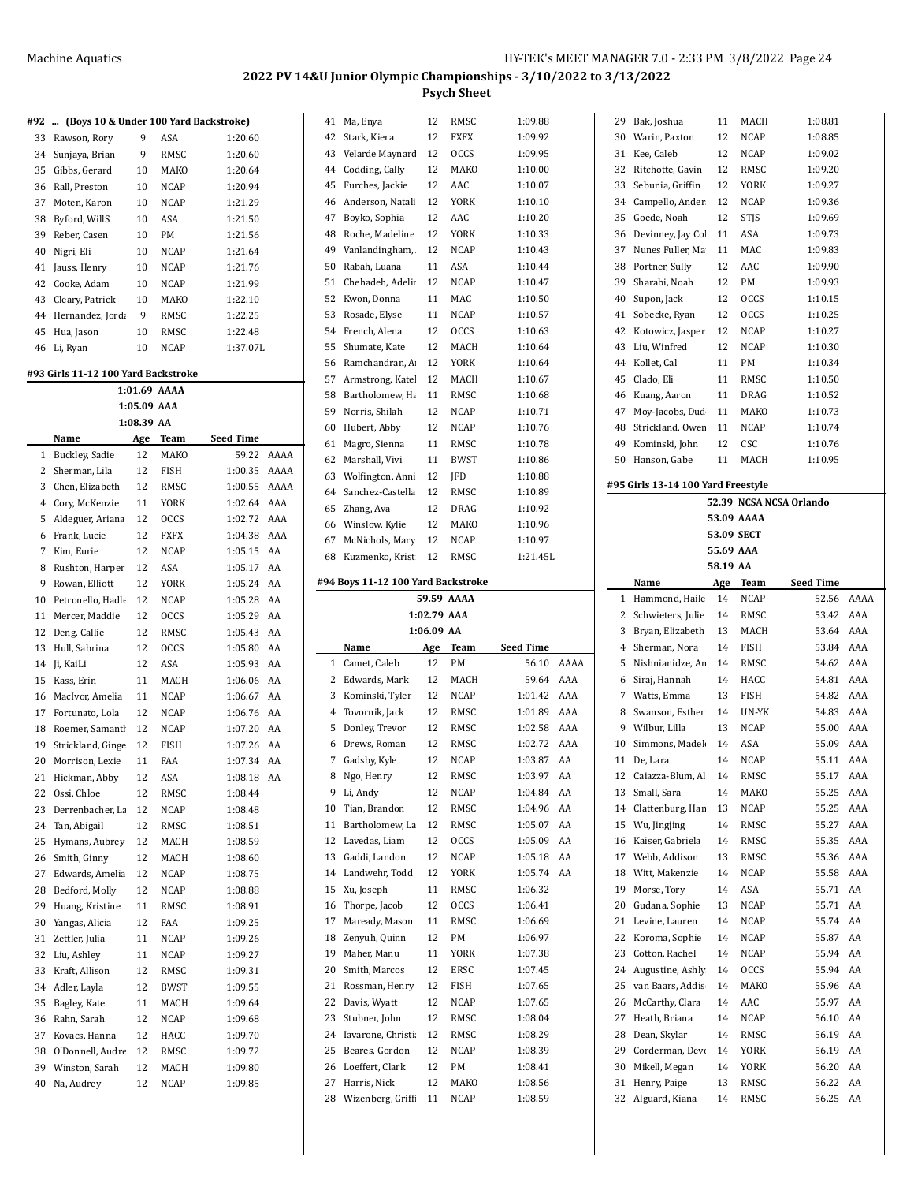2022 PV 14&U Junior Olympic Championships - 3/10/2022 to 3/13/2022

Psych Sheet

#92 ... (Boys 10 & Under 100 Yard Backstroke)

| | Name | Age | Team | Seed Time | |
|---|---|---|---|---|---|
| 33 | Rawson, Rory | 9 | ASA | 1:20.60 | |
| 34 | Sunjaya, Brian | 9 | RMSC | 1:20.60 | |
| 35 | Gibbs, Gerard | 10 | MAKO | 1:20.64 | |
| 36 | Rall, Preston | 10 | NCAP | 1:20.94 | |
| 37 | Moten, Karon | 10 | NCAP | 1:21.29 | |
| 38 | Byford, WillS | 10 | ASA | 1:21.50 | |
| 39 | Reber, Casen | 10 | PM | 1:21.56 | |
| 40 | Nigri, Eli | 10 | NCAP | 1:21.64 | |
| 41 | Jauss, Henry | 10 | NCAP | 1:21.76 | |
| 42 | Cooke, Adam | 10 | NCAP | 1:21.99 | |
| 43 | Cleary, Patrick | 10 | MAKO | 1:22.10 | |
| 44 | Hernandez, Jorda | 9 | RMSC | 1:22.25 | |
| 45 | Hua, Jason | 10 | RMSC | 1:22.48 | |
| 46 | Li, Ryan | 10 | NCAP | 1:37.07L | |

#93 Girls 11-12 100 Yard Backstroke

1:01.69 AAAA
1:05.09 AAA
1:08.39 AA

| | Name | Age | Team | Seed Time | |
|---|---|---|---|---|---|
| 1 | Buckley, Sadie | 12 | MAKO | 59.22 | AAAA |
| 2 | Sherman, Lila | 12 | FISH | 1:00.35 | AAAA |
| 3 | Chen, Elizabeth | 12 | RMSC | 1:00.55 | AAAA |
| 4 | Cory, McKenzie | 11 | YORK | 1:02.64 | AAA |
| 5 | Aldeguer, Ariana | 12 | OCCS | 1:02.72 | AAA |
| 6 | Frank, Lucie | 12 | FXFX | 1:04.38 | AAA |
| 7 | Kim, Eurie | 12 | NCAP | 1:05.15 | AA |
| 8 | Rushton, Harper | 12 | ASA | 1:05.17 | AA |
| 9 | Rowan, Elliott | 12 | YORK | 1:05.24 | AA |
| 10 | Petronello, Hadle | 12 | NCAP | 1:05.28 | AA |
| 11 | Mercer, Maddie | 12 | OCCS | 1:05.29 | AA |
| 12 | Deng, Callie | 12 | RMSC | 1:05.43 | AA |
| 13 | Hull, Sabrina | 12 | OCCS | 1:05.80 | AA |
| 14 | Ji, KaiLi | 12 | ASA | 1:05.93 | AA |
| 15 | Kass, Erin | 11 | MACH | 1:06.06 | AA |
| 16 | MacIvor, Amelia | 11 | NCAP | 1:06.67 | AA |
| 17 | Fortunato, Lola | 12 | NCAP | 1:06.76 | AA |
| 18 | Roemer, Samanth | 12 | NCAP | 1:07.20 | AA |
| 19 | Strickland, Ginge | 12 | FISH | 1:07.26 | AA |
| 20 | Morrison, Lexie | 11 | FAA | 1:07.34 | AA |
| 21 | Hickman, Abby | 12 | ASA | 1:08.18 | AA |
| 22 | Ossi, Chloe | 12 | RMSC | 1:08.44 | |
| 23 | Derrenbacher, La | 12 | NCAP | 1:08.48 | |
| 24 | Tan, Abigail | 12 | RMSC | 1:08.51 | |
| 25 | Hymans, Aubrey | 12 | MACH | 1:08.59 | |
| 26 | Smith, Ginny | 12 | MACH | 1:08.60 | |
| 27 | Edwards, Amelia | 12 | NCAP | 1:08.75 | |
| 28 | Bedford, Molly | 12 | NCAP | 1:08.88 | |
| 29 | Huang, Kristine | 11 | RMSC | 1:08.91 | |
| 30 | Yangas, Alicia | 12 | FAA | 1:09.25 | |
| 31 | Zettler, Julia | 11 | NCAP | 1:09.26 | |
| 32 | Liu, Ashley | 11 | NCAP | 1:09.27 | |
| 33 | Kraft, Allison | 12 | RMSC | 1:09.31 | |
| 34 | Adler, Layla | 12 | BWST | 1:09.55 | |
| 35 | Bagley, Kate | 11 | MACH | 1:09.64 | |
| 36 | Rahn, Sarah | 12 | NCAP | 1:09.68 | |
| 37 | Kovacs, Hanna | 12 | HACC | 1:09.70 | |
| 38 | O'Donnell, Audre | 12 | RMSC | 1:09.72 | |
| 39 | Winston, Sarah | 12 | MACH | 1:09.80 | |
| 40 | Na, Audrey | 12 | NCAP | 1:09.85 | |
| 41 | Ma, Enya | 12 | RMSC | 1:09.88 | |
| 42 | Stark, Kiera | 12 | FXFX | 1:09.92 | |
| 43 | Velarde Maynard | 12 | OCCS | 1:09.95 | |
| 44 | Codding, Cally | 12 | MAKO | 1:10.00 | |
| 45 | Furches, Jackie | 12 | AAC | 1:10.07 | |
| 46 | Anderson, Natali | 12 | YORK | 1:10.10 | |
| 47 | Boyko, Sophia | 12 | AAC | 1:10.20 | |
| 48 | Roche, Madeline | 12 | YORK | 1:10.33 | |
| 49 | Vanlandingham, . | 12 | NCAP | 1:10.43 | |
| 50 | Rabah, Luana | 11 | ASA | 1:10.44 | |
| 51 | Chehadeh, Adelir | 12 | NCAP | 1:10.47 | |
| 52 | Kwon, Donna | 11 | MAC | 1:10.50 | |
| 53 | Rosade, Elyse | 11 | NCAP | 1:10.57 | |
| 54 | French, Alena | 12 | OCCS | 1:10.63 | |
| 55 | Shumate, Kate | 12 | MACH | 1:10.64 | |
| 56 | Ramchandran, Ar | 12 | YORK | 1:10.64 | |
| 57 | Armstrong, Katel | 12 | MACH | 1:10.67 | |
| 58 | Bartholomew, Ha | 11 | RMSC | 1:10.68 | |
| 59 | Norris, Shilah | 12 | NCAP | 1:10.71 | |
| 60 | Hubert, Abby | 12 | NCAP | 1:10.76 | |
| 61 | Magro, Sienna | 11 | RMSC | 1:10.78 | |
| 62 | Marshall, Vivi | 11 | BWST | 1:10.86 | |
| 63 | Wolfington, Anni | 12 | JFD | 1:10.88 | |
| 64 | Sanchez-Castella | 12 | RMSC | 1:10.89 | |
| 65 | Zhang, Ava | 12 | DRAG | 1:10.92 | |
| 66 | Winslow, Kylie | 12 | MAKO | 1:10.96 | |
| 67 | McNichols, Mary | 12 | NCAP | 1:10.97 | |
| 68 | Kuzmenko, Krist | 12 | RMSC | 1:21.45L | |

#94 Boys 11-12 100 Yard Backstroke

59.59 AAAA
1:02.79 AAA
1:06.09 AA

| | Name | Age | Team | Seed Time | |
|---|---|---|---|---|---|
| 1 | Camet, Caleb | 12 | PM | 56.10 | AAAA |
| 2 | Edwards, Mark | 12 | MACH | 59.64 | AAA |
| 3 | Kominski, Tyler | 12 | NCAP | 1:01.42 | AAA |
| 4 | Tovornik, Jack | 12 | RMSC | 1:01.89 | AAA |
| 5 | Donley, Trevor | 12 | RMSC | 1:02.58 | AAA |
| 6 | Drews, Roman | 12 | RMSC | 1:02.72 | AAA |
| 7 | Gadsby, Kyle | 12 | NCAP | 1:03.87 | AA |
| 8 | Ngo, Henry | 12 | RMSC | 1:03.97 | AA |
| 9 | Li, Andy | 12 | NCAP | 1:04.84 | AA |
| 10 | Tian, Brandon | 12 | RMSC | 1:04.96 | AA |
| 11 | Bartholomew, La | 12 | RMSC | 1:05.07 | AA |
| 12 | Lavedas, Liam | 12 | OCCS | 1:05.09 | AA |
| 13 | Gaddi, Landon | 12 | NCAP | 1:05.18 | AA |
| 14 | Landwehr, Todd | 12 | YORK | 1:05.74 | AA |
| 15 | Xu, Joseph | 11 | RMSC | 1:06.32 | |
| 16 | Thorpe, Jacob | 12 | OCCS | 1:06.41 | |
| 17 | Maready, Mason | 11 | RMSC | 1:06.69 | |
| 18 | Zenyuh, Quinn | 12 | PM | 1:06.97 | |
| 19 | Maher, Manu | 11 | YORK | 1:07.38 | |
| 20 | Smith, Marcos | 12 | ERSC | 1:07.45 | |
| 21 | Rossman, Henry | 12 | FISH | 1:07.65 | |
| 22 | Davis, Wyatt | 12 | NCAP | 1:07.65 | |
| 23 | Stubner, John | 12 | RMSC | 1:08.04 | |
| 24 | Iavarone, Christi | 12 | RMSC | 1:08.29 | |
| 25 | Beares, Gordon | 12 | NCAP | 1:08.39 | |
| 26 | Loeffert, Clark | 12 | PM | 1:08.41 | |
| 27 | Harris, Nick | 12 | MAKO | 1:08.56 | |
| 28 | Wizenberg, Griffi | 11 | NCAP | 1:08.59 | |
| 29 | Bak, Joshua | 11 | MACH | 1:08.81 | |
| 30 | Warin, Paxton | 12 | NCAP | 1:08.85 | |
| 31 | Kee, Caleb | 12 | NCAP | 1:09.02 | |
| 32 | Ritchotte, Gavin | 12 | RMSC | 1:09.20 | |
| 33 | Sebunia, Griffin | 12 | YORK | 1:09.27 | |
| 34 | Campello, Ander | 12 | NCAP | 1:09.36 | |
| 35 | Goede, Noah | 12 | STJS | 1:09.69 | |
| 36 | Devinney, Jay Col | 11 | ASA | 1:09.73 | |
| 37 | Nunes Fuller, Ma | 11 | MAC | 1:09.83 | |
| 38 | Portner, Sully | 12 | AAC | 1:09.90 | |
| 39 | Sharabi, Noah | 12 | PM | 1:09.93 | |
| 40 | Supon, Jack | 12 | OCCS | 1:10.15 | |
| 41 | Sobecke, Ryan | 12 | OCCS | 1:10.25 | |
| 42 | Kotowicz, Jasper | 12 | NCAP | 1:10.27 | |
| 43 | Liu, Winfred | 12 | NCAP | 1:10.30 | |
| 44 | Kollet, Cal | 11 | PM | 1:10.34 | |
| 45 | Clado, Eli | 11 | RMSC | 1:10.50 | |
| 46 | Kuang, Aaron | 11 | DRAG | 1:10.52 | |
| 47 | Moy-Jacobs, Dud | 11 | MAKO | 1:10.73 | |
| 48 | Strickland, Owen | 11 | NCAP | 1:10.74 | |
| 49 | Kominski, John | 12 | CSC | 1:10.76 | |
| 50 | Hanson, Gabe | 11 | MACH | 1:10.95 | |

#95 Girls 13-14 100 Yard Freestyle

52.39 NCSA NCSA Orlando
53.09 AAAA
53.09 SECT
55.69 AAA
58.19 AA

| | Name | Age | Team | Seed Time | |
|---|---|---|---|---|---|
| 1 | Hammond, Haile | 14 | NCAP | 52.56 | AAAA |
| 2 | Schwieters, Julie | 14 | RMSC | 53.42 | AAA |
| 3 | Bryan, Elizabeth | 13 | MACH | 53.64 | AAA |
| 4 | Sherman, Nora | 14 | FISH | 53.84 | AAA |
| 5 | Nishnianidze, An | 14 | RMSC | 54.62 | AAA |
| 6 | Siraj, Hannah | 14 | HACC | 54.81 | AAA |
| 7 | Watts, Emma | 13 | FISH | 54.82 | AAA |
| 8 | Swanson, Esther | 14 | UN-YK | 54.83 | AAA |
| 9 | Wilbur, Lilla | 13 | NCAP | 55.00 | AAA |
| 10 | Simmons, Madel | 14 | ASA | 55.09 | AAA |
| 11 | De, Lara | 14 | NCAP | 55.11 | AAA |
| 12 | Caiazza-Blum, Al | 14 | RMSC | 55.17 | AAA |
| 13 | Small, Sara | 14 | MAKO | 55.25 | AAA |
| 14 | Clattenburg, Han | 13 | NCAP | 55.25 | AAA |
| 15 | Wu, Jingjing | 14 | RMSC | 55.27 | AAA |
| 16 | Kaiser, Gabriela | 14 | RMSC | 55.35 | AAA |
| 17 | Webb, Addison | 13 | RMSC | 55.36 | AAA |
| 18 | Witt, Makenzie | 14 | NCAP | 55.58 | AAA |
| 19 | Morse, Tory | 14 | ASA | 55.71 | AA |
| 20 | Gudana, Sophie | 13 | NCAP | 55.71 | AA |
| 21 | Levine, Lauren | 14 | NCAP | 55.74 | AA |
| 22 | Koroma, Sophie | 14 | NCAP | 55.87 | AA |
| 23 | Cotton, Rachel | 14 | NCAP | 55.94 | AA |
| 24 | Augustine, Ashly | 14 | OCCS | 55.94 | AA |
| 25 | van Baars, Addis | 14 | MAKO | 55.96 | AA |
| 26 | McCarthy, Clara | 14 | AAC | 55.97 | AA |
| 27 | Heath, Briana | 14 | NCAP | 56.10 | AA |
| 28 | Dean, Skylar | 14 | RMSC | 56.19 | AA |
| 29 | Corderman, Devo | 14 | YORK | 56.19 | AA |
| 30 | Mikell, Megan | 14 | YORK | 56.20 | AA |
| 31 | Henry, Paige | 13 | RMSC | 56.22 | AA |
| 32 | Alguard, Kiana | 14 | RMSC | 56.25 | AA |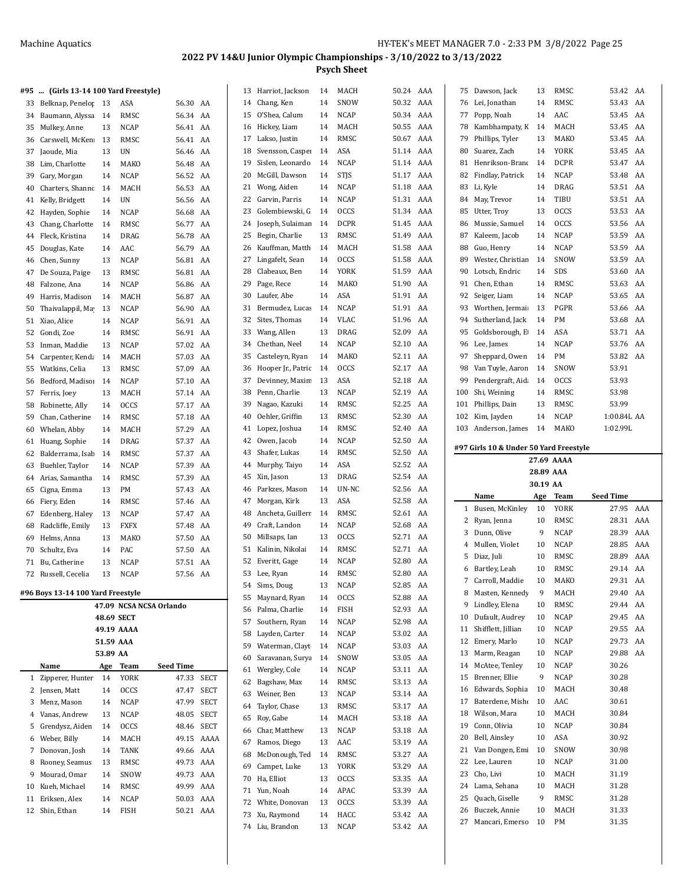**2022 PV 14&U Junior Olympic Championships - 3/10/2022 to 3/13/2022**
**Psych Sheet**

#### #95 ... (Girls 13-14 100 Yard Freestyle)

| | Name | Age | Team | Seed Time | |
|---|---|---|---|---|---|
| 33 | Belknap, Penelop | 13 | ASA | 56.30 | AA |
| 34 | Baumann, Alyssa | 14 | RMSC | 56.34 | AA |
| 35 | Mulkey, Anne | 13 | NCAP | 56.41 | AA |
| 36 | Carswell, McKen | 13 | RMSC | 56.41 | AA |
| 37 | Jaoude, Mia | 13 | UN | 56.46 | AA |
| 38 | Lim, Charlotte | 14 | MAKO | 56.48 | AA |
| 39 | Gary, Morgan | 14 | NCAP | 56.52 | AA |
| 40 | Charters, Shanno | 14 | MACH | 56.53 | AA |
| 41 | Kelly, Bridgett | 14 | UN | 56.56 | AA |
| 42 | Hayden, Sophie | 14 | NCAP | 56.68 | AA |
| 43 | Chang, Charlotte | 14 | RMSC | 56.77 | AA |
| 44 | Fleck, Kristina | 14 | DRAG | 56.78 | AA |
| 45 | Douglas, Kate | 14 | AAC | 56.79 | AA |
| 46 | Chen, Sunny | 13 | NCAP | 56.81 | AA |
| 47 | De Souza, Paige | 13 | RMSC | 56.81 | AA |
| 48 | Falzone, Ana | 14 | NCAP | 56.86 | AA |
| 49 | Harris, Madison | 14 | MACH | 56.87 | AA |
| 50 | Thaivalappil, May | 13 | NCAP | 56.90 | AA |
| 51 | Xiao, Alice | 14 | NCAP | 56.91 | AA |
| 52 | Gondi, Zoe | 14 | RMSC | 56.91 | AA |
| 53 | Inman, Maddie | 13 | NCAP | 57.02 | AA |
| 54 | Carpenter, Kenda | 14 | MACH | 57.03 | AA |
| 55 | Watkins, Celia | 13 | RMSC | 57.09 | AA |
| 56 | Bedford, Madison | 14 | NCAP | 57.10 | AA |
| 57 | Ferris, Joey | 13 | MACH | 57.14 | AA |
| 58 | Robinette, Ally | 14 | OCCS | 57.17 | AA |
| 59 | Chan, Catherine | 14 | RMSC | 57.18 | AA |
| 60 | Whelan, Abby | 14 | MACH | 57.29 | AA |
| 61 | Huang, Sophie | 14 | DRAG | 57.37 | AA |
| 62 | Balderrama, Isab | 14 | RMSC | 57.37 | AA |
| 63 | Buehler, Taylor | 14 | NCAP | 57.39 | AA |
| 64 | Arias, Samantha | 14 | RMSC | 57.39 | AA |
| 65 | Cigna, Emma | 13 | PM | 57.43 | AA |
| 66 | Fiery, Eden | 14 | RMSC | 57.46 | AA |
| 67 | Edenberg, Haley | 13 | NCAP | 57.47 | AA |
| 68 | Radcliffe, Emily | 13 | FXFX | 57.48 | AA |
| 69 | Helms, Anna | 13 | MAKO | 57.50 | AA |
| 70 | Schultz, Eva | 14 | PAC | 57.50 | AA |
| 71 | Bu, Catherine | 13 | NCAP | 57.51 | AA |
| 72 | Russell, Cecelia | 13 | NCAP | 57.56 | AA |

#### #96 Boys 13-14 100 Yard Freestyle

47.09 NCSA NCSA Orlando
48.69 SECT
49.19 AAAA
51.59 AAA
53.89 AA

| | Name | Age | Team | Seed Time | |
|---|---|---|---|---|---|
| 1 | Zipperer, Hunter | 14 | YORK | 47.33 | SECT |
| 2 | Jensen, Matt | 14 | OCCS | 47.47 | SECT |
| 3 | Menz, Mason | 14 | NCAP | 47.99 | SECT |
| 4 | Vanas, Andrew | 13 | NCAP | 48.05 | SECT |
| 5 | Grendysz, Aiden | 14 | OCCS | 48.46 | SECT |
| 6 | Weber, Billy | 14 | MACH | 49.15 | AAAA |
| 7 | Donovan, Josh | 14 | TANK | 49.66 | AAA |
| 8 | Rooney, Seamus | 13 | RMSC | 49.73 | AAA |
| 9 | Mourad, Omar | 14 | SNOW | 49.73 | AAA |
| 10 | Kueh, Michael | 14 | RMSC | 49.99 | AAA |
| 11 | Eriksen, Alex | 14 | NCAP | 50.03 | AAA |
| 12 | Shin, Ethan | 14 | FISH | 50.21 | AAA |
| 13 | Harriot, Jackson | 14 | MACH | 50.24 | AAA |
| 14 | Chang, Ken | 14 | SNOW | 50.32 | AAA |
| 15 | O'Shea, Calum | 14 | NCAP | 50.34 | AAA |
| 16 | Hickey, Liam | 14 | MACH | 50.55 | AAA |
| 17 | Lakso, Justin | 14 | RMSC | 50.67 | AAA |
| 18 | Svensson, Casper | 14 | ASA | 51.14 | AAA |
| 19 | Sislen, Leonardo | 14 | NCAP | 51.14 | AAA |
| 20 | McGill, Dawson | 14 | STJS | 51.17 | AAA |
| 21 | Wong, Aiden | 14 | NCAP | 51.18 | AAA |
| 22 | Garvin, Parris | 14 | NCAP | 51.31 | AAA |
| 23 | Golembiewski, G | 14 | OCCS | 51.34 | AAA |
| 24 | Joseph, Sulaiman | 14 | DCPR | 51.45 | AAA |
| 25 | Begin, Charlie | 13 | RMSC | 51.49 | AAA |
| 26 | Kauffman, Matth | 14 | MACH | 51.58 | AAA |
| 27 | Lingafelt, Sean | 14 | OCCS | 51.58 | AAA |
| 28 | Clabeaux, Ben | 14 | YORK | 51.59 | AAA |
| 29 | Page, Rece | 14 | MAKO | 51.90 | AA |
| 30 | Laufer, Abe | 14 | ASA | 51.91 | AA |
| 31 | Bermudez, Lucas | 14 | NCAP | 51.91 | AA |
| 32 | Sites, Thomas | 14 | VLAC | 51.96 | AA |
| 33 | Wang, Allen | 13 | DRAG | 52.09 | AA |
| 34 | Chethan, Neel | 14 | NCAP | 52.10 | AA |
| 35 | Casteleyn, Ryan | 14 | MAKO | 52.11 | AA |
| 36 | Hooper Jr., Patric | 14 | OCCS | 52.17 | AA |
| 37 | Devinney, Maxim | 13 | ASA | 52.18 | AA |
| 38 | Penn, Charlie | 13 | NCAP | 52.19 | AA |
| 39 | Nagao, Kazuki | 14 | RMSC | 52.25 | AA |
| 40 | Oehler, Griffin | 13 | RMSC | 52.30 | AA |
| 41 | Lopez, Joshua | 14 | RMSC | 52.40 | AA |
| 42 | Owen, Jacob | 14 | NCAP | 52.50 | AA |
| 43 | Shafer, Lukas | 14 | RMSC | 52.50 | AA |
| 44 | Murphy, Taiyo | 14 | ASA | 52.52 | AA |
| 45 | Xin, Jason | 13 | DRAG | 52.54 | AA |
| 46 | Parkzes, Mason | 14 | UN-NC | 52.56 | AA |
| 47 | Morgan, Kirk | 13 | ASA | 52.58 | AA |
| 48 | Ancheta, Guillerm | 14 | RMSC | 52.61 | AA |
| 49 | Craft, Landon | 14 | NCAP | 52.68 | AA |
| 50 | Millsaps, Ian | 13 | OCCS | 52.71 | AA |
| 51 | Kalinin, Nikolai | 14 | RMSC | 52.71 | AA |
| 52 | Everitt, Gage | 14 | NCAP | 52.80 | AA |
| 53 | Lee, Ryan | 14 | RMSC | 52.80 | AA |
| 54 | Sims, Doug | 13 | NCAP | 52.85 | AA |
| 55 | Maynard, Ryan | 14 | OCCS | 52.88 | AA |
| 56 | Palma, Charlie | 14 | FISH | 52.93 | AA |
| 57 | Southern, Ryan | 14 | NCAP | 52.98 | AA |
| 58 | Layden, Carter | 14 | NCAP | 53.02 | AA |
| 59 | Waterman, Clayt | 14 | NCAP | 53.03 | AA |
| 60 | Saravanan, Surya | 14 | SNOW | 53.05 | AA |
| 61 | Wergley, Cole | 14 | NCAP | 53.11 | AA |
| 62 | Bagshaw, Max | 14 | RMSC | 53.13 | AA |
| 63 | Weiner, Ben | 13 | NCAP | 53.14 | AA |
| 64 | Taylor, Chase | 13 | RMSC | 53.17 | AA |
| 65 | Roy, Gabe | 14 | MACH | 53.18 | AA |
| 66 | Char, Matthew | 13 | NCAP | 53.18 | AA |
| 67 | Ramos, Diego | 13 | AAC | 53.19 | AA |
| 68 | McDonough, Ted | 14 | RMSC | 53.27 | AA |
| 69 | Campet, Luke | 13 | YORK | 53.29 | AA |
| 70 | Ha, Elliot | 13 | OCCS | 53.35 | AA |
| 71 | Yun, Noah | 14 | APAC | 53.39 | AA |
| 72 | White, Donovan | 13 | OCCS | 53.39 | AA |
| 73 | Xu, Raymond | 14 | HACC | 53.42 | AA |
| 74 | Liu, Brandon | 13 | NCAP | 53.42 | AA |
| 75 | Dawson, Jack | 13 | RMSC | 53.42 | AA |
| 76 | Lei, Jonathan | 14 | RMSC | 53.43 | AA |
| 77 | Popp, Noah | 14 | AAC | 53.45 | AA |
| 78 | Kambhampaty, K | 14 | MACH | 53.45 | AA |
| 79 | Phillips, Tyler | 13 | MAKO | 53.45 | AA |
| 80 | Suarez, Zach | 14 | YORK | 53.45 | AA |
| 81 | Henrikson-Branc | 14 | DCPR | 53.47 | AA |
| 82 | Findlay, Patrick | 14 | NCAP | 53.48 | AA |
| 83 | Li, Kyle | 14 | DRAG | 53.51 | AA |
| 84 | May, Trevor | 14 | TIBU | 53.51 | AA |
| 85 | Utter, Troy | 13 | OCCS | 53.53 | AA |
| 86 | Mussie, Samuel | 14 | OCCS | 53.56 | AA |
| 87 | Kaleem, Jacob | 14 | NCAP | 53.59 | AA |
| 88 | Guo, Henry | 14 | NCAP | 53.59 | AA |
| 89 | Wester, Christian | 14 | SNOW | 53.59 | AA |
| 90 | Lotsch, Endric | 14 | SDS | 53.60 | AA |
| 91 | Chen, Ethan | 14 | RMSC | 53.63 | AA |
| 92 | Seiger, Liam | 14 | NCAP | 53.65 | AA |
| 93 | Worthen, Jermain | 13 | PGPR | 53.66 | AA |
| 94 | Sutherland, Jack | 14 | PM | 53.68 | AA |
| 95 | Goldsborough, E | 14 | ASA | 53.71 | AA |
| 96 | Lee, James | 14 | NCAP | 53.76 | AA |
| 97 | Sheppard, Owen | 14 | PM | 53.82 | AA |
| 98 | Van Tuyle, Aaron | 14 | SNOW | 53.91 | |
| 99 | Pendergraft, Aida | 14 | OCCS | 53.93 | |
| 100 | Shi, Weining | 14 | RMSC | 53.98 | |
| 101 | Phillips, Dain | 13 | RMSC | 53.99 | |
| 102 | Kim, Jayden | 14 | NCAP | 1:00.84L | AA |
| 103 | Anderson, James | 14 | MAKO | 1:02.99L | |

#### #97 Girls 10 & Under 50 Yard Freestyle

27.69 AAAA
28.89 AAA
30.19 AA

| | Name | Age | Team | Seed Time | |
|---|---|---|---|---|---|
| 1 | Busen, McKinley | 10 | YORK | 27.95 | AAA |
| 2 | Ryan, Jenna | 10 | RMSC | 28.31 | AAA |
| 3 | Dunn, Olive | 9 | NCAP | 28.39 | AAA |
| 4 | Mullen, Violet | 10 | NCAP | 28.85 | AAA |
| 5 | Diaz, Juli | 10 | RMSC | 28.89 | AAA |
| 6 | Bartley, Leah | 10 | RMSC | 29.14 | AA |
| 7 | Carroll, Maddie | 10 | MAKO | 29.31 | AA |
| 8 | Masten, Kennedy | 9 | MACH | 29.40 | AA |
| 9 | Lindley, Elena | 10 | RMSC | 29.44 | AA |
| 10 | Dufault, Audrey | 10 | NCAP | 29.45 | AA |
| 11 | Shifflett, Jillian | 10 | NCAP | 29.55 | AA |
| 12 | Emery, Marlo | 10 | NCAP | 29.73 | AA |
| 13 | Marm, Reagan | 10 | NCAP | 29.88 | AA |
| 14 | McAtee, Tenley | 10 | NCAP | 30.26 | |
| 15 | Brenner, Ellie | 9 | NCAP | 30.28 | |
| 16 | Edwards, Sophia | 10 | MACH | 30.48 | |
| 17 | Baterdene, Mishe | 10 | AAC | 30.61 | |
| 18 | Wilson, Mara | 10 | MACH | 30.84 | |
| 19 | Conn, Olivia | 10 | NCAP | 30.84 | |
| 20 | Bell, Ainsley | 10 | ASA | 30.92 | |
| 21 | Van Dongen, Emi | 10 | SNOW | 30.98 | |
| 22 | Lee, Lauren | 10 | NCAP | 31.00 | |
| 23 | Cho, Livi | 10 | MACH | 31.19 | |
| 24 | Lama, Sehana | 10 | MACH | 31.28 | |
| 25 | Quach, Giselle | 9 | RMSC | 31.28 | |
| 26 | Buczek, Annie | 10 | MACH | 31.33 | |
| 27 | Mancari, Emerso | 10 | PM | 31.35 | |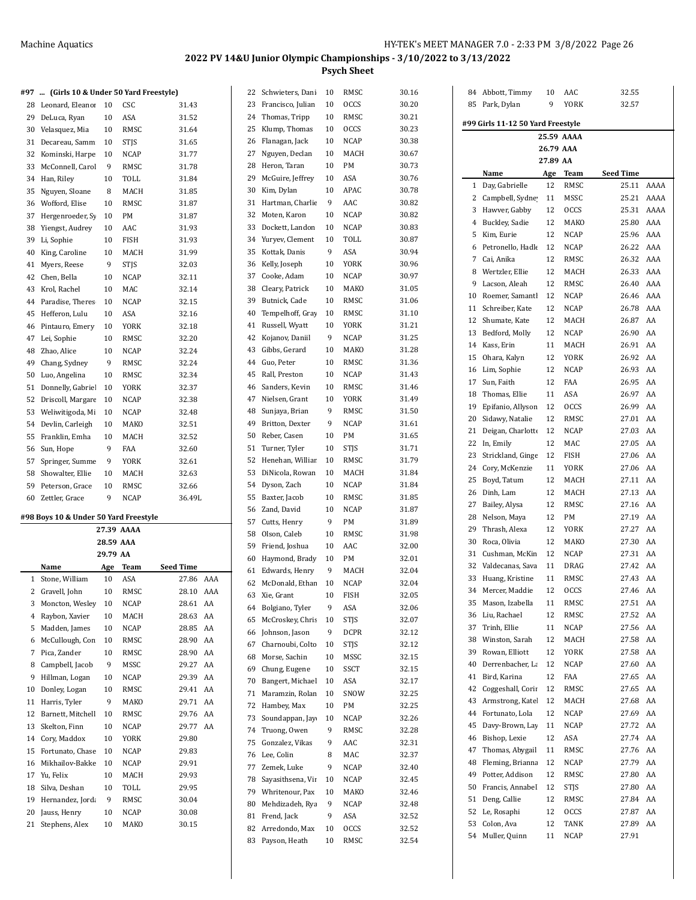2022 PV 14&U Junior Olympic Championships - 3/10/2022 to 3/13/2022

Psych Sheet

#### #97 ... (Girls 10 & Under 50 Yard Freestyle)

| | Name | Age | Team | Seed Time | |
|---|---|---|---|---|---|
| 28 | Leonard, Eleanor | 10 | CSC | 31.43 | |
| 29 | DeLuca, Ryan | 10 | ASA | 31.52 | |
| 30 | Velasquez, Mia | 10 | RMSC | 31.64 | |
| 31 | Decareau, Samm | 10 | STJS | 31.65 | |
| 32 | Kominski, Harpe | 10 | NCAP | 31.77 | |
| 33 | McConnell, Carol | 9 | RMSC | 31.78 | |
| 34 | Han, Riley | 10 | TOLL | 31.84 | |
| 35 | Nguyen, Sloane | 8 | MACH | 31.85 | |
| 36 | Wofford, Elise | 10 | RMSC | 31.87 | |
| 37 | Hergenroeder, Sy | 10 | PM | 31.87 | |
| 38 | Yiengst, Audrey | 10 | AAC | 31.93 | |
| 39 | Li, Sophie | 10 | FISH | 31.93 | |
| 40 | King, Caroline | 10 | MACH | 31.99 | |
| 41 | Myers, Reese | 9 | STJS | 32.03 | |
| 42 | Chen, Bella | 10 | NCAP | 32.11 | |
| 43 | Krol, Rachel | 10 | MAC | 32.14 | |
| 44 | Paradise, Theres | 10 | NCAP | 32.15 | |
| 45 | Hefferon, Lulu | 10 | ASA | 32.16 | |
| 46 | Pintauro, Emery | 10 | YORK | 32.18 | |
| 47 | Lei, Sophie | 10 | RMSC | 32.20 | |
| 48 | Zhao, Alice | 10 | NCAP | 32.24 | |
| 49 | Chang, Sydney | 9 | RMSC | 32.24 | |
| 50 | Luo, Angelina | 10 | RMSC | 32.34 | |
| 51 | Donnelly, Gabriel | 10 | YORK | 32.37 | |
| 52 | Driscoll, Margare | 10 | NCAP | 32.38 | |
| 53 | Weliwitigoda, Mi | 10 | NCAP | 32.48 | |
| 54 | Devlin, Carleigh | 10 | MAKO | 32.51 | |
| 55 | Franklin, Emha | 10 | MACH | 32.52 | |
| 56 | Sun, Hope | 9 | FAA | 32.60 | |
| 57 | Springer, Summe | 9 | YORK | 32.61 | |
| 58 | Showalter, Ellie | 10 | MACH | 32.63 | |
| 59 | Peterson, Grace | 10 | RMSC | 32.66 | |
| 60 | Zettler, Grace | 9 | NCAP | 36.49L | |

#### #98 Boys 10 & Under 50 Yard Freestyle

27.39 AAAA
28.59 AAA
29.79 AA

| | Name | Age | Team | Seed Time | |
|---|---|---|---|---|---|
| 1 | Stone, William | 10 | ASA | 27.86 | AAA |
| 2 | Gravell, John | 10 | RMSC | 28.10 | AAA |
| 3 | Moncton, Wesley | 10 | NCAP | 28.61 | AA |
| 4 | Raybon, Xavier | 10 | MACH | 28.63 | AA |
| 5 | Madden, James | 10 | NCAP | 28.85 | AA |
| 6 | McCullough, Con | 10 | RMSC | 28.90 | AA |
| 7 | Pica, Zander | 10 | RMSC | 28.90 | AA |
| 8 | Campbell, Jacob | 9 | MSSC | 29.27 | AA |
| 9 | Hillman, Logan | 10 | NCAP | 29.39 | AA |
| 10 | Donley, Logan | 10 | RMSC | 29.41 | AA |
| 11 | Harris, Tyler | 9 | MAKO | 29.71 | AA |
| 12 | Barnett, Mitchell | 10 | RMSC | 29.76 | AA |
| 13 | Skelton, Finn | 10 | NCAP | 29.77 | AA |
| 14 | Cory, Maddox | 10 | YORK | 29.80 | |
| 15 | Fortunato, Chase | 10 | NCAP | 29.83 | |
| 16 | Mikhailov-Bakke | 10 | NCAP | 29.91 | |
| 17 | Yu, Felix | 10 | MACH | 29.93 | |
| 18 | Silva, Deshan | 10 | TOLL | 29.95 | |
| 19 | Hernandez, Jorda | 9 | RMSC | 30.04 | |
| 20 | Jauss, Henry | 10 | NCAP | 30.08 | |
| 21 | Stephens, Alex | 10 | MAKO | 30.15 | |
| 22 | Schwieters, Dani | 10 | RMSC | 30.16 | |
| 23 | Francisco, Julian | 10 | OCCS | 30.20 | |
| 24 | Thomas, Tripp | 10 | RMSC | 30.21 | |
| 25 | Klump, Thomas | 10 | OCCS | 30.23 | |
| 26 | Flanagan, Jack | 10 | NCAP | 30.38 | |
| 27 | Nguyen, Declan | 10 | MACH | 30.67 | |
| 28 | Heron, Taran | 10 | PM | 30.73 | |
| 29 | McGuire, Jeffrey | 10 | ASA | 30.76 | |
| 30 | Kim, Dylan | 10 | APAC | 30.78 | |
| 31 | Hartman, Charlie | 9 | AAC | 30.82 | |
| 32 | Moten, Karon | 10 | NCAP | 30.82 | |
| 33 | Dockett, Landon | 10 | NCAP | 30.83 | |
| 34 | Yuryev, Clement | 10 | TOLL | 30.87 | |
| 35 | Kottak, Danis | 9 | ASA | 30.94 | |
| 36 | Kelly, Joseph | 10 | YORK | 30.96 | |
| 37 | Cooke, Adam | 10 | NCAP | 30.97 | |
| 38 | Cleary, Patrick | 10 | MAKO | 31.05 | |
| 39 | Butnick, Cade | 10 | RMSC | 31.06 | |
| 40 | Tempelhoff, Gray | 10 | RMSC | 31.10 | |
| 41 | Russell, Wyatt | 10 | YORK | 31.21 | |
| 42 | Kojanov, Daniil | 9 | NCAP | 31.25 | |
| 43 | Gibbs, Gerard | 10 | MAKO | 31.28 | |
| 44 | Guo, Peter | 10 | RMSC | 31.36 | |
| 45 | Rall, Preston | 10 | NCAP | 31.43 | |
| 46 | Sanders, Kevin | 10 | RMSC | 31.46 | |
| 47 | Nielsen, Grant | 10 | YORK | 31.49 | |
| 48 | Sunjaya, Brian | 9 | RMSC | 31.50 | |
| 49 | Britton, Dexter | 9 | NCAP | 31.61 | |
| 50 | Reber, Casen | 10 | PM | 31.65 | |
| 51 | Turner, Tyler | 10 | STJS | 31.71 | |
| 52 | Henehan, William | 10 | RMSC | 31.79 | |
| 53 | DiNicola, Rowan | 10 | MACH | 31.84 | |
| 54 | Dyson, Zach | 10 | NCAP | 31.84 | |
| 55 | Baxter, Jacob | 10 | RMSC | 31.85 | |
| 56 | Zand, David | 10 | NCAP | 31.87 | |
| 57 | Cutts, Henry | 9 | PM | 31.89 | |
| 58 | Olson, Caleb | 10 | RMSC | 31.98 | |
| 59 | Friend, Joshua | 10 | AAC | 32.00 | |
| 60 | Haymond, Brady | 10 | PM | 32.01 | |
| 61 | Edwards, Henry | 9 | MACH | 32.04 | |
| 62 | McDonald, Ethan | 10 | NCAP | 32.04 | |
| 63 | Xie, Grant | 10 | FISH | 32.05 | |
| 64 | Bolgiano, Tyler | 9 | ASA | 32.06 | |
| 65 | McCroskey, Chris | 10 | STJS | 32.07 | |
| 66 | Johnson, Jason | 9 | DCPR | 32.12 | |
| 67 | Charnoubi, Colto | 10 | STJS | 32.12 | |
| 68 | Morse, Sachin | 10 | MSSC | 32.15 | |
| 69 | Chung, Eugene | 10 | SSCT | 32.15 | |
| 70 | Bangert, Michael | 10 | ASA | 32.17 | |
| 71 | Maramzin, Rolan | 10 | SNOW | 32.25 | |
| 72 | Hambey, Max | 10 | PM | 32.25 | |
| 73 | Soundappan, Jay | 10 | NCAP | 32.26 | |
| 74 | Truong, Owen | 9 | RMSC | 32.28 | |
| 75 | Gonzalez, Vikas | 9 | AAC | 32.31 | |
| 76 | Lee, Colin | 8 | MAC | 32.37 | |
| 77 | Zemek, Luke | 9 | NCAP | 32.40 | |
| 78 | Sayasithsena, Vir | 10 | NCAP | 32.45 | |
| 79 | Whritenour, Pax | 10 | MAKO | 32.46 | |
| 80 | Mehdizadeh, Rya | 9 | NCAP | 32.48 | |
| 81 | Frend, Jack | 9 | ASA | 32.52 | |
| 82 | Arredondo, Max | 10 | OCCS | 32.52 | |
| 83 | Payson, Heath | 10 | RMSC | 32.54 | |
| 84 | Abbott, Timmy | 10 | AAC | 32.55 | |
| 85 | Park, Dylan | 9 | YORK | 32.57 | |

#### #99 Girls 11-12 50 Yard Freestyle

25.59 AAAA
26.79 AAA
27.89 AA

| | Name | Age | Team | Seed Time | |
|---|---|---|---|---|---|
| 1 | Day, Gabrielle | 12 | RMSC | 25.11 | AAAA |
| 2 | Campbell, Sydney | 11 | MSSC | 25.21 | AAAA |
| 3 | Hawver, Gabby | 12 | OCCS | 25.31 | AAAA |
| 4 | Buckley, Sadie | 12 | MAKO | 25.80 | AAA |
| 5 | Kim, Eurie | 12 | NCAP | 25.96 | AAA |
| 6 | Petronello, Hadle | 12 | NCAP | 26.22 | AAA |
| 7 | Cai, Anika | 12 | RMSC | 26.32 | AAA |
| 8 | Wertzler, Ellie | 12 | MACH | 26.33 | AAA |
| 9 | Lacson, Aleah | 12 | RMSC | 26.40 | AAA |
| 10 | Roemer, Samantl | 12 | NCAP | 26.46 | AAA |
| 11 | Schreiber, Kate | 12 | NCAP | 26.78 | AAA |
| 12 | Shumate, Kate | 12 | MACH | 26.87 | AA |
| 13 | Bedford, Molly | 12 | NCAP | 26.90 | AA |
| 14 | Kass, Erin | 11 | MACH | 26.91 | AA |
| 15 | Ohara, Kalyn | 12 | YORK | 26.92 | AA |
| 16 | Lim, Sophie | 12 | NCAP | 26.93 | AA |
| 17 | Sun, Faith | 12 | FAA | 26.95 | AA |
| 18 | Thomas, Ellie | 11 | ASA | 26.97 | AA |
| 19 | Epifanio, Allyson | 12 | OCCS | 26.99 | AA |
| 20 | Sidawy, Natalie | 12 | RMSC | 27.01 | AA |
| 21 | Deigan, Charlotte | 12 | NCAP | 27.03 | AA |
| 22 | In, Emily | 12 | MAC | 27.05 | AA |
| 23 | Strickland, Ginge | 12 | FISH | 27.06 | AA |
| 24 | Cory, McKenzie | 11 | YORK | 27.06 | AA |
| 25 | Boyd, Tatum | 12 | MACH | 27.11 | AA |
| 26 | Dinh, Lam | 12 | MACH | 27.13 | AA |
| 27 | Bailey, Alysa | 12 | RMSC | 27.16 | AA |
| 28 | Nelson, Maya | 12 | PM | 27.19 | AA |
| 29 | Thrash, Alexa | 12 | YORK | 27.27 | AA |
| 30 | Roca, Olivia | 12 | MAKO | 27.30 | AA |
| 31 | Cushman, McKin | 12 | NCAP | 27.31 | AA |
| 32 | Valdecanas, Sava | 11 | DRAG | 27.42 | AA |
| 33 | Huang, Kristine | 11 | RMSC | 27.43 | AA |
| 34 | Mercer, Maddie | 12 | OCCS | 27.46 | AA |
| 35 | Mason, Izabella | 11 | RMSC | 27.51 | AA |
| 36 | Liu, Rachael | 12 | RMSC | 27.52 | AA |
| 37 | Trinh, Ellie | 11 | NCAP | 27.56 | AA |
| 38 | Winston, Sarah | 12 | MACH | 27.58 | AA |
| 39 | Rowan, Elliott | 12 | YORK | 27.58 | AA |
| 40 | Derrenbacher, La | 12 | NCAP | 27.60 | AA |
| 41 | Bird, Karina | 12 | FAA | 27.65 | AA |
| 42 | Coggeshall, Corir | 12 | RMSC | 27.65 | AA |
| 43 | Armstrong, Katel | 12 | MACH | 27.68 | AA |
| 44 | Fortunato, Lola | 12 | NCAP | 27.69 | AA |
| 45 | Davy-Brown, Lay | 11 | NCAP | 27.72 | AA |
| 46 | Bishop, Lexie | 12 | ASA | 27.74 | AA |
| 47 | Thomas, Abygail | 11 | RMSC | 27.76 | AA |
| 48 | Fleming, Brianna | 12 | NCAP | 27.79 | AA |
| 49 | Potter, Addison | 12 | RMSC | 27.80 | AA |
| 50 | Francis, Annabel | 12 | STJS | 27.80 | AA |
| 51 | Deng, Callie | 12 | RMSC | 27.84 | AA |
| 52 | Le, Rosaphi | 12 | OCCS | 27.87 | AA |
| 53 | Colon, Ava | 12 | TANK | 27.89 | AA |
| 54 | Muller, Quinn | 11 | NCAP | 27.91 | |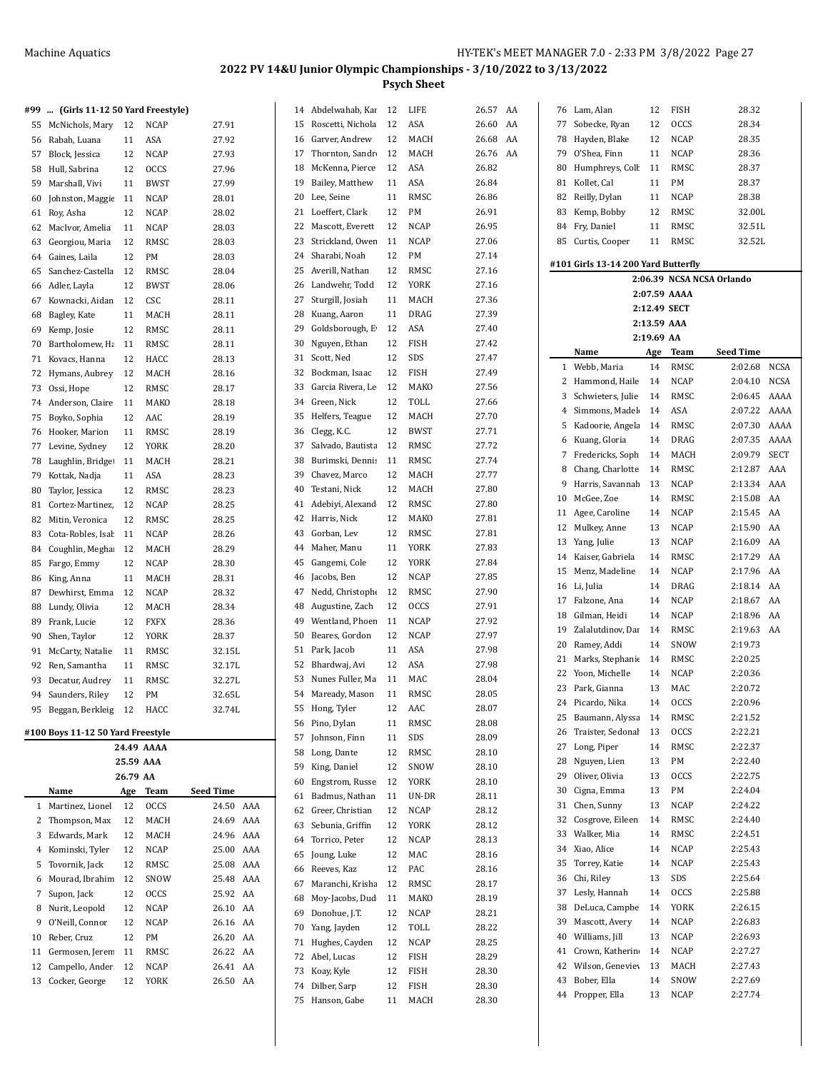# 2022 PV 14&U Junior Olympic Championships - 3/10/2022 to 3/13/2022

## Psych Sheet

### #99 ... (Girls 11-12 50 Yard Freestyle)

| # | Name | Age | Team | Seed Time | |
|---|---|---|---|---|---|
| 55 | McNichols, Mary | 12 | NCAP | 27.91 | |
| 56 | Rabah, Luana | 11 | ASA | 27.92 | |
| 57 | Block, Jessica | 12 | NCAP | 27.93 | |
| 58 | Hull, Sabrina | 12 | OCCS | 27.96 | |
| 59 | Marshall, Vivi | 11 | BWST | 27.99 | |
| 60 | Johnston, Maggie | 11 | NCAP | 28.01 | |
| 61 | Roy, Asha | 12 | NCAP | 28.02 | |
| 62 | MacIvor, Amelia | 11 | NCAP | 28.03 | |
| 63 | Georgiou, Maria | 12 | RMSC | 28.03 | |
| 64 | Gaines, Laila | 12 | PM | 28.03 | |
| 65 | Sanchez-Castella | 12 | RMSC | 28.04 | |
| 66 | Adler, Layla | 12 | BWST | 28.06 | |
| 67 | Kownacki, Aidan | 12 | CSC | 28.11 | |
| 68 | Bagley, Kate | 11 | MACH | 28.11 | |
| 69 | Kemp, Josie | 12 | RMSC | 28.11 | |
| 70 | Bartholomew, Ha | 11 | RMSC | 28.11 | |
| 71 | Kovacs, Hanna | 12 | HACC | 28.13 | |
| 72 | Hymans, Aubrey | 12 | MACH | 28.16 | |
| 73 | Ossi, Hope | 12 | RMSC | 28.17 | |
| 74 | Anderson, Claire | 11 | MAKO | 28.18 | |
| 75 | Boyko, Sophia | 12 | AAC | 28.19 | |
| 76 | Hooker, Marion | 11 | RMSC | 28.19 | |
| 77 | Levine, Sydney | 12 | YORK | 28.20 | |
| 78 | Laughlin, Bridget | 11 | MACH | 28.21 | |
| 79 | Kottak, Nadja | 11 | ASA | 28.23 | |
| 80 | Taylor, Jessica | 12 | RMSC | 28.23 | |
| 81 | Cortez-Martinez, | 12 | NCAP | 28.25 | |
| 82 | Mitin, Veronica | 12 | RMSC | 28.25 | |
| 83 | Cota-Robles, Isab | 11 | NCAP | 28.26 | |
| 84 | Coughlin, Meghan | 12 | MACH | 28.29 | |
| 85 | Fargo, Emmy | 12 | NCAP | 28.30 | |
| 86 | King, Anna | 11 | MACH | 28.31 | |
| 87 | Dewhirst, Emma | 12 | NCAP | 28.32 | |
| 88 | Lundy, Olivia | 12 | MACH | 28.34 | |
| 89 | Frank, Lucie | 12 | FXFX | 28.36 | |
| 90 | Shen, Taylor | 12 | YORK | 28.37 | |
| 91 | McCarty, Natalie | 11 | RMSC | 32.15L | |
| 92 | Ren, Samantha | 11 | RMSC | 32.17L | |
| 93 | Decatur, Audrey | 11 | RMSC | 32.27L | |
| 94 | Saunders, Riley | 12 | PM | 32.65L | |
| 95 | Beggan, Berkleig | 12 | HACC | 32.74L | |

### #100 Boys 11-12 50 Yard Freestyle

24.49 AAAA
25.59 AAA
26.79 AA

| # | Name | Age | Team | Seed Time | |
|---|---|---|---|---|---|
| 1 | Martinez, Lionel | 12 | OCCS | 24.50 | AAA |
| 2 | Thompson, Max | 12 | MACH | 24.69 | AAA |
| 3 | Edwards, Mark | 12 | MACH | 24.96 | AAA |
| 4 | Kominski, Tyler | 12 | NCAP | 25.00 | AAA |
| 5 | Tovornik, Jack | 12 | RMSC | 25.08 | AAA |
| 6 | Mourad, Ibrahim | 12 | SNOW | 25.48 | AAA |
| 7 | Supon, Jack | 12 | OCCS | 25.92 | AA |
| 8 | Nurit, Leopold | 12 | NCAP | 26.10 | AA |
| 9 | O'Neill, Connor | 12 | NCAP | 26.16 | AA |
| 10 | Reber, Cruz | 12 | PM | 26.20 | AA |
| 11 | Germosen, Jerem | 11 | RMSC | 26.22 | AA |
| 12 | Campello, Ander | 12 | NCAP | 26.41 | AA |
| 13 | Cocker, George | 12 | YORK | 26.50 | AA |
| 14 | Abdelwahab, Kar | 12 | LIFE | 26.57 | AA |
| 15 | Roscetti, Nichola | 12 | ASA | 26.60 | AA |
| 16 | Garver, Andrew | 12 | MACH | 26.68 | AA |
| 17 | Thornton, Sandro | 12 | MACH | 26.76 | AA |
| 18 | McKenna, Pierce | 12 | ASA | 26.82 | |
| 19 | Bailey, Matthew | 11 | ASA | 26.84 | |
| 20 | Lee, Seine | 11 | RMSC | 26.86 | |
| 21 | Loeffert, Clark | 12 | PM | 26.91 | |
| 22 | Mascott, Everett | 12 | NCAP | 26.95 | |
| 23 | Strickland, Owen | 11 | NCAP | 27.06 | |
| 24 | Sharabi, Noah | 12 | PM | 27.14 | |
| 25 | Averill, Nathan | 12 | RMSC | 27.16 | |
| 26 | Landwehr, Todd | 12 | YORK | 27.16 | |
| 27 | Sturgill, Josiah | 11 | MACH | 27.36 | |
| 28 | Kuang, Aaron | 11 | DRAG | 27.39 | |
| 29 | Goldsborough, E | 12 | ASA | 27.40 | |
| 30 | Nguyen, Ethan | 12 | FISH | 27.42 | |
| 31 | Scott, Ned | 12 | SDS | 27.47 | |
| 32 | Bockman, Isaac | 12 | FISH | 27.49 | |
| 33 | Garcia Rivera, Le | 12 | MAKO | 27.56 | |
| 34 | Green, Nick | 12 | TOLL | 27.66 | |
| 35 | Helfers, Teague | 12 | MACH | 27.70 | |
| 36 | Clegg, K.C. | 12 | BWST | 27.71 | |
| 37 | Salvado, Bautista | 12 | RMSC | 27.72 | |
| 38 | Burimski, Dennis | 11 | RMSC | 27.74 | |
| 39 | Chavez, Marco | 12 | MACH | 27.77 | |
| 40 | Testani, Nick | 12 | MACH | 27.80 | |
| 41 | Adebiyi, Alexand | 12 | RMSC | 27.80 | |
| 42 | Harris, Nick | 12 | MAKO | 27.81 | |
| 43 | Gorban, Lev | 12 | RMSC | 27.81 | |
| 44 | Maher, Manu | 11 | YORK | 27.83 | |
| 45 | Gangemi, Cole | 12 | YORK | 27.84 | |
| 46 | Jacobs, Ben | 12 | NCAP | 27.85 | |
| 47 | Nedd, Christophe | 12 | RMSC | 27.90 | |
| 48 | Augustine, Zach | 12 | OCCS | 27.91 | |
| 49 | Wentland, Phoen | 11 | NCAP | 27.92 | |
| 50 | Beares, Gordon | 12 | NCAP | 27.97 | |
| 51 | Park, Jacob | 11 | ASA | 27.98 | |
| 52 | Bhardwaj, Avi | 12 | ASA | 27.98 | |
| 53 | Nunes Fuller, Ma | 11 | MAC | 28.04 | |
| 54 | Maready, Mason | 11 | RMSC | 28.05 | |
| 55 | Hong, Tyler | 12 | AAC | 28.07 | |
| 56 | Pino, Dylan | 11 | RMSC | 28.08 | |
| 57 | Johnson, Finn | 11 | SDS | 28.09 | |
| 58 | Long, Dante | 12 | RMSC | 28.10 | |
| 59 | King, Daniel | 12 | SNOW | 28.10 | |
| 60 | Engstrom, Russe | 12 | YORK | 28.10 | |
| 61 | Badmus, Nathan | 11 | UN-DR | 28.11 | |
| 62 | Greer, Christian | 12 | NCAP | 28.12 | |
| 63 | Sebunia, Griffin | 12 | YORK | 28.12 | |
| 64 | Torrico, Peter | 12 | NCAP | 28.13 | |
| 65 | Joung, Luke | 12 | MAC | 28.16 | |
| 66 | Reeves, Kaz | 12 | PAC | 28.16 | |
| 67 | Maranchi, Krisha | 12 | RMSC | 28.17 | |
| 68 | Moy-Jacobs, Dud | 11 | MAKO | 28.19 | |
| 69 | Donohue, J.T. | 12 | NCAP | 28.21 | |
| 70 | Yang, Jayden | 12 | TOLL | 28.22 | |
| 71 | Hughes, Cayden | 12 | NCAP | 28.25 | |
| 72 | Abel, Lucas | 12 | FISH | 28.29 | |
| 73 | Koay, Kyle | 12 | FISH | 28.30 | |
| 74 | Dilber, Sarp | 12 | FISH | 28.30 | |
| 75 | Hanson, Gabe | 11 | MACH | 28.30 | |
| 76 | Lam, Alan | 12 | FISH | 28.32 | |
| 77 | Sobecke, Ryan | 12 | OCCS | 28.34 | |
| 78 | Hayden, Blake | 12 | NCAP | 28.35 | |
| 79 | O'Shea, Finn | 11 | NCAP | 28.36 | |
| 80 | Humphreys, Colb | 11 | RMSC | 28.37 | |
| 81 | Kollet, Cal | 11 | PM | 28.37 | |
| 82 | Reilly, Dylan | 11 | NCAP | 28.38 | |
| 83 | Kemp, Bobby | 12 | RMSC | 32.00L | |
| 84 | Fry, Daniel | 11 | RMSC | 32.51L | |
| 85 | Curtis, Cooper | 11 | RMSC | 32.52L | |

### #101 Girls 13-14 200 Yard Butterfly

2:06.39 NCSA NCSA Orlando
2:07.59 AAAA
2:12.49 SECT
2:13.59 AAA
2:19.69 AA

| # | Name | Age | Team | Seed Time | |
|---|---|---|---|---|---|
| 1 | Webb, Maria | 14 | RMSC | 2:02.68 | NCSA |
| 2 | Hammond, Haile | 14 | NCAP | 2:04.10 | NCSA |
| 3 | Schwieters, Julie | 14 | RMSC | 2:06.45 | AAAA |
| 4 | Simmons, Madel | 14 | ASA | 2:07.22 | AAAA |
| 5 | Kadoorie, Angela | 14 | RMSC | 2:07.30 | AAAA |
| 6 | Kuang, Gloria | 14 | DRAG | 2:07.35 | AAAA |
| 7 | Fredericks, Soph | 14 | MACH | 2:09.79 | SECT |
| 8 | Chang, Charlotte | 14 | RMSC | 2:12.87 | AAA |
| 9 | Harris, Savannah | 13 | NCAP | 2:13.34 | AAA |
| 10 | McGee, Zoe | 14 | RMSC | 2:15.08 | AA |
| 11 | Agee, Caroline | 14 | NCAP | 2:15.45 | AA |
| 12 | Mulkey, Anne | 13 | NCAP | 2:15.90 | AA |
| 13 | Yang, Julie | 13 | NCAP | 2:16.09 | AA |
| 14 | Kaiser, Gabriela | 14 | RMSC | 2:17.29 | AA |
| 15 | Menz, Madeline | 14 | NCAP | 2:17.96 | AA |
| 16 | Li, Julia | 14 | DRAG | 2:18.14 | AA |
| 17 | Falzone, Ana | 14 | NCAP | 2:18.67 | AA |
| 18 | Gilman, Heidi | 14 | NCAP | 2:18.96 | AA |
| 19 | Zalalutdinov, Dar | 14 | RMSC | 2:19.63 | AA |
| 20 | Ramey, Addi | 14 | SNOW | 2:19.73 | |
| 21 | Marks, Stephanie | 14 | RMSC | 2:20.25 | |
| 22 | Yoon, Michelle | 14 | NCAP | 2:20.36 | |
| 23 | Park, Gianna | 13 | MAC | 2:20.72 | |
| 24 | Picardo, Nika | 14 | OCCS | 2:20.96 | |
| 25 | Baumann, Alyssa | 14 | RMSC | 2:21.52 | |
| 26 | Traister, Sedonah | 13 | OCCS | 2:22.21 | |
| 27 | Long, Piper | 14 | RMSC | 2:22.37 | |
| 28 | Nguyen, Lien | 13 | PM | 2:22.40 | |
| 29 | Oliver, Olivia | 13 | OCCS | 2:22.75 | |
| 30 | Cigna, Emma | 13 | PM | 2:24.04 | |
| 31 | Chen, Sunny | 13 | NCAP | 2:24.22 | |
| 32 | Cosgrove, Eileen | 14 | RMSC | 2:24.40 | |
| 33 | Walker, Mia | 14 | RMSC | 2:24.51 | |
| 34 | Xiao, Alice | 14 | NCAP | 2:25.43 | |
| 35 | Torrey, Katie | 14 | NCAP | 2:25.43 | |
| 36 | Chi, Riley | 13 | SDS | 2:25.64 | |
| 37 | Lesly, Hannah | 14 | OCCS | 2:25.88 | |
| 38 | DeLuca, Campbe | 14 | YORK | 2:26.15 | |
| 39 | Mascott, Avery | 14 | NCAP | 2:26.83 | |
| 40 | Williams, Jill | 13 | NCAP | 2:26.93 | |
| 41 | Crown, Katherine | 14 | NCAP | 2:27.27 | |
| 42 | Wilson, Geneviev | 13 | MACH | 2:27.43 | |
| 43 | Bober, Ella | 14 | SNOW | 2:27.69 | |
| 44 | Propper, Ella | 13 | NCAP | 2:27.74 | |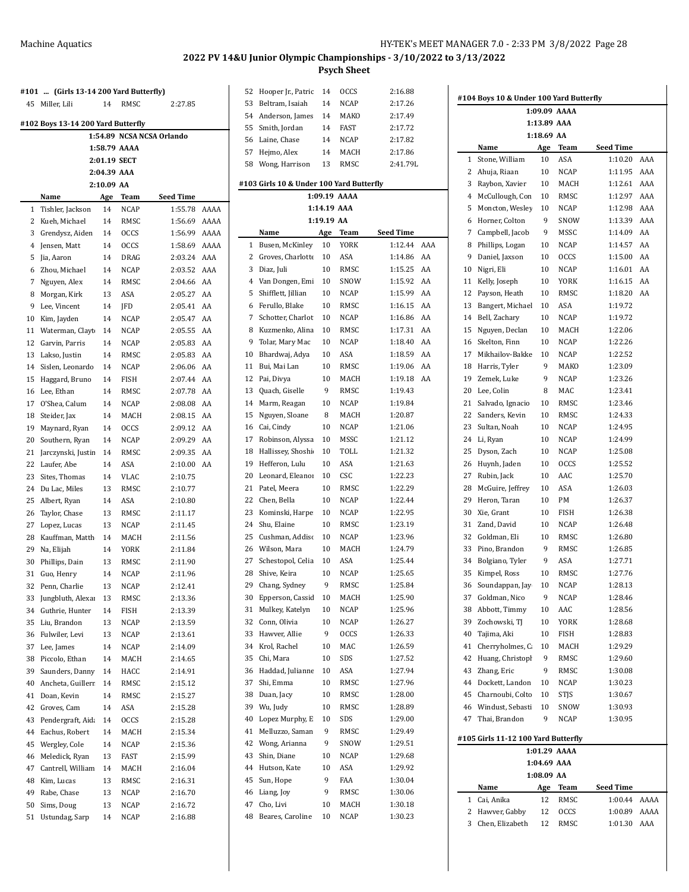## 2022 PV 14&U Junior Olympic Championships - 3/10/2022 to 3/13/2022

### Psych Sheet

#### #101 ... (Girls 13-14 200 Yard Butterfly)

| | Name | Age | Team | Seed Time | |
|---|---|---|---|---|---|
| 45 | Miller, Lili | 14 | RMSC | 2:27.85 | |

#### #102 Boys 13-14 200 Yard Butterfly

1:54.89 NCSA NCSA Orlando
1:58.79 AAAA
2:01.19 SECT
2:04.39 AAA
2:10.09 AA

| | Name | Age | Team | Seed Time | |
|---|---|---|---|---|---|
| 1 | Tishler, Jackson | 14 | NCAP | 1:55.78 | AAAA |
| 2 | Kueh, Michael | 14 | RMSC | 1:56.69 | AAAA |
| 3 | Grendysz, Aiden | 14 | OCCS | 1:56.99 | AAAA |
| 4 | Jensen, Matt | 14 | OCCS | 1:58.69 | AAAA |
| 5 | Jia, Aaron | 14 | DRAG | 2:03.24 | AAA |
| 6 | Zhou, Michael | 14 | NCAP | 2:03.52 | AAA |
| 7 | Nguyen, Alex | 14 | RMSC | 2:04.66 | AA |
| 8 | Morgan, Kirk | 13 | ASA | 2:05.27 | AA |
| 9 | Lee, Vincent | 14 | JFD | 2:05.41 | AA |
| 10 | Kim, Jayden | 14 | NCAP | 2:05.47 | AA |
| 11 | Waterman, Clayt | 14 | NCAP | 2:05.55 | AA |
| 12 | Garvin, Parris | 14 | NCAP | 2:05.83 | AA |
| 13 | Lakso, Justin | 14 | RMSC | 2:05.83 | AA |
| 14 | Sislen, Leonardo | 14 | NCAP | 2:06.06 | AA |
| 15 | Haggard, Bruno | 14 | FISH | 2:07.44 | AA |
| 16 | Lee, Ethan | 14 | RMSC | 2:07.78 | AA |
| 17 | O'Shea, Calum | 14 | NCAP | 2:08.08 | AA |
| 18 | Steider, Jax | 14 | MACH | 2:08.15 | AA |
| 19 | Maynard, Ryan | 14 | OCCS | 2:09.12 | AA |
| 20 | Southern, Ryan | 14 | NCAP | 2:09.29 | AA |
| 21 | Jarczynski, Justin | 14 | RMSC | 2:09.35 | AA |
| 22 | Laufer, Abe | 14 | ASA | 2:10.00 | AA |
| 23 | Sites, Thomas | 14 | VLAC | 2:10.75 | |
| 24 | Du Lac, Miles | 13 | RMSC | 2:10.77 | |
| 25 | Albert, Ryan | 14 | ASA | 2:10.80 | |
| 26 | Taylor, Chase | 13 | RMSC | 2:11.17 | |
| 27 | Lopez, Lucas | 13 | NCAP | 2:11.45 | |
| 28 | Kauffman, Matth | 14 | MACH | 2:11.56 | |
| 29 | Na, Elijah | 14 | YORK | 2:11.84 | |
| 30 | Phillips, Dain | 13 | RMSC | 2:11.90 | |
| 31 | Guo, Henry | 14 | NCAP | 2:11.96 | |
| 32 | Penn, Charlie | 13 | NCAP | 2:12.41 | |
| 33 | Jungbluth, Alexa | 13 | RMSC | 2:13.36 | |
| 34 | Guthrie, Hunter | 14 | FISH | 2:13.39 | |
| 35 | Liu, Brandon | 13 | NCAP | 2:13.59 | |
| 36 | Fulwiler, Levi | 13 | NCAP | 2:13.61 | |
| 37 | Lee, James | 14 | NCAP | 2:14.09 | |
| 38 | Piccolo, Ethan | 14 | MACH | 2:14.65 | |
| 39 | Saunders, Danny | 14 | HACC | 2:14.91 | |
| 40 | Ancheta, Guillern | 14 | RMSC | 2:15.12 | |
| 41 | Doan, Kevin | 14 | RMSC | 2:15.27 | |
| 42 | Groves, Cam | 14 | ASA | 2:15.28 | |
| 43 | Pendergraft, Aida | 14 | OCCS | 2:15.28 | |
| 44 | Eachus, Robert | 14 | MACH | 2:15.34 | |
| 45 | Wergley, Cole | 14 | NCAP | 2:15.36 | |
| 46 | Meledick, Ryan | 13 | FAST | 2:15.99 | |
| 47 | Cantrell, William | 14 | MACH | 2:16.04 | |
| 48 | Kim, Lucas | 13 | RMSC | 2:16.31 | |
| 49 | Rabe, Chase | 13 | NCAP | 2:16.70 | |
| 50 | Sims, Doug | 13 | NCAP | 2:16.72 | |
| 51 | Ustundag, Sarp | 14 | NCAP | 2:16.88 | |
| 52 | Hooper Jr., Patric | 14 | OCCS | 2:16.88 | |
| 53 | Beltram, Isaiah | 14 | NCAP | 2:17.26 | |
| 54 | Anderson, James | 14 | MAKO | 2:17.49 | |
| 55 | Smith, Jordan | 14 | FAST | 2:17.72 | |
| 56 | Laine, Chase | 14 | NCAP | 2:17.82 | |
| 57 | Hejmo, Alex | 14 | MACH | 2:17.86 | |
| 58 | Wong, Harrison | 13 | RMSC | 2:41.79L | |

#### #103 Girls 10 & Under 100 Yard Butterfly

1:09.19 AAAA
1:14.19 AAA
1:19.19 AA

| | Name | Age | Team | Seed Time | |
|---|---|---|---|---|---|
| 1 | Busen, McKinley | 10 | YORK | 1:12.44 | AAA |
| 2 | Groves, Charlotte | 10 | ASA | 1:14.86 | AA |
| 3 | Diaz, Juli | 10 | RMSC | 1:15.25 | AA |
| 4 | Van Dongen, Emi | 10 | SNOW | 1:15.92 | AA |
| 5 | Shifflett, Jillian | 10 | NCAP | 1:15.99 | AA |
| 6 | Ferullo, Blake | 10 | RMSC | 1:16.15 | AA |
| 7 | Schotter, Charlot | 10 | NCAP | 1:16.86 | AA |
| 8 | Kuzmenko, Alina | 10 | RMSC | 1:17.31 | AA |
| 9 | Tolar, Mary Mac | 10 | NCAP | 1:18.40 | AA |
| 10 | Bhardwaj, Adya | 10 | ASA | 1:18.59 | AA |
| 11 | Bui, Mai Lan | 10 | RMSC | 1:19.06 | AA |
| 12 | Pai, Divya | 10 | MACH | 1:19.18 | AA |
| 13 | Quach, Giselle | 9 | RMSC | 1:19.43 | |
| 14 | Marm, Reagan | 10 | NCAP | 1:19.84 | |
| 15 | Nguyen, Sloane | 8 | MACH | 1:20.87 | |
| 16 | Cai, Cindy | 10 | NCAP | 1:21.06 | |
| 17 | Robinson, Alyssa | 10 | MSSC | 1:21.12 | |
| 18 | Hallissey, Shoshi | 10 | TOLL | 1:21.32 | |
| 19 | Hefferon, Lulu | 10 | ASA | 1:21.63 | |
| 20 | Leonard, Eleanor | 10 | CSC | 1:22.23 | |
| 21 | Patel, Meera | 10 | RMSC | 1:22.29 | |
| 22 | Chen, Bella | 10 | NCAP | 1:22.44 | |
| 23 | Kominski, Harpe | 10 | NCAP | 1:22.95 | |
| 24 | Shu, Elaine | 10 | RMSC | 1:23.19 | |
| 25 | Cushman, Addisc | 10 | NCAP | 1:23.96 | |
| 26 | Wilson, Mara | 10 | MACH | 1:24.79 | |
| 27 | Schestopol, Celia | 10 | ASA | 1:25.44 | |
| 28 | Shive, Keira | 10 | NCAP | 1:25.65 | |
| 29 | Chang, Sydney | 9 | RMSC | 1:25.84 | |
| 30 | Epperson, Cassid | 10 | MACH | 1:25.90 | |
| 31 | Mulkey, Katelyn | 10 | NCAP | 1:25.96 | |
| 32 | Conn, Olivia | 10 | NCAP | 1:26.27 | |
| 33 | Hawver, Allie | 9 | OCCS | 1:26.33 | |
| 34 | Krol, Rachel | 10 | MAC | 1:26.59 | |
| 35 | Chi, Mara | 10 | SDS | 1:27.52 | |
| 36 | Haddad, Julianne | 10 | ASA | 1:27.94 | |
| 37 | Shi, Emma | 10 | RMSC | 1:27.96 | |
| 38 | Duan, Jacy | 10 | RMSC | 1:28.00 | |
| 39 | Wu, Judy | 10 | RMSC | 1:28.89 | |
| 40 | Lopez Murphy, E | 10 | SDS | 1:29.00 | |
| 41 | Melluzzo, Saman | 9 | RMSC | 1:29.49 | |
| 42 | Wong, Arianna | 9 | SNOW | 1:29.51 | |
| 43 | Shin, Diane | 10 | NCAP | 1:29.68 | |
| 44 | Hutson, Kate | 10 | ASA | 1:29.92 | |
| 45 | Sun, Hope | 9 | FAA | 1:30.04 | |
| 46 | Liang, Joy | 9 | RMSC | 1:30.06 | |
| 47 | Cho, Livi | 10 | MACH | 1:30.18 | |
| 48 | Beares, Caroline | 10 | NCAP | 1:30.23 | |

#### #104 Boys 10 & Under 100 Yard Butterfly

1:09.09 AAAA
1:13.89 AAA
1:18.69 AA

| | Name | Age | Team | Seed Time | |
|---|---|---|---|---|---|
| 1 | Stone, William | 10 | ASA | 1:10.20 | AAA |
| 2 | Ahuja, Riaan | 10 | NCAP | 1:11.95 | AAA |
| 3 | Raybon, Xavier | 10 | MACH | 1:12.61 | AAA |
| 4 | McCullough, Con | 10 | RMSC | 1:12.97 | AAA |
| 5 | Moncton, Wesley | 10 | NCAP | 1:12.98 | AAA |
| 6 | Horner, Colton | 9 | SNOW | 1:13.39 | AAA |
| 7 | Campbell, Jacob | 9 | MSSC | 1:14.09 | AA |
| 8 | Phillips, Logan | 10 | NCAP | 1:14.57 | AA |
| 9 | Daniel, Jaxson | 10 | OCCS | 1:15.00 | AA |
| 10 | Nigri, Eli | 10 | NCAP | 1:16.01 | AA |
| 11 | Kelly, Joseph | 10 | YORK | 1:16.15 | AA |
| 12 | Payson, Heath | 10 | RMSC | 1:18.20 | AA |
| 13 | Bangert, Michael | 10 | ASA | 1:19.72 | |
| 14 | Bell, Zachary | 10 | NCAP | 1:19.72 | |
| 15 | Nguyen, Declan | 10 | MACH | 1:22.06 | |
| 16 | Skelton, Finn | 10 | NCAP | 1:22.26 | |
| 17 | Mikhailov-Bakke | 10 | NCAP | 1:22.52 | |
| 18 | Harris, Tyler | 9 | MAKO | 1:23.09 | |
| 19 | Zemek, Luke | 9 | NCAP | 1:23.26 | |
| 20 | Lee, Colin | 8 | MAC | 1:23.41 | |
| 21 | Salvado, Ignacio | 10 | RMSC | 1:23.46 | |
| 22 | Sanders, Kevin | 10 | RMSC | 1:24.33 | |
| 23 | Sultan, Noah | 10 | NCAP | 1:24.95 | |
| 24 | Li, Ryan | 10 | NCAP | 1:24.99 | |
| 25 | Dyson, Zach | 10 | NCAP | 1:25.08 | |
| 26 | Huynh, Jaden | 10 | OCCS | 1:25.52 | |
| 27 | Rubin, Jack | 10 | AAC | 1:25.70 | |
| 28 | McGuire, Jeffrey | 10 | ASA | 1:26.03 | |
| 29 | Heron, Taran | 10 | PM | 1:26.37 | |
| 30 | Xie, Grant | 10 | FISH | 1:26.38 | |
| 31 | Zand, David | 10 | NCAP | 1:26.48 | |
| 32 | Goldman, Eli | 10 | RMSC | 1:26.80 | |
| 33 | Pino, Brandon | 9 | RMSC | 1:26.85 | |
| 34 | Bolgiano, Tyler | 9 | ASA | 1:27.71 | |
| 35 | Kimpel, Ross | 10 | RMSC | 1:27.76 | |
| 36 | Soundappan, Jay | 10 | NCAP | 1:28.13 | |
| 37 | Goldman, Nico | 9 | NCAP | 1:28.46 | |
| 38 | Abbott, Timmy | 10 | AAC | 1:28.56 | |
| 39 | Zochowski, TJ | 10 | YORK | 1:28.68 | |
| 40 | Tajima, Aki | 10 | FISH | 1:28.83 | |
| 41 | Cherryholmes, C | 10 | MACH | 1:29.29 | |
| 42 | Huang, Christoph | 9 | RMSC | 1:29.60 | |
| 43 | Zhang, Eric | 9 | RMSC | 1:30.08 | |
| 44 | Dockett, Landon | 10 | NCAP | 1:30.23 | |
| 45 | Charnoubi, Colto | 10 | STJS | 1:30.67 | |
| 46 | Windust, Sebasti | 10 | SNOW | 1:30.93 | |
| 47 | Thai, Brandon | 9 | NCAP | 1:30.95 | |

#### #105 Girls 11-12 100 Yard Butterfly

1:01.29 AAAA
1:04.69 AAA
1:08.09 AA

| | Name | Age | Team | Seed Time | |
|---|---|---|---|---|---|
| 1 | Cai, Anika | 12 | RMSC | 1:00.44 | AAAA |
| 2 | Hawver, Gabby | 12 | OCCS | 1:00.89 | AAAA |
| 3 | Chen, Elizabeth | 12 | RMSC | 1:01.30 | AAA |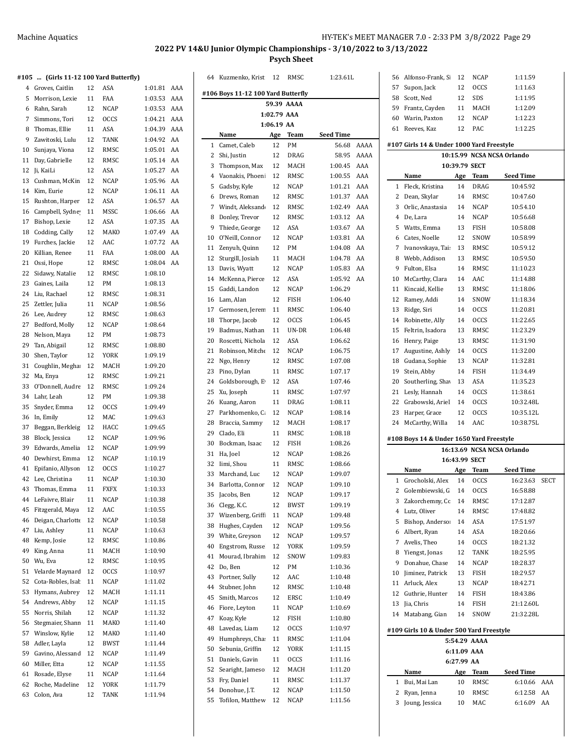**2022 PV 14&U Junior Olympic Championships - 3/10/2022 to 3/13/2022**

**Psych Sheet**

#### #105 ... (Girls 11-12 100 Yard Butterfly)

| # | Name | Age | Team | Seed Time | |
|---|---|---|---|---|---|
| 4 | Groves, Caitlin | 12 | ASA | 1:01.81 | AAA |
| 5 | Morrison, Lexie | 11 | FAA | 1:03.53 | AAA |
| 6 | Rahn, Sarah | 12 | NCAP | 1:03.53 | AAA |
| 7 | Simmons, Tori | 12 | OCCS | 1:04.21 | AAA |
| 8 | Thomas, Ellie | 11 | ASA | 1:04.39 | AAA |
| 9 | Zawitoski, Lulu | 12 | TANK | 1:04.92 | AA |
| 10 | Sunjaya, Viona | 12 | RMSC | 1:05.01 | AA |
| 11 | Day, Gabrielle | 12 | RMSC | 1:05.14 | AA |
| 12 | Ji, KaiLi | 12 | ASA | 1:05.27 | AA |
| 13 | Cushman, McKin | 12 | NCAP | 1:05.96 | AA |
| 14 | Kim, Eurie | 12 | NCAP | 1:06.11 | AA |
| 15 | Rushton, Harper | 12 | ASA | 1:06.57 | AA |
| 16 | Campbell, Sydney | 11 | MSSC | 1:06.66 | AA |
| 17 | Bishop, Lexie | 12 | ASA | 1:07.35 | AA |
| 18 | Codding, Cally | 12 | MAKO | 1:07.49 | AA |
| 19 | Furches, Jackie | 12 | AAC | 1:07.72 | AA |
| 20 | Killian, Renee | 11 | FAA | 1:08.00 | AA |
| 21 | Ossi, Hope | 12 | RMSC | 1:08.04 | AA |
| 22 | Sidawy, Natalie | 12 | RMSC | 1:08.10 | |
| 23 | Gaines, Laila | 12 | PM | 1:08.13 | |
| 24 | Liu, Rachael | 12 | RMSC | 1:08.31 | |
| 25 | Zettler, Julia | 11 | NCAP | 1:08.56 | |
| 26 | Lee, Audrey | 12 | RMSC | 1:08.63 | |
| 27 | Bedford, Molly | 12 | NCAP | 1:08.64 | |
| 28 | Nelson, Maya | 12 | PM | 1:08.73 | |
| 29 | Tan, Abigail | 12 | RMSC | 1:08.80 | |
| 30 | Shen, Taylor | 12 | YORK | 1:09.19 | |
| 31 | Coughlin, Meghan | 12 | MACH | 1:09.20 | |
| 32 | Ma, Enya | 12 | RMSC | 1:09.21 | |
| 33 | O'Donnell, Audre | 12 | RMSC | 1:09.24 | |
| 34 | Lahr, Leah | 12 | PM | 1:09.38 | |
| 35 | Snyder, Emma | 12 | OCCS | 1:09.49 | |
| 36 | In, Emily | 12 | MAC | 1:09.63 | |
| 37 | Beggan, Berkleig | 12 | HACC | 1:09.65 | |
| 38 | Block, Jessica | 12 | NCAP | 1:09.96 | |
| 39 | Edwards, Amelia | 12 | NCAP | 1:09.99 | |
| 40 | Dewhirst, Emma | 12 | NCAP | 1:10.19 | |
| 41 | Epifanio, Allyson | 12 | OCCS | 1:10.27 | |
| 42 | Lee, Christina | 11 | NCAP | 1:10.30 | |
| 43 | Thomas, Emma | 11 | FXFX | 1:10.33 | |
| 44 | LeFaivre, Blair | 11 | NCAP | 1:10.38 | |
| 45 | Fitzgerald, Maya | 12 | AAC | 1:10.55 | |
| 46 | Deigan, Charlotte | 12 | NCAP | 1:10.58 | |
| 47 | Liu, Ashley | 11 | NCAP | 1:10.63 | |
| 48 | Kemp, Josie | 12 | RMSC | 1:10.86 | |
| 49 | King, Anna | 11 | MACH | 1:10.90 | |
| 50 | Wu, Eva | 12 | RMSC | 1:10.95 | |
| 51 | Velarde Maynard | 12 | OCCS | 1:10.97 | |
| 52 | Cota-Robles, Isab | 11 | NCAP | 1:11.02 | |
| 53 | Hymans, Aubrey | 12 | MACH | 1:11.11 | |
| 54 | Andrews, Abby | 12 | NCAP | 1:11.15 | |
| 55 | Norris, Shilah | 12 | NCAP | 1:11.32 | |
| 56 | Stegmaier, Shann | 11 | MAKO | 1:11.40 | |
| 57 | Winslow, Kylie | 12 | MAKO | 1:11.40 | |
| 58 | Adler, Layla | 12 | BWST | 1:11.44 | |
| 59 | Gavino, Alessand | 12 | NCAP | 1:11.49 | |
| 60 | Miller, Etta | 12 | NCAP | 1:11.55 | |
| 61 | Rosade, Elyse | 11 | NCAP | 1:11.64 | |
| 62 | Roche, Madeline | 12 | YORK | 1:11.79 | |
| 63 | Colon, Ava | 12 | TANK | 1:11.94 | |
| 64 | Kuzmenko, Krist | 12 | RMSC | 1:23.61L | |

#### #106 Boys 11-12 100 Yard Butterfly

59.39 AAAA
1:02.79 AAA
1:06.19 AA

| # | Name | Age | Team | Seed Time | |
|---|---|---|---|---|---|
| 1 | Camet, Caleb | 12 | PM | 56.68 | AAAA |
| 2 | Shi, Justin | 12 | DRAG | 58.95 | AAAA |
| 3 | Thompson, Max | 12 | MACH | 1:00.45 | AAA |
| 4 | Vaonakis, Phoeni | 12 | RMSC | 1:00.55 | AAA |
| 5 | Gadsby, Kyle | 12 | NCAP | 1:01.21 | AAA |
| 6 | Drews, Roman | 12 | RMSC | 1:01.37 | AAA |
| 7 | Windt, Aleksande | 12 | RMSC | 1:02.49 | AAA |
| 8 | Donley, Trevor | 12 | RMSC | 1:03.12 | AA |
| 9 | Thiede, George | 12 | ASA | 1:03.67 | AA |
| 10 | O'Neill, Connor | 12 | NCAP | 1:03.81 | AA |
| 11 | Zenyuh, Quinn | 12 | PM | 1:04.08 | AA |
| 12 | Sturgill, Josiah | 11 | MACH | 1:04.78 | AA |
| 13 | Davis, Wyatt | 12 | NCAP | 1:05.83 | AA |
| 14 | McKenna, Pierce | 12 | ASA | 1:05.92 | AA |
| 15 | Gaddi, Landon | 12 | NCAP | 1:06.29 | |
| 16 | Lam, Alan | 12 | FISH | 1:06.40 | |
| 17 | Germosen, Jerem | 11 | RMSC | 1:06.40 | |
| 18 | Thorpe, Jacob | 12 | OCCS | 1:06.45 | |
| 19 | Badmus, Nathan | 11 | UN-DR | 1:06.48 | |
| 20 | Roscetti, Nichola | 12 | ASA | 1:06.62 | |
| 21 | Robinson, Mitche | 12 | NCAP | 1:06.75 | |
| 22 | Ngo, Henry | 12 | RMSC | 1:07.08 | |
| 23 | Pino, Dylan | 11 | RMSC | 1:07.17 | |
| 24 | Goldsborough, E | 12 | ASA | 1:07.46 | |
| 25 | Xu, Joseph | 11 | RMSC | 1:07.97 | |
| 26 | Kuang, Aaron | 11 | DRAG | 1:08.11 | |
| 27 | Parkhomenko, C | 12 | NCAP | 1:08.14 | |
| 28 | Braccia, Sammy | 12 | MACH | 1:08.17 | |
| 29 | Clado, Eli | 11 | RMSC | 1:08.18 | |
| 30 | Bockman, Isaac | 12 | FISH | 1:08.26 | |
| 31 | Ha, Joel | 12 | NCAP | 1:08.26 | |
| 32 | Iimi, Shou | 11 | RMSC | 1:08.66 | |
| 33 | Marchand, Luc | 12 | NCAP | 1:09.07 | |
| 34 | Barlotta, Connor | 12 | NCAP | 1:09.10 | |
| 35 | Jacobs, Ben | 12 | NCAP | 1:09.17 | |
| 36 | Clegg, K.C. | 12 | BWST | 1:09.19 | |
| 37 | Wizenberg, Griffi | 11 | NCAP | 1:09.48 | |
| 38 | Hughes, Cayden | 12 | NCAP | 1:09.56 | |
| 39 | White, Greyson | 12 | NCAP | 1:09.57 | |
| 40 | Engstrom, Russe | 12 | YORK | 1:09.59 | |
| 41 | Mourad, Ibrahim | 12 | SNOW | 1:09.83 | |
| 42 | Do, Ben | 12 | PM | 1:10.36 | |
| 43 | Portner, Sully | 12 | AAC | 1:10.48 | |
| 44 | Stubner, John | 12 | RMSC | 1:10.48 | |
| 45 | Smith, Marcos | 12 | ERSC | 1:10.49 | |
| 46 | Fiore, Leyton | 11 | NCAP | 1:10.69 | |
| 47 | Koay, Kyle | 12 | FISH | 1:10.80 | |
| 48 | Lavedas, Liam | 12 | OCCS | 1:10.97 | |
| 49 | Humphreys, Chas | 11 | RMSC | 1:11.04 | |
| 50 | Sebunia, Griffin | 12 | YORK | 1:11.15 | |
| 51 | Daniels, Gavin | 11 | OCCS | 1:11.16 | |
| 52 | Searight, Jameso | 12 | MACH | 1:11.20 | |
| 53 | Fry, Daniel | 11 | RMSC | 1:11.37 | |
| 54 | Donohue, J.T. | 12 | NCAP | 1:11.50 | |
| 55 | Tofilon, Matthew | 12 | NCAP | 1:11.56 | |
| 56 | Alfonso-Frank, Si | 12 | NCAP | 1:11.59 | |
| 57 | Supon, Jack | 12 | OCCS | 1:11.63 | |
| 58 | Scott, Ned | 12 | SDS | 1:11.95 | |
| 59 | Frantz, Cayden | 11 | MACH | 1:12.09 | |
| 60 | Warin, Paxton | 12 | NCAP | 1:12.23 | |
| 61 | Reeves, Kaz | 12 | PAC | 1:12.25 | |

#### #107 Girls 14 & Under 1000 Yard Freestyle

10:15.99 NCSA NCSA Orlando
10:39.79 SECT

| # | Name | Age | Team | Seed Time |
|---|---|---|---|---|
| 1 | Fleck, Kristina | 14 | DRAG | 10:45.92 |
| 2 | Dean, Skylar | 14 | RMSC | 10:47.60 |
| 3 | Orlic, Anastasia | 14 | NCAP | 10:54.10 |
| 4 | De, Lara | 14 | NCAP | 10:56.68 |
| 5 | Watts, Emma | 13 | FISH | 10:58.08 |
| 6 | Cates, Noelle | 12 | SNOW | 10:58.99 |
| 7 | Ivanovskaya, Tais | 13 | RMSC | 10:59.12 |
| 8 | Webb, Addison | 13 | RMSC | 10:59.50 |
| 9 | Fulton, Elsa | 14 | RMSC | 11:10.23 |
| 10 | McCarthy, Clara | 14 | AAC | 11:14.88 |
| 11 | Kincaid, Kellie | 13 | RMSC | 11:18.06 |
| 12 | Ramey, Addi | 14 | SNOW | 11:18.34 |
| 13 | Ridge, Siri | 14 | OCCS | 11:20.81 |
| 14 | Robinette, Ally | 14 | OCCS | 11:22.65 |
| 15 | Feltrin, Isadora | 13 | RMSC | 11:23.29 |
| 16 | Henry, Paige | 13 | RMSC | 11:31.90 |
| 17 | Augustine, Ashly | 14 | OCCS | 11:32.00 |
| 18 | Gudana, Sophie | 13 | NCAP | 11:32.81 |
| 19 | Stein, Abby | 14 | FISH | 11:34.49 |
| 20 | Southerling, Shav | 13 | ASA | 11:35.23 |
| 21 | Lesly, Hannah | 14 | OCCS | 11:38.61 |
| 22 | Grabowski, Ariel | 14 | OCCS | 10:32.48L |
| 23 | Harper, Grace | 12 | OCCS | 10:35.12L |
| 24 | McCarthy, Willa | 14 | AAC | 10:38.75L |

#### #108 Boys 14 & Under 1650 Yard Freestyle

16:13.69 NCSA NCSA Orlando
16:43.99 SECT

| # | Name | Age | Team | Seed Time | |
|---|---|---|---|---|---|
| 1 | Grocholski, Alex | 14 | OCCS | 16:23.63 | SECT |
| 2 | Golembiewski, G | 14 | OCCS | 16:58.88 | |
| 3 | Zakorchemny, Co | 14 | RMSC | 17:12.87 | |
| 4 | Lutz, Oliver | 14 | RMSC | 17:48.82 | |
| 5 | Bishop, Anderson | 14 | ASA | 17:51.97 | |
| 6 | Albert, Ryan | 14 | ASA | 18:20.66 | |
| 7 | Avelis, Theo | 14 | OCCS | 18:21.32 | |
| 8 | Yiengst, Jonas | 12 | TANK | 18:25.95 | |
| 9 | Donahue, Chase | 14 | NCAP | 18:28.37 | |
| 10 | Jiminez, Patrick | 13 | FISH | 18:29.57 | |
| 11 | Arluck, Alex | 13 | NCAP | 18:42.71 | |
| 12 | Guthrie, Hunter | 14 | FISH | 18:43.86 | |
| 13 | Jia, Chris | 14 | FISH | 21:12.60L | |
| 14 | Matabang, Gian | 14 | SNOW | 21:32.28L | |

#### #109 Girls 10 & Under 500 Yard Freestyle

5:54.29 AAAA
6:11.09 AAA
6:27.99 AA

| # | Name | Age | Team | Seed Time | |
|---|---|---|---|---|---|
| 1 | Bui, Mai Lan | 10 | RMSC | 6:10.66 | AAA |
| 2 | Ryan, Jenna | 10 | RMSC | 6:12.58 | AA |
| 3 | Joung, Jessica | 10 | MAC | 6:16.09 | AA |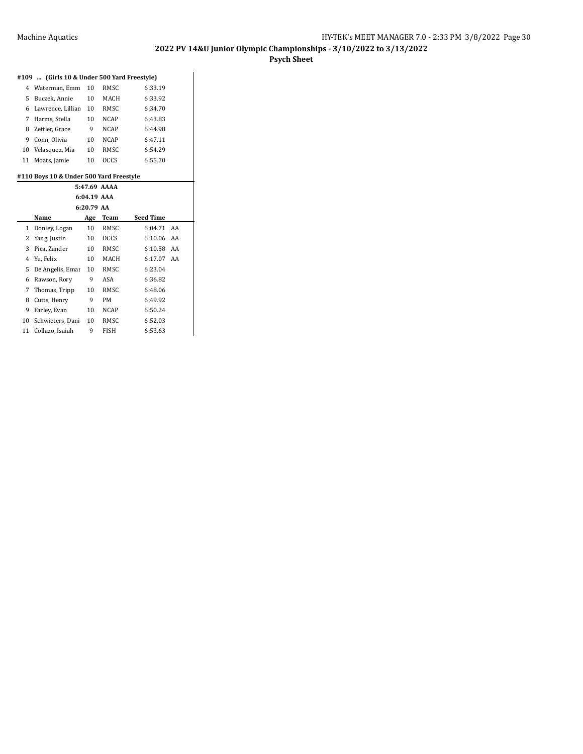**2022 PV 14&U Junior Olympic Championships - 3/10/2022 to 3/13/2022**

**Psych Sheet**

### #109 ... (Girls 10 & Under 500 Yard Freestyle)

| | Name | Age | Team | Seed Time | |
|---|---|---|---|---|---|
| 4 | Waterman, Emm | 10 | RMSC | 6:33.19 | |
| 5 | Buczek, Annie | 10 | MACH | 6:33.92 | |
| 6 | Lawrence, Lillian | 10 | RMSC | 6:34.70 | |
| 7 | Harms, Stella | 10 | NCAP | 6:43.83 | |
| 8 | Zettler, Grace | 9 | NCAP | 6:44.98 | |
| 9 | Conn, Olivia | 10 | NCAP | 6:47.11 | |
| 10 | Velasquez, Mia | 10 | RMSC | 6:54.29 | |
| 11 | Moats, Jamie | 10 | OCCS | 6:55.70 | |

### #110 Boys 10 & Under 500 Yard Freestyle

5:47.69 AAAA
6:04.19 AAA
6:20.79 AA

| | Name | Age | Team | Seed Time | |
|---|---|---|---|---|---|
| 1 | Donley, Logan | 10 | RMSC | 6:04.71 | AA |
| 2 | Yang, Justin | 10 | OCCS | 6:10.06 | AA |
| 3 | Pica, Zander | 10 | RMSC | 6:10.58 | AA |
| 4 | Yu, Felix | 10 | MACH | 6:17.07 | AA |
| 5 | De Angelis, Emar | 10 | RMSC | 6:23.04 | |
| 6 | Rawson, Rory | 9 | ASA | 6:36.82 | |
| 7 | Thomas, Tripp | 10 | RMSC | 6:48.06 | |
| 8 | Cutts, Henry | 9 | PM | 6:49.92 | |
| 9 | Farley, Evan | 10 | NCAP | 6:50.24 | |
| 10 | Schwieters, Dani | 10 | RMSC | 6:52.03 | |
| 11 | Collazo, Isaiah | 9 | FISH | 6:53.63 | |